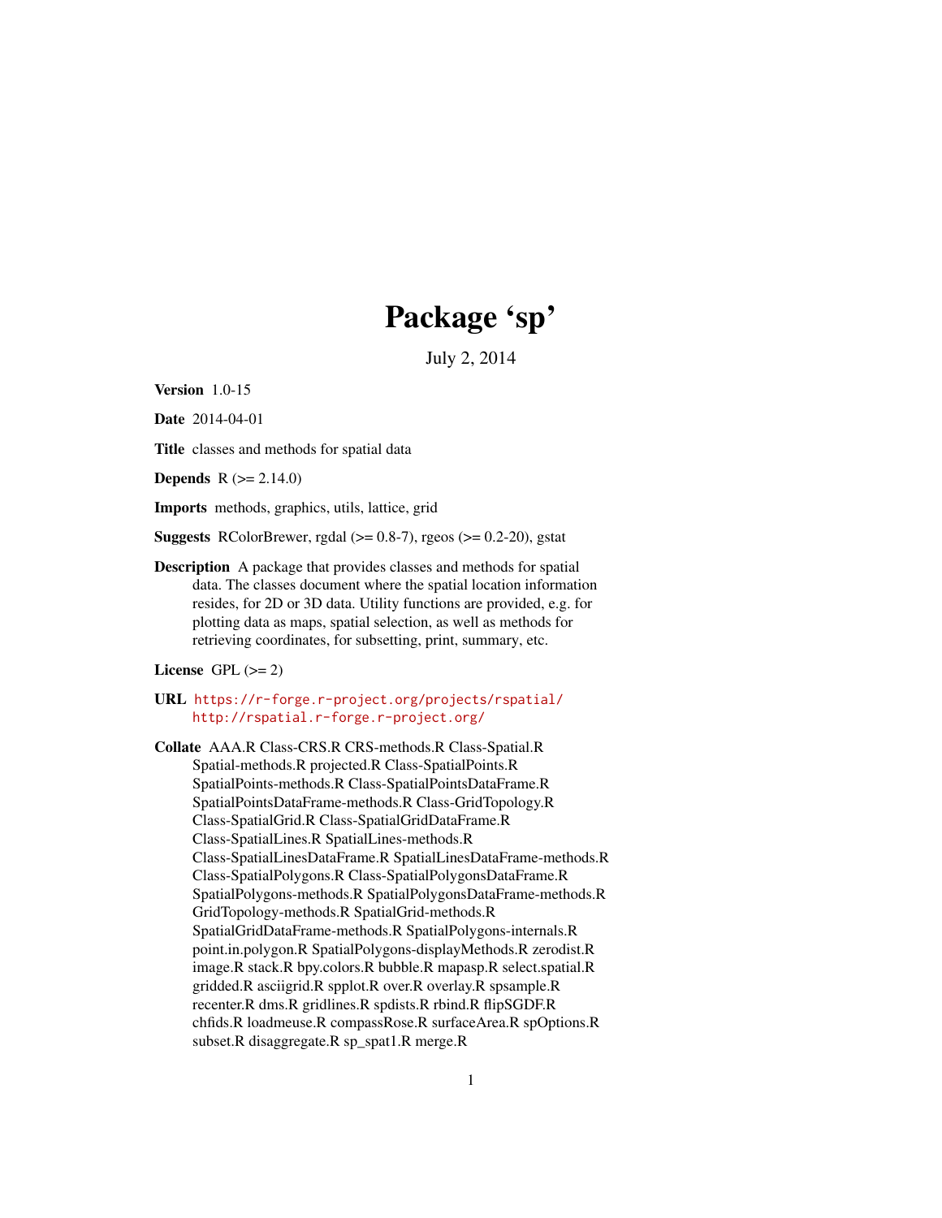# Package 'sp'

July 2, 2014

**Version** 1.0-15

**Date** 2014-04-01

**Title** classes and methods for spatial data

**Depends** R (>= 2.14.0)

**Imports** methods, graphics, utils, lattice, grid

**Suggests** RColorBrewer, rgdal (>= 0.8-7), rgeos (>= 0.2-20), gstat

**Description** A package that provides classes and methods for spatial data. The classes document where the spatial location information resides, for 2D or 3D data. Utility functions are provided, e.g. for plotting data as maps, spatial selection, as well as methods for retrieving coordinates, for subsetting, print, summary, etc.

**License** GPL (>= 2)

**URL** https://r-forge.r-project.org/projects/rspatial/
http://rspatial.r-forge.r-project.org/

**Collate** AAA.R Class-CRS.R CRS-methods.R Class-Spatial.R Spatial-methods.R projected.R Class-SpatialPoints.R SpatialPoints-methods.R Class-SpatialPointsDataFrame.R SpatialPointsDataFrame-methods.R Class-GridTopology.R Class-SpatialGrid.R Class-SpatialGridDataFrame.R Class-SpatialLines.R SpatialLines-methods.R Class-SpatialLinesDataFrame.R SpatialLinesDataFrame-methods.R Class-SpatialPolygons.R Class-SpatialPolygonsDataFrame.R SpatialPolygons-methods.R SpatialPolygonsDataFrame-methods.R GridTopology-methods.R SpatialGrid-methods.R SpatialGridDataFrame-methods.R SpatialPolygons-internals.R point.in.polygon.R SpatialPolygons-displayMethods.R zerodist.R image.R stack.R bpy.colors.R bubble.R mapasp.R select.spatial.R gridded.R asciigrid.R spplot.R over.R overlay.R spsample.R recenter.R dms.R gridlines.R spdists.R rbind.R flipSGDF.R chfids.R loadmeuse.R compassRose.R surfaceArea.R spOptions.R subset.R disaggregate.R sp_spat1.R merge.R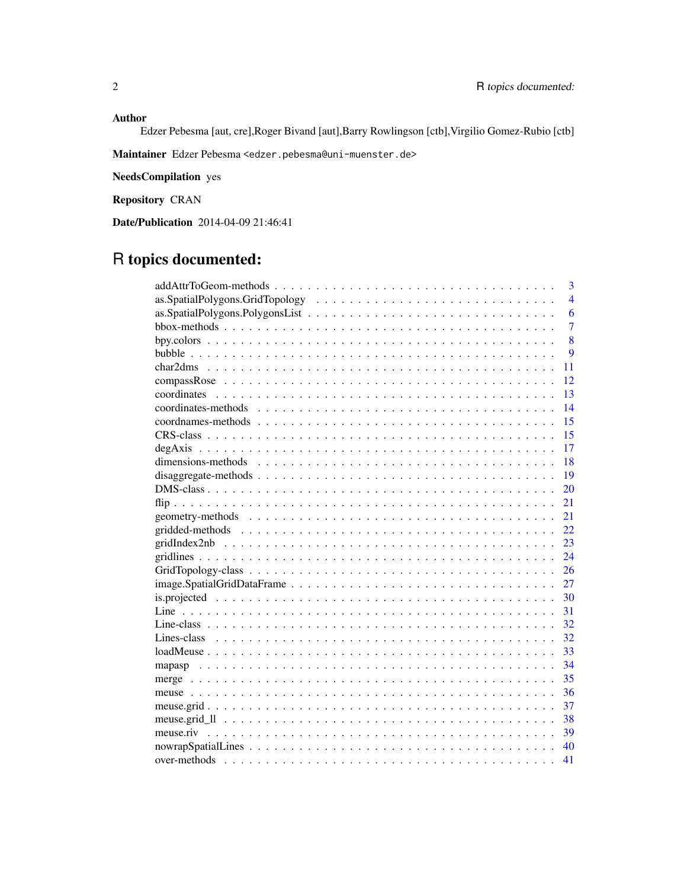**Author** Edzer Pebesma [aut, cre],Roger Bivand [aut],Barry Rowlingson [ctb],Virgilio Gomez-Rubio [ctb]

**Maintainer** Edzer Pebesma <edzer.pebesma@uni-muenster.de>

**NeedsCompilation** yes

**Repository** CRAN

**Date/Publication** 2014-04-09 21:46:41

# R topics documented:

| Topic | Page |
|---|---|
| addAttrToGeom-methods | 3 |
| as.SpatialPolygons.GridTopology | 4 |
| as.SpatialPolygons.PolygonsList | 6 |
| bbox-methods | 7 |
| bpy.colors | 8 |
| bubble | 9 |
| char2dms | 11 |
| compassRose | 12 |
| coordinates | 13 |
| coordinates-methods | 14 |
| coordnames-methods | 15 |
| CRS-class | 15 |
| degAxis | 17 |
| dimensions-methods | 18 |
| disaggregate-methods | 19 |
| DMS-class | 20 |
| flip | 21 |
| geometry-methods | 21 |
| gridded-methods | 22 |
| gridIndex2nb | 23 |
| gridlines | 24 |
| GridTopology-class | 26 |
| image.SpatialGridDataFrame | 27 |
| is.projected | 30 |
| Line | 31 |
| Line-class | 32 |
| Lines-class | 32 |
| loadMeuse | 33 |
| mapasp | 34 |
| merge | 35 |
| meuse | 36 |
| meuse.grid | 37 |
| meuse.grid_ll | 38 |
| meuse.riv | 39 |
| nowrapSpatialLines | 40 |
| over-methods | 41 |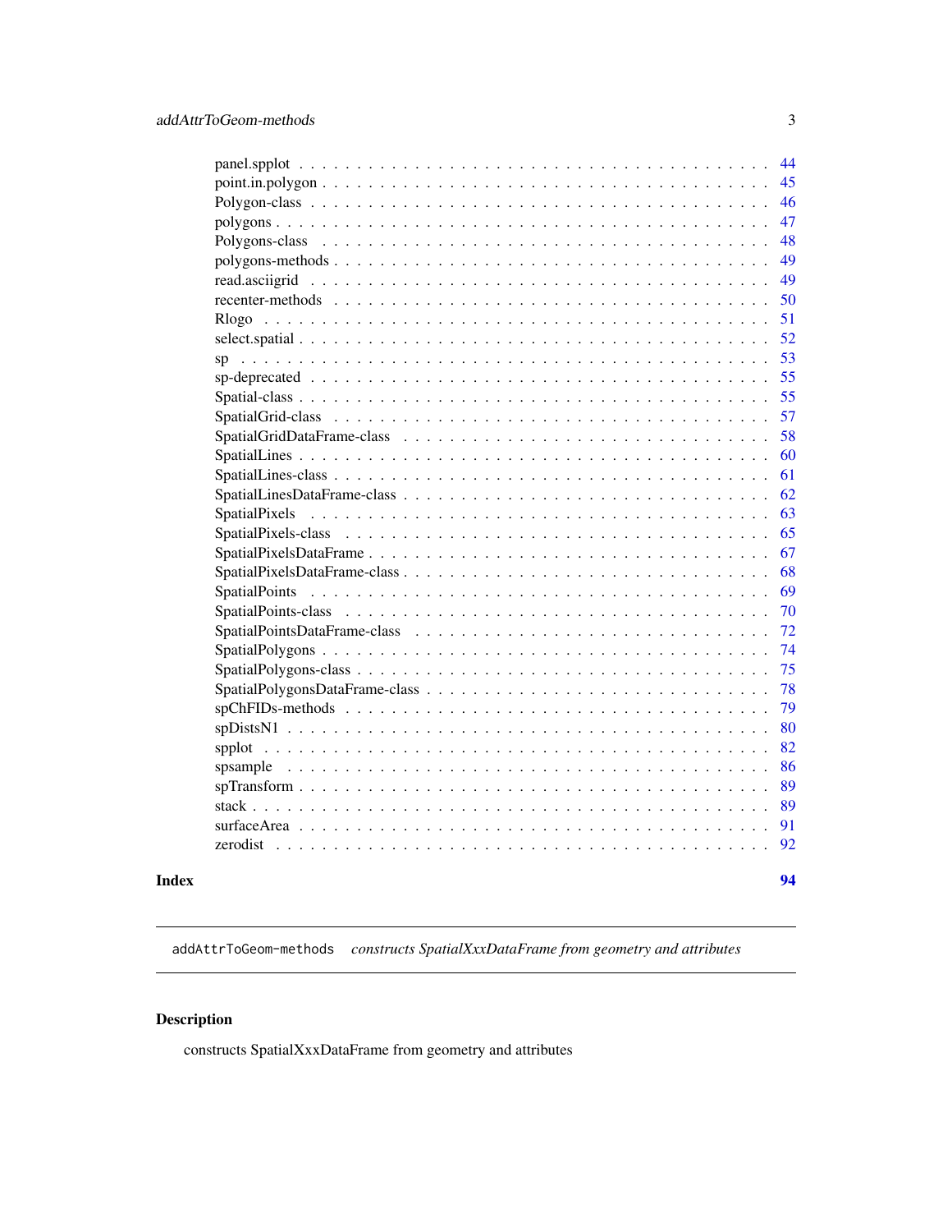| | |
|---|---|
| panel.spplot | 44 |
| point.in.polygon | 45 |
| Polygon-class | 46 |
| polygons | 47 |
| Polygons-class | 48 |
| polygons-methods | 49 |
| read.asciigrid | 49 |
| recenter-methods | 50 |
| Rlogo | 51 |
| select.spatial | 52 |
| sp | 53 |
| sp-deprecated | 55 |
| Spatial-class | 55 |
| SpatialGrid-class | 57 |
| SpatialGridDataFrame-class | 58 |
| SpatialLines | 60 |
| SpatialLines-class | 61 |
| SpatialLinesDataFrame-class | 62 |
| SpatialPixels | 63 |
| SpatialPixels-class | 65 |
| SpatialPixelsDataFrame | 67 |
| SpatialPixelsDataFrame-class | 68 |
| SpatialPoints | 69 |
| SpatialPoints-class | 70 |
| SpatialPointsDataFrame-class | 72 |
| SpatialPolygons | 74 |
| SpatialPolygons-class | 75 |
| SpatialPolygonsDataFrame-class | 78 |
| spChFIDs-methods | 79 |
| spDistsN1 | 80 |
| spplot | 82 |
| spsample | 86 |
| spTransform | 89 |
| stack | 89 |
| surfaceArea | 91 |
| zerodist | 92 |
| **Index** | **94** |

---

`addAttrToGeom-methods` *constructs SpatialXxxDataFrame from geometry and attributes*

---

## Description

constructs SpatialXxxDataFrame from geometry and attributes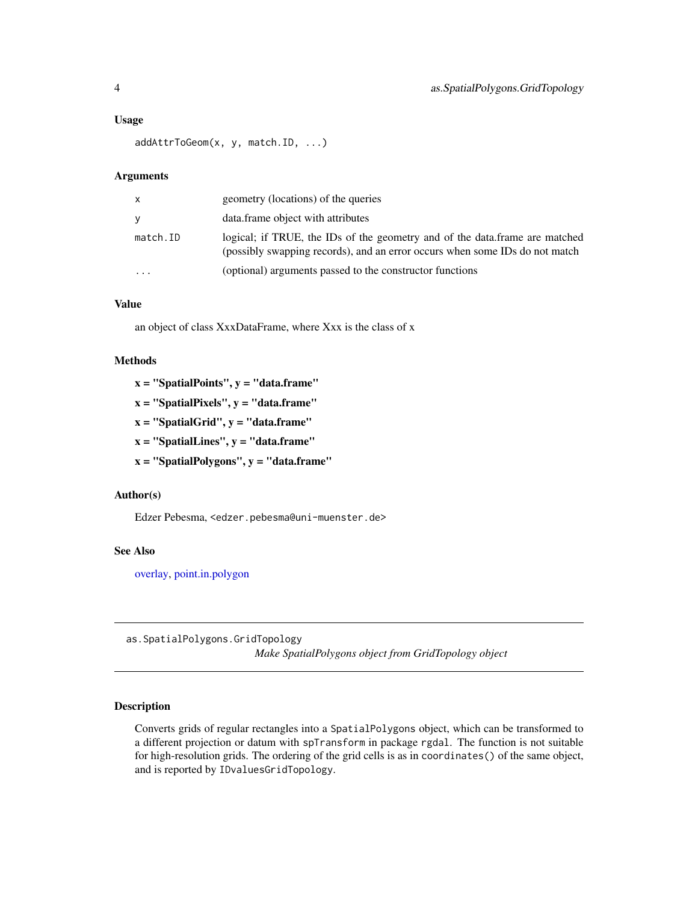### Usage

```
addAttrToGeom(x, y, match.ID, ...)
```

### Arguments

| | |
|---|---|
| `x` | geometry (locations) of the queries |
| `y` | data.frame object with attributes |
| `match.ID` | logical; if TRUE, the IDs of the geometry and of the data.frame are matched (possibly swapping records), and an error occurs when some IDs do not match |
| `...` | (optional) arguments passed to the constructor functions |

### Value

an object of class XxxDataFrame, where Xxx is the class of x

### Methods

**x = "SpatialPoints", y = "data.frame"**

**x = "SpatialPixels", y = "data.frame"**

**x = "SpatialGrid", y = "data.frame"**

**x = "SpatialLines", y = "data.frame"**

**x = "SpatialPolygons", y = "data.frame"**

### Author(s)

Edzer Pebesma, <edzer.pebesma@uni-muenster.de>

### See Also

overlay, point.in.polygon

---

## as.SpatialPolygons.GridTopology

*Make SpatialPolygons object from GridTopology object*

---

### Description

Converts grids of regular rectangles into a `SpatialPolygons` object, which can be transformed to a different projection or datum with `spTransform` in package `rgdal`. The function is not suitable for high-resolution grids. The ordering of the grid cells is as in `coordinates()` of the same object, and is reported by `IDvaluesGridTopology`.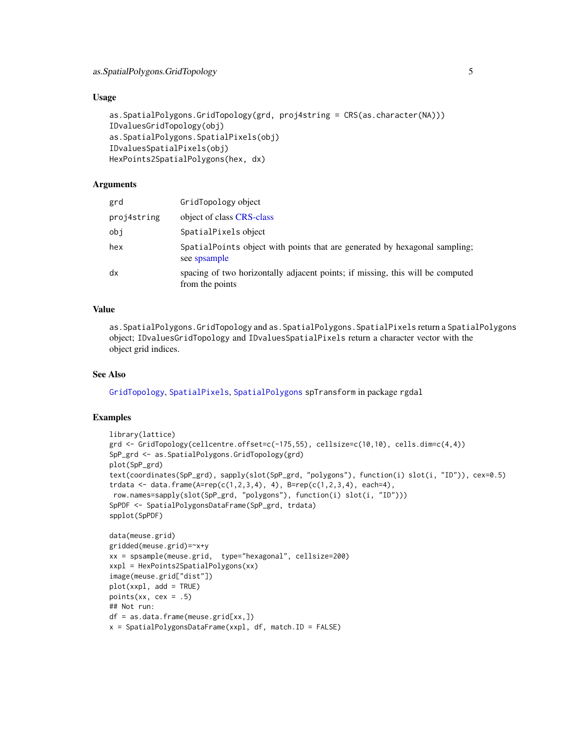## Usage

```
as.SpatialPolygons.GridTopology(grd, proj4string = CRS(as.character(NA)))
IDvaluesGridTopology(obj)
as.SpatialPolygons.SpatialPixels(obj)
IDvaluesSpatialPixels(obj)
HexPoints2SpatialPolygons(hex, dx)
```

## Arguments

| | |
|---|---|
| grd | GridTopology object |
| proj4string | object of class CRS-class |
| obj | SpatialPixels object |
| hex | SpatialPoints object with points that are generated by hexagonal sampling; see spsample |
| dx | spacing of two horizontally adjacent points; if missing, this will be computed from the points |

## Value

as.SpatialPolygons.GridTopology and as.SpatialPolygons.SpatialPixels return a SpatialPolygons object; IDvaluesGridTopology and IDvaluesSpatialPixels return a character vector with the object grid indices.

## See Also

GridTopology, SpatialPixels, SpatialPolygons spTransform in package rgdal

## Examples

```
library(lattice)
grd <- GridTopology(cellcentre.offset=c(-175,55), cellsize=c(10,10), cells.dim=c(4,4))
SpP_grd <- as.SpatialPolygons.GridTopology(grd)
plot(SpP_grd)
text(coordinates(SpP_grd), sapply(slot(SpP_grd, "polygons"), function(i) slot(i, "ID")), cex=0.5)
trdata <- data.frame(A=rep(c(1,2,3,4), 4), B=rep(c(1,2,3,4), each=4),
 row.names=sapply(slot(SpP_grd, "polygons"), function(i) slot(i, "ID")))
SpPDF <- SpatialPolygonsDataFrame(SpP_grd, trdata)
spplot(SpPDF)

data(meuse.grid)
gridded(meuse.grid)=~x+y
xx = spsample(meuse.grid,  type="hexagonal", cellsize=200)
xxpl = HexPoints2SpatialPolygons(xx)
image(meuse.grid["dist"])
plot(xxpl, add = TRUE)
points(xx, cex = .5)
## Not run:
df = as.data.frame(meuse.grid[xx,])
x = SpatialPolygonsDataFrame(xxpl, df, match.ID = FALSE)
```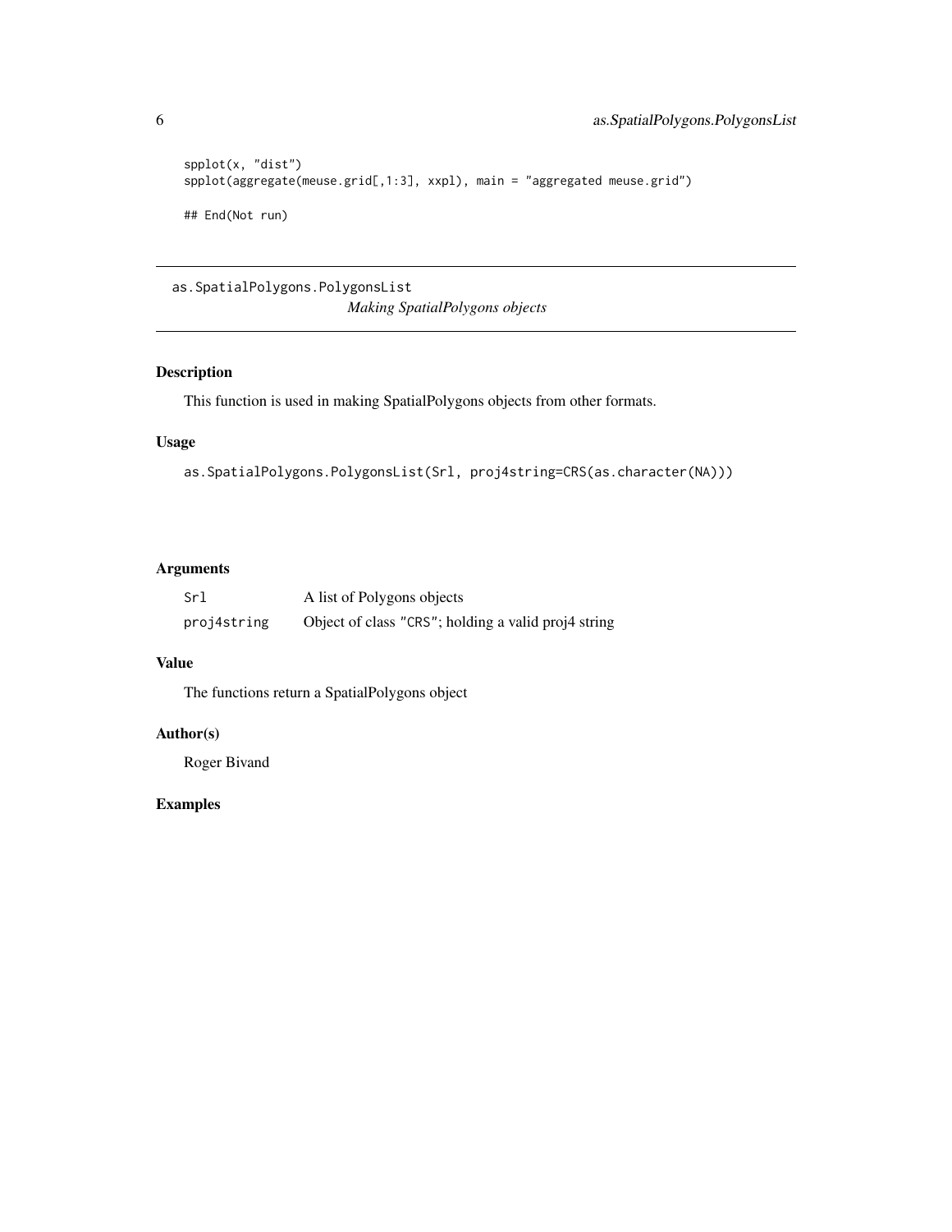```
spplot(x, "dist")
spplot(aggregate(meuse.grid[,1:3], xxpl), main = "aggregated meuse.grid")

## End(Not run)
```

---

## as.SpatialPolygons.PolygonsList

*Making SpatialPolygons objects*

---

### Description

This function is used in making SpatialPolygons objects from other formats.

### Usage

```
as.SpatialPolygons.PolygonsList(Srl, proj4string=CRS(as.character(NA)))
```

### Arguments

| | |
|---|---|
| `Srl` | A list of Polygons objects |
| `proj4string` | Object of class `"CRS"`; holding a valid proj4 string |

### Value

The functions return a SpatialPolygons object

### Author(s)

Roger Bivand

### Examples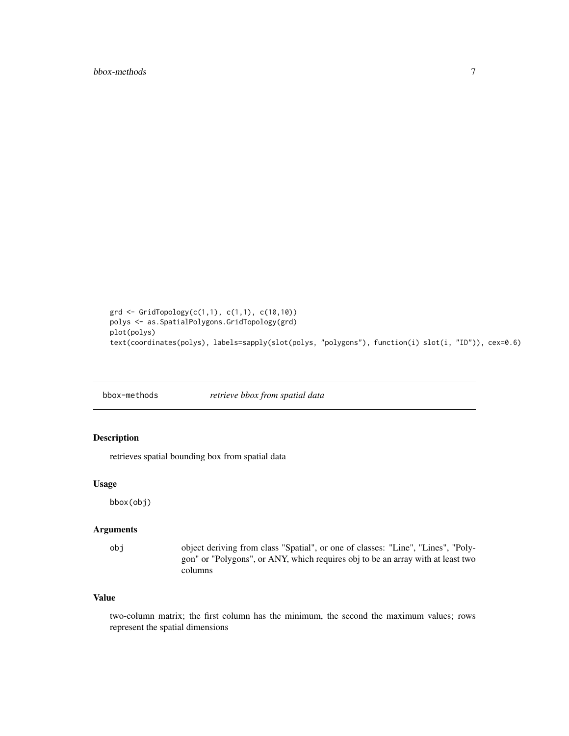```
grd <- GridTopology(c(1,1), c(1,1), c(10,10))
polys <- as.SpatialPolygons.GridTopology(grd)
plot(polys)
text(coordinates(polys), labels=sapply(slot(polys, "polygons"), function(i) slot(i, "ID")), cex=0.6)
```

---

## bbox-methods *retrieve bbox from spatial data*

---

### Description

retrieves spatial bounding box from spatial data

### Usage

```
bbox(obj)
```

### Arguments

| | |
|---|---|
| obj | object deriving from class "Spatial", or one of classes: "Line", "Lines", "Polygon" or "Polygons", or ANY, which requires obj to be an array with at least two columns |

### Value

two-column matrix; the first column has the minimum, the second the maximum values; rows represent the spatial dimensions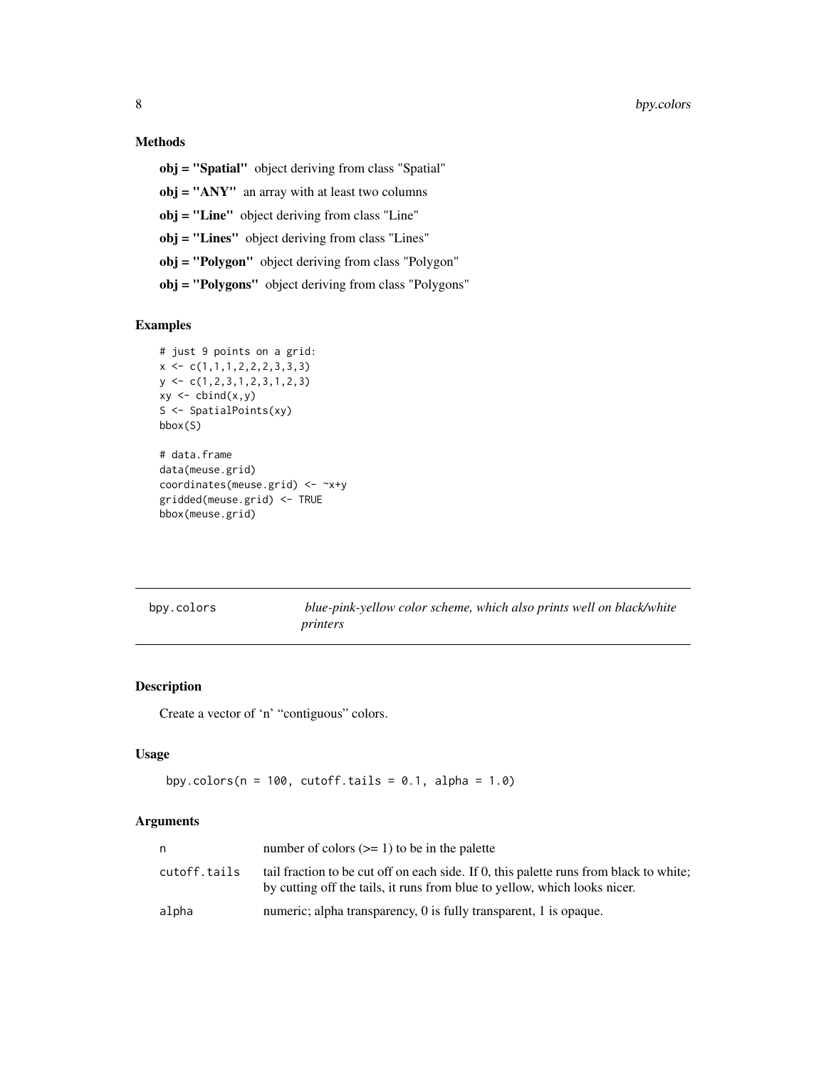### Methods

**obj = "Spatial"** object deriving from class "Spatial"

**obj = "ANY"** an array with at least two columns

**obj = "Line"** object deriving from class "Line"

**obj = "Lines"** object deriving from class "Lines"

**obj = "Polygon"** object deriving from class "Polygon"

**obj = "Polygons"** object deriving from class "Polygons"

### Examples

```
# just 9 points on a grid:
x <- c(1,1,1,2,2,2,3,3,3)
y <- c(1,2,3,1,2,3,1,2,3)
xy <- cbind(x,y)
S <- SpatialPoints(xy)
bbox(S)

# data.frame
data(meuse.grid)
coordinates(meuse.grid) <- ~x+y
gridded(meuse.grid) <- TRUE
bbox(meuse.grid)
```

---

## bpy.colors — *blue-pink-yellow color scheme, which also prints well on black/white printers*

---

### Description

Create a vector of 'n' "contiguous" colors.

### Usage

```
bpy.colors(n = 100, cutoff.tails = 0.1, alpha = 1.0)
```

### Arguments

| | |
|---|---|
| `n` | number of colors (>= 1) to be in the palette |
| `cutoff.tails` | tail fraction to be cut off on each side. If 0, this palette runs from black to white; by cutting off the tails, it runs from blue to yellow, which looks nicer. |
| `alpha` | numeric; alpha transparency, 0 is fully transparent, 1 is opaque. |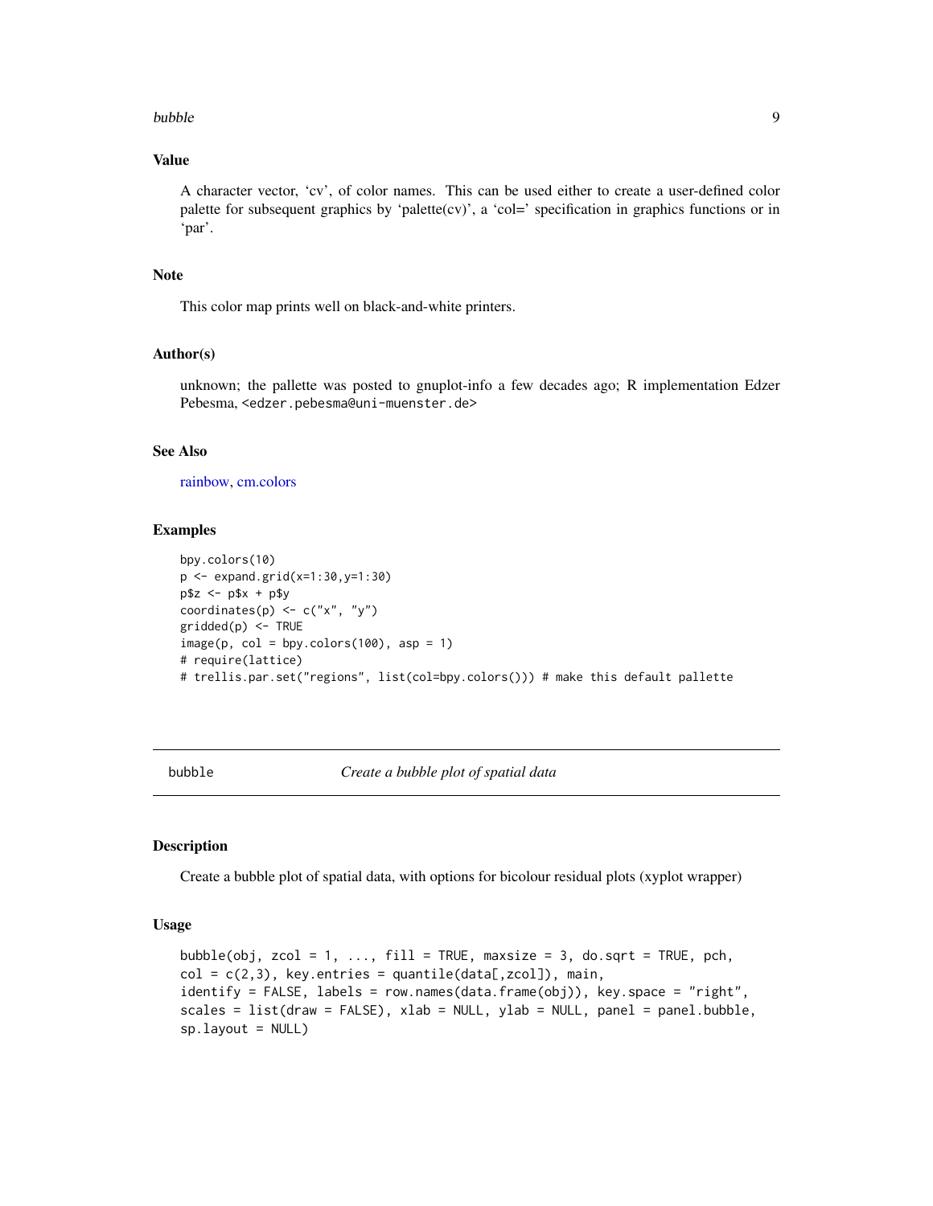## Value

A character vector, 'cv', of color names. This can be used either to create a user-defined color palette for subsequent graphics by 'palette(cv)', a 'col=' specification in graphics functions or in 'par'.

## Note

This color map prints well on black-and-white printers.

## Author(s)

unknown; the pallette was posted to gnuplot-info a few decades ago; R implementation Edzer Pebesma, <edzer.pebesma@uni-muenster.de>

## See Also

rainbow, cm.colors

## Examples

```
bpy.colors(10)
p <- expand.grid(x=1:30,y=1:30)
p$z <- p$x + p$y
coordinates(p) <- c("x", "y")
gridded(p) <- TRUE
image(p, col = bpy.colors(100), asp = 1)
# require(lattice)
# trellis.par.set("regions", list(col=bpy.colors())) # make this default pallette
```

---

# bubble — *Create a bubble plot of spatial data*

## Description

Create a bubble plot of spatial data, with options for bicolour residual plots (xyplot wrapper)

## Usage

```
bubble(obj, zcol = 1, ..., fill = TRUE, maxsize = 3, do.sqrt = TRUE, pch,
col = c(2,3), key.entries = quantile(data[,zcol]), main,
identify = FALSE, labels = row.names(data.frame(obj)), key.space = "right",
scales = list(draw = FALSE), xlab = NULL, ylab = NULL, panel = panel.bubble,
sp.layout = NULL)
```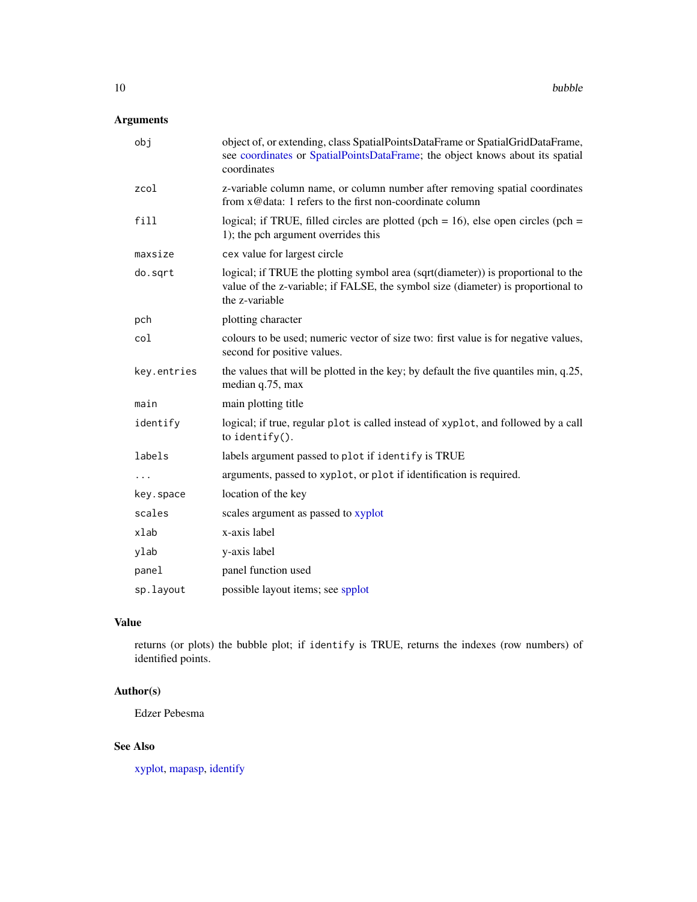## Arguments

| | |
|---|---|
| `obj` | object of, or extending, class SpatialPointsDataFrame or SpatialGridDataFrame, see coordinates or SpatialPointsDataFrame; the object knows about its spatial coordinates |
| `zcol` | z-variable column name, or column number after removing spatial coordinates from x@data: 1 refers to the first non-coordinate column |
| `fill` | logical; if TRUE, filled circles are plotted (pch = 16), else open circles (pch = 1); the pch argument overrides this |
| `maxsize` | `cex` value for largest circle |
| `do.sqrt` | logical; if TRUE the plotting symbol area (sqrt(diameter)) is proportional to the value of the z-variable; if FALSE, the symbol size (diameter) is proportional to the z-variable |
| `pch` | plotting character |
| `col` | colours to be used; numeric vector of size two: first value is for negative values, second for positive values. |
| `key.entries` | the values that will be plotted in the key; by default the five quantiles min, q.25, median q.75, max |
| `main` | main plotting title |
| `identify` | logical; if true, regular `plot` is called instead of `xyplot`, and followed by a call to `identify()`. |
| `labels` | labels argument passed to `plot` if `identify` is TRUE |
| `...` | arguments, passed to `xyplot`, or `plot` if identification is required. |
| `key.space` | location of the key |
| `scales` | scales argument as passed to xyplot |
| `xlab` | x-axis label |
| `ylab` | y-axis label |
| `panel` | panel function used |
| `sp.layout` | possible layout items; see spplot |

## Value

returns (or plots) the bubble plot; if `identify` is TRUE, returns the indexes (row numbers) of identified points.

## Author(s)

Edzer Pebesma

## See Also

xyplot, mapasp, identify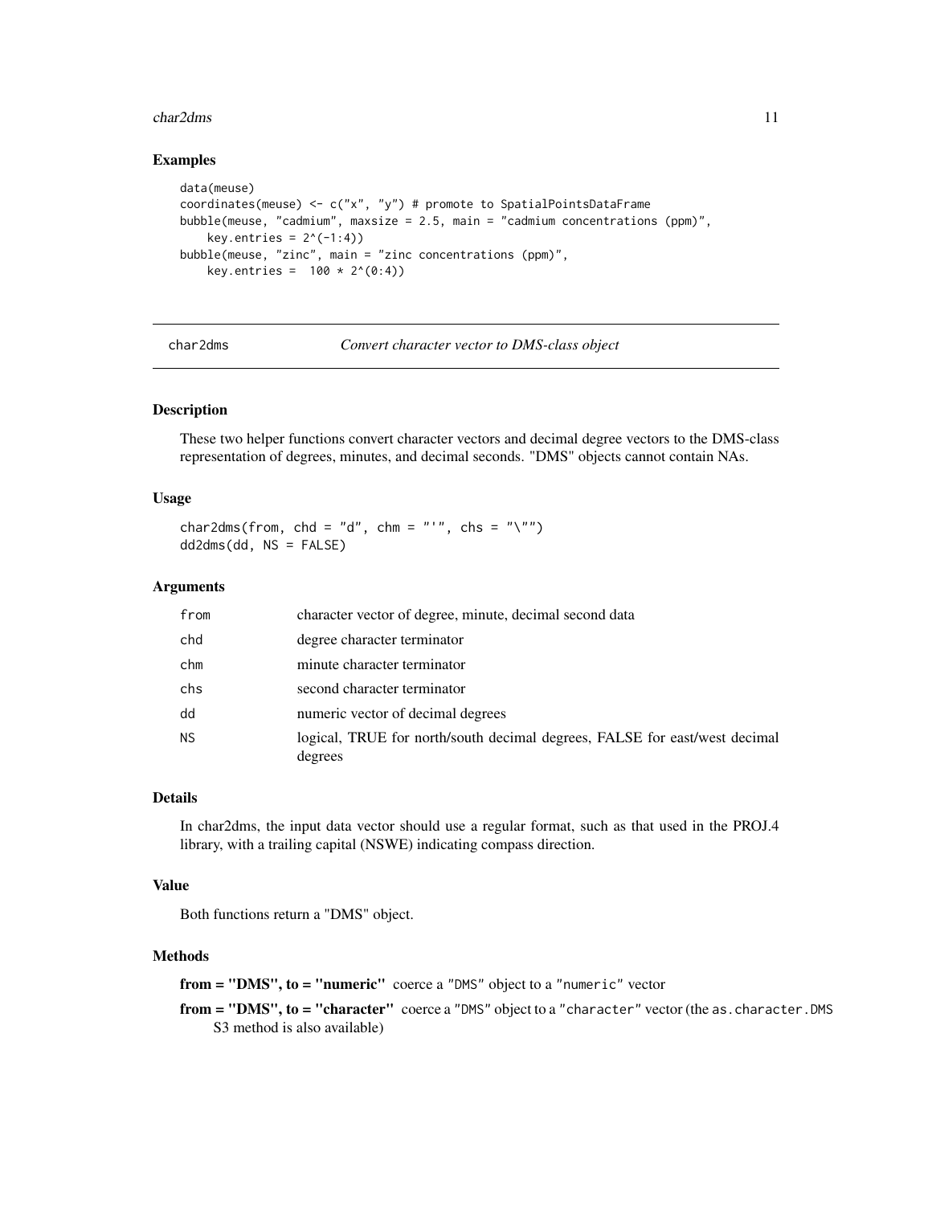## Examples

```
data(meuse)
coordinates(meuse) <- c("x", "y") # promote to SpatialPointsDataFrame
bubble(meuse, "cadmium", maxsize = 2.5, main = "cadmium concentrations (ppm)",
    key.entries = 2^(-1:4))
bubble(meuse, "zinc", main = "zinc concentrations (ppm)",
    key.entries =  100 * 2^(0:4))
```

---

# char2dms — *Convert character vector to DMS-class object*

---

## Description

These two helper functions convert character vectors and decimal degree vectors to the DMS-class representation of degrees, minutes, and decimal seconds. "DMS" objects cannot contain NAs.

## Usage

```
char2dms(from, chd = "d", chm = "'", chs = "\"")
dd2dms(dd, NS = FALSE)
```

## Arguments

| | |
|---|---|
| `from` | character vector of degree, minute, decimal second data |
| `chd` | degree character terminator |
| `chm` | minute character terminator |
| `chs` | second character terminator |
| `dd` | numeric vector of decimal degrees |
| `NS` | logical, TRUE for north/south decimal degrees, FALSE for east/west decimal degrees |

## Details

In char2dms, the input data vector should use a regular format, such as that used in the PROJ.4 library, with a trailing capital (NSWE) indicating compass direction.

## Value

Both functions return a "DMS" object.

## Methods

**from = "DMS", to = "numeric"** coerce a `"DMS"` object to a `"numeric"` vector

**from = "DMS", to = "character"** coerce a `"DMS"` object to a `"character"` vector (the `as.character.DMS` S3 method is also available)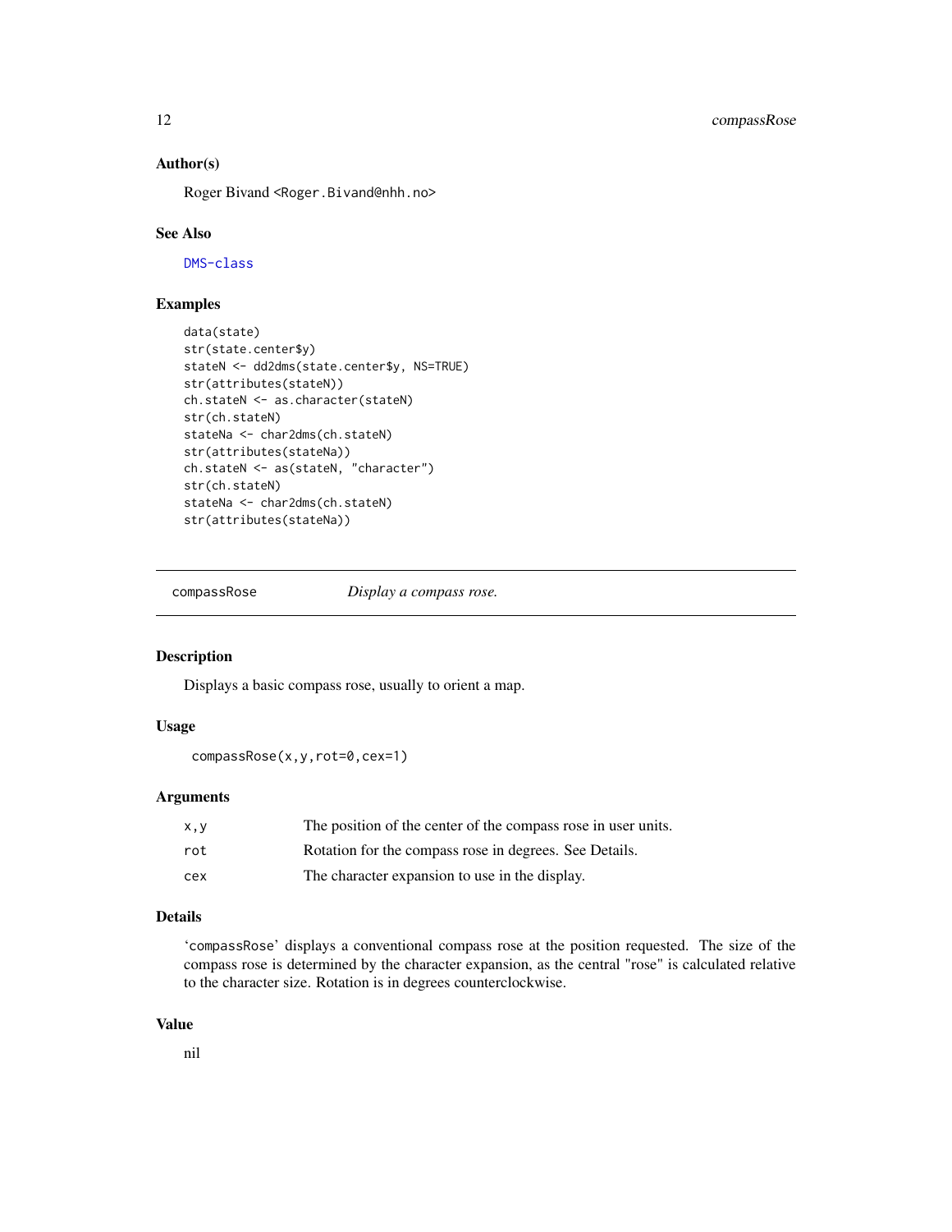## Author(s)

Roger Bivand <Roger.Bivand@nhh.no>

## See Also

DMS-class

## Examples

```
data(state)
str(state.center$y)
stateN <- dd2dms(state.center$y, NS=TRUE)
str(attributes(stateN))
ch.stateN <- as.character(stateN)
str(ch.stateN)
stateNa <- char2dms(ch.stateN)
str(attributes(stateNa))
ch.stateN <- as(stateN, "character")
str(ch.stateN)
stateNa <- char2dms(ch.stateN)
str(attributes(stateNa))
```

---

# compassRose *Display a compass rose.*

## Description

Displays a basic compass rose, usually to orient a map.

## Usage

```
compassRose(x,y,rot=0,cex=1)
```

## Arguments

| | |
|---|---|
| x,y | The position of the center of the compass rose in user units. |
| rot | Rotation for the compass rose in degrees. See Details. |
| cex | The character expansion to use in the display. |

## Details

'compassRose' displays a conventional compass rose at the position requested. The size of the compass rose is determined by the character expansion, as the central "rose" is calculated relative to the character size. Rotation is in degrees counterclockwise.

## Value

nil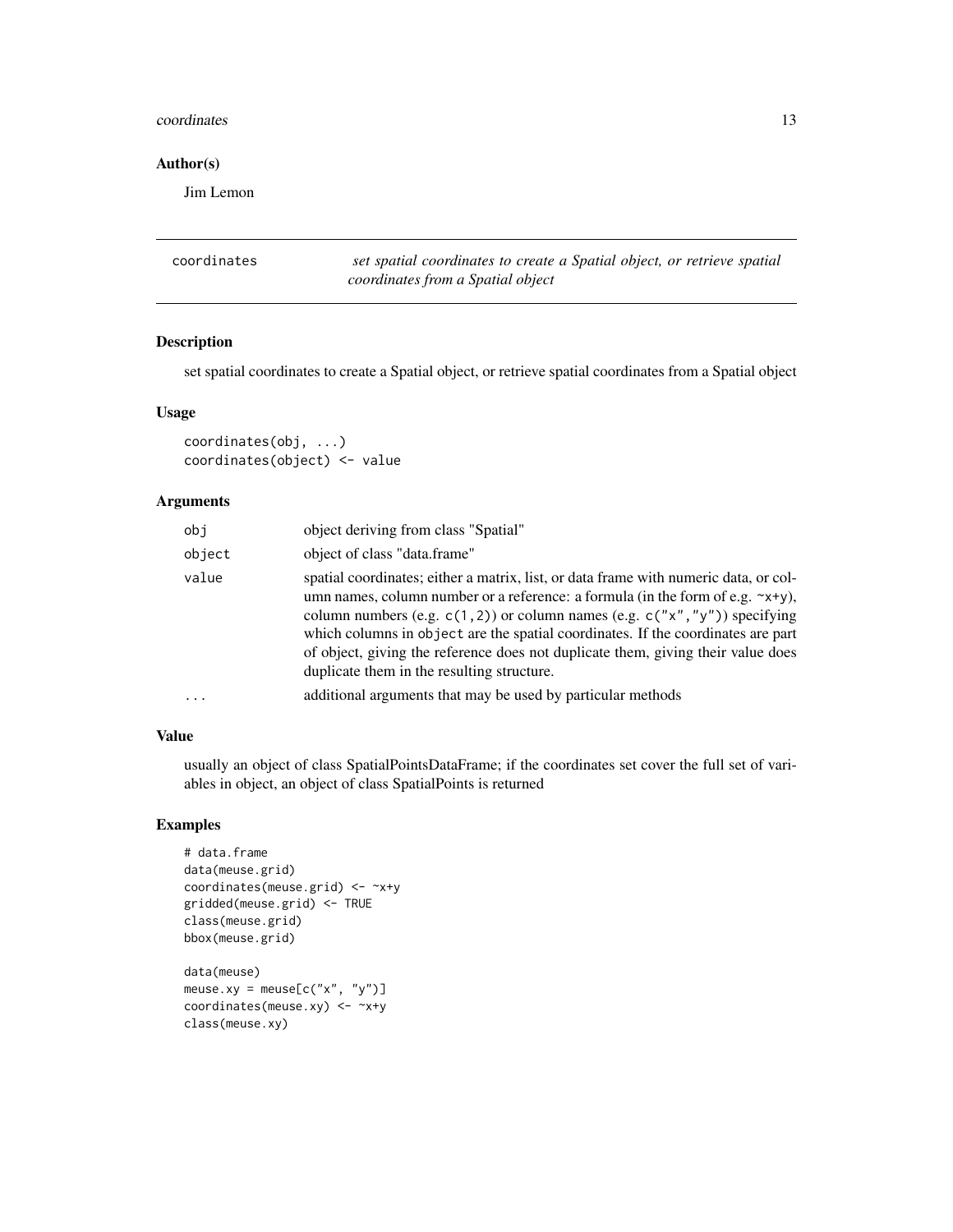### Author(s)

Jim Lemon

---

## coordinates — *set spatial coordinates to create a Spatial object, or retrieve spatial coordinates from a Spatial object*

---

### Description

set spatial coordinates to create a Spatial object, or retrieve spatial coordinates from a Spatial object

### Usage

```
coordinates(obj, ...)
coordinates(object) <- value
```

### Arguments

| | |
|---|---|
| `obj` | object deriving from class "Spatial" |
| `object` | object of class "data.frame" |
| `value` | spatial coordinates; either a matrix, list, or data frame with numeric data, or column names, column number or a reference: a formula (in the form of e.g. `~x+y`), column numbers (e.g. `c(1,2)`) or column names (e.g. `c("x","y")`) specifying which columns in `object` are the spatial coordinates. If the coordinates are part of object, giving the reference does not duplicate them, giving their value does duplicate them in the resulting structure. |
| `...` | additional arguments that may be used by particular methods |

### Value

usually an object of class SpatialPointsDataFrame; if the coordinates set cover the full set of variables in object, an object of class SpatialPoints is returned

### Examples

```
# data.frame
data(meuse.grid)
coordinates(meuse.grid) <- ~x+y
gridded(meuse.grid) <- TRUE
class(meuse.grid)
bbox(meuse.grid)

data(meuse)
meuse.xy = meuse[c("x", "y")]
coordinates(meuse.xy) <- ~x+y
class(meuse.xy)
```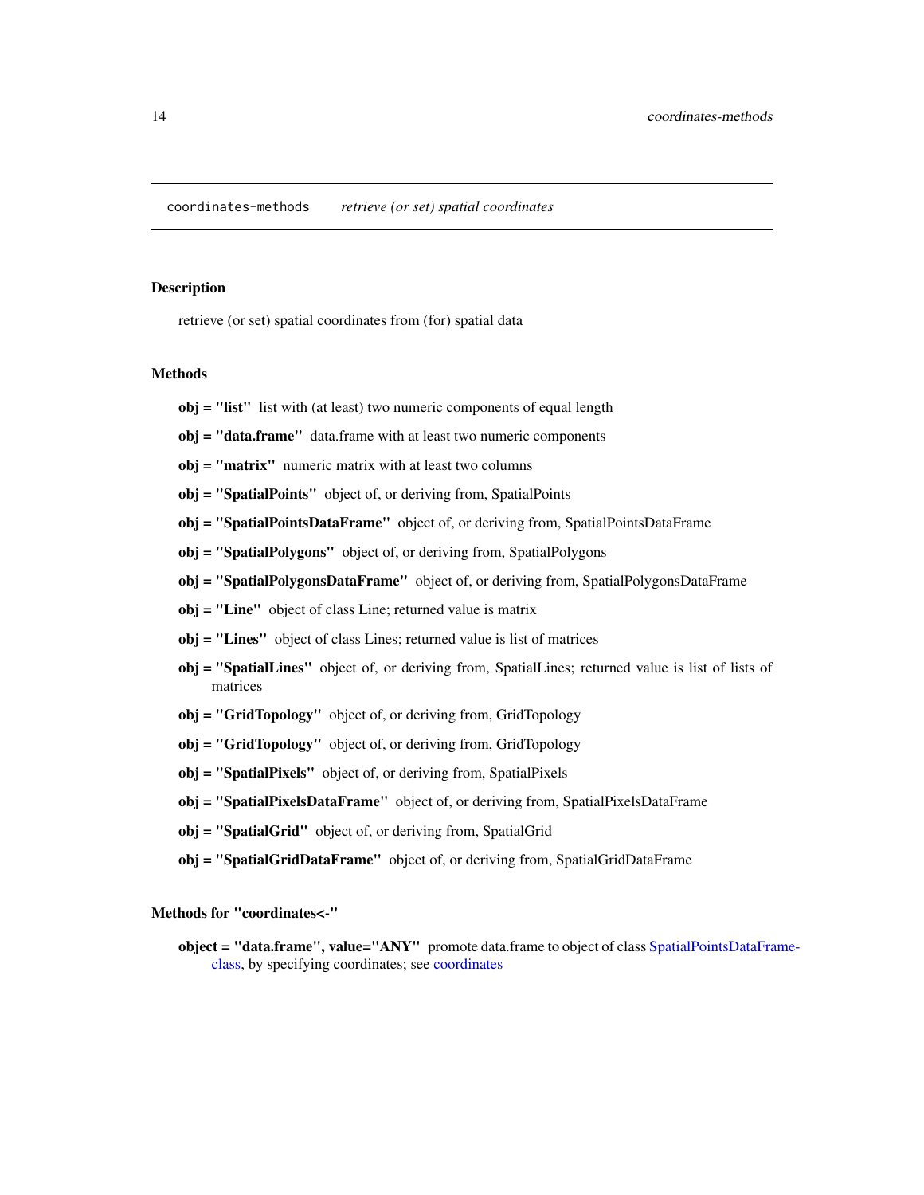coordinates-methods *retrieve (or set) spatial coordinates*

## Description

retrieve (or set) spatial coordinates from (for) spatial data

## Methods

**obj = "list"** list with (at least) two numeric components of equal length

**obj = "data.frame"** data.frame with at least two numeric components

**obj = "matrix"** numeric matrix with at least two columns

**obj = "SpatialPoints"** object of, or deriving from, SpatialPoints

**obj = "SpatialPointsDataFrame"** object of, or deriving from, SpatialPointsDataFrame

**obj = "SpatialPolygons"** object of, or deriving from, SpatialPolygons

**obj = "SpatialPolygonsDataFrame"** object of, or deriving from, SpatialPolygonsDataFrame

**obj = "Line"** object of class Line; returned value is matrix

**obj = "Lines"** object of class Lines; returned value is list of matrices

**obj = "SpatialLines"** object of, or deriving from, SpatialLines; returned value is list of lists of matrices

**obj = "GridTopology"** object of, or deriving from, GridTopology

**obj = "GridTopology"** object of, or deriving from, GridTopology

**obj = "SpatialPixels"** object of, or deriving from, SpatialPixels

**obj = "SpatialPixelsDataFrame"** object of, or deriving from, SpatialPixelsDataFrame

**obj = "SpatialGrid"** object of, or deriving from, SpatialGrid

**obj = "SpatialGridDataFrame"** object of, or deriving from, SpatialGridDataFrame

## Methods for "coordinates<-"

**object = "data.frame", value="ANY"** promote data.frame to object of class SpatialPointsDataFrame-class, by specifying coordinates; see coordinates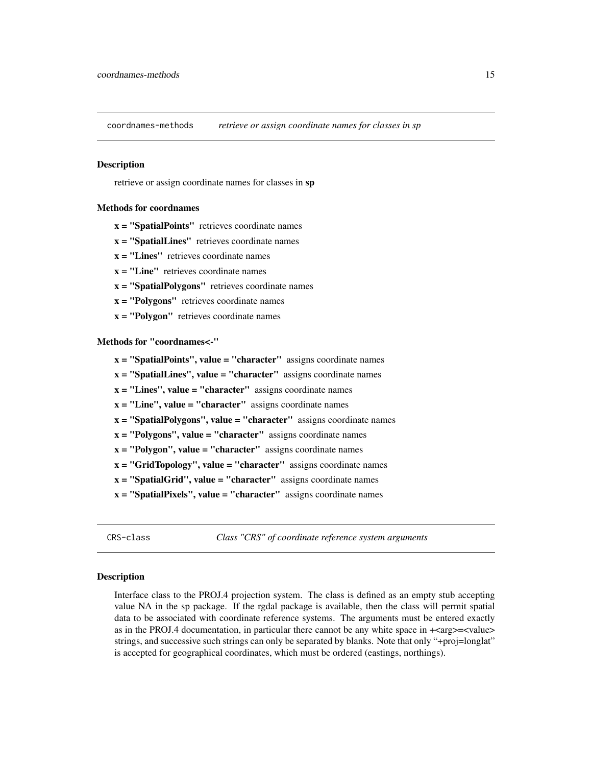## coordnames-methods — *retrieve or assign coordinate names for classes in sp*

### Description

retrieve or assign coordinate names for classes in **sp**

### Methods for coordnames

**x = "SpatialPoints"** retrieves coordinate names

**x = "SpatialLines"** retrieves coordinate names

**x = "Lines"** retrieves coordinate names

**x = "Line"** retrieves coordinate names

**x = "SpatialPolygons"** retrieves coordinate names

**x = "Polygons"** retrieves coordinate names

**x = "Polygon"** retrieves coordinate names

### Methods for "coordnames<-"

**x = "SpatialPoints", value = "character"** assigns coordinate names

**x = "SpatialLines", value = "character"** assigns coordinate names

**x = "Lines", value = "character"** assigns coordinate names

**x = "Line", value = "character"** assigns coordinate names

**x = "SpatialPolygons", value = "character"** assigns coordinate names

**x = "Polygons", value = "character"** assigns coordinate names

**x = "Polygon", value = "character"** assigns coordinate names

**x = "GridTopology", value = "character"** assigns coordinate names

**x = "SpatialGrid", value = "character"** assigns coordinate names

**x = "SpatialPixels", value = "character"** assigns coordinate names

## CRS-class — *Class "CRS" of coordinate reference system arguments*

### Description

Interface class to the PROJ.4 projection system. The class is defined as an empty stub accepting value NA in the sp package. If the rgdal package is available, then the class will permit spatial data to be associated with coordinate reference systems. The arguments must be entered exactly as in the PROJ.4 documentation, in particular there cannot be any white space in +<arg>=<value> strings, and successive such strings can only be separated by blanks. Note that only "+proj=longlat" is accepted for geographical coordinates, which must be ordered (eastings, northings).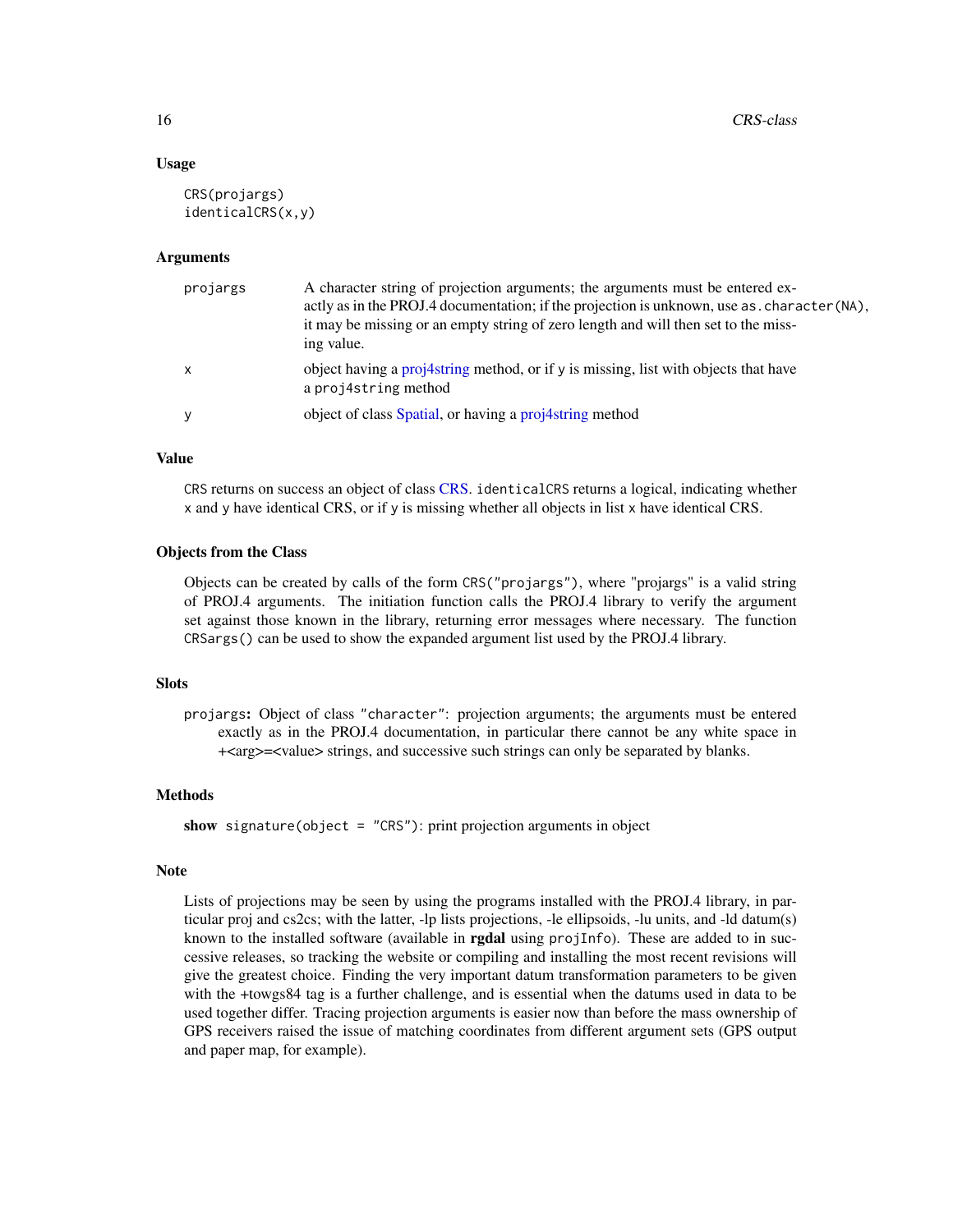## Usage

```
CRS(projargs)
identicalCRS(x,y)
```

## Arguments

| | |
|---|---|
| projargs | A character string of projection arguments; the arguments must be entered exactly as in the PROJ.4 documentation; if the projection is unknown, use `as.character(NA)`, it may be missing or an empty string of zero length and will then set to the missing value. |
| x | object having a proj4string method, or if y is missing, list with objects that have a `proj4string` method |
| y | object of class Spatial, or having a proj4string method |

## Value

`CRS` returns on success an object of class CRS. `identicalCRS` returns a logical, indicating whether `x` and `y` have identical CRS, or if `y` is missing whether all objects in list `x` have identical CRS.

## Objects from the Class

Objects can be created by calls of the form `CRS("projargs")`, where "projargs" is a valid string of PROJ.4 arguments. The initiation function calls the PROJ.4 library to verify the argument set against those known in the library, returning error messages where necessary. The function `CRSargs()` can be used to show the expanded argument list used by the PROJ.4 library.

## Slots

**`projargs`:** Object of class `"character"`: projection arguments; the arguments must be entered exactly as in the PROJ.4 documentation, in particular there cannot be any white space in +<arg>=<value> strings, and successive such strings can only be separated by blanks.

## Methods

**show** `signature(object = "CRS")`: print projection arguments in object

## Note

Lists of projections may be seen by using the programs installed with the PROJ.4 library, in particular proj and cs2cs; with the latter, -lp lists projections, -le ellipsoids, -lu units, and -ld datum(s) known to the installed software (available in **rgdal** using `projInfo`). These are added to in successive releases, so tracking the website or compiling and installing the most recent revisions will give the greatest choice. Finding the very important datum transformation parameters to be given with the +towgs84 tag is a further challenge, and is essential when the datums used in data to be used together differ. Tracing projection arguments is easier now than before the mass ownership of GPS receivers raised the issue of matching coordinates from different argument sets (GPS output and paper map, for example).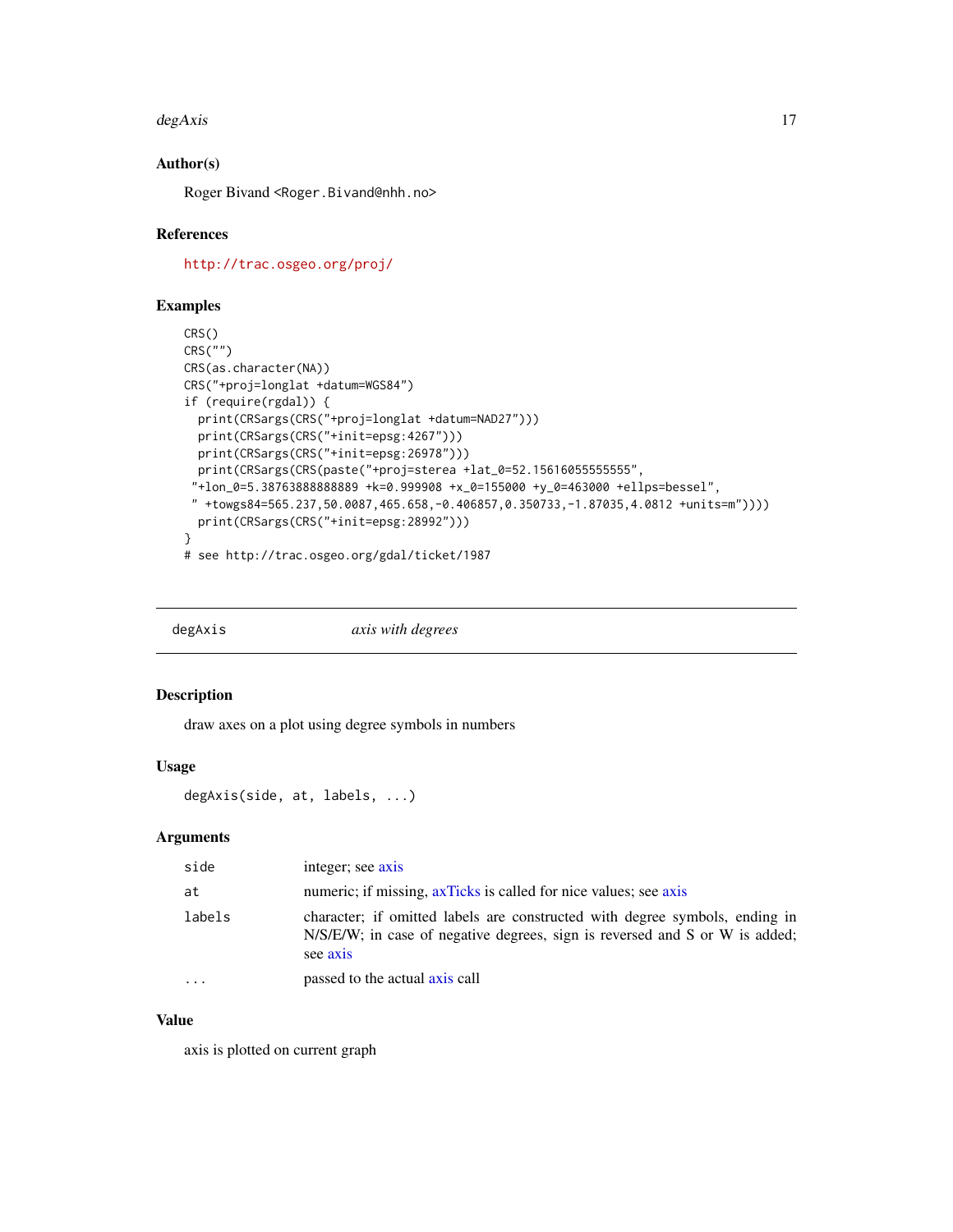### Author(s)

Roger Bivand <Roger.Bivand@nhh.no>

### References

http://trac.osgeo.org/proj/

### Examples

```
CRS()
CRS("")
CRS(as.character(NA))
CRS("+proj=longlat +datum=WGS84")
if (require(rgdal)) {
  print(CRSargs(CRS("+proj=longlat +datum=NAD27")))
  print(CRSargs(CRS("+init=epsg:4267")))
  print(CRSargs(CRS("+init=epsg:26978")))
  print(CRSargs(CRS(paste("+proj=sterea +lat_0=52.15616055555555",
 "+lon_0=5.38763888888889 +k=0.999908 +x_0=155000 +y_0=463000 +ellps=bessel",
 " +towgs84=565.237,50.0087,465.658,-0.406857,0.350733,-1.87035,4.0812 +units=m"))))
  print(CRSargs(CRS("+init=epsg:28992")))
}
# see http://trac.osgeo.org/gdal/ticket/1987
```

---

## degAxis *axis with degrees*

---

### Description

draw axes on a plot using degree symbols in numbers

### Usage

```
degAxis(side, at, labels, ...)
```

### Arguments

| | |
|---|---|
| side | integer; see axis |
| at | numeric; if missing, axTicks is called for nice values; see axis |
| labels | character; if omitted labels are constructed with degree symbols, ending in N/S/E/W; in case of negative degrees, sign is reversed and S or W is added; see axis |
| ... | passed to the actual axis call |

### Value

axis is plotted on current graph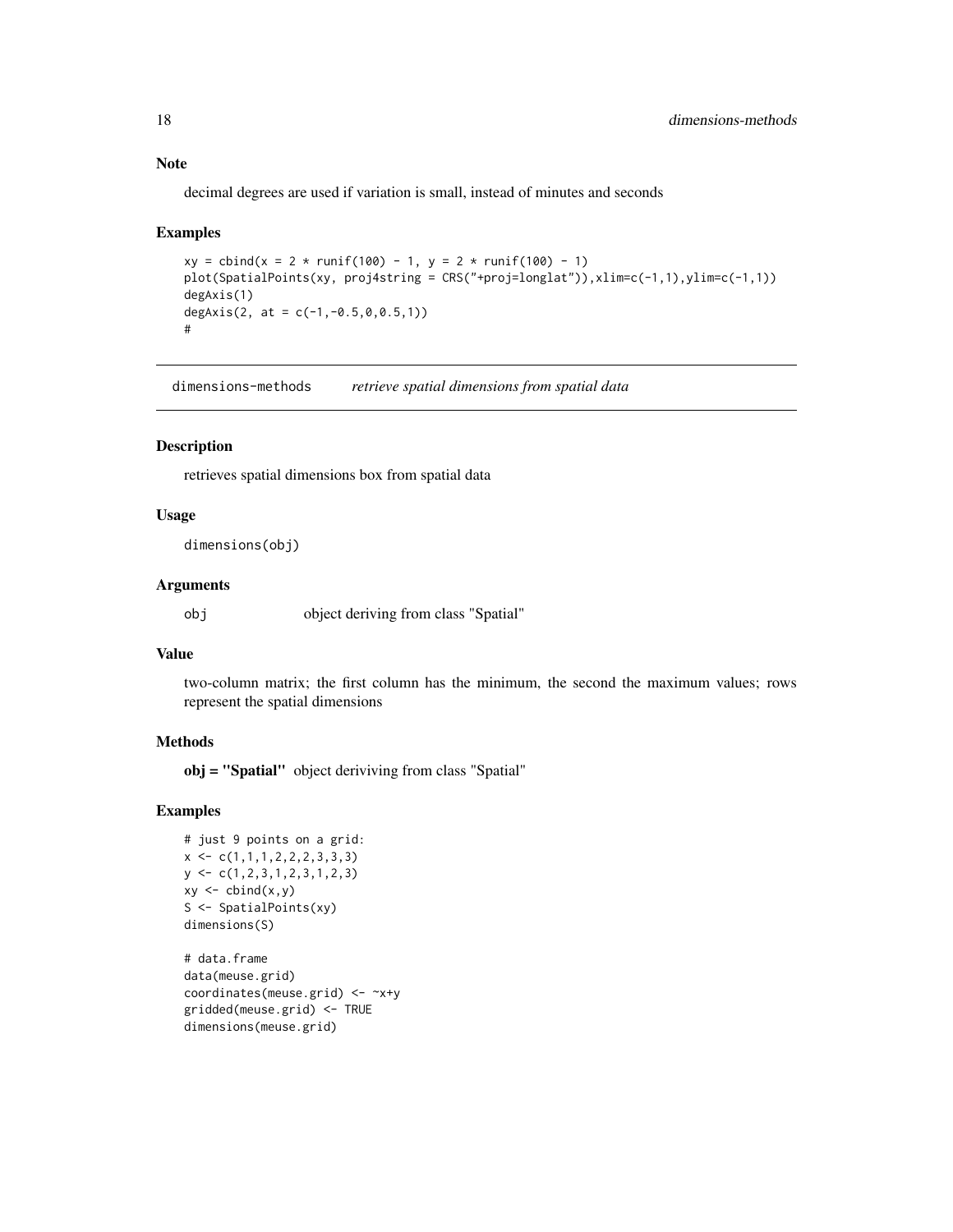### Note

decimal degrees are used if variation is small, instead of minutes and seconds

### Examples

```
xy = cbind(x = 2 * runif(100) - 1, y = 2 * runif(100) - 1)
plot(SpatialPoints(xy, proj4string = CRS("+proj=longlat")),xlim=c(-1,1),ylim=c(-1,1))
degAxis(1)
degAxis(2, at = c(-1,-0.5,0,0.5,1))
#
```

---

## dimensions-methods *retrieve spatial dimensions from spatial data*

### Description

retrieves spatial dimensions box from spatial data

### Usage

```
dimensions(obj)
```

### Arguments

`obj` object deriving from class "Spatial"

### Value

two-column matrix; the first column has the minimum, the second the maximum values; rows represent the spatial dimensions

### Methods

**obj = "Spatial"** object deriviving from class "Spatial"

### Examples

```
# just 9 points on a grid:
x <- c(1,1,1,2,2,2,3,3,3)
y <- c(1,2,3,1,2,3,1,2,3)
xy <- cbind(x,y)
S <- SpatialPoints(xy)
dimensions(S)

# data.frame
data(meuse.grid)
coordinates(meuse.grid) <- ~x+y
gridded(meuse.grid) <- TRUE
dimensions(meuse.grid)
```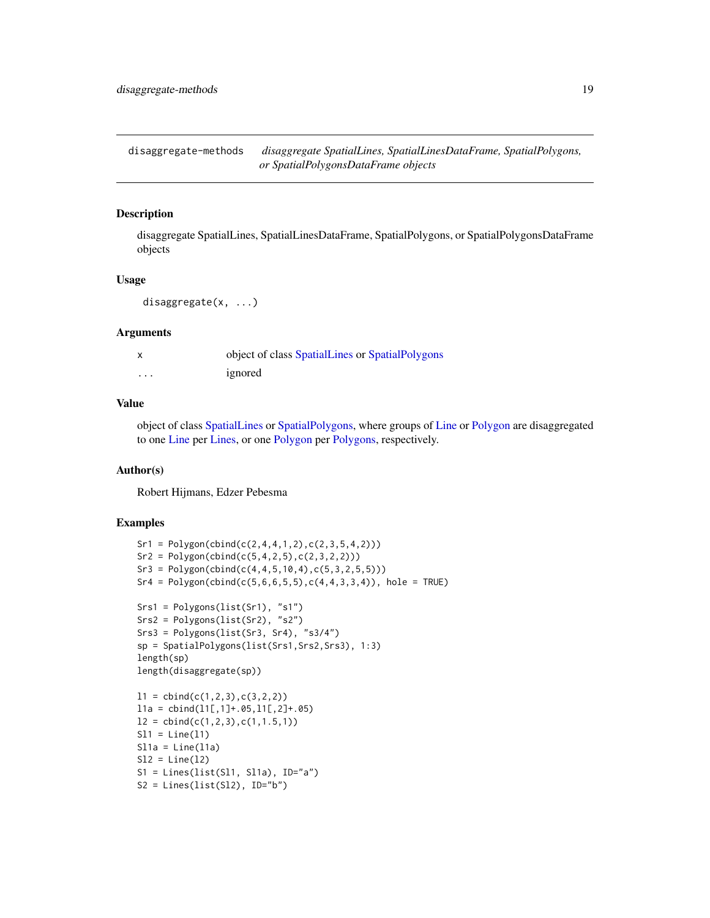# disaggregate-methods

*disaggregate SpatialLines, SpatialLinesDataFrame, SpatialPolygons, or SpatialPolygonsDataFrame objects*

## Description

disaggregate SpatialLines, SpatialLinesDataFrame, SpatialPolygons, or SpatialPolygonsDataFrame objects

## Usage

```
disaggregate(x, ...)
```

## Arguments

| | |
|---|---|
| x | object of class SpatialLines or SpatialPolygons |
| ... | ignored |

## Value

object of class SpatialLines or SpatialPolygons, where groups of Line or Polygon are disaggregated to one Line per Lines, or one Polygon per Polygons, respectively.

## Author(s)

Robert Hijmans, Edzer Pebesma

## Examples

```
Sr1 = Polygon(cbind(c(2,4,4,1,2),c(2,3,5,4,2)))
Sr2 = Polygon(cbind(c(5,4,2,5),c(2,3,2,2)))
Sr3 = Polygon(cbind(c(4,4,5,10,4),c(5,3,2,5,5)))
Sr4 = Polygon(cbind(c(5,6,6,5,5),c(4,4,3,3,4)), hole = TRUE)

Srs1 = Polygons(list(Sr1), "s1")
Srs2 = Polygons(list(Sr2), "s2")
Srs3 = Polygons(list(Sr3, Sr4), "s3/4")
sp = SpatialPolygons(list(Srs1,Srs2,Srs3), 1:3)
length(sp)
length(disaggregate(sp))

l1 = cbind(c(1,2,3),c(3,2,2))
l1a = cbind(l1[,1]+.05,l1[,2]+.05)
l2 = cbind(c(1,2,3),c(1,1.5,1))
Sl1 = Line(l1)
Sl1a = Line(l1a)
Sl2 = Line(l2)
S1 = Lines(list(Sl1, Sl1a), ID="a")
S2 = Lines(list(Sl2), ID="b")
```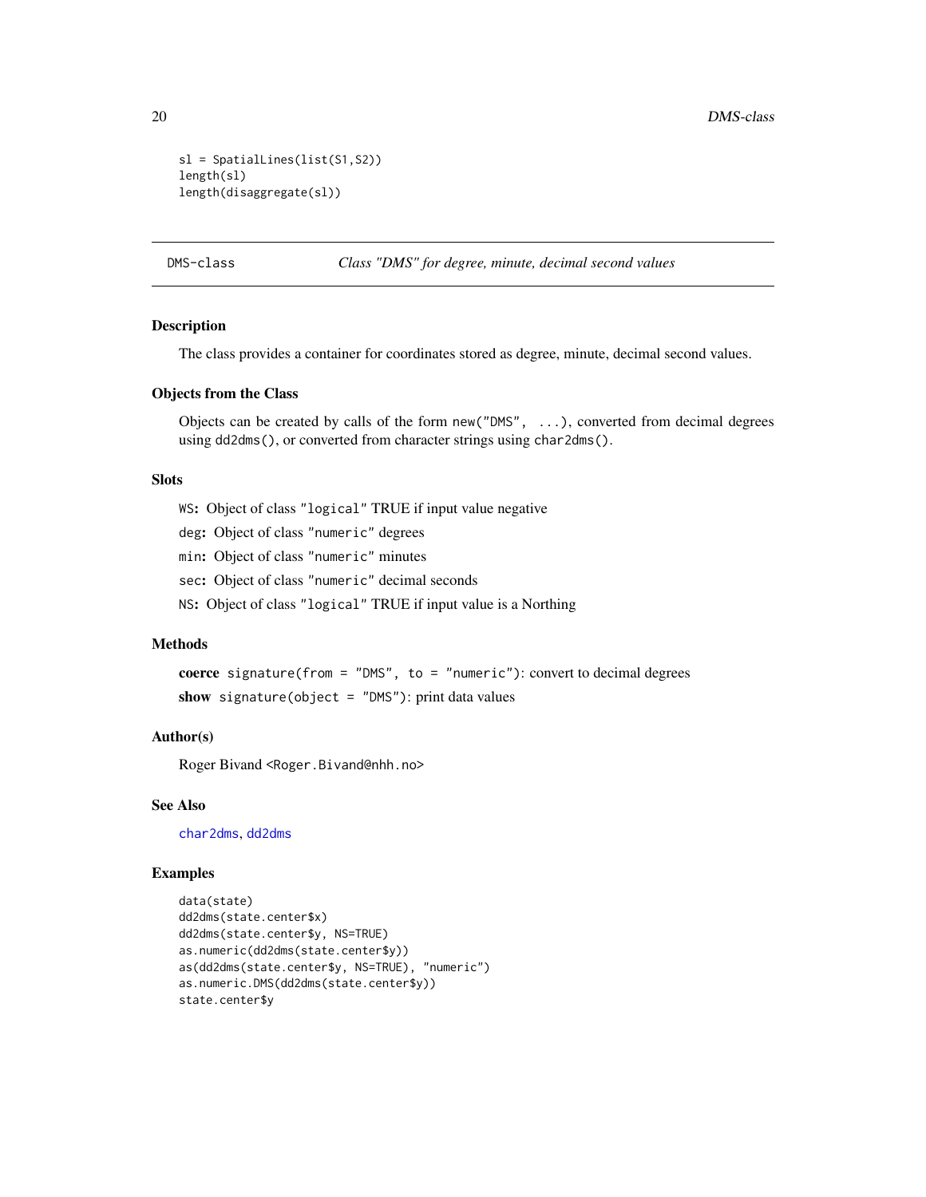```
sl = SpatialLines(list(S1,S2))
length(sl)
length(disaggregate(sl))
```

## DMS-class — *Class "DMS" for degree, minute, decimal second values*

### Description

The class provides a container for coordinates stored as degree, minute, decimal second values.

### Objects from the Class

Objects can be created by calls of the form `new("DMS", ...)`, converted from decimal degrees using `dd2dms()`, or converted from character strings using `char2dms()`.

### Slots

- `WS`: Object of class `"logical"` TRUE if input value negative
- `deg`: Object of class `"numeric"` degrees
- `min`: Object of class `"numeric"` minutes
- `sec`: Object of class `"numeric"` decimal seconds
- `NS`: Object of class `"logical"` TRUE if input value is a Northing

### Methods

- **coerce** `signature(from = "DMS", to = "numeric")`: convert to decimal degrees
- **show** `signature(object = "DMS")`: print data values

### Author(s)

Roger Bivand <Roger.Bivand@nhh.no>

### See Also

`char2dms`, `dd2dms`

### Examples

```
data(state)
dd2dms(state.center$x)
dd2dms(state.center$y, NS=TRUE)
as.numeric(dd2dms(state.center$y))
as(dd2dms(state.center$y, NS=TRUE), "numeric")
as.numeric.DMS(dd2dms(state.center$y))
state.center$y
```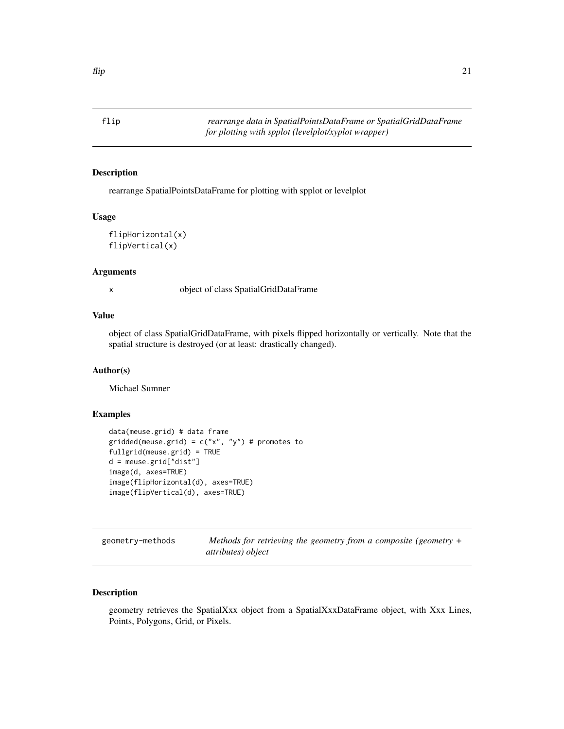## flip — *rearrange data in SpatialPointsDataFrame or SpatialGridDataFrame for plotting with spplot (levelplot/xyplot wrapper)*

### Description

rearrange SpatialPointsDataFrame for plotting with spplot or levelplot

### Usage

```
flipHorizontal(x)
flipVertical(x)
```

### Arguments

| | |
|---|---|
| x | object of class SpatialGridDataFrame |

### Value

object of class SpatialGridDataFrame, with pixels flipped horizontally or vertically. Note that the spatial structure is destroyed (or at least: drastically changed).

### Author(s)

Michael Sumner

### Examples

```
data(meuse.grid) # data frame
gridded(meuse.grid) = c("x", "y") # promotes to
fullgrid(meuse.grid) = TRUE
d = meuse.grid["dist"]
image(d, axes=TRUE)
image(flipHorizontal(d), axes=TRUE)
image(flipVertical(d), axes=TRUE)
```

## geometry-methods — *Methods for retrieving the geometry from a composite (geometry + attributes) object*

### Description

geometry retrieves the SpatialXxx object from a SpatialXxxDataFrame object, with Xxx Lines, Points, Polygons, Grid, or Pixels.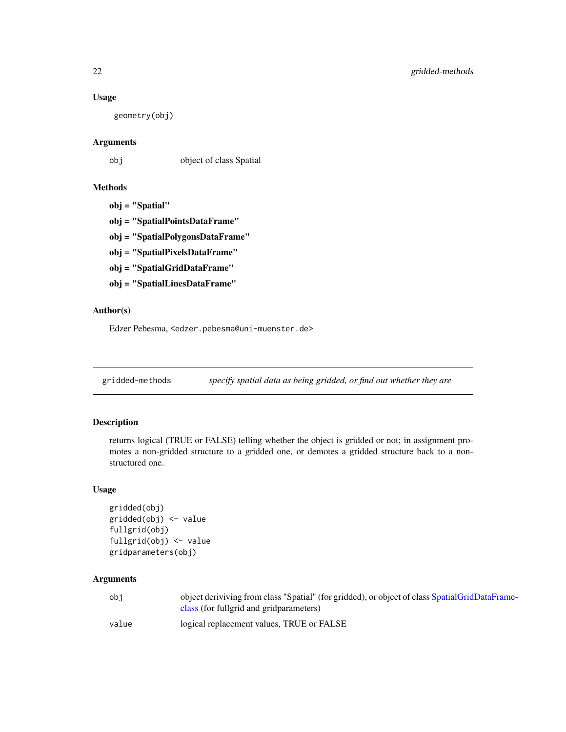### Usage

```
geometry(obj)
```

### Arguments

| | |
|---|---|
| obj | object of class Spatial |

### Methods

**obj = "Spatial"**

**obj = "SpatialPointsDataFrame"**

**obj = "SpatialPolygonsDataFrame"**

**obj = "SpatialPixelsDataFrame"**

**obj = "SpatialGridDataFrame"**

**obj = "SpatialLinesDataFrame"**

### Author(s)

Edzer Pebesma, <edzer.pebesma@uni-muenster.de>

---

## gridded-methods *specify spatial data as being gridded, or find out whether they are*

---

### Description

returns logical (TRUE or FALSE) telling whether the object is gridded or not; in assignment promotes a non-gridded structure to a gridded one, or demotes a gridded structure back to a non-structured one.

### Usage

```
gridded(obj)
gridded(obj) <- value
fullgrid(obj)
fullgrid(obj) <- value
gridparameters(obj)
```

### Arguments

| | |
|---|---|
| obj | object deriviving from class "Spatial" (for gridded), or object of class SpatialGridDataFrame-class (for fullgrid and gridparameters) |
| value | logical replacement values, TRUE or FALSE |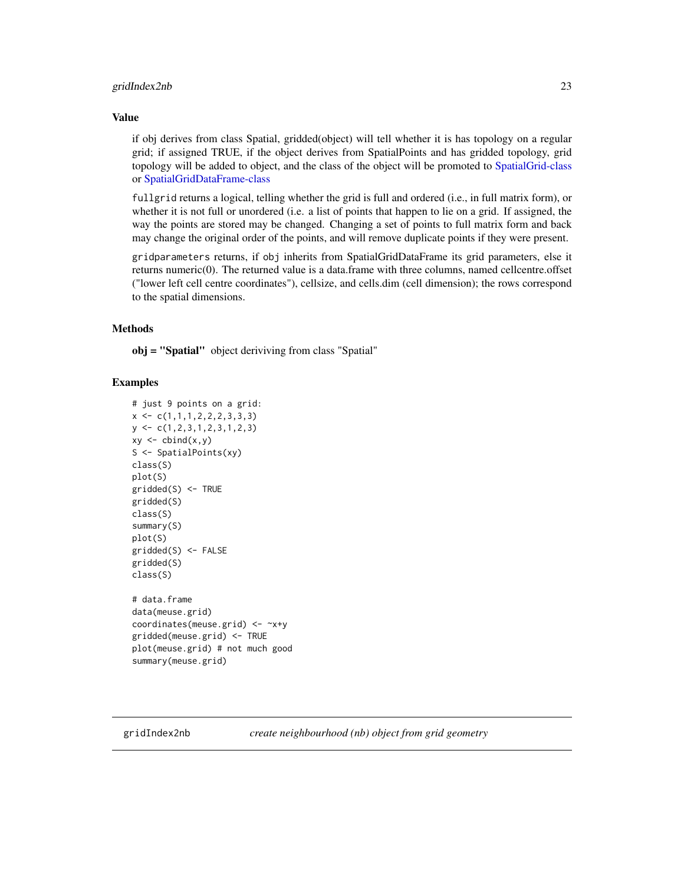### Value

if obj derives from class Spatial, gridded(object) will tell whether it is has topology on a regular grid; if assigned TRUE, if the object derives from SpatialPoints and has gridded topology, grid topology will be added to object, and the class of the object will be promoted to SpatialGrid-class or SpatialGridDataFrame-class

`fullgrid` returns a logical, telling whether the grid is full and ordered (i.e., in full matrix form), or whether it is not full or unordered (i.e. a list of points that happen to lie on a grid. If assigned, the way the points are stored may be changed. Changing a set of points to full matrix form and back may change the original order of the points, and will remove duplicate points if they were present.

`gridparameters` returns, if `obj` inherits from SpatialGridDataFrame its grid parameters, else it returns numeric(0). The returned value is a data.frame with three columns, named cellcentre.offset ("lower left cell centre coordinates"), cellsize, and cells.dim (cell dimension); the rows correspond to the spatial dimensions.

### Methods

**obj = "Spatial"** object deriviving from class "Spatial"

### Examples

```
# just 9 points on a grid:
x <- c(1,1,1,2,2,2,3,3,3)
y <- c(1,2,3,1,2,3,1,2,3)
xy <- cbind(x,y)
S <- SpatialPoints(xy)
class(S)
plot(S)
gridded(S) <- TRUE
gridded(S)
class(S)
summary(S)
plot(S)
gridded(S) <- FALSE
gridded(S)
class(S)

# data.frame
data(meuse.grid)
coordinates(meuse.grid) <- ~x+y
gridded(meuse.grid) <- TRUE
plot(meuse.grid) # not much good
summary(meuse.grid)
```

---

## gridIndex2nb    *create neighbourhood (nb) object from grid geometry*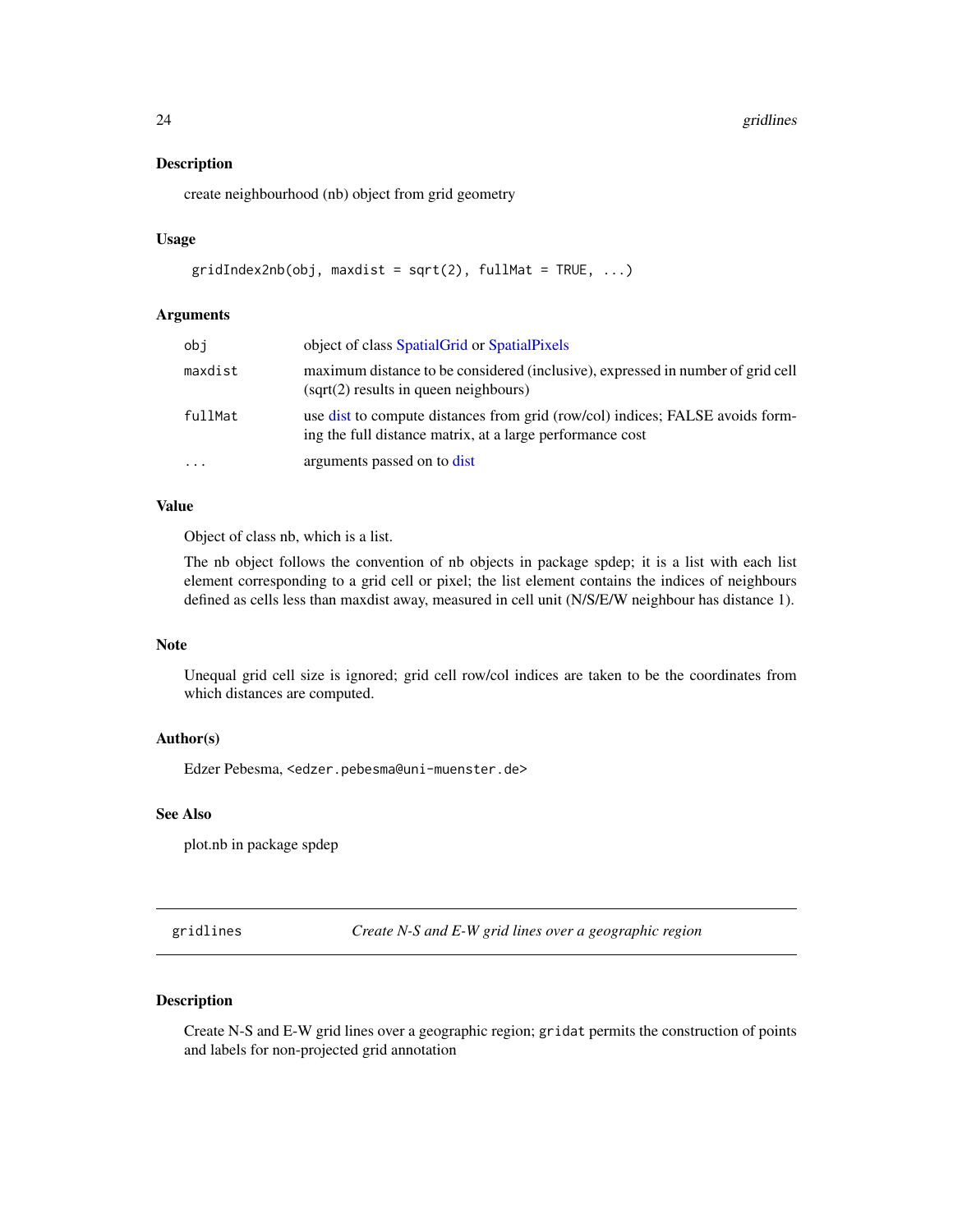### Description

create neighbourhood (nb) object from grid geometry

### Usage

```
gridIndex2nb(obj, maxdist = sqrt(2), fullMat = TRUE, ...)
```

### Arguments

| | |
|---|---|
| obj | object of class SpatialGrid or SpatialPixels |
| maxdist | maximum distance to be considered (inclusive), expressed in number of grid cell (sqrt(2) results in queen neighbours) |
| fullMat | use dist to compute distances from grid (row/col) indices; FALSE avoids forming the full distance matrix, at a large performance cost |
| ... | arguments passed on to dist |

### Value

Object of class nb, which is a list.

The nb object follows the convention of nb objects in package spdep; it is a list with each list element corresponding to a grid cell or pixel; the list element contains the indices of neighbours defined as cells less than maxdist away, measured in cell unit (N/S/E/W neighbour has distance 1).

### Note

Unequal grid cell size is ignored; grid cell row/col indices are taken to be the coordinates from which distances are computed.

### Author(s)

Edzer Pebesma, <edzer.pebesma@uni-muenster.de>

### See Also

plot.nb in package spdep

---

## gridlines — *Create N-S and E-W grid lines over a geographic region*

---

### Description

Create N-S and E-W grid lines over a geographic region; `gridat` permits the construction of points and labels for non-projected grid annotation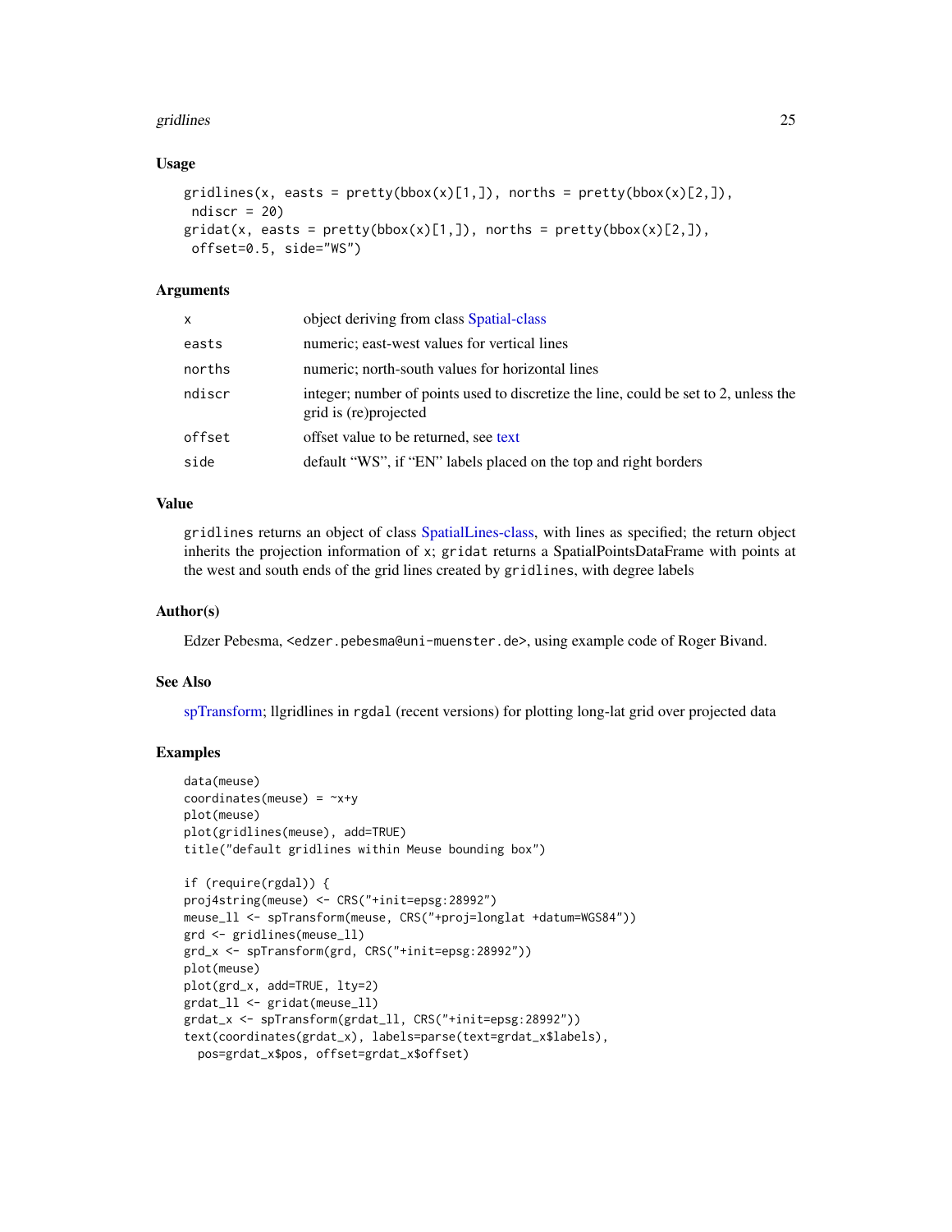### Usage

```
gridlines(x, easts = pretty(bbox(x)[1,]), norths = pretty(bbox(x)[2,]),
 ndiscr = 20)
gridat(x, easts = pretty(bbox(x)[1,]), norths = pretty(bbox(x)[2,]),
 offset=0.5, side="WS")
```

### Arguments

| | |
|---|---|
| `x` | object deriving from class Spatial-class |
| `easts` | numeric; east-west values for vertical lines |
| `norths` | numeric; north-south values for horizontal lines |
| `ndiscr` | integer; number of points used to discretize the line, could be set to 2, unless the grid is (re)projected |
| `offset` | offset value to be returned, see text |
| `side` | default "WS", if "EN" labels placed on the top and right borders |

### Value

`gridlines` returns an object of class SpatialLines-class, with lines as specified; the return object inherits the projection information of `x`; `gridat` returns a SpatialPointsDataFrame with points at the west and south ends of the grid lines created by `gridlines`, with degree labels

### Author(s)

Edzer Pebesma, <edzer.pebesma@uni-muenster.de>, using example code of Roger Bivand.

### See Also

spTransform; llgridlines in `rgdal` (recent versions) for plotting long-lat grid over projected data

### Examples

```
data(meuse)
coordinates(meuse) = ~x+y
plot(meuse)
plot(gridlines(meuse), add=TRUE)
title("default gridlines within Meuse bounding box")

if (require(rgdal)) {
proj4string(meuse) <- CRS("+init=epsg:28992")
meuse_ll <- spTransform(meuse, CRS("+proj=longlat +datum=WGS84"))
grd <- gridlines(meuse_ll)
grd_x <- spTransform(grd, CRS("+init=epsg:28992"))
plot(meuse)
plot(grd_x, add=TRUE, lty=2)
grdat_ll <- gridat(meuse_ll)
grdat_x <- spTransform(grdat_ll, CRS("+init=epsg:28992"))
text(coordinates(grdat_x), labels=parse(text=grdat_x$labels),
  pos=grdat_x$pos, offset=grdat_x$offset)
```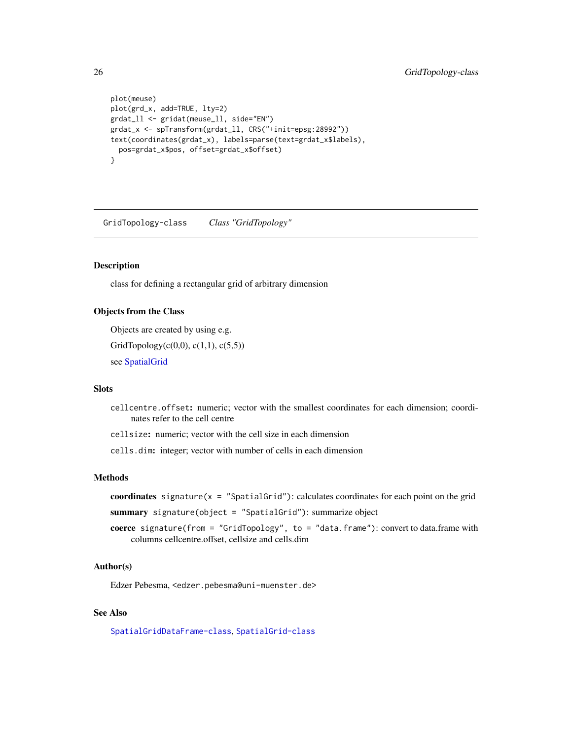```
plot(meuse)
plot(grd_x, add=TRUE, lty=2)
grdat_ll <- gridat(meuse_ll, side="EN")
grdat_x <- spTransform(grdat_ll, CRS("+init=epsg:28992"))
text(coordinates(grdat_x), labels=parse(text=grdat_x$labels),
  pos=grdat_x$pos, offset=grdat_x$offset)
}
```

---

GridTopology-class    *Class "GridTopology"*

---

## Description

class for defining a rectangular grid of arbitrary dimension

## Objects from the Class

Objects are created by using e.g.

GridTopology(c(0,0), c(1,1), c(5,5))

see SpatialGrid

## Slots

`cellcentre.offset`: numeric; vector with the smallest coordinates for each dimension; coordinates refer to the cell centre

`cellsize`: numeric; vector with the cell size in each dimension

`cells.dim`: integer; vector with number of cells in each dimension

## Methods

**coordinates** `signature(x = "SpatialGrid")`: calculates coordinates for each point on the grid

**summary** `signature(object = "SpatialGrid")`: summarize object

**coerce** `signature(from = "GridTopology", to = "data.frame")`: convert to data.frame with columns cellcentre.offset, cellsize and cells.dim

## Author(s)

Edzer Pebesma, `<edzer.pebesma@uni-muenster.de>`

## See Also

`SpatialGridDataFrame-class`, `SpatialGrid-class`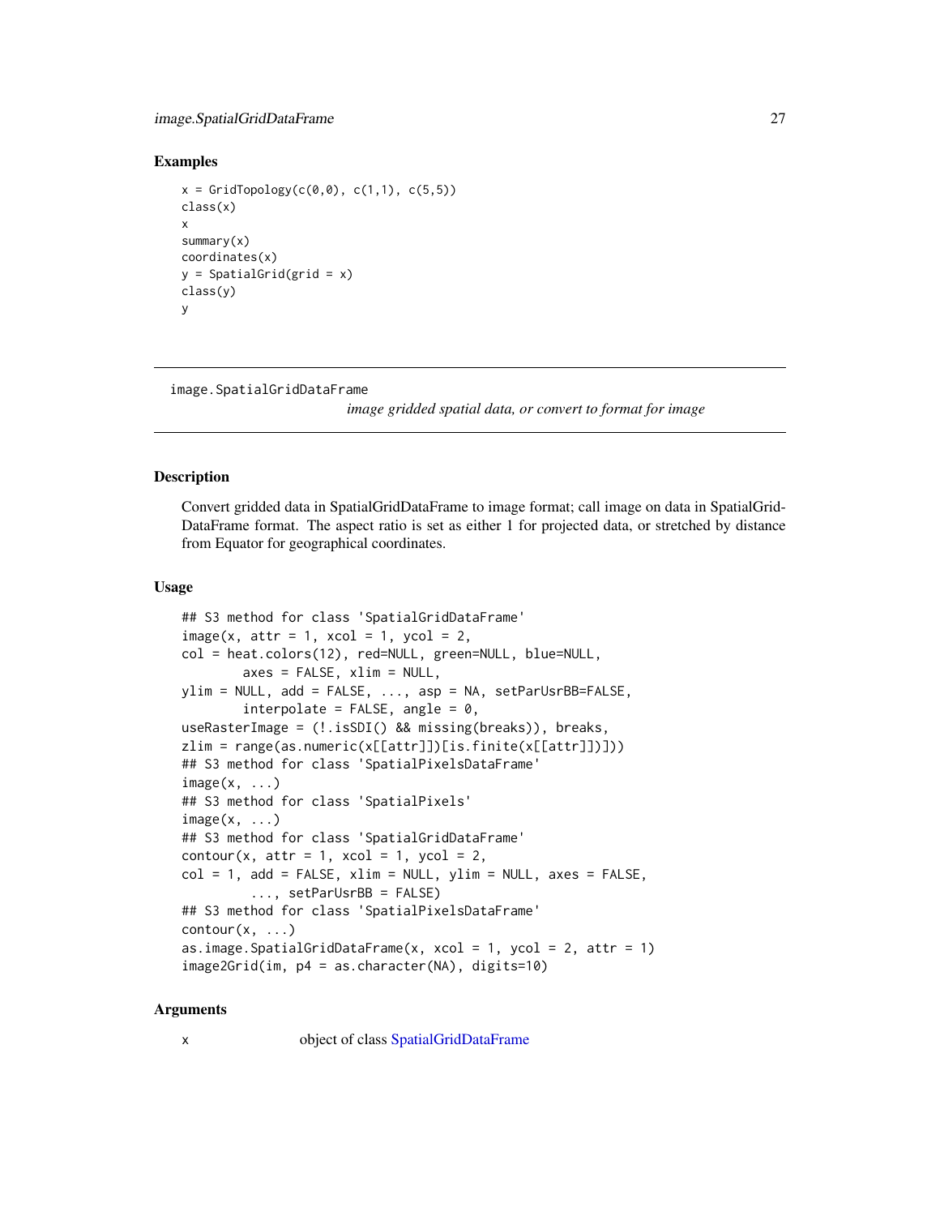## Examples

```
x = GridTopology(c(0,0), c(1,1), c(5,5))
class(x)
x
summary(x)
coordinates(x)
y = SpatialGrid(grid = x)
class(y)
y
```

---

# image.SpatialGridDataFrame

*image gridded spatial data, or convert to format for image*

---

## Description

Convert gridded data in SpatialGridDataFrame to image format; call image on data in SpatialGridDataFrame format. The aspect ratio is set as either 1 for projected data, or stretched by distance from Equator for geographical coordinates.

## Usage

```
## S3 method for class 'SpatialGridDataFrame'
image(x, attr = 1, xcol = 1, ycol = 2,
col = heat.colors(12), red=NULL, green=NULL, blue=NULL,
        axes = FALSE, xlim = NULL,
ylim = NULL, add = FALSE, ..., asp = NA, setParUsrBB=FALSE,
        interpolate = FALSE, angle = 0,
useRasterImage = (!.isSDI() && missing(breaks)), breaks,
zlim = range(as.numeric(x[[attr]])[is.finite(x[[attr]])]))
## S3 method for class 'SpatialPixelsDataFrame'
image(x, ...)
## S3 method for class 'SpatialPixels'
image(x, ...)
## S3 method for class 'SpatialGridDataFrame'
contour(x, attr = 1, xcol = 1, ycol = 2,
col = 1, add = FALSE, xlim = NULL, ylim = NULL, axes = FALSE,
         ..., setParUsrBB = FALSE)
## S3 method for class 'SpatialPixelsDataFrame'
contour(x, ...)
as.image.SpatialGridDataFrame(x, xcol = 1, ycol = 2, attr = 1)
image2Grid(im, p4 = as.character(NA), digits=10)
```

## Arguments

| | |
|---|---|
| x | object of class SpatialGridDataFrame |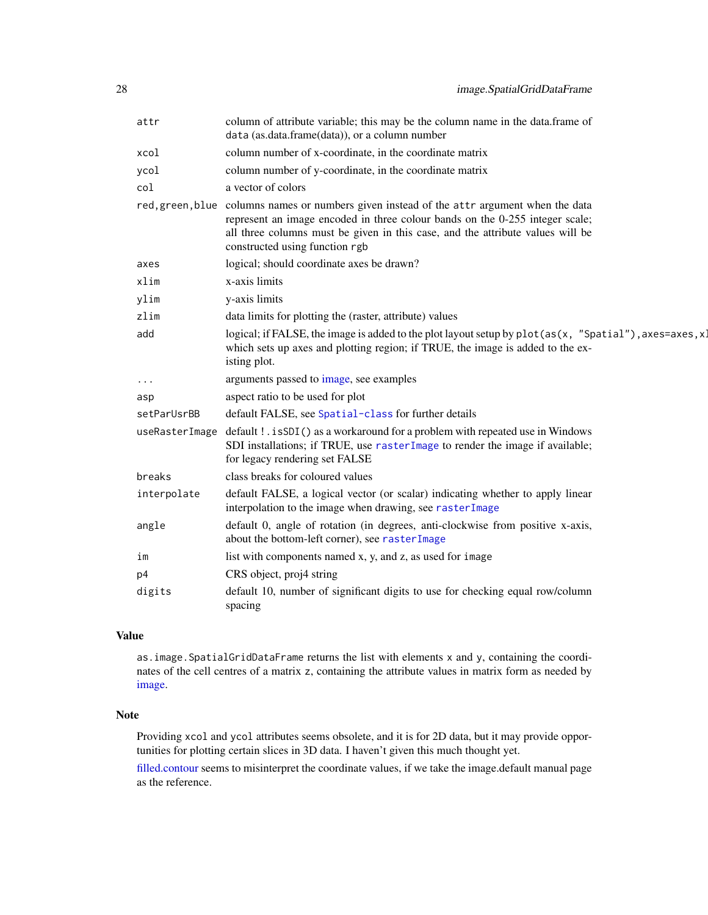| | |
|---|---|
| `attr` | column of attribute variable; this may be the column name in the data.frame of `data` (as.data.frame(data)), or a column number |
| `xcol` | column number of x-coordinate, in the coordinate matrix |
| `ycol` | column number of y-coordinate, in the coordinate matrix |
| `col` | a vector of colors |
| `red,green,blue` | columns names or numbers given instead of the `attr` argument when the data represent an image encoded in three colour bands on the 0-255 integer scale; all three columns must be given in this case, and the attribute values will be constructed using function `rgb` |
| `axes` | logical; should coordinate axes be drawn? |
| `xlim` | x-axis limits |
| `ylim` | y-axis limits |
| `zlim` | data limits for plotting the (raster, attribute) values |
| `add` | logical; if FALSE, the image is added to the plot layout setup by `plot(as(x, "Spatial"),axes=axes,x` which sets up axes and plotting region; if TRUE, the image is added to the existing plot. |
| `...` | arguments passed to image, see examples |
| `asp` | aspect ratio to be used for plot |
| `setParUsrBB` | default FALSE, see `Spatial-class` for further details |
| `useRasterImage` | default `!.isSDI()` as a workaround for a problem with repeated use in Windows SDI installations; if TRUE, use `rasterImage` to render the image if available; for legacy rendering set FALSE |
| `breaks` | class breaks for coloured values |
| `interpolate` | default FALSE, a logical vector (or scalar) indicating whether to apply linear interpolation to the image when drawing, see `rasterImage` |
| `angle` | default 0, angle of rotation (in degrees, anti-clockwise from positive x-axis, about the bottom-left corner), see `rasterImage` |
| `im` | list with components named x, y, and z, as used for `image` |
| `p4` | CRS object, proj4 string |
| `digits` | default 10, number of significant digits to use for checking equal row/column spacing |

## Value

`as.image.SpatialGridDataFrame` returns the list with elements `x` and `y`, containing the coordinates of the cell centres of a matrix `z`, containing the attribute values in matrix form as needed by image.

## Note

Providing `xcol` and `ycol` attributes seems obsolete, and it is for 2D data, but it may provide opportunities for plotting certain slices in 3D data. I haven't given this much thought yet.

filled.contour seems to misinterpret the coordinate values, if we take the image.default manual page as the reference.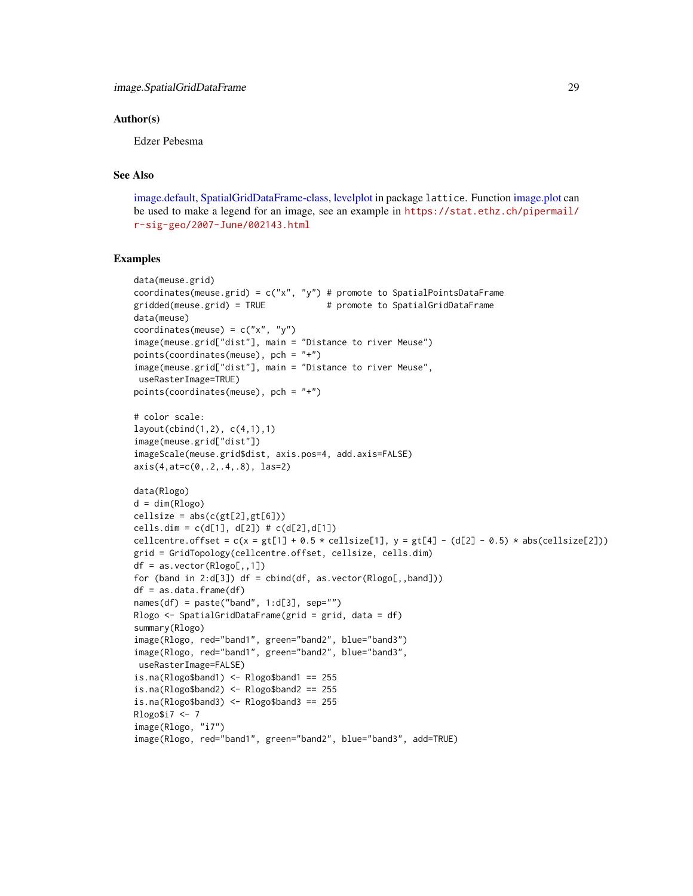## Author(s)

Edzer Pebesma

## See Also

image.default, SpatialGridDataFrame-class, levelplot in package lattice. Function image.plot can be used to make a legend for an image, see an example in https://stat.ethz.ch/pipermail/r-sig-geo/2007-June/002143.html

## Examples

```
data(meuse.grid)
coordinates(meuse.grid) = c("x", "y") # promote to SpatialPointsDataFrame
gridded(meuse.grid) = TRUE            # promote to SpatialGridDataFrame
data(meuse)
coordinates(meuse) = c("x", "y")
image(meuse.grid["dist"], main = "Distance to river Meuse")
points(coordinates(meuse), pch = "+")
image(meuse.grid["dist"], main = "Distance to river Meuse",
 useRasterImage=TRUE)
points(coordinates(meuse), pch = "+")

# color scale:
layout(cbind(1,2), c(4,1),1)
image(meuse.grid["dist"])
imageScale(meuse.grid$dist, axis.pos=4, add.axis=FALSE)
axis(4,at=c(0,.2,.4,.8), las=2)

data(Rlogo)
d = dim(Rlogo)
cellsize = abs(c(gt[2],gt[6]))
cells.dim = c(d[1], d[2]) # c(d[2],d[1])
cellcentre.offset = c(x = gt[1] + 0.5 * cellsize[1], y = gt[4] - (d[2] - 0.5) * abs(cellsize[2]))
grid = GridTopology(cellcentre.offset, cellsize, cells.dim)
df = as.vector(Rlogo[,,1])
for (band in 2:d[3]) df = cbind(df, as.vector(Rlogo[,,band]))
df = as.data.frame(df)
names(df) = paste("band", 1:d[3], sep="")
Rlogo <- SpatialGridDataFrame(grid = grid, data = df)
summary(Rlogo)
image(Rlogo, red="band1", green="band2", blue="band3")
image(Rlogo, red="band1", green="band2", blue="band3",
 useRasterImage=FALSE)
is.na(Rlogo$band1) <- Rlogo$band1 == 255
is.na(Rlogo$band2) <- Rlogo$band2 == 255
is.na(Rlogo$band3) <- Rlogo$band3 == 255
Rlogo$i7 <- 7
image(Rlogo, "i7")
image(Rlogo, red="band1", green="band2", blue="band3", add=TRUE)
```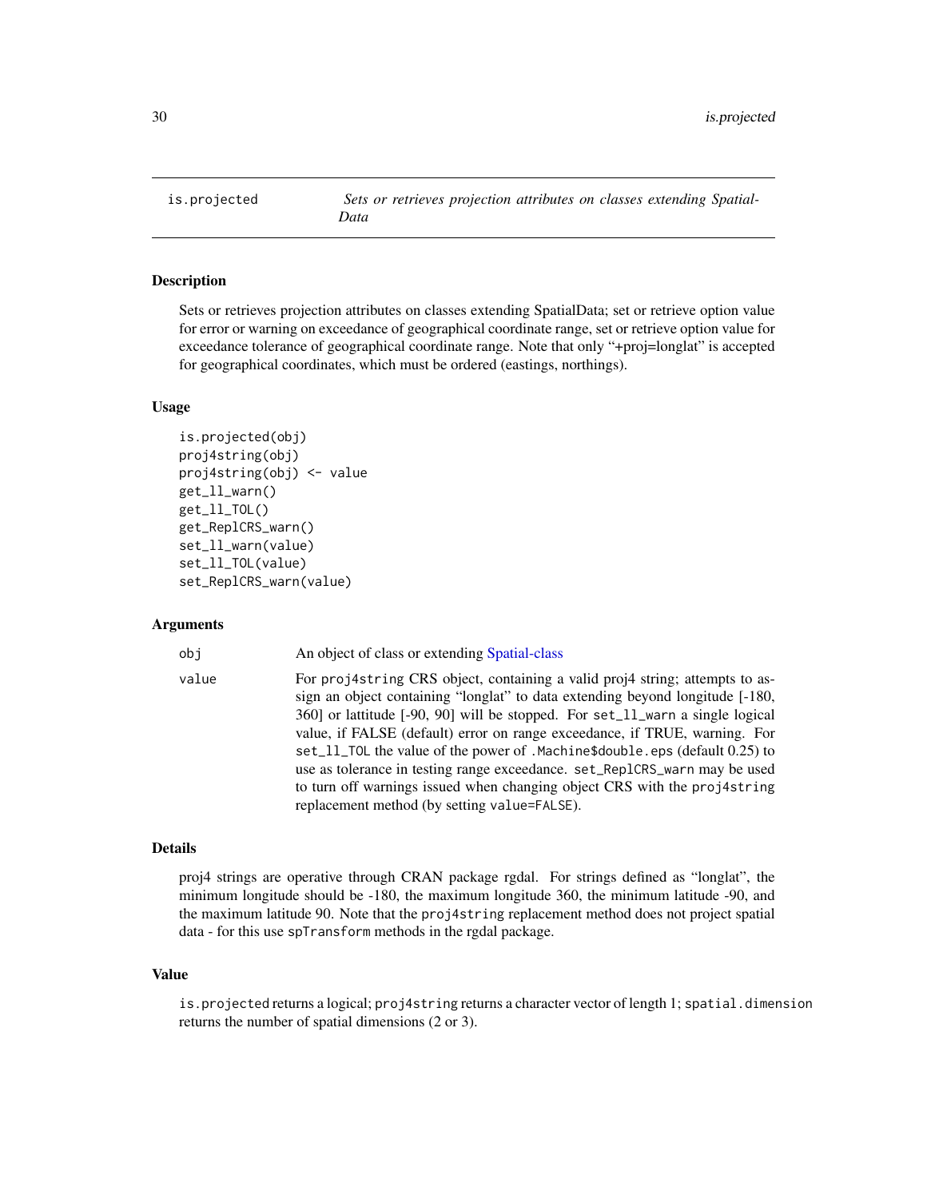# is.projected — *Sets or retrieves projection attributes on classes extending SpatialData*

## Description

Sets or retrieves projection attributes on classes extending SpatialData; set or retrieve option value for error or warning on exceedance of geographical coordinate range, set or retrieve option value for exceedance tolerance of geographical coordinate range. Note that only "+proj=longlat" is accepted for geographical coordinates, which must be ordered (eastings, northings).

## Usage

```
is.projected(obj)
proj4string(obj)
proj4string(obj) <- value
get_ll_warn()
get_ll_TOL()
get_ReplCRS_warn()
set_ll_warn(value)
set_ll_TOL(value)
set_ReplCRS_warn(value)
```

## Arguments

| | |
|---|---|
| `obj` | An object of class or extending Spatial-class |
| `value` | For `proj4string` CRS object, containing a valid proj4 string; attempts to assign an object containing "longlat" to data extending beyond longitude [-180, 360] or lattitude [-90, 90] will be stopped. For `set_ll_warn` a single logical value, if FALSE (default) error on range exceedance, if TRUE, warning. For `set_ll_TOL` the value of the power of `.Machine$double.eps` (default 0.25) to use as tolerance in testing range exceedance. `set_ReplCRS_warn` may be used to turn off warnings issued when changing object CRS with the `proj4string` replacement method (by setting `value=FALSE`). |

## Details

proj4 strings are operative through CRAN package rgdal. For strings defined as "longlat", the minimum longitude should be -180, the maximum longitude 360, the minimum latitude -90, and the maximum latitude 90. Note that the `proj4string` replacement method does not project spatial data - for this use `spTransform` methods in the rgdal package.

## Value

`is.projected` returns a logical; `proj4string` returns a character vector of length 1; `spatial.dimension` returns the number of spatial dimensions (2 or 3).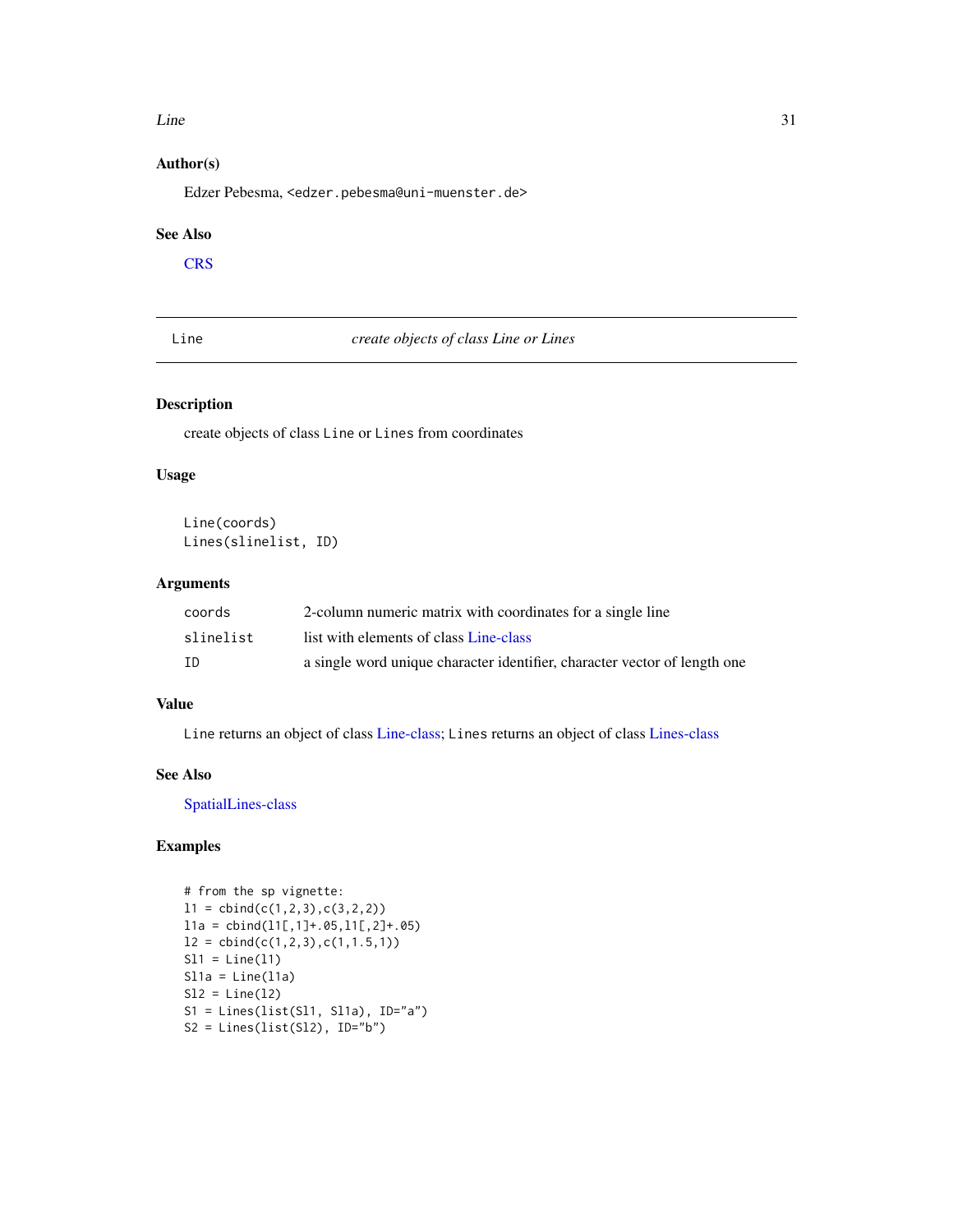## Author(s)

Edzer Pebesma, <edzer.pebesma@uni-muenster.de>

## See Also

CRS

---

Line *create objects of class Line or Lines*

---

## Description

create objects of class `Line` or `Lines` from coordinates

## Usage

```
Line(coords)
Lines(slinelist, ID)
```

## Arguments

| | |
|---|---|
| `coords` | 2-column numeric matrix with coordinates for a single line |
| `slinelist` | list with elements of class Line-class |
| `ID` | a single word unique character identifier, character vector of length one |

## Value

`Line` returns an object of class Line-class; `Lines` returns an object of class Lines-class

## See Also

SpatialLines-class

## Examples

```
# from the sp vignette:
l1 = cbind(c(1,2,3),c(3,2,2))
l1a = cbind(l1[,1]+.05,l1[,2]+.05)
l2 = cbind(c(1,2,3),c(1,1.5,1))
Sl1 = Line(l1)
Sl1a = Line(l1a)
Sl2 = Line(l2)
S1 = Lines(list(Sl1, Sl1a), ID="a")
S2 = Lines(list(Sl2), ID="b")
```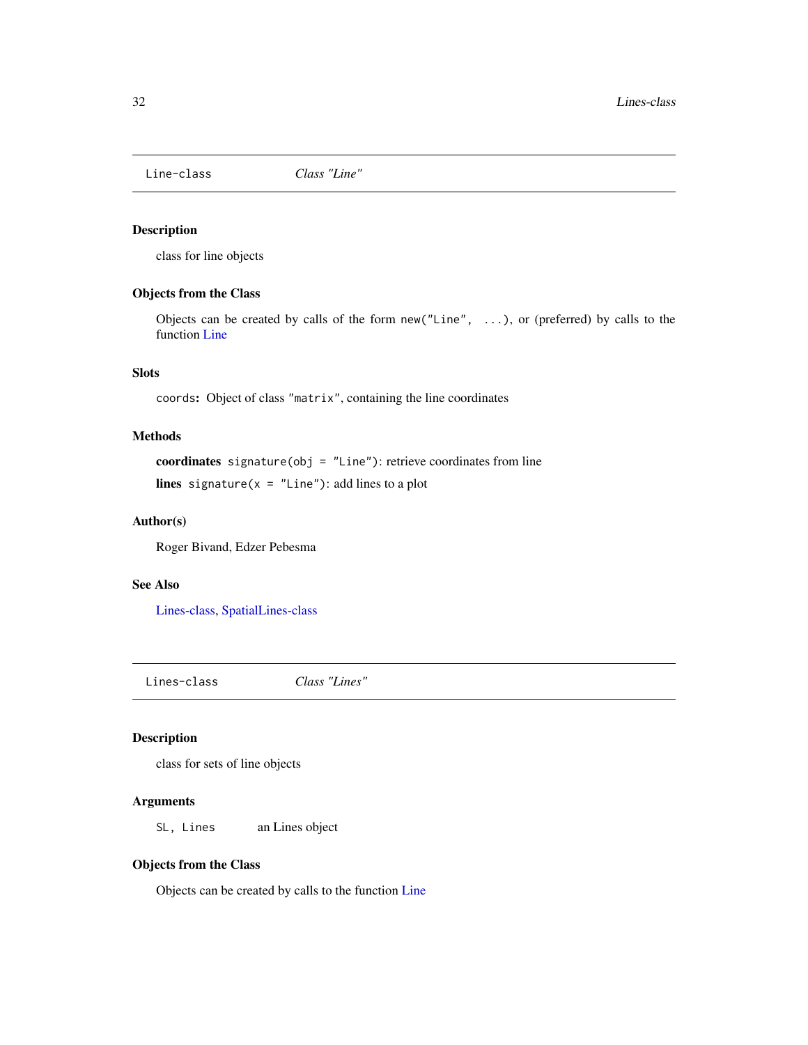## Line-class *Class "Line"*

### Description

class for line objects

### Objects from the Class

Objects can be created by calls of the form `new("Line", ...)`, or (preferred) by calls to the function Line

### Slots

`coords`**:** Object of class `"matrix"`, containing the line coordinates

### Methods

**coordinates** `signature(obj = "Line")`: retrieve coordinates from line

**lines** `signature(x = "Line")`: add lines to a plot

### Author(s)

Roger Bivand, Edzer Pebesma

### See Also

Lines-class, SpatialLines-class

## Lines-class *Class "Lines"*

### Description

class for sets of line objects

### Arguments

`SL, Lines` an Lines object

### Objects from the Class

Objects can be created by calls to the function Line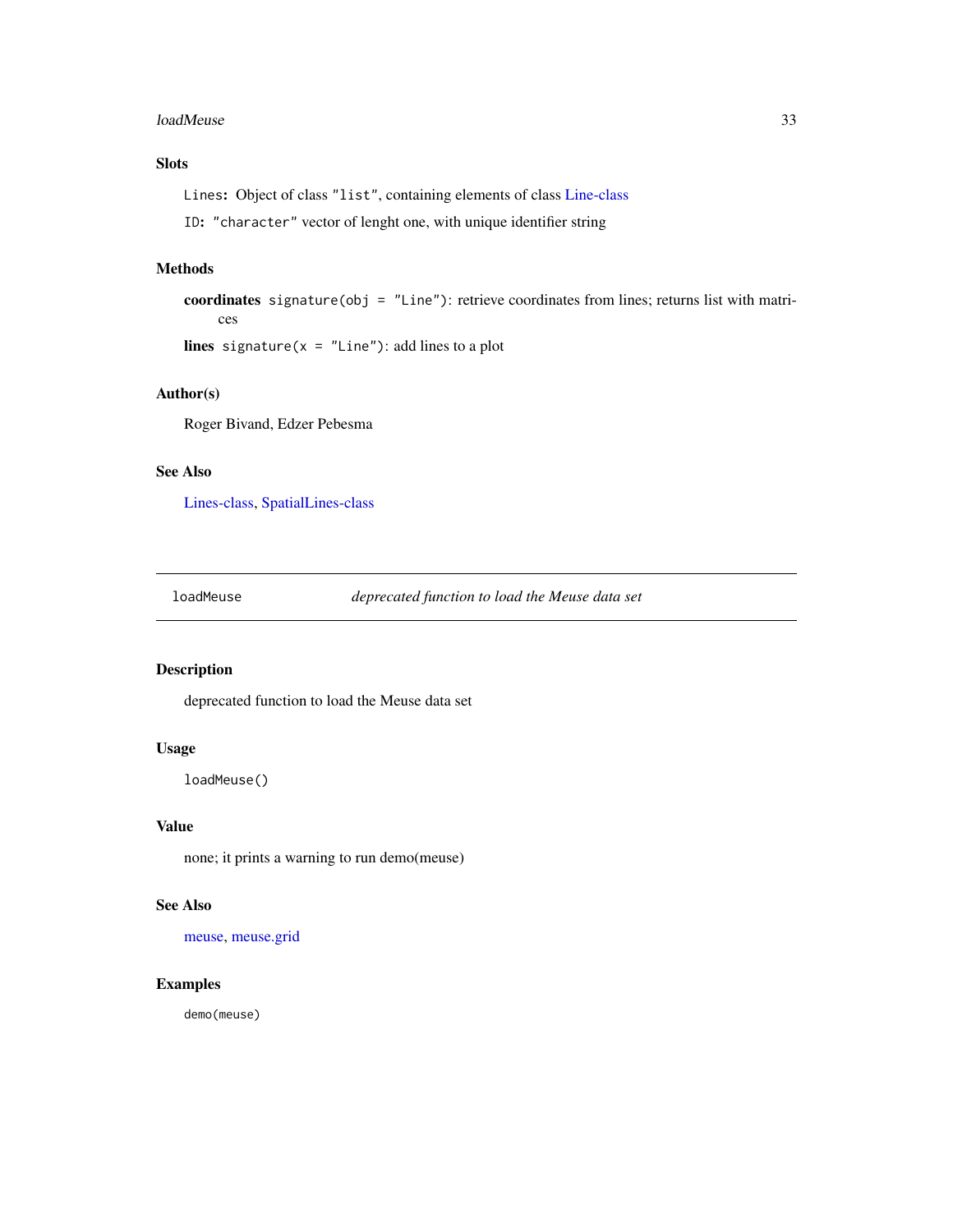### Slots

`Lines`: Object of class `"list"`, containing elements of class Line-class

`ID`: `"character"` vector of lenght one, with unique identifier string

### Methods

**coordinates** `signature(obj = "Line")`: retrieve coordinates from lines; returns list with matrices

**lines** `signature(x = "Line")`: add lines to a plot

### Author(s)

Roger Bivand, Edzer Pebesma

### See Also

Lines-class, SpatialLines-class

---

## loadMeuse &emsp; *deprecated function to load the Meuse data set*

---

### Description

deprecated function to load the Meuse data set

### Usage

```
loadMeuse()
```

### Value

none; it prints a warning to run demo(meuse)

### See Also

meuse, meuse.grid

### Examples

```
demo(meuse)
```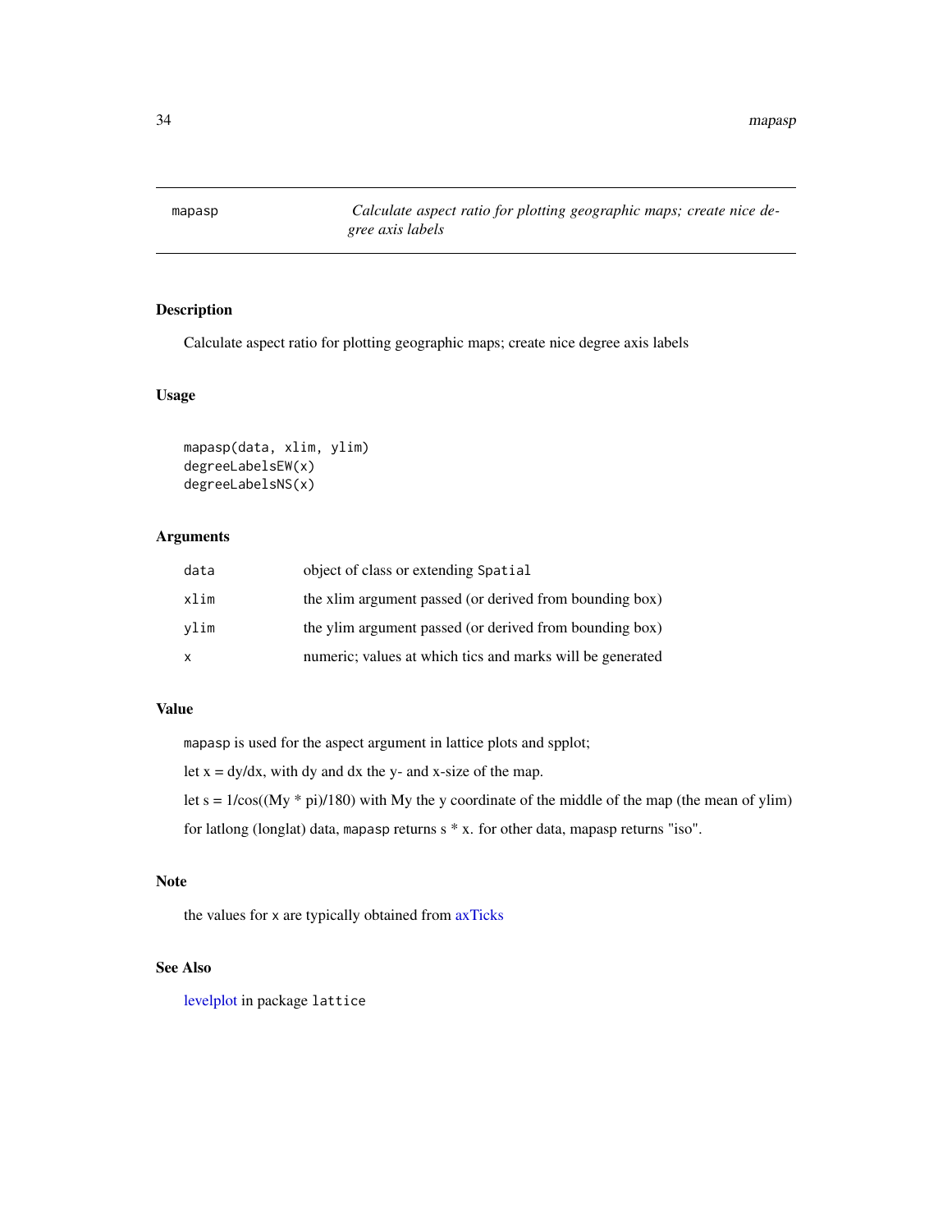## mapasp — *Calculate aspect ratio for plotting geographic maps; create nice degree axis labels*

### Description

Calculate aspect ratio for plotting geographic maps; create nice degree axis labels

### Usage

```
mapasp(data, xlim, ylim)
degreeLabelsEW(x)
degreeLabelsNS(x)
```

### Arguments

| | |
|---|---|
| `data` | object of class or extending `Spatial` |
| `xlim` | the xlim argument passed (or derived from bounding box) |
| `ylim` | the ylim argument passed (or derived from bounding box) |
| `x` | numeric; values at which tics and marks will be generated |

### Value

`mapasp` is used for the aspect argument in lattice plots and spplot;

let x = dy/dx, with dy and dx the y- and x-size of the map.

let s = 1/cos((My * pi)/180) with My the y coordinate of the middle of the map (the mean of ylim)

for latlong (longlat) data, `mapasp` returns s * x. for other data, mapasp returns "iso".

### Note

the values for `x` are typically obtained from axTicks

### See Also

levelplot in package `lattice`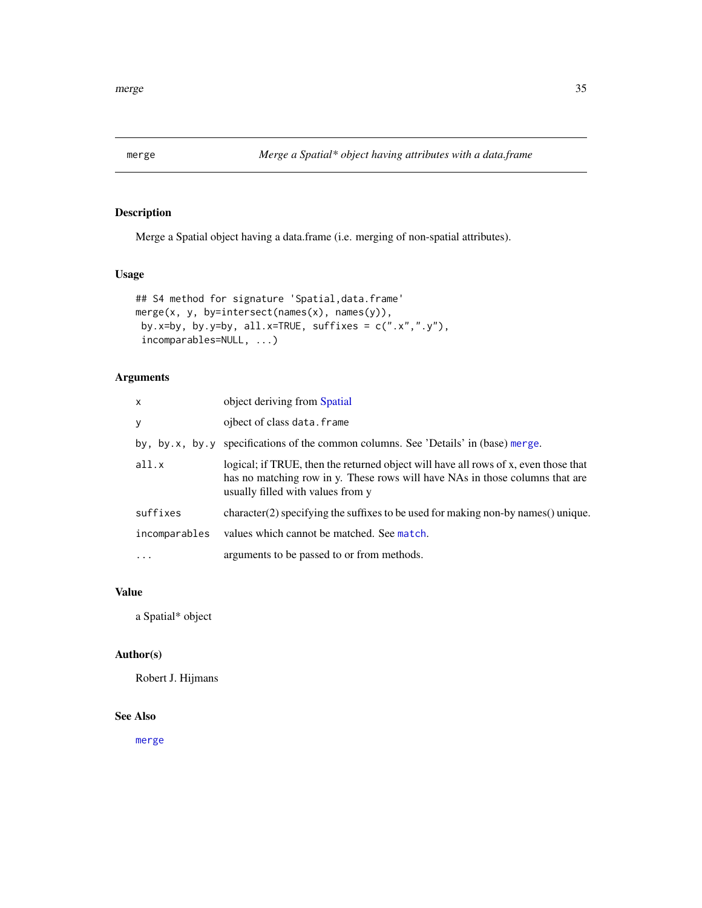## merge — *Merge a Spatial\* object having attributes with a data.frame*

### Description

Merge a Spatial object having a data.frame (i.e. merging of non-spatial attributes).

### Usage

```
## S4 method for signature 'Spatial,data.frame'
merge(x, y, by=intersect(names(x), names(y)),
 by.x=by, by.y=by, all.x=TRUE, suffixes = c(".x",".y"),
 incomparables=NULL, ...)
```

### Arguments

| | |
|---|---|
| `x` | object deriving from Spatial |
| `y` | ojbect of class `data.frame` |
| `by, by.x, by.y` | specifications of the common columns. See 'Details' in (base) `merge`. |
| `all.x` | logical; if TRUE, then the returned object will have all rows of x, even those that has no matching row in y. These rows will have NAs in those columns that are usually filled with values from y |
| `suffixes` | character(2) specifying the suffixes to be used for making non-by names() unique. |
| `incomparables` | values which cannot be matched. See `match`. |
| `...` | arguments to be passed to or from methods. |

### Value

a Spatial* object

### Author(s)

Robert J. Hijmans

### See Also

`merge`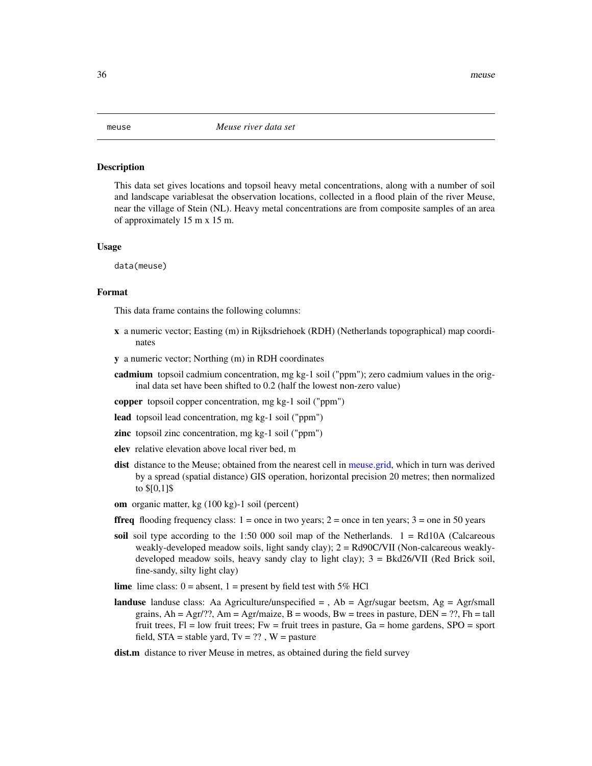meuse *Meuse river data set*

## Description

This data set gives locations and topsoil heavy metal concentrations, along with a number of soil and landscape variablesat the observation locations, collected in a flood plain of the river Meuse, near the village of Stein (NL). Heavy metal concentrations are from composite samples of an area of approximately 15 m x 15 m.

## Usage

```
data(meuse)
```

## Format

This data frame contains the following columns:

**x** a numeric vector; Easting (m) in Rijksdriehoek (RDH) (Netherlands topographical) map coordinates

**y** a numeric vector; Northing (m) in RDH coordinates

**cadmium** topsoil cadmium concentration, mg kg-1 soil ("ppm"); zero cadmium values in the original data set have been shifted to 0.2 (half the lowest non-zero value)

**copper** topsoil copper concentration, mg kg-1 soil ("ppm")

**lead** topsoil lead concentration, mg kg-1 soil ("ppm")

**zinc** topsoil zinc concentration, mg kg-1 soil ("ppm")

**elev** relative elevation above local river bed, m

**dist** distance to the Meuse; obtained from the nearest cell in meuse.grid, which in turn was derived by a spread (spatial distance) GIS operation, horizontal precision 20 metres; then normalized to $[0,1]$

**om** organic matter, kg (100 kg)-1 soil (percent)

**ffreq** flooding frequency class: 1 = once in two years; 2 = once in ten years; 3 = one in 50 years

**soil** soil type according to the 1:50 000 soil map of the Netherlands. 1 = Rd10A (Calcareous weakly-developed meadow soils, light sandy clay); 2 = Rd90C/VII (Non-calcareous weakly-developed meadow soils, heavy sandy clay to light clay); 3 = Bkd26/VII (Red Brick soil, fine-sandy, silty light clay)

**lime** lime class: 0 = absent, 1 = present by field test with 5% HCl

**landuse** landuse class: Aa Agriculture/unspecified = , Ab = Agr/sugar beetsm, Ag = Agr/small grains, Ah = Agr/??, Am = Agr/maize, B = woods, Bw = trees in pasture, DEN = ??, Fh = tall fruit trees, Fl = low fruit trees; Fw = fruit trees in pasture, Ga = home gardens, SPO = sport field, STA = stable yard, Tv = ?? , W = pasture

**dist.m** distance to river Meuse in metres, as obtained during the field survey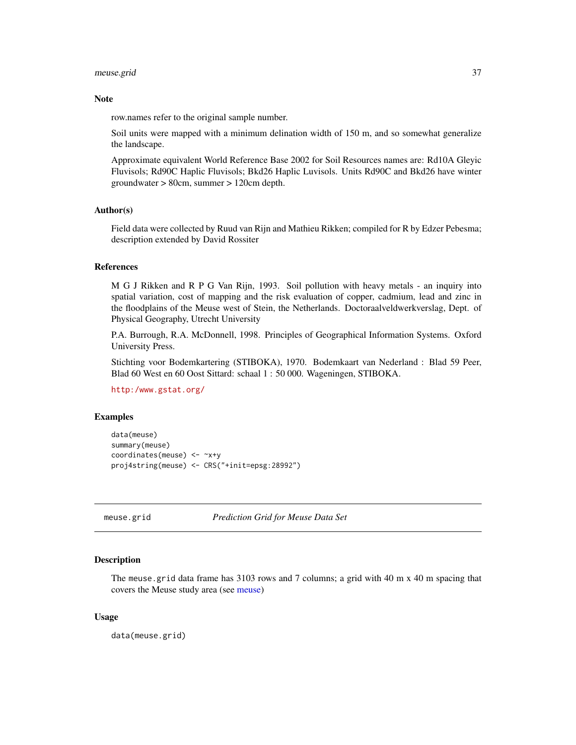### Note

row.names refer to the original sample number.

Soil units were mapped with a minimum delination width of 150 m, and so somewhat generalize the landscape.

Approximate equivalent World Reference Base 2002 for Soil Resources names are: Rd10A Gleyic Fluvisols; Rd90C Haplic Fluvisols; Bkd26 Haplic Luvisols. Units Rd90C and Bkd26 have winter groundwater > 80cm, summer > 120cm depth.

### Author(s)

Field data were collected by Ruud van Rijn and Mathieu Rikken; compiled for R by Edzer Pebesma; description extended by David Rossiter

### References

M G J Rikken and R P G Van Rijn, 1993. Soil pollution with heavy metals - an inquiry into spatial variation, cost of mapping and the risk evaluation of copper, cadmium, lead and zinc in the floodplains of the Meuse west of Stein, the Netherlands. Doctoraalveldwerkverslag, Dept. of Physical Geography, Utrecht University

P.A. Burrough, R.A. McDonnell, 1998. Principles of Geographical Information Systems. Oxford University Press.

Stichting voor Bodemkartering (STIBOKA), 1970. Bodemkaart van Nederland : Blad 59 Peer, Blad 60 West en 60 Oost Sittard: schaal 1 : 50 000. Wageningen, STIBOKA.

http:/www.gstat.org/

### Examples

```
data(meuse)
summary(meuse)
coordinates(meuse) <- ~x+y
proj4string(meuse) <- CRS("+init=epsg:28992")
```

---

## meuse.grid — *Prediction Grid for Meuse Data Set*

### Description

The `meuse.grid` data frame has 3103 rows and 7 columns; a grid with 40 m x 40 m spacing that covers the Meuse study area (see meuse)

### Usage

```
data(meuse.grid)
```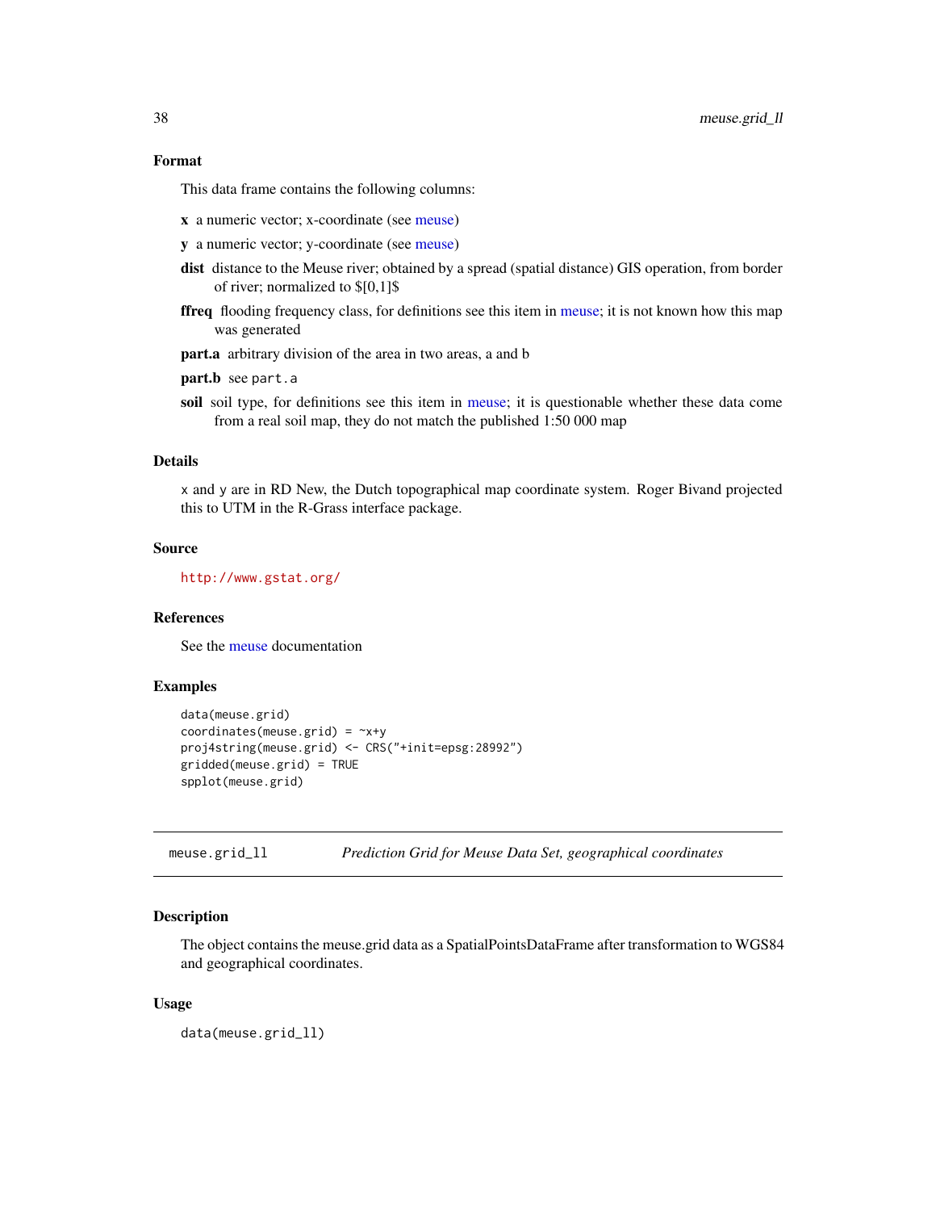### Format

This data frame contains the following columns:

**x** a numeric vector; x-coordinate (see meuse)

**y** a numeric vector; y-coordinate (see meuse)

**dist** distance to the Meuse river; obtained by a spread (spatial distance) GIS operation, from border of river; normalized to $[0,1]$

**ffreq** flooding frequency class, for definitions see this item in meuse; it is not known how this map was generated

**part.a** arbitrary division of the area in two areas, a and b

**part.b** see `part.a`

**soil** soil type, for definitions see this item in meuse; it is questionable whether these data come from a real soil map, they do not match the published 1:50 000 map

### Details

`x` and `y` are in RD New, the Dutch topographical map coordinate system. Roger Bivand projected this to UTM in the R-Grass interface package.

### Source

http://www.gstat.org/

### References

See the meuse documentation

### Examples

```
data(meuse.grid)
coordinates(meuse.grid) = ~x+y
proj4string(meuse.grid) <- CRS("+init=epsg:28992")
gridded(meuse.grid) = TRUE
spplot(meuse.grid)
```

---

## meuse.grid_ll *Prediction Grid for Meuse Data Set, geographical coordinates*

---

### Description

The object contains the meuse.grid data as a SpatialPointsDataFrame after transformation to WGS84 and geographical coordinates.

### Usage

```
data(meuse.grid_ll)
```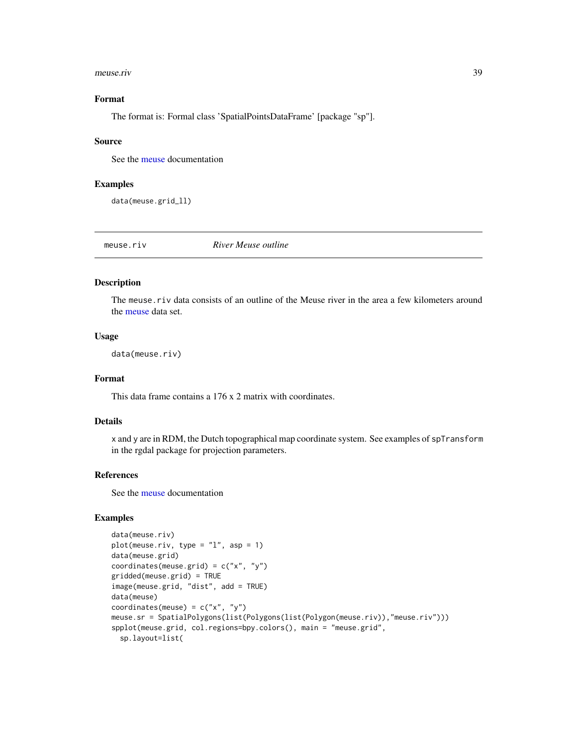### Format

The format is: Formal class 'SpatialPointsDataFrame' [package "sp"].

### Source

See the meuse documentation

### Examples

```
data(meuse.grid_ll)
```

---

## meuse.riv — *River Meuse outline*

### Description

The meuse.riv data consists of an outline of the Meuse river in the area a few kilometers around the meuse data set.

### Usage

```
data(meuse.riv)
```

### Format

This data frame contains a 176 x 2 matrix with coordinates.

### Details

x and y are in RDM, the Dutch topographical map coordinate system. See examples of spTransform in the rgdal package for projection parameters.

### References

See the meuse documentation

### Examples

```
data(meuse.riv)
plot(meuse.riv, type = "l", asp = 1)
data(meuse.grid)
coordinates(meuse.grid) = c("x", "y")
gridded(meuse.grid) = TRUE
image(meuse.grid, "dist", add = TRUE)
data(meuse)
coordinates(meuse) = c("x", "y")
meuse.sr = SpatialPolygons(list(Polygons(list(Polygon(meuse.riv)),"meuse.riv")))
spplot(meuse.grid, col.regions=bpy.colors(), main = "meuse.grid",
  sp.layout=list(
```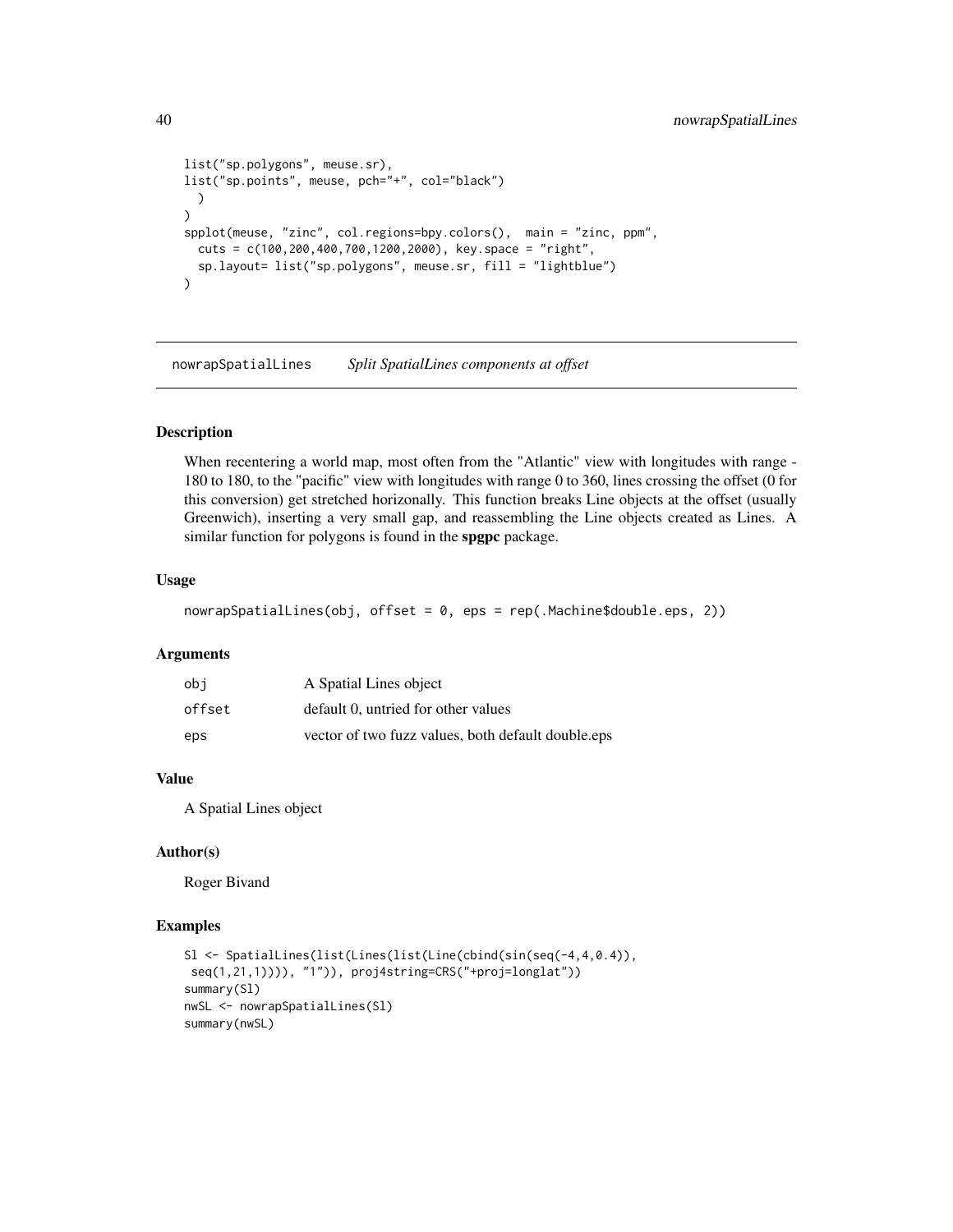```
list("sp.polygons", meuse.sr),
list("sp.points", meuse, pch="+", col="black")
  )
)
spplot(meuse, "zinc", col.regions=bpy.colors(),  main = "zinc, ppm",
  cuts = c(100,200,400,700,1200,2000), key.space = "right",
  sp.layout= list("sp.polygons", meuse.sr, fill = "lightblue")
)
```

## nowrapSpatialLines    *Split SpatialLines components at offset*

### Description

When recentering a world map, most often from the "Atlantic" view with longitudes with range -180 to 180, to the "pacific" view with longitudes with range 0 to 360, lines crossing the offset (0 for this conversion) get stretched horizonally. This function breaks Line objects at the offset (usually Greenwich), inserting a very small gap, and reassembling the Line objects created as Lines. A similar function for polygons is found in the **spgpc** package.

### Usage

```
nowrapSpatialLines(obj, offset = 0, eps = rep(.Machine$double.eps, 2))
```

### Arguments

| | |
|---|---|
| obj | A Spatial Lines object |
| offset | default 0, untried for other values |
| eps | vector of two fuzz values, both default double.eps |

### Value

A Spatial Lines object

### Author(s)

Roger Bivand

### Examples

```
Sl <- SpatialLines(list(Lines(list(Line(cbind(sin(seq(-4,4,0.4)),
 seq(1,21,1)))), "1")), proj4string=CRS("+proj=longlat"))
summary(Sl)
nwSL <- nowrapSpatialLines(Sl)
summary(nwSL)
```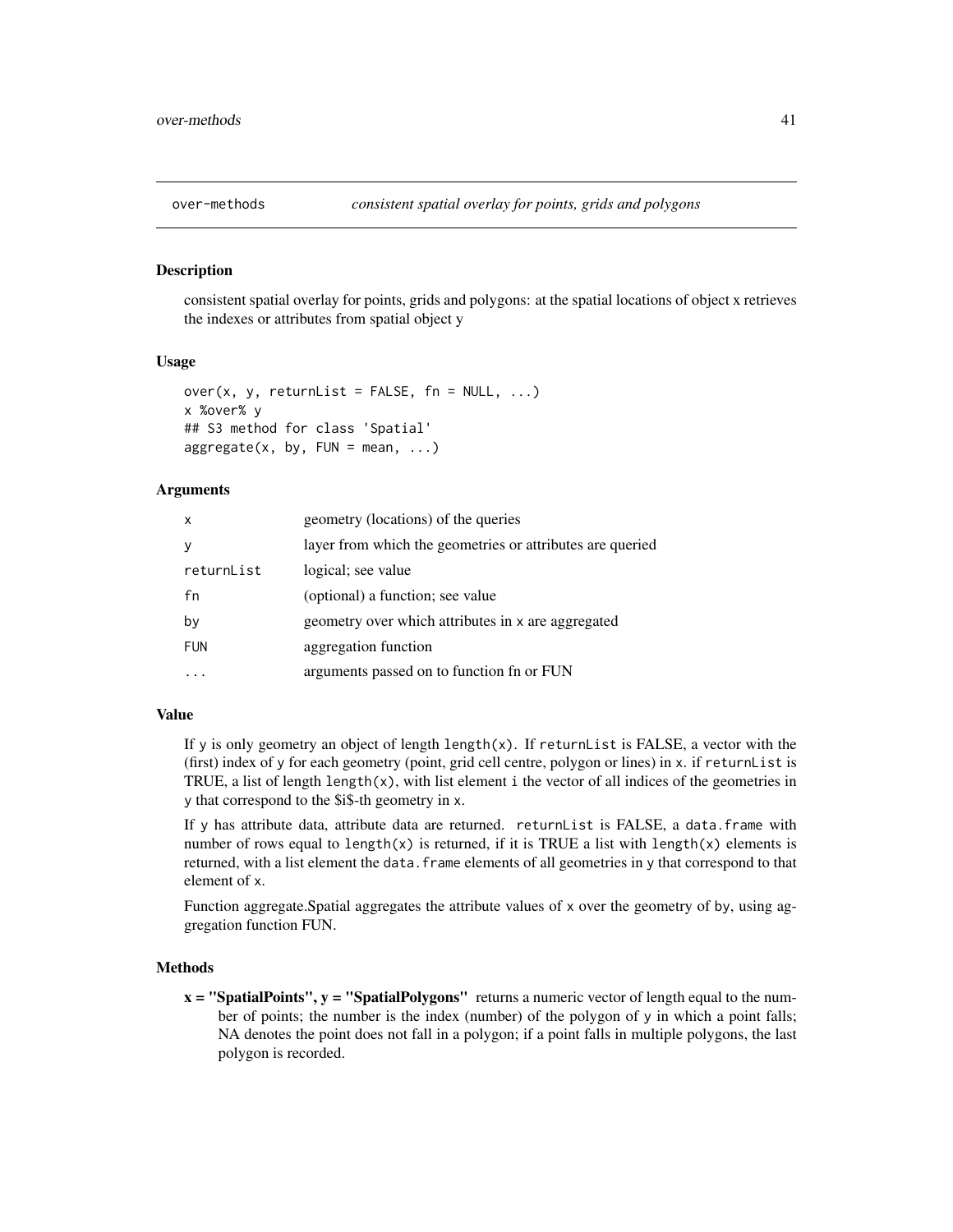over-methods *consistent spatial overlay for points, grids and polygons*

## Description

consistent spatial overlay for points, grids and polygons: at the spatial locations of object x retrieves the indexes or attributes from spatial object y

## Usage

```
over(x, y, returnList = FALSE, fn = NULL, ...)
x %over% y
## S3 method for class 'Spatial'
aggregate(x, by, FUN = mean, ...)
```

## Arguments

| | |
|---|---|
| x | geometry (locations) of the queries |
| y | layer from which the geometries or attributes are queried |
| returnList | logical; see value |
| fn | (optional) a function; see value |
| by | geometry over which attributes in x are aggregated |
| FUN | aggregation function |
| ... | arguments passed on to function fn or FUN |

## Value

If y is only geometry an object of length length(x). If returnList is FALSE, a vector with the (first) index of y for each geometry (point, grid cell centre, polygon or lines) in x. if returnList is TRUE, a list of length length(x), with list element i the vector of all indices of the geometries in y that correspond to the $i$-th geometry in x.

If y has attribute data, attribute data are returned. returnList is FALSE, a data.frame with number of rows equal to length(x) is returned, if it is TRUE a list with length(x) elements is returned, with a list element the data.frame elements of all geometries in y that correspond to that element of x.

Function aggregate.Spatial aggregates the attribute values of x over the geometry of by, using aggregation function FUN.

## Methods

**x = "SpatialPoints", y = "SpatialPolygons"** returns a numeric vector of length equal to the number of points; the number is the index (number) of the polygon of y in which a point falls; NA denotes the point does not fall in a polygon; if a point falls in multiple polygons, the last polygon is recorded.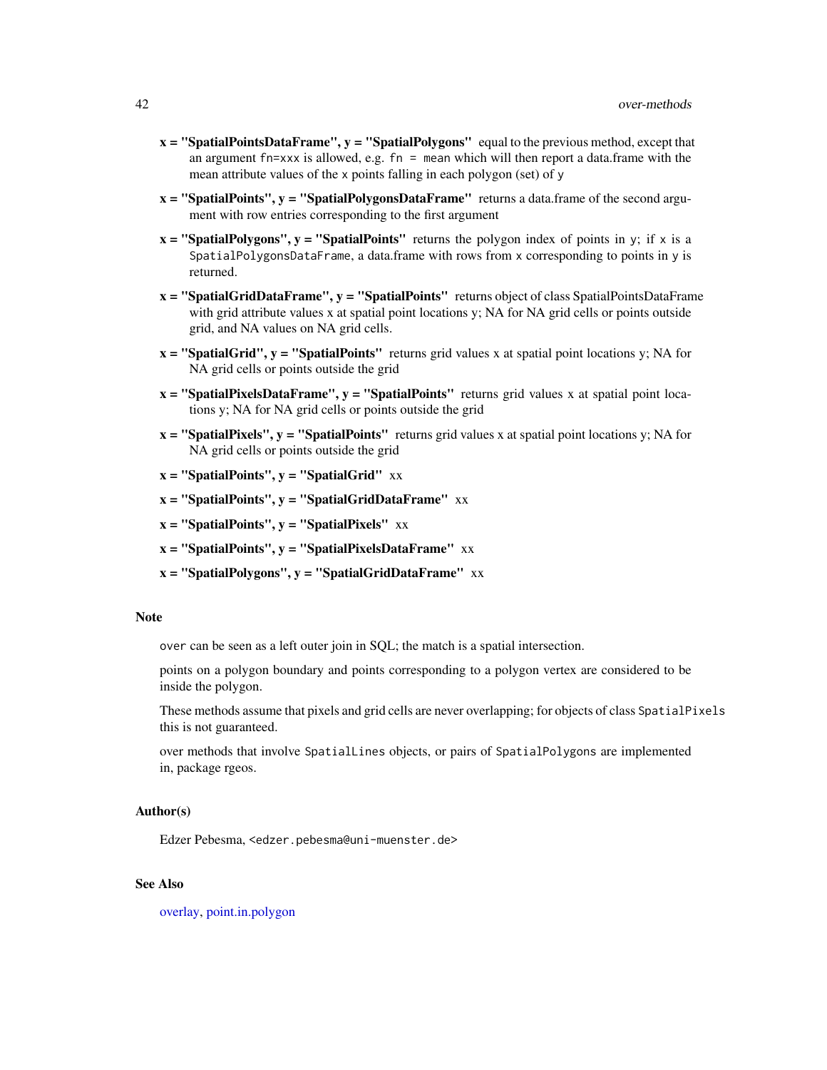**x = "SpatialPointsDataFrame", y = "SpatialPolygons"** equal to the previous method, except that an argument `fn=xxx` is allowed, e.g. `fn = mean` which will then report a data.frame with the mean attribute values of the `x` points falling in each polygon (set) of `y`

**x = "SpatialPoints", y = "SpatialPolygonsDataFrame"** returns a data.frame of the second argument with row entries corresponding to the first argument

**x = "SpatialPolygons", y = "SpatialPoints"** returns the polygon index of points in `y`; if `x` is a `SpatialPolygonsDataFrame`, a data.frame with rows from `x` corresponding to points in `y` is returned.

**x = "SpatialGridDataFrame", y = "SpatialPoints"** returns object of class SpatialPointsDataFrame with grid attribute values x at spatial point locations y; NA for NA grid cells or points outside grid, and NA values on NA grid cells.

**x = "SpatialGrid", y = "SpatialPoints"** returns grid values x at spatial point locations y; NA for NA grid cells or points outside the grid

**x = "SpatialPixelsDataFrame", y = "SpatialPoints"** returns grid values x at spatial point locations y; NA for NA grid cells or points outside the grid

**x = "SpatialPixels", y = "SpatialPoints"** returns grid values x at spatial point locations y; NA for NA grid cells or points outside the grid

**x = "SpatialPoints", y = "SpatialGrid"** xx

**x = "SpatialPoints", y = "SpatialGridDataFrame"** xx

**x = "SpatialPoints", y = "SpatialPixels"** xx

**x = "SpatialPoints", y = "SpatialPixelsDataFrame"** xx

**x = "SpatialPolygons", y = "SpatialGridDataFrame"** xx

### Note

`over` can be seen as a left outer join in SQL; the match is a spatial intersection.

points on a polygon boundary and points corresponding to a polygon vertex are considered to be inside the polygon.

These methods assume that pixels and grid cells are never overlapping; for objects of class `SpatialPixels` this is not guaranteed.

over methods that involve `SpatialLines` objects, or pairs of `SpatialPolygons` are implemented in, package rgeos.

### Author(s)

Edzer Pebesma, `<edzer.pebesma@uni-muenster.de>`

### See Also

overlay, point.in.polygon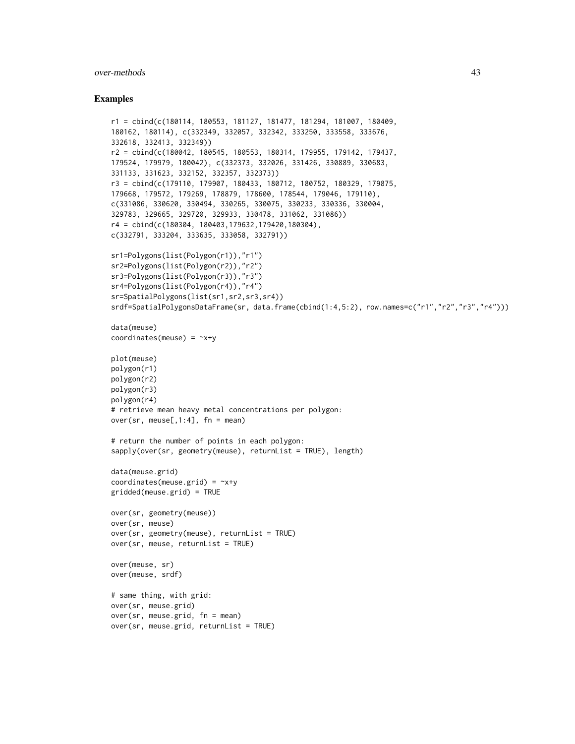## Examples

```
r1 = cbind(c(180114, 180553, 181127, 181477, 181294, 181007, 180409,
180162, 180114), c(332349, 332057, 332342, 333250, 333558, 333676,
332618, 332413, 332349))
r2 = cbind(c(180042, 180545, 180553, 180314, 179955, 179142, 179437,
179524, 179979, 180042), c(332373, 332026, 331426, 330889, 330683,
331133, 331623, 332152, 332357, 332373))
r3 = cbind(c(179110, 179907, 180433, 180712, 180752, 180329, 179875,
179668, 179572, 179269, 178879, 178600, 178544, 179046, 179110),
c(331086, 330620, 330494, 330265, 330075, 330233, 330336, 330004,
329783, 329665, 329720, 329933, 330478, 331062, 331086))
r4 = cbind(c(180304, 180403,179632,179420,180304),
c(332791, 333204, 333635, 333058, 332791))

sr1=Polygons(list(Polygon(r1)),"r1")
sr2=Polygons(list(Polygon(r2)),"r2")
sr3=Polygons(list(Polygon(r3)),"r3")
sr4=Polygons(list(Polygon(r4)),"r4")
sr=SpatialPolygons(list(sr1,sr2,sr3,sr4))
srdf=SpatialPolygonsDataFrame(sr, data.frame(cbind(1:4,5:2), row.names=c("r1","r2","r3","r4")))

data(meuse)
coordinates(meuse) = ~x+y

plot(meuse)
polygon(r1)
polygon(r2)
polygon(r3)
polygon(r4)
# retrieve mean heavy metal concentrations per polygon:
over(sr, meuse[,1:4], fn = mean)

# return the number of points in each polygon:
sapply(over(sr, geometry(meuse), returnList = TRUE), length)

data(meuse.grid)
coordinates(meuse.grid) = ~x+y
gridded(meuse.grid) = TRUE

over(sr, geometry(meuse))
over(sr, meuse)
over(sr, geometry(meuse), returnList = TRUE)
over(sr, meuse, returnList = TRUE)

over(meuse, sr)
over(meuse, srdf)

# same thing, with grid:
over(sr, meuse.grid)
over(sr, meuse.grid, fn = mean)
over(sr, meuse.grid, returnList = TRUE)
```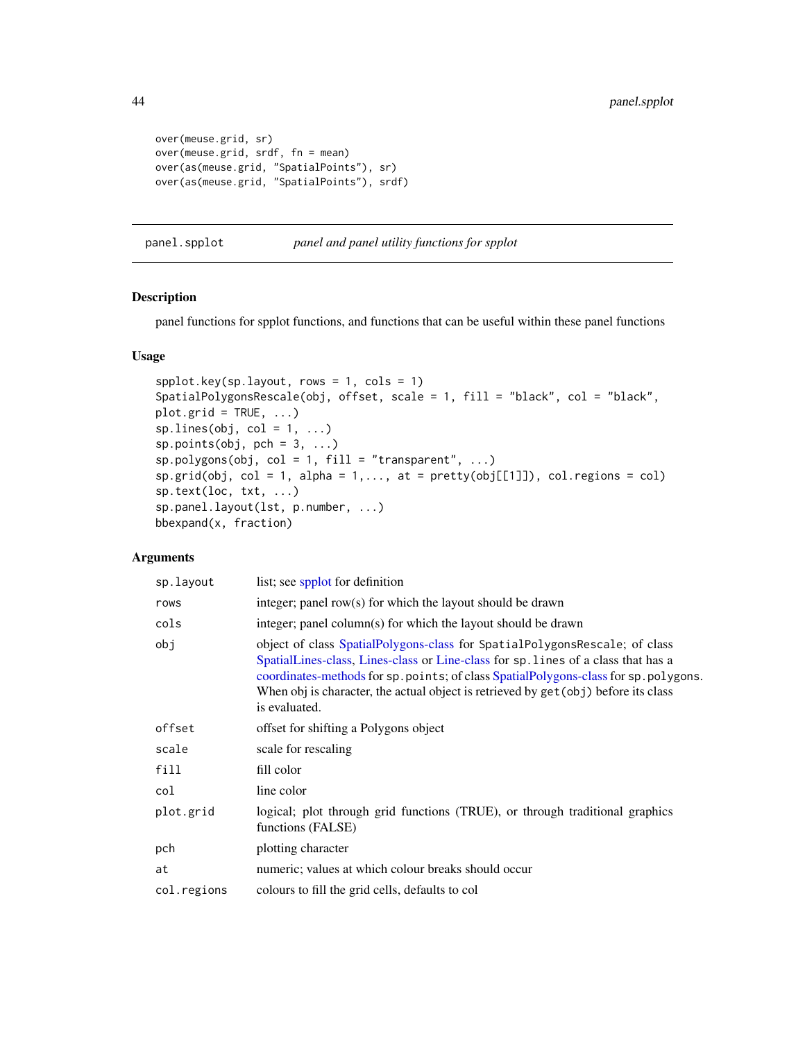```
over(meuse.grid, sr)
over(meuse.grid, srdf, fn = mean)
over(as(meuse.grid, "SpatialPoints"), sr)
over(as(meuse.grid, "SpatialPoints"), srdf)
```

## panel.spplot — *panel and panel utility functions for spplot*

### Description

panel functions for spplot functions, and functions that can be useful within these panel functions

### Usage

```
spplot.key(sp.layout, rows = 1, cols = 1)
SpatialPolygonsRescale(obj, offset, scale = 1, fill = "black", col = "black",
plot.grid = TRUE, ...)
sp.lines(obj, col = 1, ...)
sp.points(obj, pch = 3, ...)
sp.polygons(obj, col = 1, fill = "transparent", ...)
sp.grid(obj, col = 1, alpha = 1,..., at = pretty(obj[[1]]), col.regions = col)
sp.text(loc, txt, ...)
sp.panel.layout(lst, p.number, ...)
bbexpand(x, fraction)
```

### Arguments

| | |
|---|---|
| `sp.layout` | list; see spplot for definition |
| `rows` | integer; panel row(s) for which the layout should be drawn |
| `cols` | integer; panel column(s) for which the layout should be drawn |
| `obj` | object of class SpatialPolygons-class for `SpatialPolygonsRescale`; of class SpatialLines-class, Lines-class or Line-class for `sp.lines` of a class that has a coordinates-methods for `sp.points`; of class SpatialPolygons-class for `sp.polygons`. When obj is character, the actual object is retrieved by `get(obj)` before its class is evaluated. |
| `offset` | offset for shifting a Polygons object |
| `scale` | scale for rescaling |
| `fill` | fill color |
| `col` | line color |
| `plot.grid` | logical; plot through grid functions (TRUE), or through traditional graphics functions (FALSE) |
| `pch` | plotting character |
| `at` | numeric; values at which colour breaks should occur |
| `col.regions` | colours to fill the grid cells, defaults to col |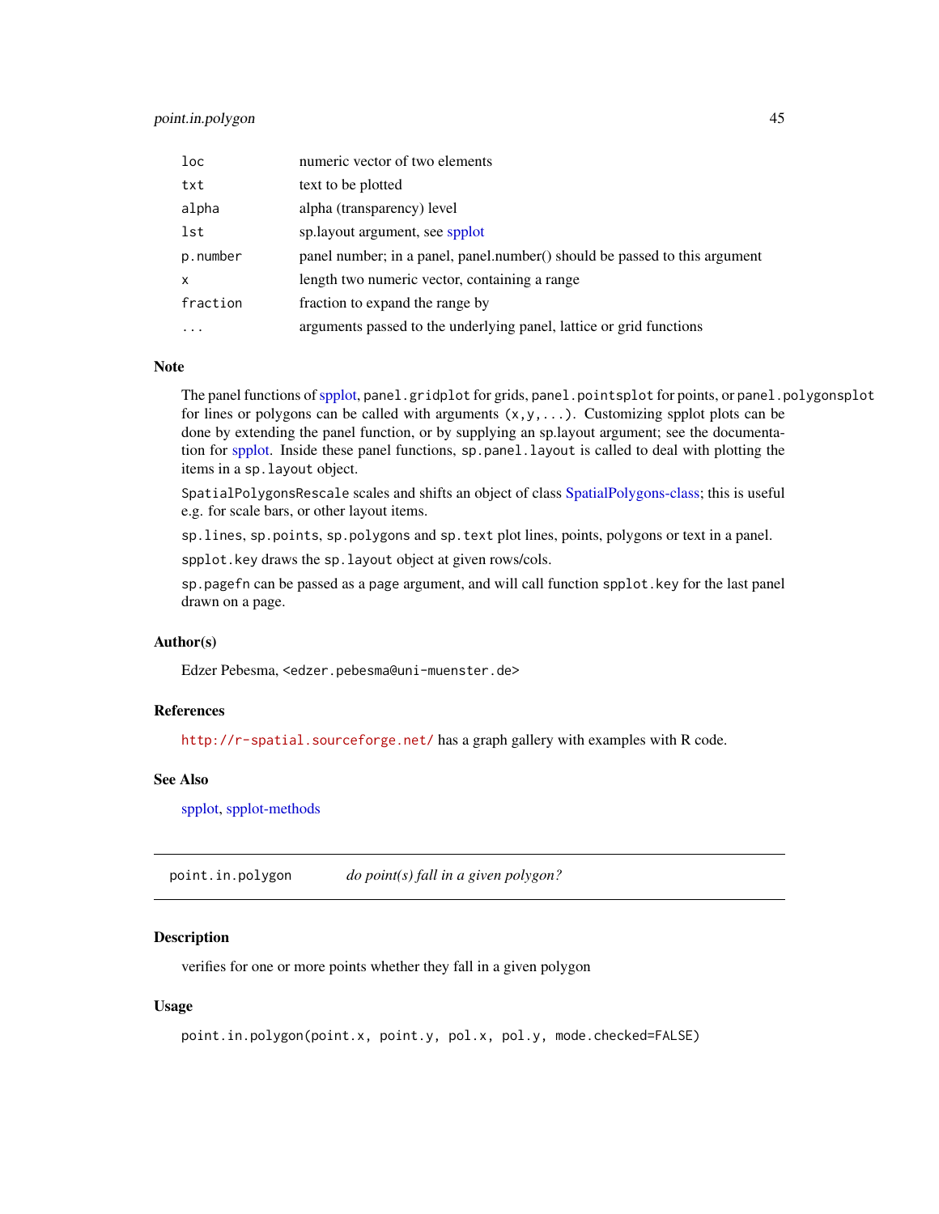| | |
|---|---|
| `loc` | numeric vector of two elements |
| `txt` | text to be plotted |
| `alpha` | alpha (transparency) level |
| `lst` | sp.layout argument, see spplot |
| `p.number` | panel number; in a panel, panel.number() should be passed to this argument |
| `x` | length two numeric vector, containing a range |
| `fraction` | fraction to expand the range by |
| `...` | arguments passed to the underlying panel, lattice or grid functions |

### Note

The panel functions of spplot, `panel.gridplot` for grids, `panel.pointsplot` for points, or `panel.polygonsplot` for lines or polygons can be called with arguments `(x,y,...)`. Customizing spplot plots can be done by extending the panel function, or by supplying an sp.layout argument; see the documentation for spplot. Inside these panel functions, `sp.panel.layout` is called to deal with plotting the items in a `sp.layout` object.

`SpatialPolygonsRescale` scales and shifts an object of class SpatialPolygons-class; this is useful e.g. for scale bars, or other layout items.

`sp.lines`, `sp.points`, `sp.polygons` and `sp.text` plot lines, points, polygons or text in a panel.

`spplot.key` draws the `sp.layout` object at given rows/cols.

`sp.pagefn` can be passed as a `page` argument, and will call function `spplot.key` for the last panel drawn on a page.

### Author(s)

Edzer Pebesma, `<edzer.pebesma@uni-muenster.de>`

### References

`http://r-spatial.sourceforge.net/` has a graph gallery with examples with R code.

### See Also

spplot, spplot-methods

---

## `point.in.polygon` *do point(s) fall in a given polygon?*

---

### Description

verifies for one or more points whether they fall in a given polygon

### Usage

```
point.in.polygon(point.x, point.y, pol.x, pol.y, mode.checked=FALSE)
```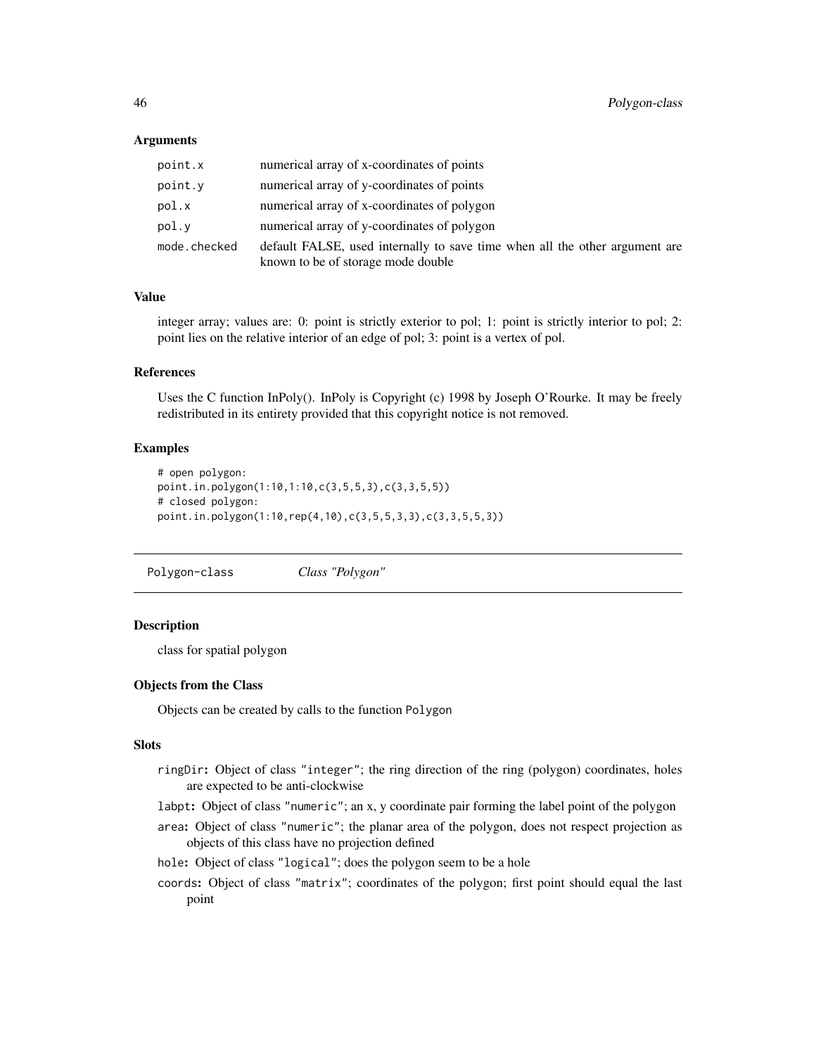### Arguments

| | |
|---|---|
| `point.x` | numerical array of x-coordinates of points |
| `point.y` | numerical array of y-coordinates of points |
| `pol.x` | numerical array of x-coordinates of polygon |
| `pol.y` | numerical array of y-coordinates of polygon |
| `mode.checked` | default FALSE, used internally to save time when all the other argument are known to be of storage mode double |

### Value

integer array; values are: 0: point is strictly exterior to pol; 1: point is strictly interior to pol; 2: point lies on the relative interior of an edge of pol; 3: point is a vertex of pol.

### References

Uses the C function InPoly(). InPoly is Copyright (c) 1998 by Joseph O'Rourke. It may be freely redistributed in its entirety provided that this copyright notice is not removed.

### Examples

```
# open polygon:
point.in.polygon(1:10,1:10,c(3,5,5,3),c(3,3,5,5))
# closed polygon:
point.in.polygon(1:10,rep(4,10),c(3,5,5,3,3),c(3,3,5,5,3))
```

---

## Polygon-class &nbsp;&nbsp;&nbsp; *Class "Polygon"*

---

### Description

class for spatial polygon

### Objects from the Class

Objects can be created by calls to the function `Polygon`

### Slots

- `ringDir`**:** Object of class `"integer"`; the ring direction of the ring (polygon) coordinates, holes are expected to be anti-clockwise
- `labpt`**:** Object of class `"numeric"`; an x, y coordinate pair forming the label point of the polygon
- `area`**:** Object of class `"numeric"`; the planar area of the polygon, does not respect projection as objects of this class have no projection defined
- `hole`**:** Object of class `"logical"`; does the polygon seem to be a hole
- `coords`**:** Object of class `"matrix"`; coordinates of the polygon; first point should equal the last point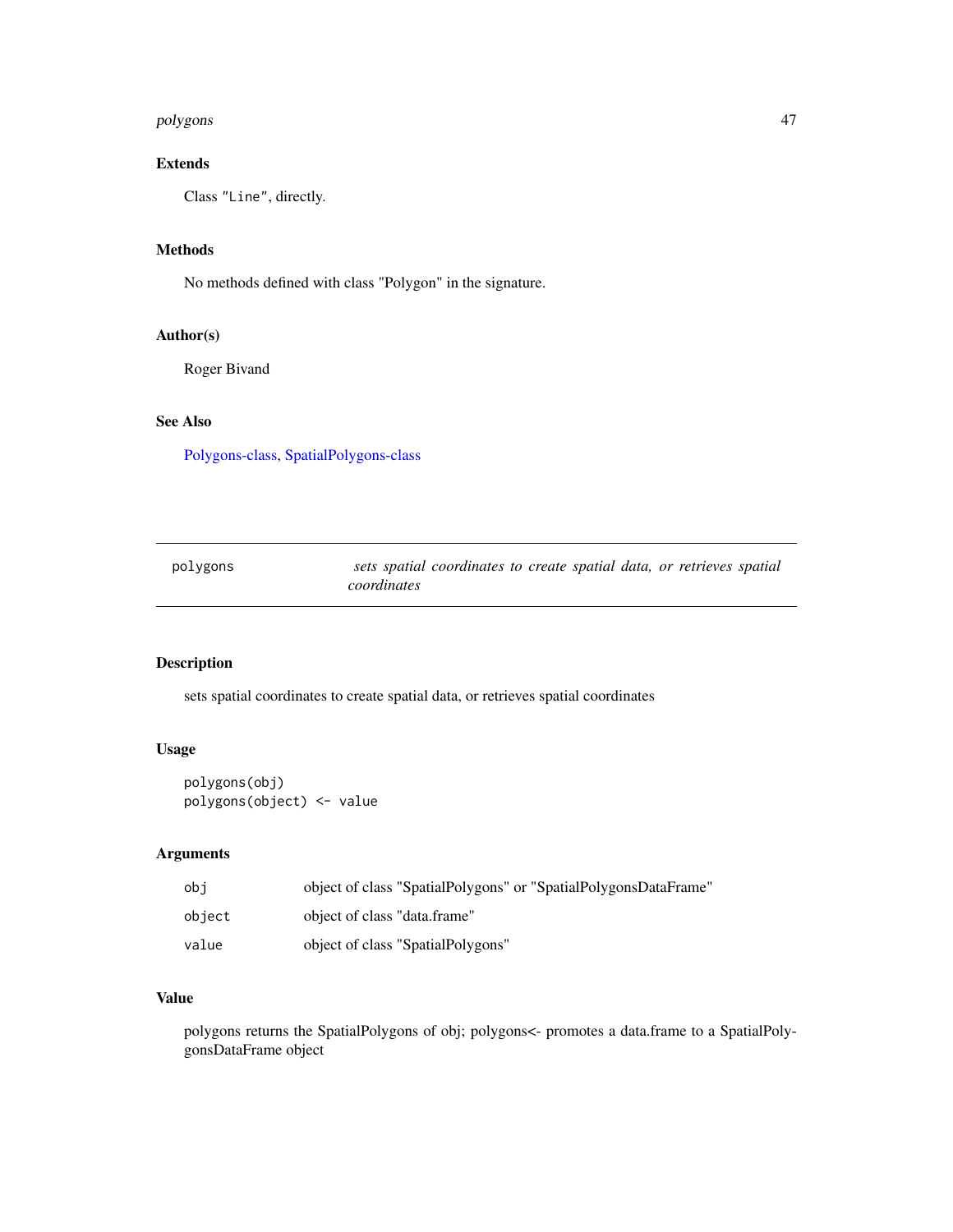### Extends

Class "Line", directly.

### Methods

No methods defined with class "Polygon" in the signature.

### Author(s)

Roger Bivand

### See Also

Polygons-class, SpatialPolygons-class

---

| polygons | *sets spatial coordinates to create spatial data, or retrieves spatial coordinates* |
|---|---|

### Description

sets spatial coordinates to create spatial data, or retrieves spatial coordinates

### Usage

```
polygons(obj)
polygons(object) <- value
```

### Arguments

| | |
|---|---|
| obj | object of class "SpatialPolygons" or "SpatialPolygonsDataFrame" |
| object | object of class "data.frame" |
| value | object of class "SpatialPolygons" |

### Value

polygons returns the SpatialPolygons of obj; polygons<- promotes a data.frame to a SpatialPolygonsDataFrame object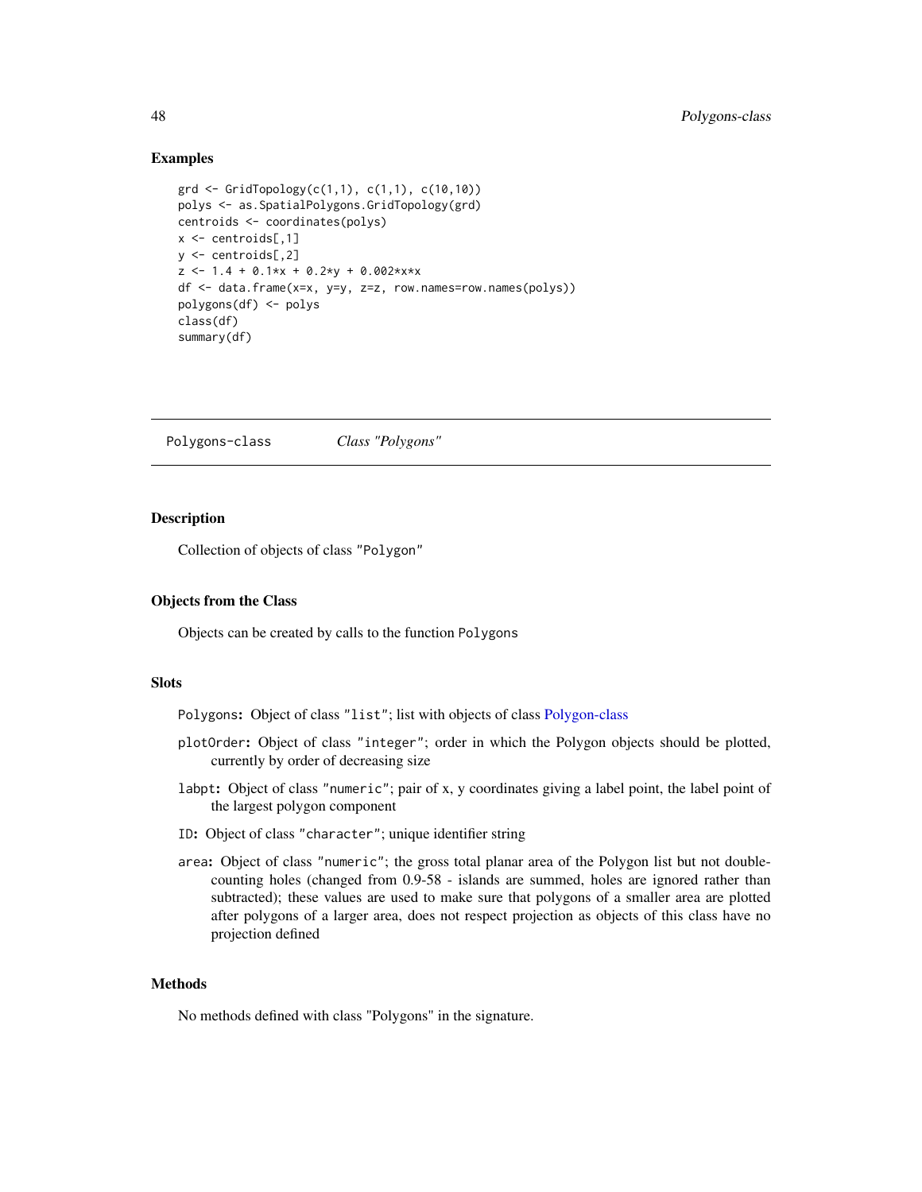## Examples

```
grd <- GridTopology(c(1,1), c(1,1), c(10,10))
polys <- as.SpatialPolygons.GridTopology(grd)
centroids <- coordinates(polys)
x <- centroids[,1]
y <- centroids[,2]
z <- 1.4 + 0.1*x + 0.2*y + 0.002*x*x
df <- data.frame(x=x, y=y, z=z, row.names=row.names(polys))
polygons(df) <- polys
class(df)
summary(df)
```

---

Polygons-class &nbsp;&nbsp;&nbsp;&nbsp; *Class "Polygons"*

---

## Description

Collection of objects of class "Polygon"

## Objects from the Class

Objects can be created by calls to the function `Polygons`

## Slots

- `Polygons`: Object of class `"list"`; list with objects of class Polygon-class
- `plotOrder`: Object of class `"integer"`; order in which the Polygon objects should be plotted, currently by order of decreasing size
- `labpt`: Object of class `"numeric"`; pair of x, y coordinates giving a label point, the label point of the largest polygon component
- `ID`: Object of class `"character"`; unique identifier string
- `area`: Object of class `"numeric"`; the gross total planar area of the Polygon list but not double-counting holes (changed from 0.9-58 - islands are summed, holes are ignored rather than subtracted); these values are used to make sure that polygons of a smaller area are plotted after polygons of a larger area, does not respect projection as objects of this class have no projection defined

## Methods

No methods defined with class "Polygons" in the signature.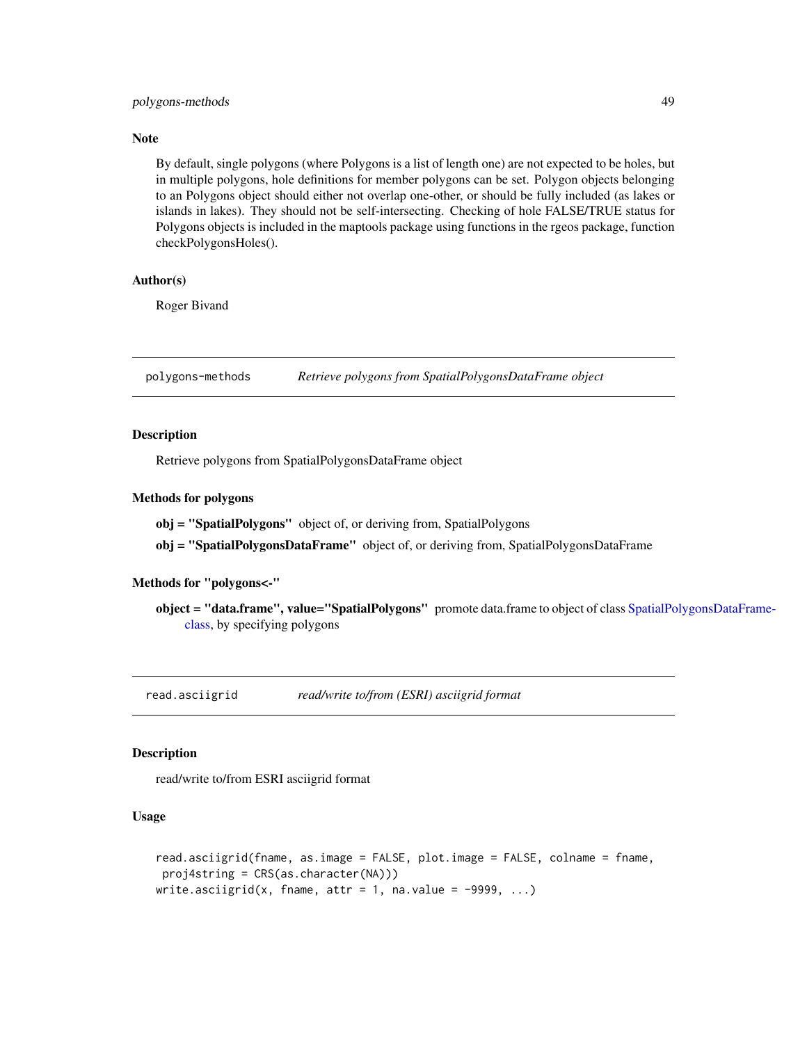### Note

By default, single polygons (where Polygons is a list of length one) are not expected to be holes, but in multiple polygons, hole definitions for member polygons can be set. Polygon objects belonging to an Polygons object should either not overlap one-other, or should be fully included (as lakes or islands in lakes). They should not be self-intersecting. Checking of hole FALSE/TRUE status for Polygons objects is included in the maptools package using functions in the rgeos package, function checkPolygonsHoles().

### Author(s)

Roger Bivand

---

## polygons-methods — *Retrieve polygons from SpatialPolygonsDataFrame object*

### Description

Retrieve polygons from SpatialPolygonsDataFrame object

### Methods for polygons

**obj = "SpatialPolygons"** object of, or deriving from, SpatialPolygons

**obj = "SpatialPolygonsDataFrame"** object of, or deriving from, SpatialPolygonsDataFrame

### Methods for "polygons<-"

**object = "data.frame", value="SpatialPolygons"** promote data.frame to object of class SpatialPolygonsDataFrame-class, by specifying polygons

---

## read.asciigrid — *read/write to/from (ESRI) asciigrid format*

### Description

read/write to/from ESRI asciigrid format

### Usage

```
read.asciigrid(fname, as.image = FALSE, plot.image = FALSE, colname = fname,
 proj4string = CRS(as.character(NA)))
write.asciigrid(x, fname, attr = 1, na.value = -9999, ...)
```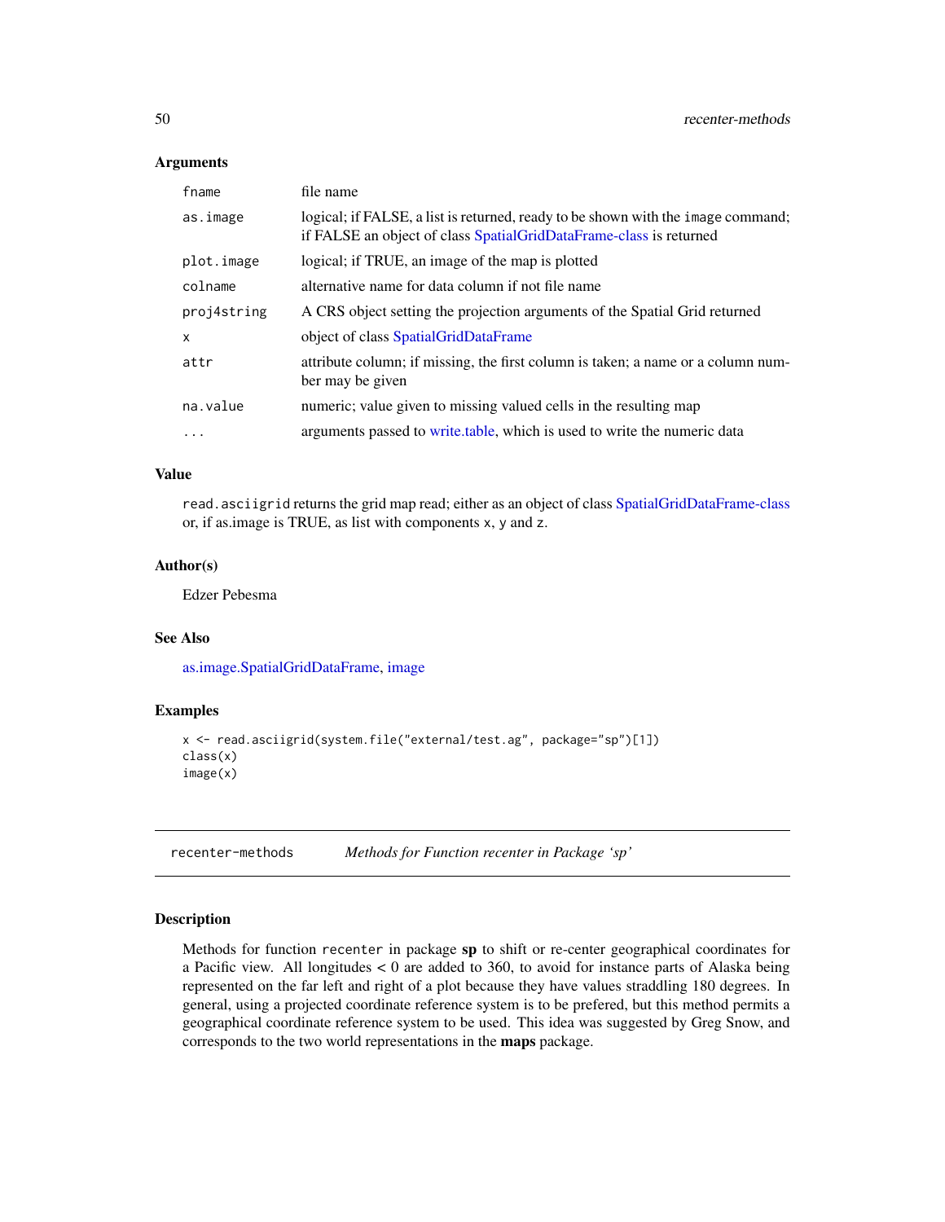### Arguments

| | |
|---|---|
| `fname` | file name |
| `as.image` | logical; if FALSE, a list is returned, ready to be shown with the `image` command; if FALSE an object of class SpatialGridDataFrame-class is returned |
| `plot.image` | logical; if TRUE, an image of the map is plotted |
| `colname` | alternative name for data column if not file name |
| `proj4string` | A CRS object setting the projection arguments of the Spatial Grid returned |
| `x` | object of class SpatialGridDataFrame |
| `attr` | attribute column; if missing, the first column is taken; a name or a column number may be given |
| `na.value` | numeric; value given to missing valued cells in the resulting map |
| `...` | arguments passed to write.table, which is used to write the numeric data |

### Value

`read.asciigrid` returns the grid map read; either as an object of class SpatialGridDataFrame-class or, if as.image is TRUE, as list with components `x`, `y` and `z`.

### Author(s)

Edzer Pebesma

### See Also

as.image.SpatialGridDataFrame, image

### Examples

```
x <- read.asciigrid(system.file("external/test.ag", package="sp")[1])
class(x)
image(x)
```

---

## recenter-methods    *Methods for Function recenter in Package 'sp'*

---

### Description

Methods for function `recenter` in package **sp** to shift or re-center geographical coordinates for a Pacific view. All longitudes < 0 are added to 360, to avoid for instance parts of Alaska being represented on the far left and right of a plot because they have values straddling 180 degrees. In general, using a projected coordinate reference system is to be prefered, but this method permits a geographical coordinate reference system to be used. This idea was suggested by Greg Snow, and corresponds to the two world representations in the **maps** package.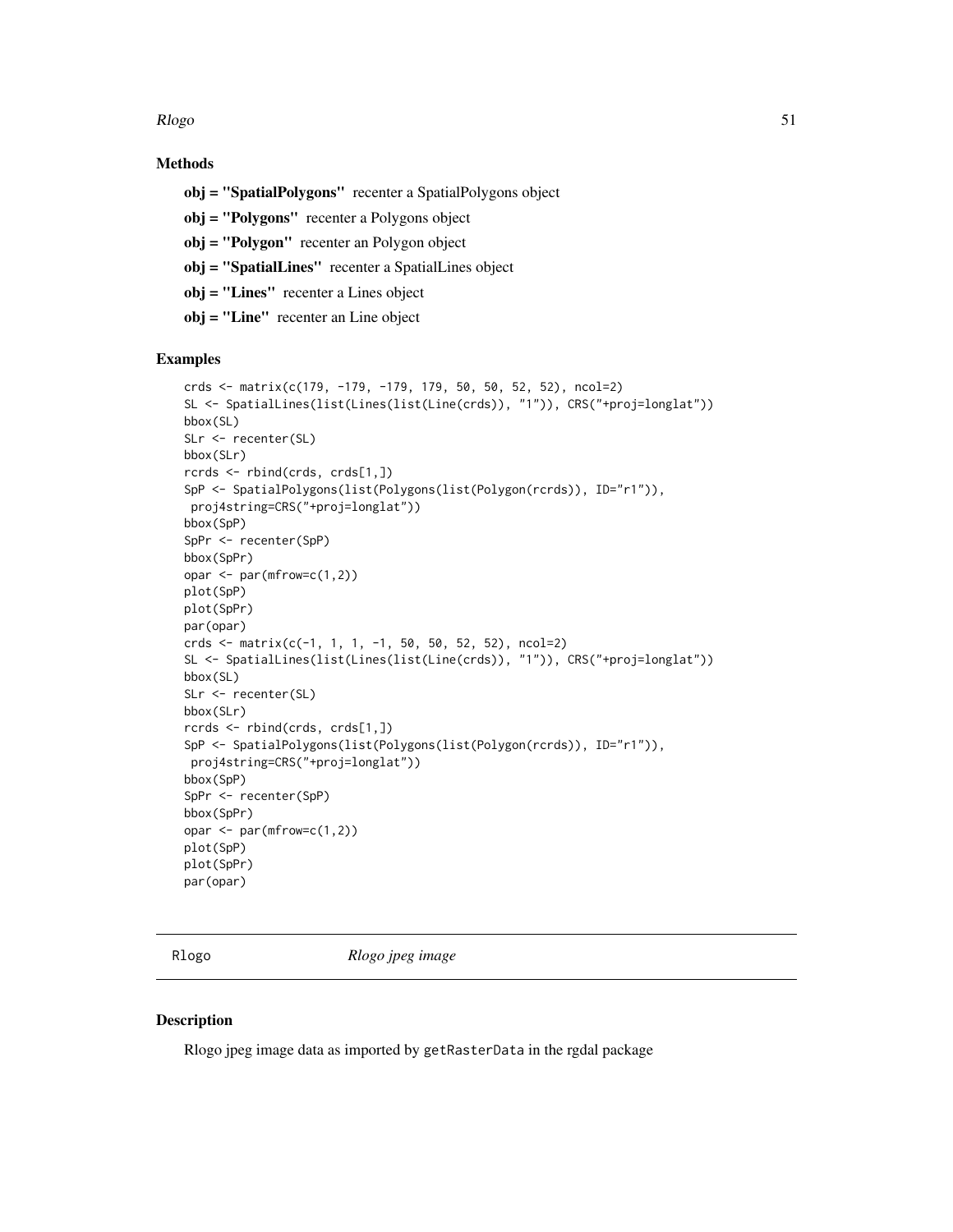### Methods

**obj = "SpatialPolygons"** recenter a SpatialPolygons object

**obj = "Polygons"** recenter a Polygons object

**obj = "Polygon"** recenter an Polygon object

**obj = "SpatialLines"** recenter a SpatialLines object

**obj = "Lines"** recenter a Lines object

**obj = "Line"** recenter an Line object

### Examples

```
crds <- matrix(c(179, -179, -179, 179, 50, 50, 52, 52), ncol=2)
SL <- SpatialLines(list(Lines(list(Line(crds)), "1")), CRS("+proj=longlat"))
bbox(SL)
SLr <- recenter(SL)
bbox(SLr)
rcrds <- rbind(crds, crds[1,])
SpP <- SpatialPolygons(list(Polygons(list(Polygon(rcrds)), ID="r1")),
 proj4string=CRS("+proj=longlat"))
bbox(SpP)
SpPr <- recenter(SpP)
bbox(SpPr)
opar <- par(mfrow=c(1,2))
plot(SpP)
plot(SpPr)
par(opar)
crds <- matrix(c(-1, 1, 1, -1, 50, 50, 52, 52), ncol=2)
SL <- SpatialLines(list(Lines(list(Line(crds)), "1")), CRS("+proj=longlat"))
bbox(SL)
SLr <- recenter(SL)
bbox(SLr)
rcrds <- rbind(crds, crds[1,])
SpP <- SpatialPolygons(list(Polygons(list(Polygon(rcrds)), ID="r1")),
 proj4string=CRS("+proj=longlat"))
bbox(SpP)
SpPr <- recenter(SpP)
bbox(SpPr)
opar <- par(mfrow=c(1,2))
plot(SpP)
plot(SpPr)
par(opar)
```

---

## Rlogo *Rlogo jpeg image*

---

### Description

Rlogo jpeg image data as imported by `getRasterData` in the rgdal package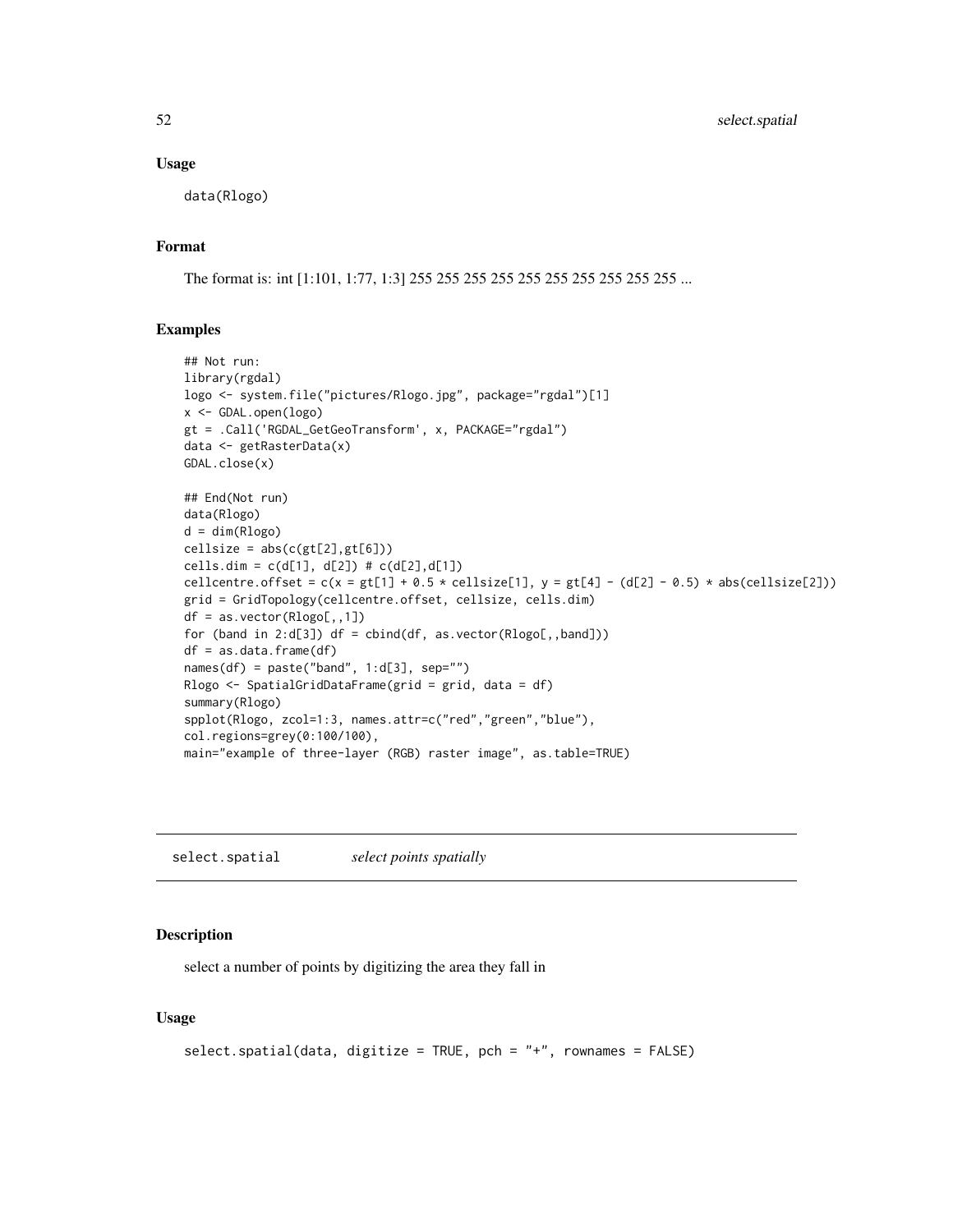### Usage

```
data(Rlogo)
```

### Format

The format is: int [1:101, 1:77, 1:3] 255 255 255 255 255 255 255 255 255 255 ...

### Examples

```
## Not run:
library(rgdal)
logo <- system.file("pictures/Rlogo.jpg", package="rgdal")[1]
x <- GDAL.open(logo)
gt = .Call('RGDAL_GetGeoTransform', x, PACKAGE="rgdal")
data <- getRasterData(x)
GDAL.close(x)

## End(Not run)
data(Rlogo)
d = dim(Rlogo)
cellsize = abs(c(gt[2],gt[6]))
cells.dim = c(d[1], d[2]) # c(d[2],d[1])
cellcentre.offset = c(x = gt[1] + 0.5 * cellsize[1], y = gt[4] - (d[2] - 0.5) * abs(cellsize[2]))
grid = GridTopology(cellcentre.offset, cellsize, cells.dim)
df = as.vector(Rlogo[,,1])
for (band in 2:d[3]) df = cbind(df, as.vector(Rlogo[,,band]))
df = as.data.frame(df)
names(df) = paste("band", 1:d[3], sep="")
Rlogo <- SpatialGridDataFrame(grid = grid, data = df)
summary(Rlogo)
spplot(Rlogo, zcol=1:3, names.attr=c("red","green","blue"),
col.regions=grey(0:100/100),
main="example of three-layer (RGB) raster image", as.table=TRUE)
```

---

## select.spatial *select points spatially*

### Description

select a number of points by digitizing the area they fall in

### Usage

```
select.spatial(data, digitize = TRUE, pch = "+", rownames = FALSE)
```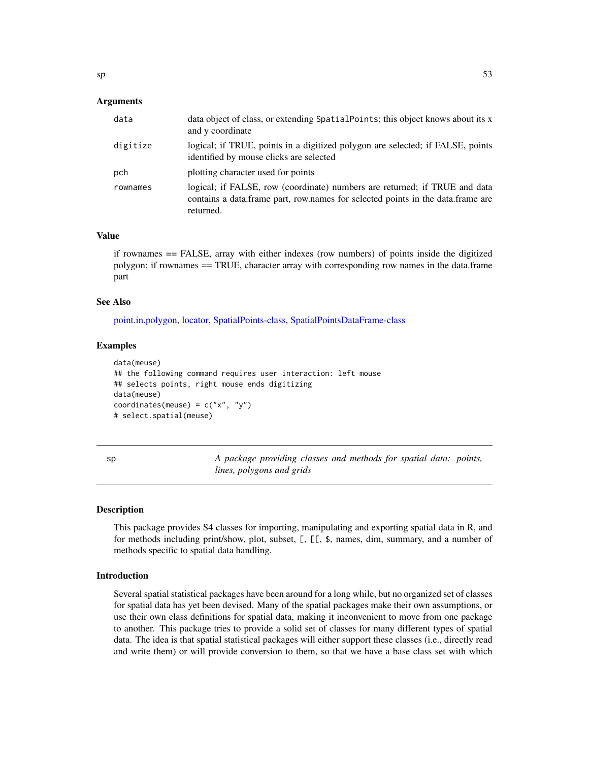### Arguments

| | |
|---|---|
| `data` | data object of class, or extending `SpatialPoints`; this object knows about its x and y coordinate |
| `digitize` | logical; if TRUE, points in a digitized polygon are selected; if FALSE, points identified by mouse clicks are selected |
| `pch` | plotting character used for points |
| `rownames` | logical; if FALSE, row (coordinate) numbers are returned; if TRUE and data contains a data.frame part, row.names for selected points in the data.frame are returned. |

### Value

if rownames == FALSE, array with either indexes (row numbers) of points inside the digitized polygon; if rownames == TRUE, character array with corresponding row names in the data.frame part

### See Also

point.in.polygon, locator, SpatialPoints-class, SpatialPointsDataFrame-class

### Examples

```
data(meuse)
## the following command requires user interaction: left mouse
## selects points, right mouse ends digitizing
data(meuse)
coordinates(meuse) = c("x", "y")
# select.spatial(meuse)
```

---

## sp — *A package providing classes and methods for spatial data: points, lines, polygons and grids*

---

### Description

This package provides S4 classes for importing, manipulating and exporting spatial data in R, and for methods including print/show, plot, subset, `[`, `[[`, `$`, names, dim, summary, and a number of methods specific to spatial data handling.

### Introduction

Several spatial statistical packages have been around for a long while, but no organized set of classes for spatial data has yet been devised. Many of the spatial packages make their own assumptions, or use their own class definitions for spatial data, making it inconvenient to move from one package to another. This package tries to provide a solid set of classes for many different types of spatial data. The idea is that spatial statistical packages will either support these classes (i.e., directly read and write them) or will provide conversion to them, so that we have a base class set with which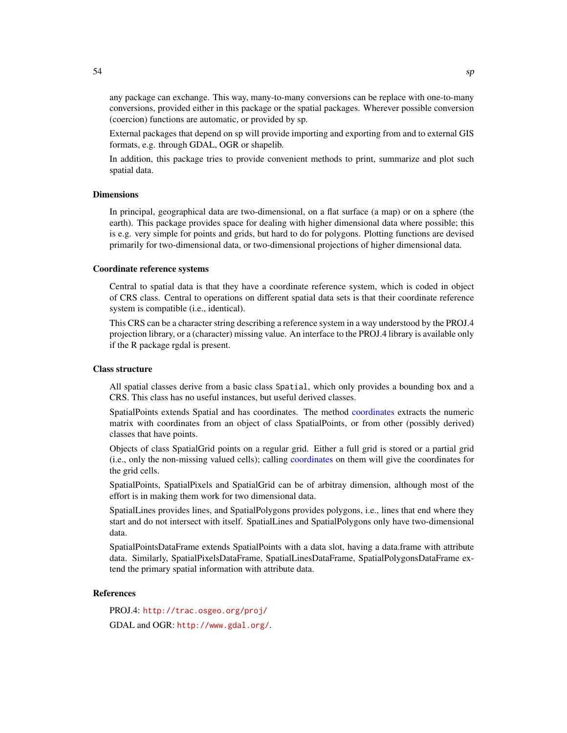any package can exchange. This way, many-to-many conversions can be replace with one-to-many conversions, provided either in this package or the spatial packages. Wherever possible conversion (coercion) functions are automatic, or provided by sp.

External packages that depend on sp will provide importing and exporting from and to external GIS formats, e.g. through GDAL, OGR or shapelib.

In addition, this package tries to provide convenient methods to print, summarize and plot such spatial data.

### Dimensions

In principal, geographical data are two-dimensional, on a flat surface (a map) or on a sphere (the earth). This package provides space for dealing with higher dimensional data where possible; this is e.g. very simple for points and grids, but hard to do for polygons. Plotting functions are devised primarily for two-dimensional data, or two-dimensional projections of higher dimensional data.

### Coordinate reference systems

Central to spatial data is that they have a coordinate reference system, which is coded in object of CRS class. Central to operations on different spatial data sets is that their coordinate reference system is compatible (i.e., identical).

This CRS can be a character string describing a reference system in a way understood by the PROJ.4 projection library, or a (character) missing value. An interface to the PROJ.4 library is available only if the R package rgdal is present.

### Class structure

All spatial classes derive from a basic class `Spatial`, which only provides a bounding box and a CRS. This class has no useful instances, but useful derived classes.

SpatialPoints extends Spatial and has coordinates. The method coordinates extracts the numeric matrix with coordinates from an object of class SpatialPoints, or from other (possibly derived) classes that have points.

Objects of class SpatialGrid points on a regular grid. Either a full grid is stored or a partial grid (i.e., only the non-missing valued cells); calling coordinates on them will give the coordinates for the grid cells.

SpatialPoints, SpatialPixels and SpatialGrid can be of arbitray dimension, although most of the effort is in making them work for two dimensional data.

SpatialLines provides lines, and SpatialPolygons provides polygons, i.e., lines that end where they start and do not intersect with itself. SpatialLines and SpatialPolygons only have two-dimensional data.

SpatialPointsDataFrame extends SpatialPoints with a data slot, having a data.frame with attribute data. Similarly, SpatialPixelsDataFrame, SpatialLinesDataFrame, SpatialPolygonsDataFrame extend the primary spatial information with attribute data.

### References

PROJ.4: `http://trac.osgeo.org/proj/`

GDAL and OGR: `http://www.gdal.org/`.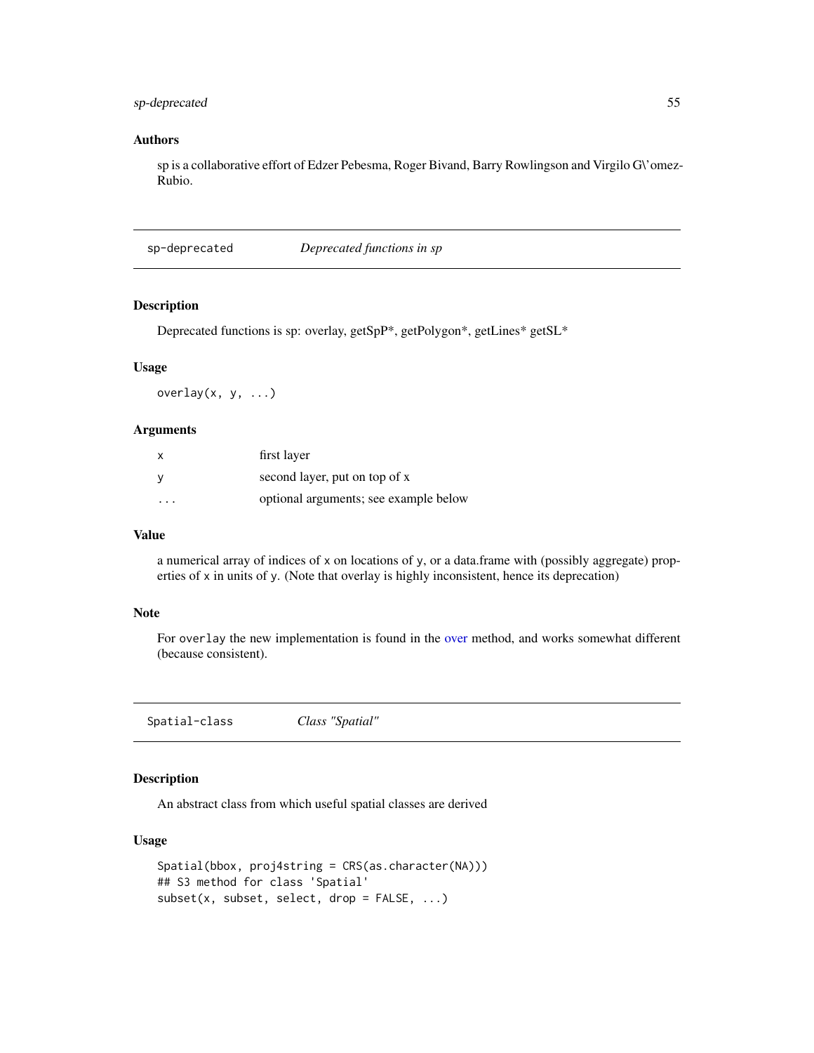### Authors

sp is a collaborative effort of Edzer Pebesma, Roger Bivand, Barry Rowlingson and Virgilo G\'omez-Rubio.

---

## sp-deprecated — *Deprecated functions in sp*

### Description

Deprecated functions is sp: overlay, getSpP*, getPolygon*, getLines* getSL*

### Usage

```
overlay(x, y, ...)
```

### Arguments

| | |
|---|---|
| x | first layer |
| y | second layer, put on top of x |
| ... | optional arguments; see example below |

### Value

a numerical array of indices of x on locations of y, or a data.frame with (possibly aggregate) properties of x in units of y. (Note that overlay is highly inconsistent, hence its deprecation)

### Note

For `overlay` the new implementation is found in the over method, and works somewhat different (because consistent).

---

## Spatial-class — *Class "Spatial"*

### Description

An abstract class from which useful spatial classes are derived

### Usage

```
Spatial(bbox, proj4string = CRS(as.character(NA)))
## S3 method for class 'Spatial'
subset(x, subset, select, drop = FALSE, ...)
```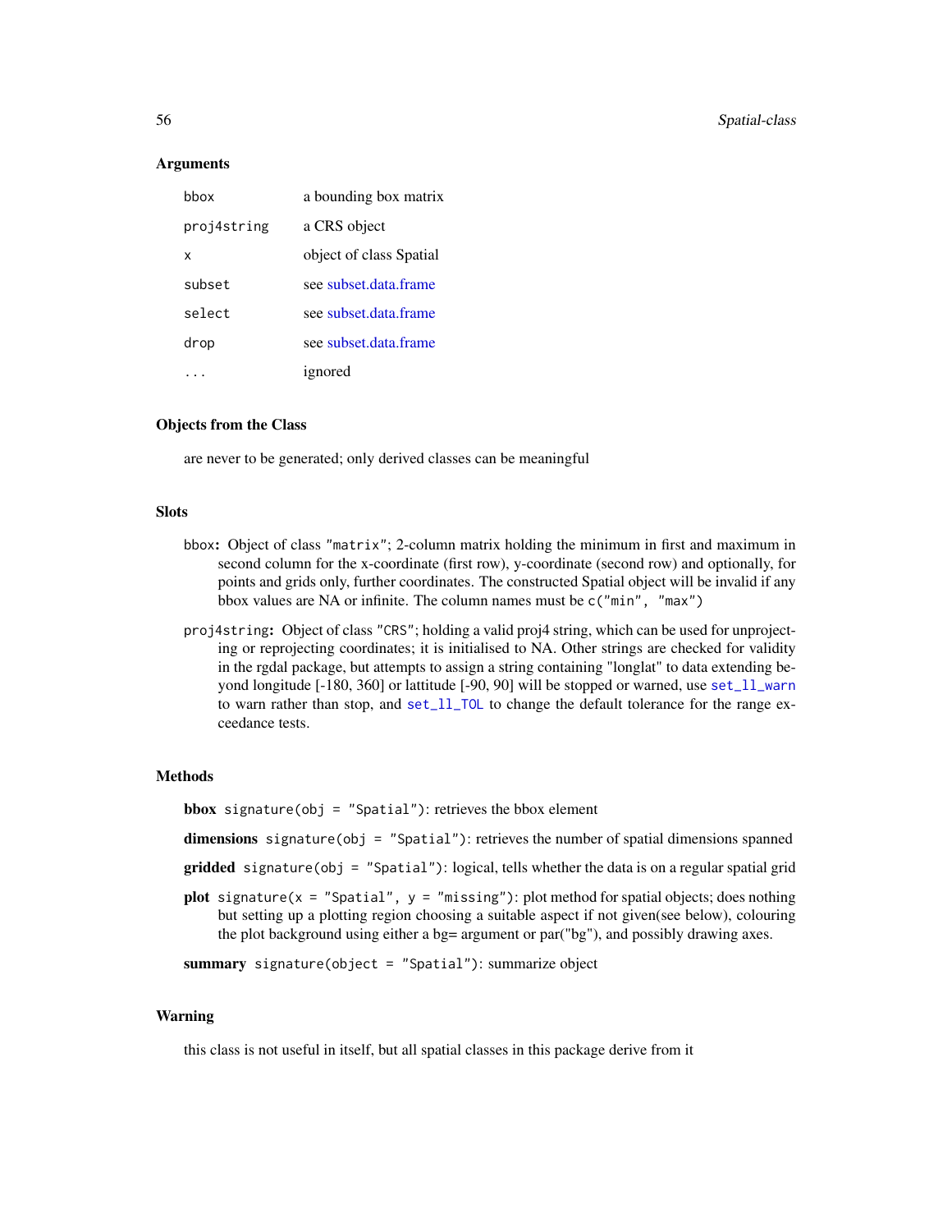### Arguments

| | |
|---|---|
| `bbox` | a bounding box matrix |
| `proj4string` | a CRS object |
| `x` | object of class Spatial |
| `subset` | see subset.data.frame |
| `select` | see subset.data.frame |
| `drop` | see subset.data.frame |
| `...` | ignored |

### Objects from the Class

are never to be generated; only derived classes can be meaningful

### Slots

`bbox`: Object of class `"matrix"`; 2-column matrix holding the minimum in first and maximum in second column for the x-coordinate (first row), y-coordinate (second row) and optionally, for points and grids only, further coordinates. The constructed Spatial object will be invalid if any bbox values are NA or infinite. The column names must be `c("min", "max")`

`proj4string`: Object of class `"CRS"`; holding a valid proj4 string, which can be used for unprojecting or reprojecting coordinates; it is initialised to NA. Other strings are checked for validity in the rgdal package, but attempts to assign a string containing "longlat" to data extending beyond longitude [-180, 360] or lattitude [-90, 90] will be stopped or warned, use `set_ll_warn` to warn rather than stop, and `set_ll_TOL` to change the default tolerance for the range exceedance tests.

### Methods

**bbox** `signature(obj = "Spatial")`: retrieves the bbox element

**dimensions** `signature(obj = "Spatial")`: retrieves the number of spatial dimensions spanned

**gridded** `signature(obj = "Spatial")`: logical, tells whether the data is on a regular spatial grid

**plot** `signature(x = "Spatial", y = "missing")`: plot method for spatial objects; does nothing but setting up a plotting region choosing a suitable aspect if not given(see below), colouring the plot background using either a bg= argument or par("bg"), and possibly drawing axes.

**summary** `signature(object = "Spatial")`: summarize object

### Warning

this class is not useful in itself, but all spatial classes in this package derive from it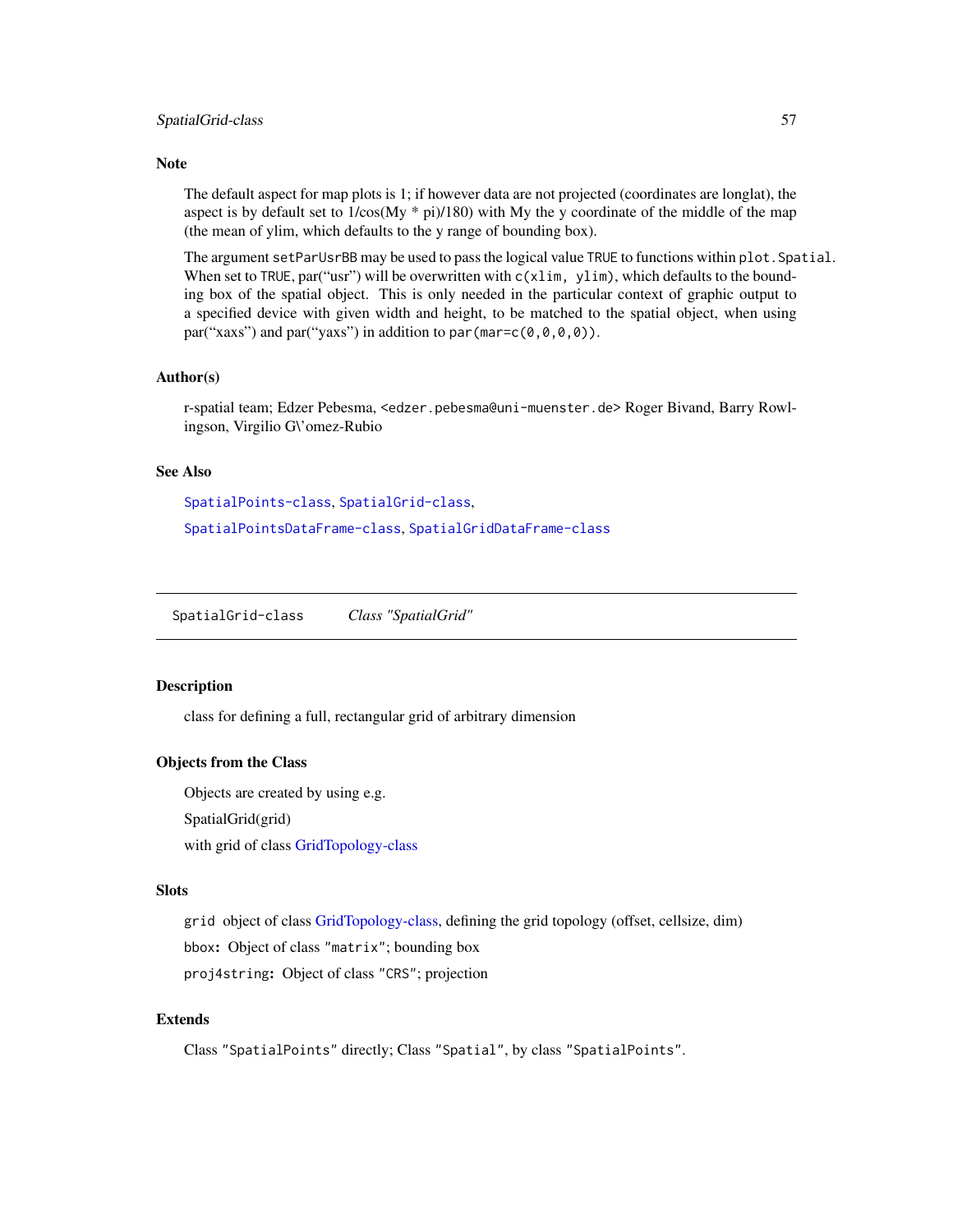## Note

The default aspect for map plots is 1; if however data are not projected (coordinates are longlat), the aspect is by default set to 1/cos(My * pi)/180) with My the y coordinate of the middle of the map (the mean of ylim, which defaults to the y range of bounding box).

The argument `setParUsrBB` may be used to pass the logical value `TRUE` to functions within `plot.Spatial`. When set to `TRUE`, par("usr") will be overwritten with `c(xlim, ylim)`, which defaults to the bounding box of the spatial object. This is only needed in the particular context of graphic output to a specified device with given width and height, to be matched to the spatial object, when using par("xaxs") and par("yaxs") in addition to `par(mar=c(0,0,0,0))`.

## Author(s)

r-spatial team; Edzer Pebesma, `<edzer.pebesma@uni-muenster.de>` Roger Bivand, Barry Rowlingson, Virgilio G\'omez-Rubio

## See Also

`SpatialPoints-class`, `SpatialGrid-class`,

`SpatialPointsDataFrame-class`, `SpatialGridDataFrame-class`

---

# SpatialGrid-class &nbsp;&nbsp;&nbsp; *Class "SpatialGrid"*

---

## Description

class for defining a full, rectangular grid of arbitrary dimension

## Objects from the Class

Objects are created by using e.g.

SpatialGrid(grid)

with grid of class GridTopology-class

## Slots

`grid` object of class GridTopology-class, defining the grid topology (offset, cellsize, dim)

`bbox`: Object of class `"matrix"`; bounding box

`proj4string`: Object of class `"CRS"`; projection

## Extends

Class `"SpatialPoints"` directly; Class `"Spatial"`, by class `"SpatialPoints"`.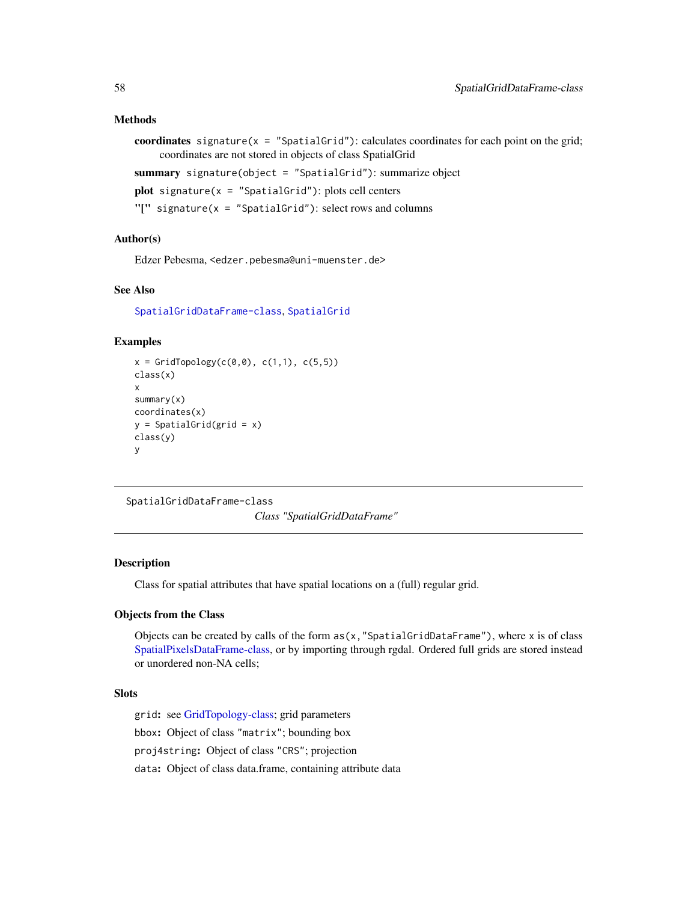### Methods

**coordinates** `signature(x = "SpatialGrid")`: calculates coordinates for each point on the grid; coordinates are not stored in objects of class SpatialGrid

**summary** `signature(object = "SpatialGrid")`: summarize object

**plot** `signature(x = "SpatialGrid")`: plots cell centers

**"["** `signature(x = "SpatialGrid")`: select rows and columns

### Author(s)

Edzer Pebesma, <edzer.pebesma@uni-muenster.de>

### See Also

SpatialGridDataFrame-class, SpatialGrid

### Examples

```
x = GridTopology(c(0,0), c(1,1), c(5,5))
class(x)
x
summary(x)
coordinates(x)
y = SpatialGrid(grid = x)
class(y)
y
```

---

SpatialGridDataFrame-class

## *Class "SpatialGridDataFrame"*

---

### Description

Class for spatial attributes that have spatial locations on a (full) regular grid.

### Objects from the Class

Objects can be created by calls of the form `as(x,"SpatialGridDataFrame")`, where `x` is of class SpatialPixelsDataFrame-class, or by importing through rgdal. Ordered full grids are stored instead or unordered non-NA cells;

### Slots

`grid`: see GridTopology-class; grid parameters

`bbox`: Object of class `"matrix"`; bounding box

`proj4string`: Object of class `"CRS"`; projection

`data`: Object of class data.frame, containing attribute data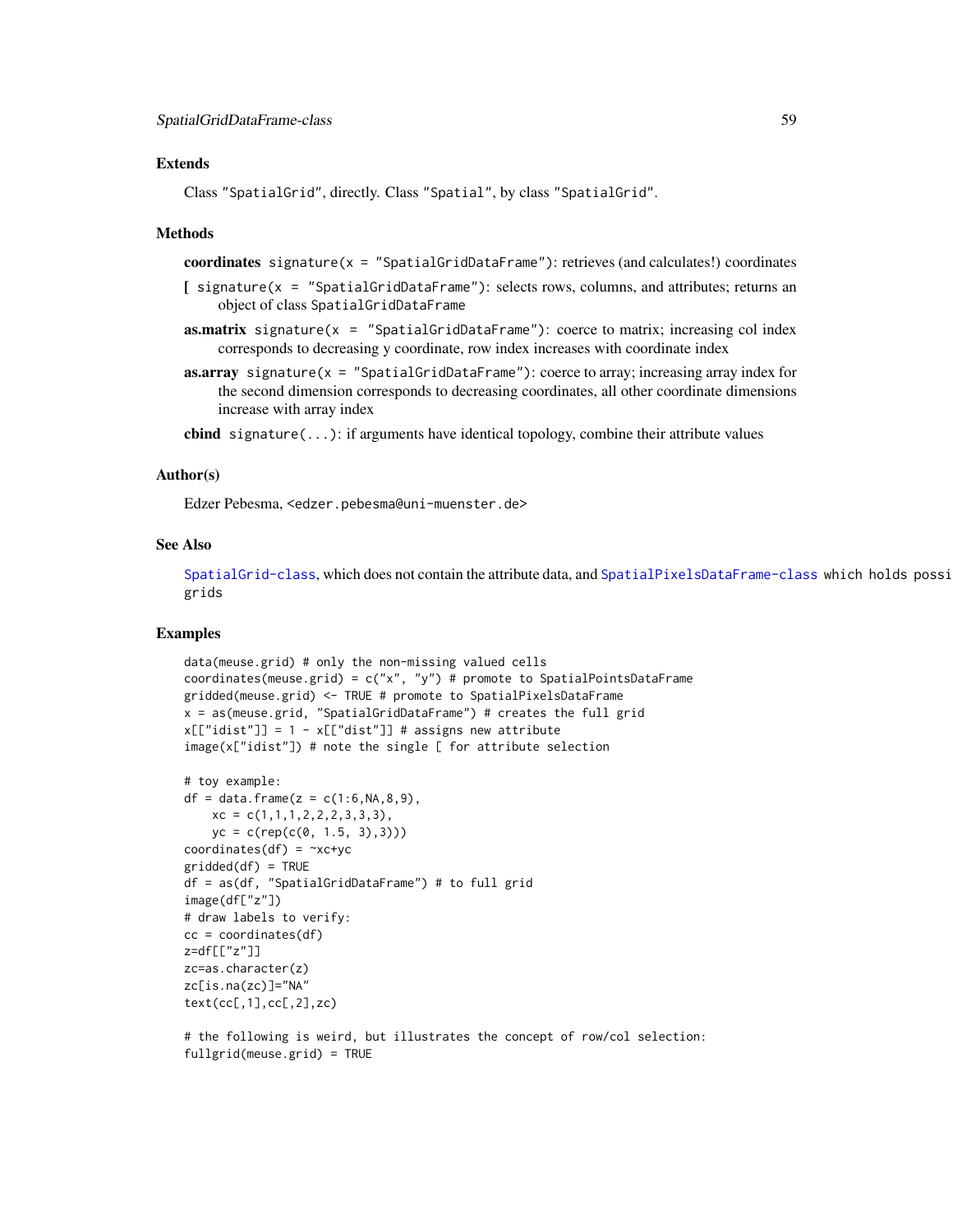## Extends

Class "SpatialGrid", directly. Class "Spatial", by class "SpatialGrid".

## Methods

**coordinates** signature(x = "SpatialGridDataFrame"): retrieves (and calculates!) coordinates

**[** signature(x = "SpatialGridDataFrame"): selects rows, columns, and attributes; returns an object of class SpatialGridDataFrame

**as.matrix** signature(x = "SpatialGridDataFrame"): coerce to matrix; increasing col index corresponds to decreasing y coordinate, row index increases with coordinate index

**as.array** signature(x = "SpatialGridDataFrame"): coerce to array; increasing array index for the second dimension corresponds to decreasing coordinates, all other coordinate dimensions increase with array index

**cbind** signature(...): if arguments have identical topology, combine their attribute values

## Author(s)

Edzer Pebesma, <edzer.pebesma@uni-muenster.de>

## See Also

SpatialGrid-class, which does not contain the attribute data, and SpatialPixelsDataFrame-class which holds possi grids

## Examples

```
data(meuse.grid) # only the non-missing valued cells
coordinates(meuse.grid) = c("x", "y") # promote to SpatialPointsDataFrame
gridded(meuse.grid) <- TRUE # promote to SpatialPixelsDataFrame
x = as(meuse.grid, "SpatialGridDataFrame") # creates the full grid
x[["idist"]] = 1 - x[["dist"]] # assigns new attribute
image(x["idist"]) # note the single [ for attribute selection

# toy example:
df = data.frame(z = c(1:6,NA,8,9),
    xc = c(1,1,1,2,2,2,3,3,3),
    yc = c(rep(c(0, 1.5, 3),3)))
coordinates(df) = ~xc+yc
gridded(df) = TRUE
df = as(df, "SpatialGridDataFrame") # to full grid
image(df["z"])
# draw labels to verify:
cc = coordinates(df)
z=df[["z"]]
zc=as.character(z)
zc[is.na(zc)]="NA"
text(cc[,1],cc[,2],zc)

# the following is weird, but illustrates the concept of row/col selection:
fullgrid(meuse.grid) = TRUE
```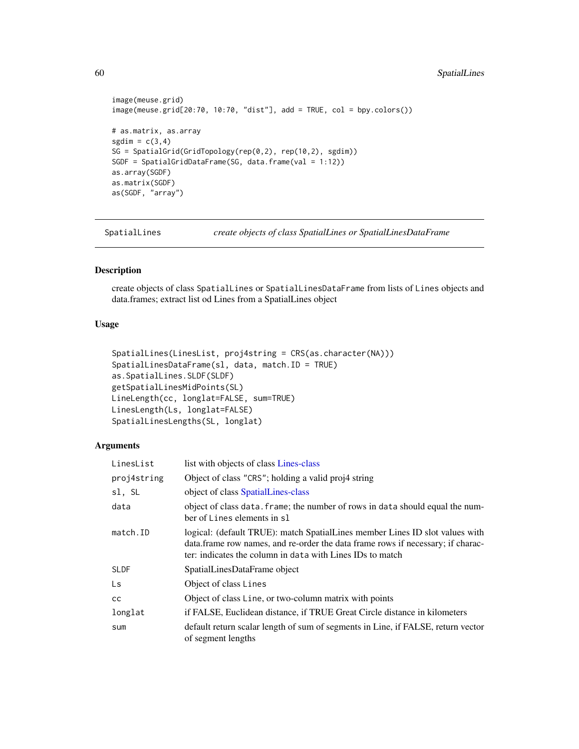```
image(meuse.grid)
image(meuse.grid[20:70, 10:70, "dist"], add = TRUE, col = bpy.colors())

# as.matrix, as.array
sgdim = c(3,4)
SG = SpatialGrid(GridTopology(rep(0,2), rep(10,2), sgdim))
SGDF = SpatialGridDataFrame(SG, data.frame(val = 1:12))
as.array(SGDF)
as.matrix(SGDF)
as(SGDF, "array")
```

---

## SpatialLines *create objects of class SpatialLines or SpatialLinesDataFrame*

---

### Description

create objects of class `SpatialLines` or `SpatialLinesDataFrame` from lists of `Lines` objects and data.frames; extract list od Lines from a SpatialLines object

### Usage

```
SpatialLines(LinesList, proj4string = CRS(as.character(NA)))
SpatialLinesDataFrame(sl, data, match.ID = TRUE)
as.SpatialLines.SLDF(SLDF)
getSpatialLinesMidPoints(SL)
LineLength(cc, longlat=FALSE, sum=TRUE)
LinesLength(Ls, longlat=FALSE)
SpatialLinesLengths(SL, longlat)
```

### Arguments

| | |
|---|---|
| `LinesList` | list with objects of class Lines-class |
| `proj4string` | Object of class `"CRS"`; holding a valid proj4 string |
| `sl, SL` | object of class SpatialLines-class |
| `data` | object of class `data.frame`; the number of rows in `data` should equal the number of `Lines` elements in `sl` |
| `match.ID` | logical: (default TRUE): match SpatialLines member Lines ID slot values with data.frame row names, and re-order the data frame rows if necessary; if character: indicates the column in `data` with Lines IDs to match |
| `SLDF` | SpatialLinesDataFrame object |
| `Ls` | Object of class `Lines` |
| `cc` | Object of class `Line`, or two-column matrix with points |
| `longlat` | if FALSE, Euclidean distance, if TRUE Great Circle distance in kilometers |
| `sum` | default return scalar length of sum of segments in Line, if FALSE, return vector of segment lengths |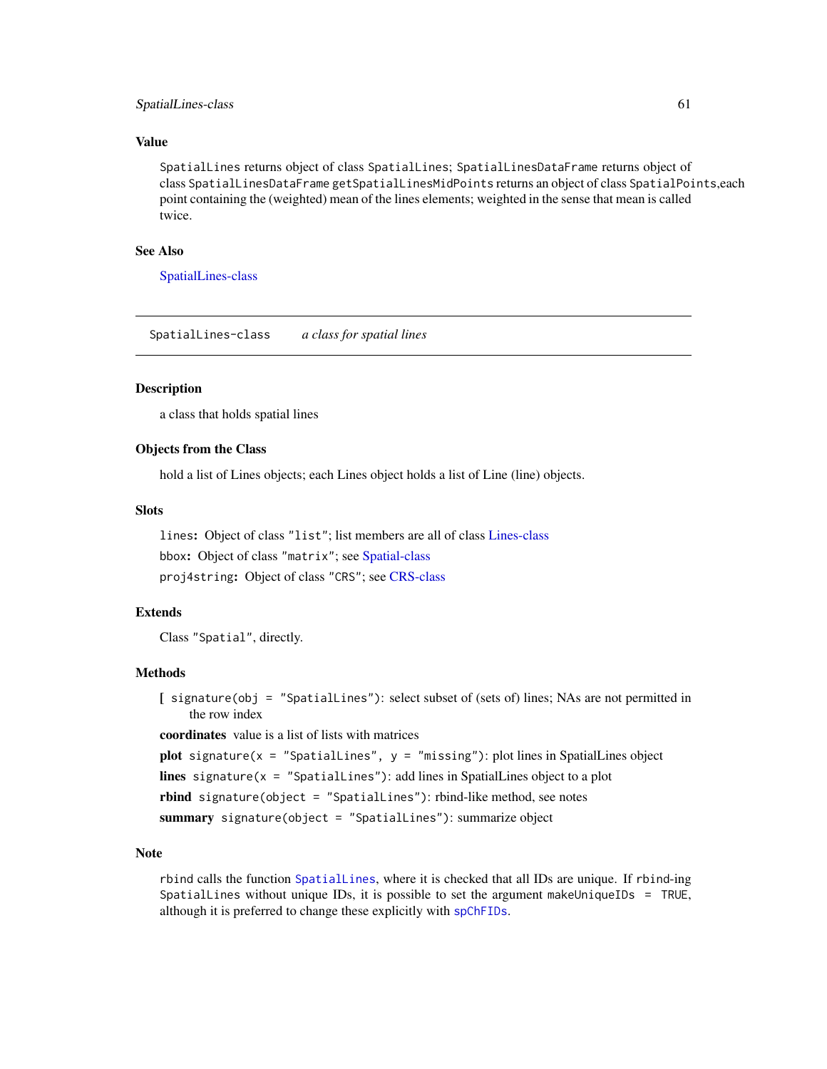## Value

`SpatialLines` returns object of class `SpatialLines`; `SpatialLinesDataFrame` returns object of class `SpatialLinesDataFrame` `getSpatialLinesMidPoints` returns an object of class `SpatialPoints`,each point containing the (weighted) mean of the lines elements; weighted in the sense that mean is called twice.

## See Also

SpatialLines-class

---

`SpatialLines-class` *a class for spatial lines*

---

## Description

a class that holds spatial lines

## Objects from the Class

hold a list of Lines objects; each Lines object holds a list of Line (line) objects.

## Slots

`lines`**:** Object of class `"list"`; list members are all of class Lines-class

`bbox`**:** Object of class `"matrix"`; see Spatial-class

`proj4string`**:** Object of class `"CRS"`; see CRS-class

## Extends

Class `"Spatial"`, directly.

## Methods

**[** `signature(obj = "SpatialLines")`: select subset of (sets of) lines; NAs are not permitted in the row index

**coordinates** value is a list of lists with matrices

**plot** `signature(x = "SpatialLines", y = "missing")`: plot lines in SpatialLines object

**lines** `signature(x = "SpatialLines")`: add lines in SpatialLines object to a plot

**rbind** `signature(object = "SpatialLines")`: rbind-like method, see notes

**summary** `signature(object = "SpatialLines")`: summarize object

## Note

`rbind` calls the function `SpatialLines`, where it is checked that all IDs are unique. If `rbind`-ing `SpatialLines` without unique IDs, it is possible to set the argument `makeUniqueIDs = TRUE`, although it is preferred to change these explicitly with `spChFIDs`.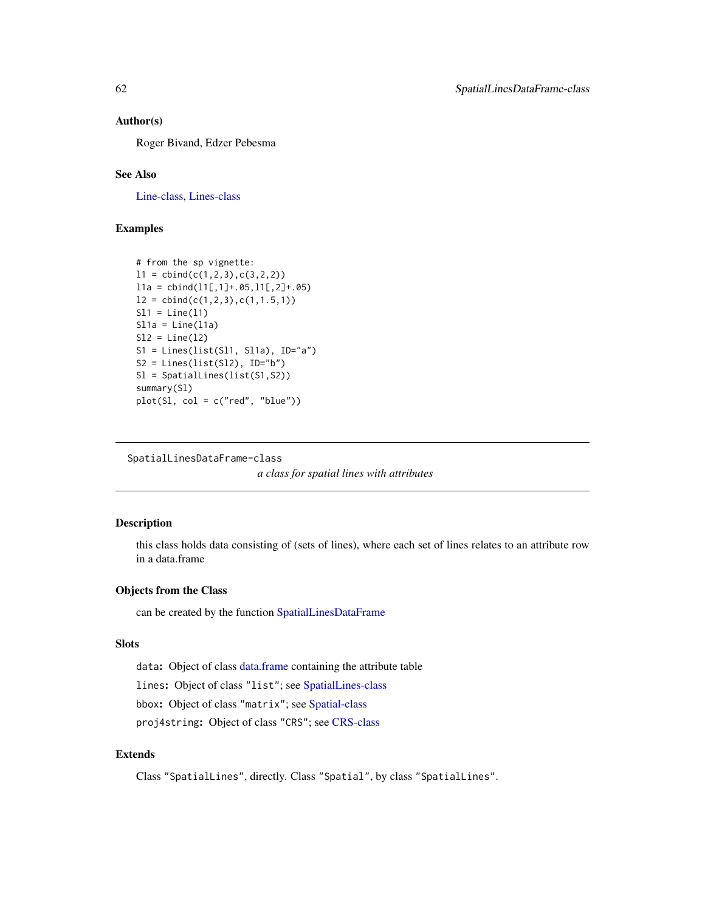### Author(s)

Roger Bivand, Edzer Pebesma

### See Also

Line-class, Lines-class

### Examples

```
# from the sp vignette:
l1 = cbind(c(1,2,3),c(3,2,2))
l1a = cbind(l1[,1]+.05,l1[,2]+.05)
l2 = cbind(c(1,2,3),c(1,1.5,1))
Sl1 = Line(l1)
Sl1a = Line(l1a)
Sl2 = Line(l2)
S1 = Lines(list(Sl1, Sl1a), ID="a")
S2 = Lines(list(Sl2), ID="b")
Sl = SpatialLines(list(S1,S2))
summary(Sl)
plot(Sl, col = c("red", "blue"))
```

---

## SpatialLinesDataFrame-class

*a class for spatial lines with attributes*

---

### Description

this class holds data consisting of (sets of lines), where each set of lines relates to an attribute row in a data.frame

### Objects from the Class

can be created by the function SpatialLinesDataFrame

### Slots

**`data`:** Object of class data.frame containing the attribute table

**`lines`:** Object of class `"list"`; see SpatialLines-class

**`bbox`:** Object of class `"matrix"`; see Spatial-class

**`proj4string`:** Object of class `"CRS"`; see CRS-class

### Extends

Class `"SpatialLines"`, directly. Class `"Spatial"`, by class `"SpatialLines"`.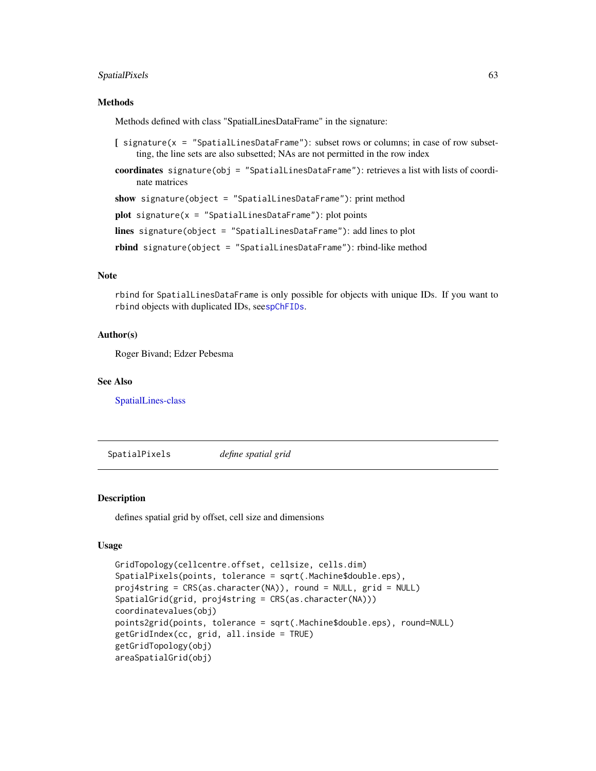### Methods

Methods defined with class "SpatialLinesDataFrame" in the signature:

**[** `signature(x = "SpatialLinesDataFrame")`: subset rows or columns; in case of row subsetting, the line sets are also subsetted; NAs are not permitted in the row index

**coordinates** `signature(obj = "SpatialLinesDataFrame")`: retrieves a list with lists of coordinate matrices

**show** `signature(object = "SpatialLinesDataFrame")`: print method

**plot** `signature(x = "SpatialLinesDataFrame")`: plot points

**lines** `signature(object = "SpatialLinesDataFrame")`: add lines to plot

**rbind** `signature(object = "SpatialLinesDataFrame")`: rbind-like method

### Note

`rbind` for `SpatialLinesDataFrame` is only possible for objects with unique IDs. If you want to `rbind` objects with duplicated IDs, see`spChFIDs`.

### Author(s)

Roger Bivand; Edzer Pebesma

### See Also

SpatialLines-class

---

## SpatialPixels *define spatial grid*

---

### Description

defines spatial grid by offset, cell size and dimensions

### Usage

```
GridTopology(cellcentre.offset, cellsize, cells.dim)
SpatialPixels(points, tolerance = sqrt(.Machine$double.eps),
proj4string = CRS(as.character(NA)), round = NULL, grid = NULL)
SpatialGrid(grid, proj4string = CRS(as.character(NA)))
coordinatevalues(obj)
points2grid(points, tolerance = sqrt(.Machine$double.eps), round=NULL)
getGridIndex(cc, grid, all.inside = TRUE)
getGridTopology(obj)
areaSpatialGrid(obj)
```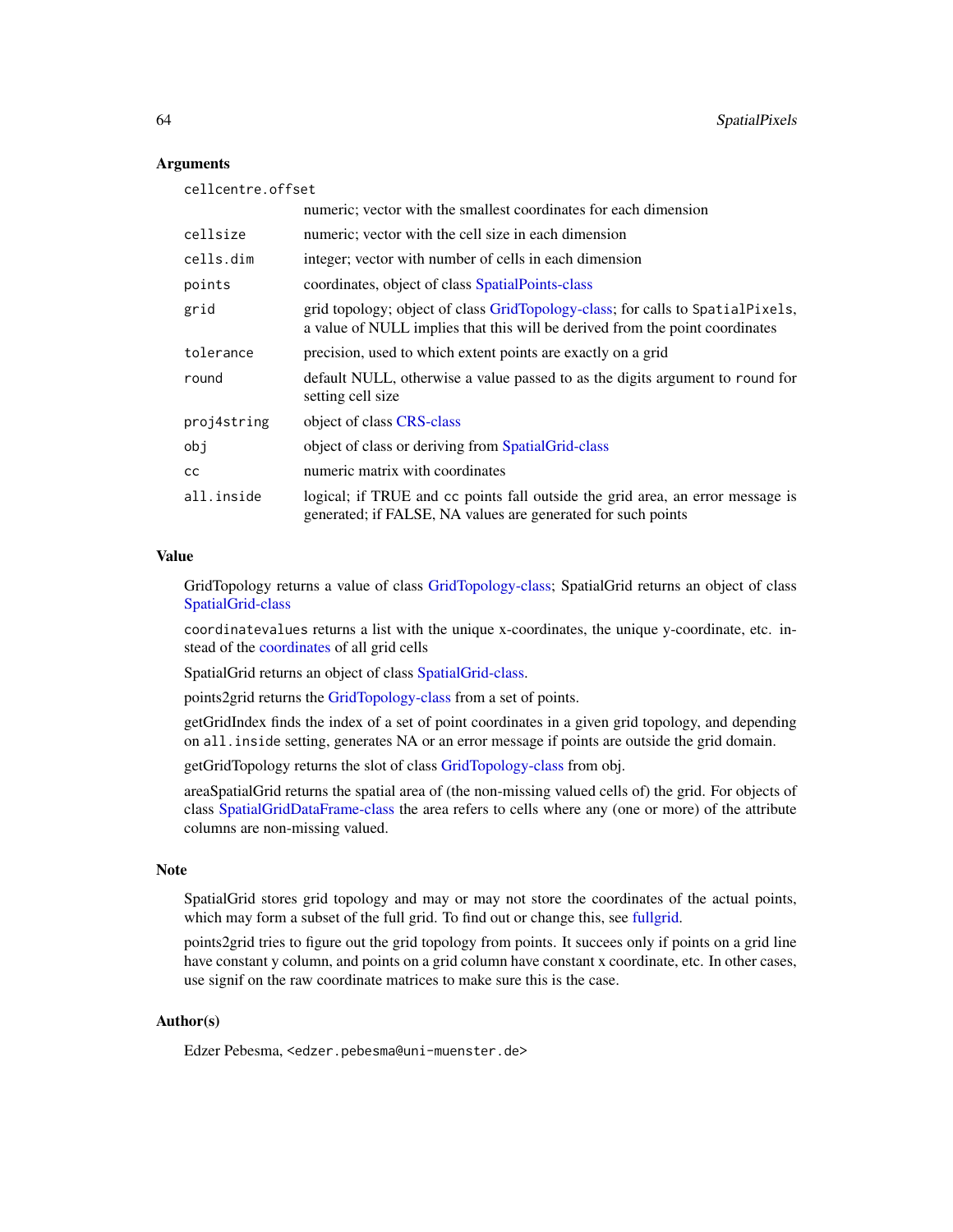### Arguments

| | |
|---|---|
| `cellcentre.offset` | numeric; vector with the smallest coordinates for each dimension |
| `cellsize` | numeric; vector with the cell size in each dimension |
| `cells.dim` | integer; vector with number of cells in each dimension |
| `points` | coordinates, object of class SpatialPoints-class |
| `grid` | grid topology; object of class GridTopology-class; for calls to `SpatialPixels`, a value of NULL implies that this will be derived from the point coordinates |
| `tolerance` | precision, used to which extent points are exactly on a grid |
| `round` | default NULL, otherwise a value passed to as the digits argument to `round` for setting cell size |
| `proj4string` | object of class CRS-class |
| `obj` | object of class or deriving from SpatialGrid-class |
| `cc` | numeric matrix with coordinates |
| `all.inside` | logical; if TRUE and `cc` points fall outside the grid area, an error message is generated; if FALSE, NA values are generated for such points |

### Value

GridTopology returns a value of class GridTopology-class; SpatialGrid returns an object of class SpatialGrid-class

`coordinatevalues` returns a list with the unique x-coordinates, the unique y-coordinate, etc. instead of the coordinates of all grid cells

SpatialGrid returns an object of class SpatialGrid-class.

points2grid returns the GridTopology-class from a set of points.

getGridIndex finds the index of a set of point coordinates in a given grid topology, and depending on `all.inside` setting, generates NA or an error message if points are outside the grid domain.

getGridTopology returns the slot of class GridTopology-class from obj.

areaSpatialGrid returns the spatial area of (the non-missing valued cells of) the grid. For objects of class SpatialGridDataFrame-class the area refers to cells where any (one or more) of the attribute columns are non-missing valued.

### Note

SpatialGrid stores grid topology and may or may not store the coordinates of the actual points, which may form a subset of the full grid. To find out or change this, see fullgrid.

points2grid tries to figure out the grid topology from points. It succees only if points on a grid line have constant y column, and points on a grid column have constant x coordinate, etc. In other cases, use signif on the raw coordinate matrices to make sure this is the case.

### Author(s)

Edzer Pebesma, `<edzer.pebesma@uni-muenster.de>`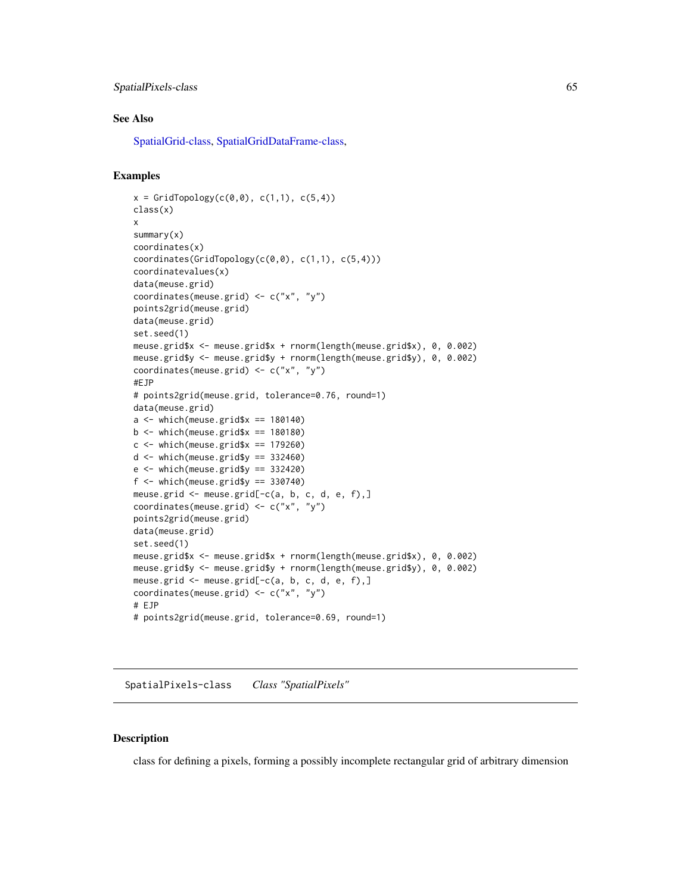### See Also

SpatialGrid-class, SpatialGridDataFrame-class,

### Examples

```
x = GridTopology(c(0,0), c(1,1), c(5,4))
class(x)
x
summary(x)
coordinates(x)
coordinates(GridTopology(c(0,0), c(1,1), c(5,4)))
coordinatevalues(x)
data(meuse.grid)
coordinates(meuse.grid) <- c("x", "y")
points2grid(meuse.grid)
data(meuse.grid)
set.seed(1)
meuse.grid$x <- meuse.grid$x + rnorm(length(meuse.grid$x), 0, 0.002)
meuse.grid$y <- meuse.grid$y + rnorm(length(meuse.grid$y), 0, 0.002)
coordinates(meuse.grid) <- c("x", "y")
#EJP
# points2grid(meuse.grid, tolerance=0.76, round=1)
data(meuse.grid)
a <- which(meuse.grid$x == 180140)
b <- which(meuse.grid$x == 180180)
c <- which(meuse.grid$x == 179260)
d <- which(meuse.grid$y == 332460)
e <- which(meuse.grid$y == 332420)
f <- which(meuse.grid$y == 330740)
meuse.grid <- meuse.grid[-c(a, b, c, d, e, f),]
coordinates(meuse.grid) <- c("x", "y")
points2grid(meuse.grid)
data(meuse.grid)
set.seed(1)
meuse.grid$x <- meuse.grid$x + rnorm(length(meuse.grid$x), 0, 0.002)
meuse.grid$y <- meuse.grid$y + rnorm(length(meuse.grid$y), 0, 0.002)
meuse.grid <- meuse.grid[-c(a, b, c, d, e, f),]
coordinates(meuse.grid) <- c("x", "y")
# EJP
# points2grid(meuse.grid, tolerance=0.69, round=1)
```

---

## SpatialPixels-class    *Class "SpatialPixels"*

---

### Description

class for defining a pixels, forming a possibly incomplete rectangular grid of arbitrary dimension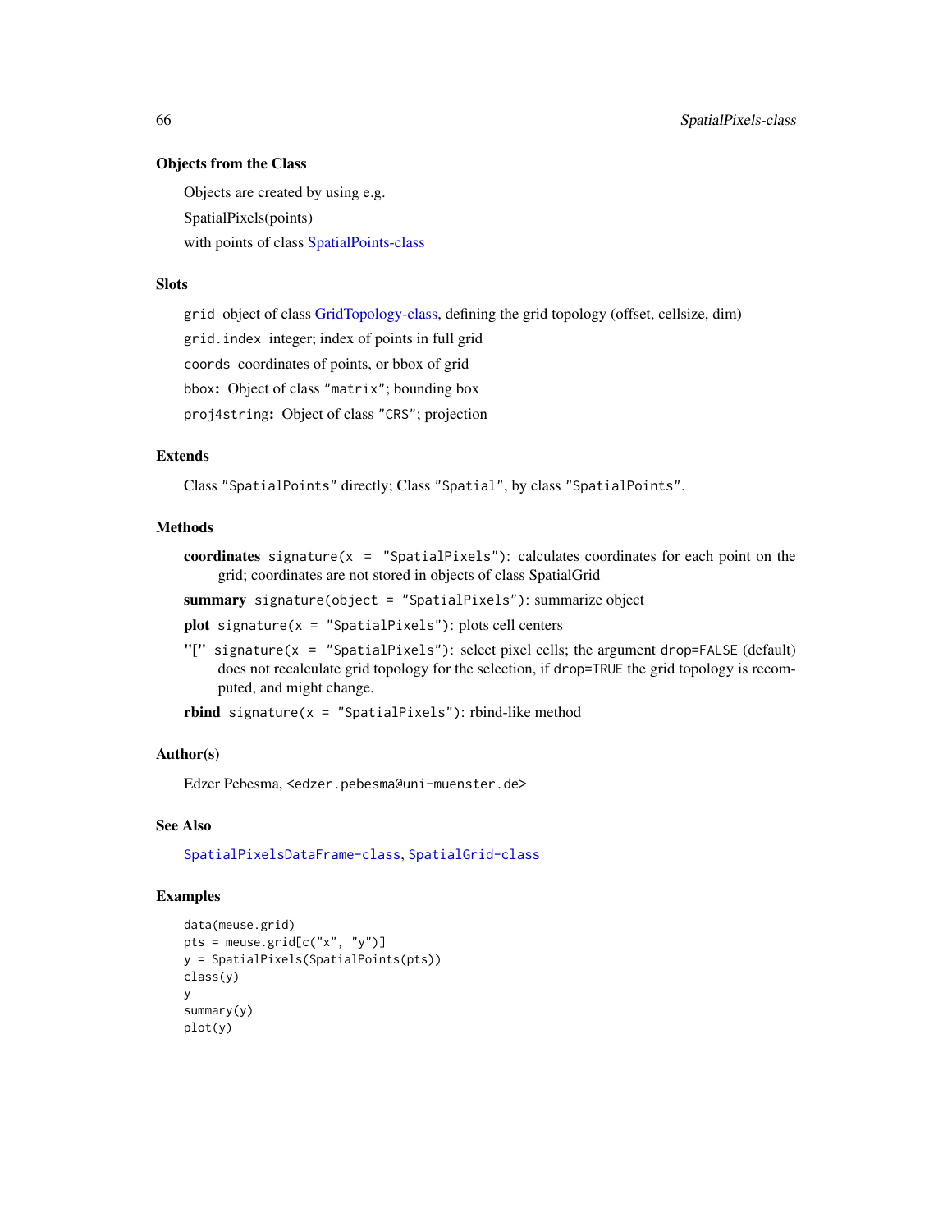### Objects from the Class

Objects are created by using e.g.

SpatialPixels(points)

with points of class SpatialPoints-class

### Slots

`grid` object of class GridTopology-class, defining the grid topology (offset, cellsize, dim)

`grid.index` integer; index of points in full grid

`coords` coordinates of points, or bbox of grid

`bbox`**:** Object of class `"matrix"`; bounding box

`proj4string`**:** Object of class `"CRS"`; projection

### Extends

Class `"SpatialPoints"` directly; Class `"Spatial"`, by class `"SpatialPoints"`.

### Methods

**coordinates** `signature(x = "SpatialPixels")`: calculates coordinates for each point on the grid; coordinates are not stored in objects of class SpatialGrid

**summary** `signature(object = "SpatialPixels")`: summarize object

**plot** `signature(x = "SpatialPixels")`: plots cell centers

**"["** `signature(x = "SpatialPixels")`: select pixel cells; the argument `drop=FALSE` (default) does not recalculate grid topology for the selection, if `drop=TRUE` the grid topology is recomputed, and might change.

**rbind** `signature(x = "SpatialPixels")`: rbind-like method

### Author(s)

Edzer Pebesma, <edzer.pebesma@uni-muenster.de>

### See Also

`SpatialPixelsDataFrame-class`, `SpatialGrid-class`

### Examples

```
data(meuse.grid)
pts = meuse.grid[c("x", "y")]
y = SpatialPixels(SpatialPoints(pts))
class(y)
y
summary(y)
plot(y)
```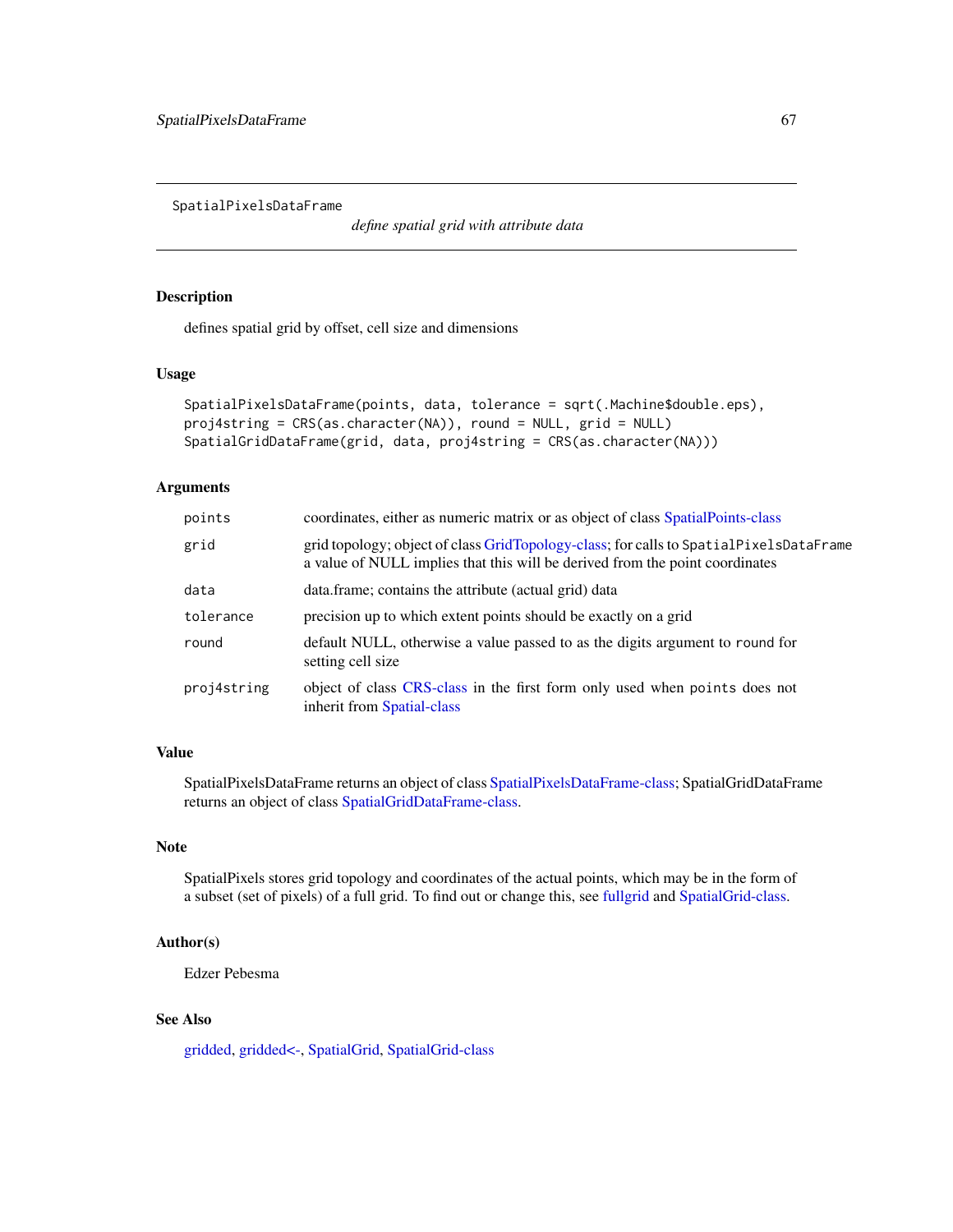SpatialPixelsDataFrame *define spatial grid with attribute data*

## Description

defines spatial grid by offset, cell size and dimensions

## Usage

```
SpatialPixelsDataFrame(points, data, tolerance = sqrt(.Machine$double.eps),
proj4string = CRS(as.character(NA)), round = NULL, grid = NULL)
SpatialGridDataFrame(grid, data, proj4string = CRS(as.character(NA)))
```

## Arguments

| | |
|---|---|
| `points` | coordinates, either as numeric matrix or as object of class SpatialPoints-class |
| `grid` | grid topology; object of class GridTopology-class; for calls to `SpatialPixelsDataFrame` a value of NULL implies that this will be derived from the point coordinates |
| `data` | data.frame; contains the attribute (actual grid) data |
| `tolerance` | precision up to which extent points should be exactly on a grid |
| `round` | default NULL, otherwise a value passed to as the digits argument to `round` for setting cell size |
| `proj4string` | object of class CRS-class in the first form only used when `points` does not inherit from Spatial-class |

## Value

SpatialPixelsDataFrame returns an object of class SpatialPixelsDataFrame-class; SpatialGridDataFrame returns an object of class SpatialGridDataFrame-class.

## Note

SpatialPixels stores grid topology and coordinates of the actual points, which may be in the form of a subset (set of pixels) of a full grid. To find out or change this, see fullgrid and SpatialGrid-class.

## Author(s)

Edzer Pebesma

## See Also

gridded, gridded<-, SpatialGrid, SpatialGrid-class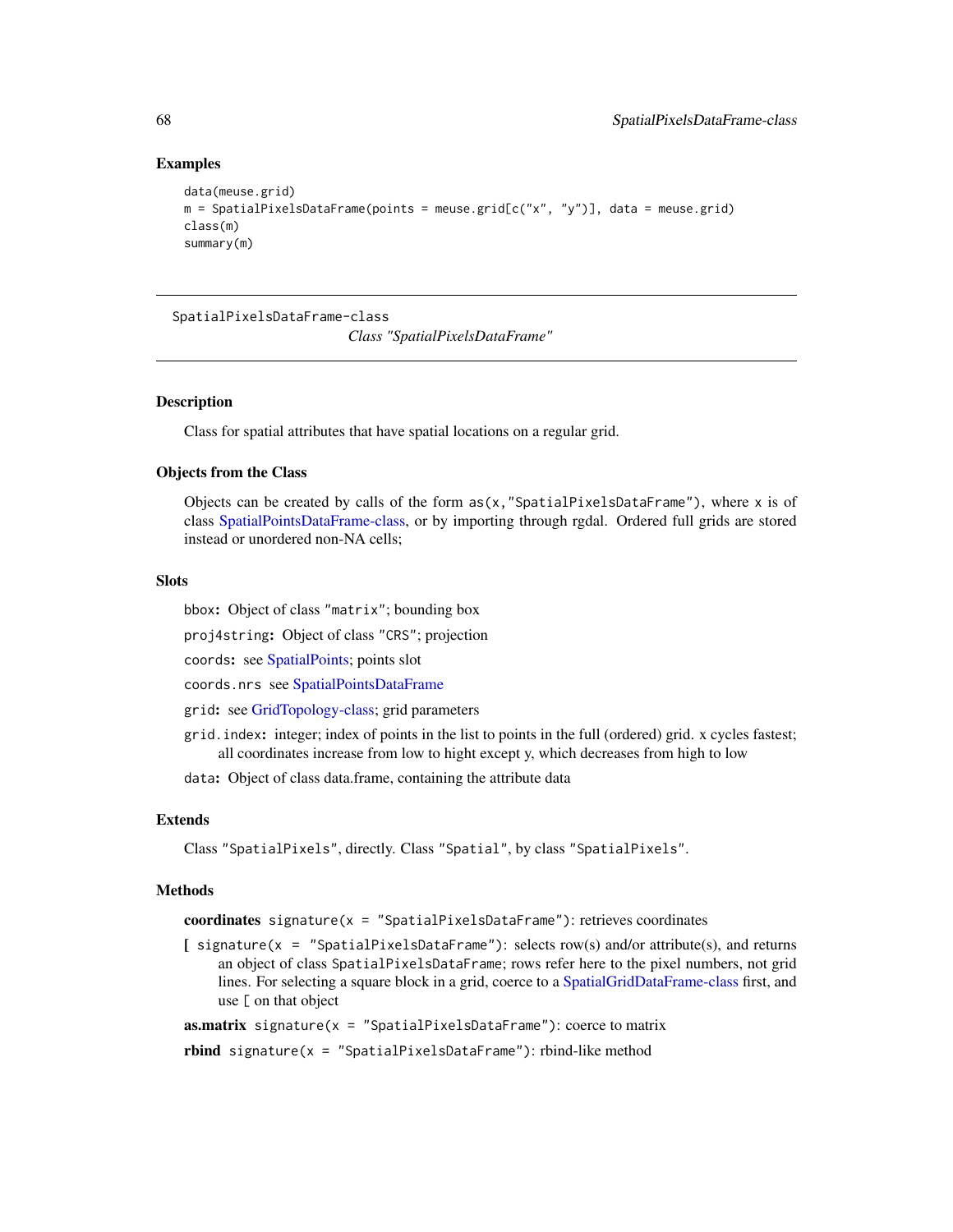## Examples

```
data(meuse.grid)
m = SpatialPixelsDataFrame(points = meuse.grid[c("x", "y")], data = meuse.grid)
class(m)
summary(m)
```

---

SpatialPixelsDataFrame-class

*Class "SpatialPixelsDataFrame"*

---

## Description

Class for spatial attributes that have spatial locations on a regular grid.

## Objects from the Class

Objects can be created by calls of the form `as(x,"SpatialPixelsDataFrame")`, where `x` is of class SpatialPointsDataFrame-class, or by importing through rgdal. Ordered full grids are stored instead or unordered non-NA cells;

## Slots

`bbox`**:** Object of class `"matrix"`; bounding box

`proj4string`**:** Object of class `"CRS"`; projection

`coords`**:** see SpatialPoints; points slot

`coords.nrs` see SpatialPointsDataFrame

`grid`**:** see GridTopology-class; grid parameters

`grid.index`**:** integer; index of points in the list to points in the full (ordered) grid. x cycles fastest; all coordinates increase from low to hight except y, which decreases from high to low

`data`**:** Object of class data.frame, containing the attribute data

## Extends

Class `"SpatialPixels"`, directly. Class `"Spatial"`, by class `"SpatialPixels"`.

## Methods

**coordinates** `signature(x = "SpatialPixelsDataFrame")`: retrieves coordinates

**[** `signature(x = "SpatialPixelsDataFrame")`: selects row(s) and/or attribute(s), and returns an object of class `SpatialPixelsDataFrame`; rows refer here to the pixel numbers, not grid lines. For selecting a square block in a grid, coerce to a SpatialGridDataFrame-class first, and use `[` on that object

**as.matrix** `signature(x = "SpatialPixelsDataFrame")`: coerce to matrix

**rbind** `signature(x = "SpatialPixelsDataFrame")`: rbind-like method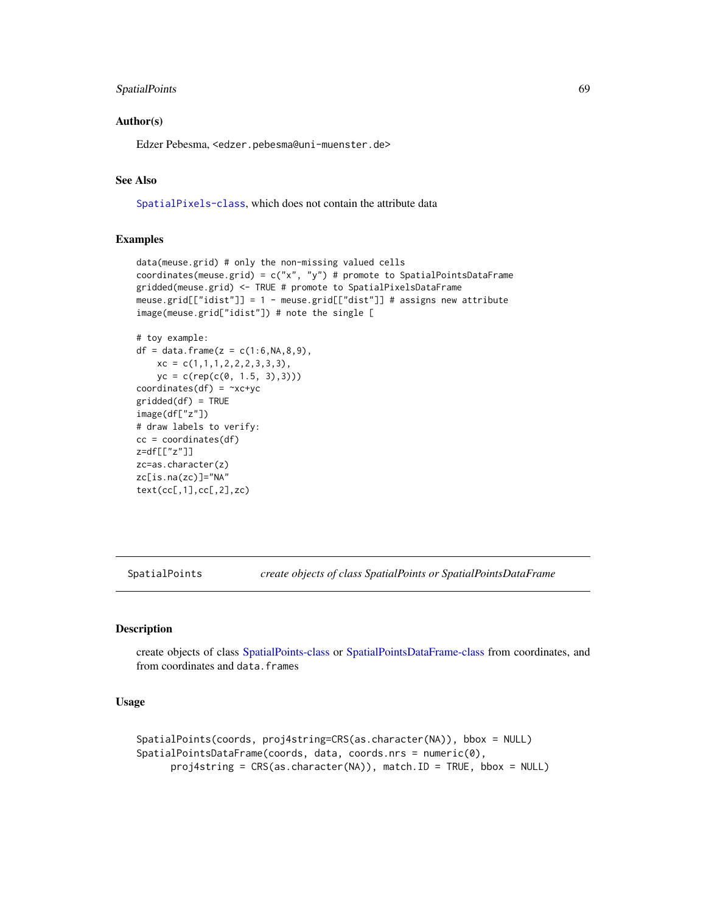### Author(s)

Edzer Pebesma, <edzer.pebesma@uni-muenster.de>

### See Also

SpatialPixels-class, which does not contain the attribute data

### Examples

```
data(meuse.grid) # only the non-missing valued cells
coordinates(meuse.grid) = c("x", "y") # promote to SpatialPointsDataFrame
gridded(meuse.grid) <- TRUE # promote to SpatialPixelsDataFrame
meuse.grid[["idist"]] = 1 - meuse.grid[["dist"]] # assigns new attribute
image(meuse.grid["idist"]) # note the single [

# toy example:
df = data.frame(z = c(1:6,NA,8,9),
    xc = c(1,1,1,2,2,2,3,3,3),
    yc = c(rep(c(0, 1.5, 3),3)))
coordinates(df) = ~xc+yc
gridded(df) = TRUE
image(df["z"])
# draw labels to verify:
cc = coordinates(df)
z=df[["z"]]
zc=as.character(z)
zc[is.na(zc)]="NA"
text(cc[,1],cc[,2],zc)
```

---

## SpatialPoints — *create objects of class SpatialPoints or SpatialPointsDataFrame*

### Description

create objects of class SpatialPoints-class or SpatialPointsDataFrame-class from coordinates, and from coordinates and `data.frames`

### Usage

```
SpatialPoints(coords, proj4string=CRS(as.character(NA)), bbox = NULL)
SpatialPointsDataFrame(coords, data, coords.nrs = numeric(0),
      proj4string = CRS(as.character(NA)), match.ID = TRUE, bbox = NULL)
```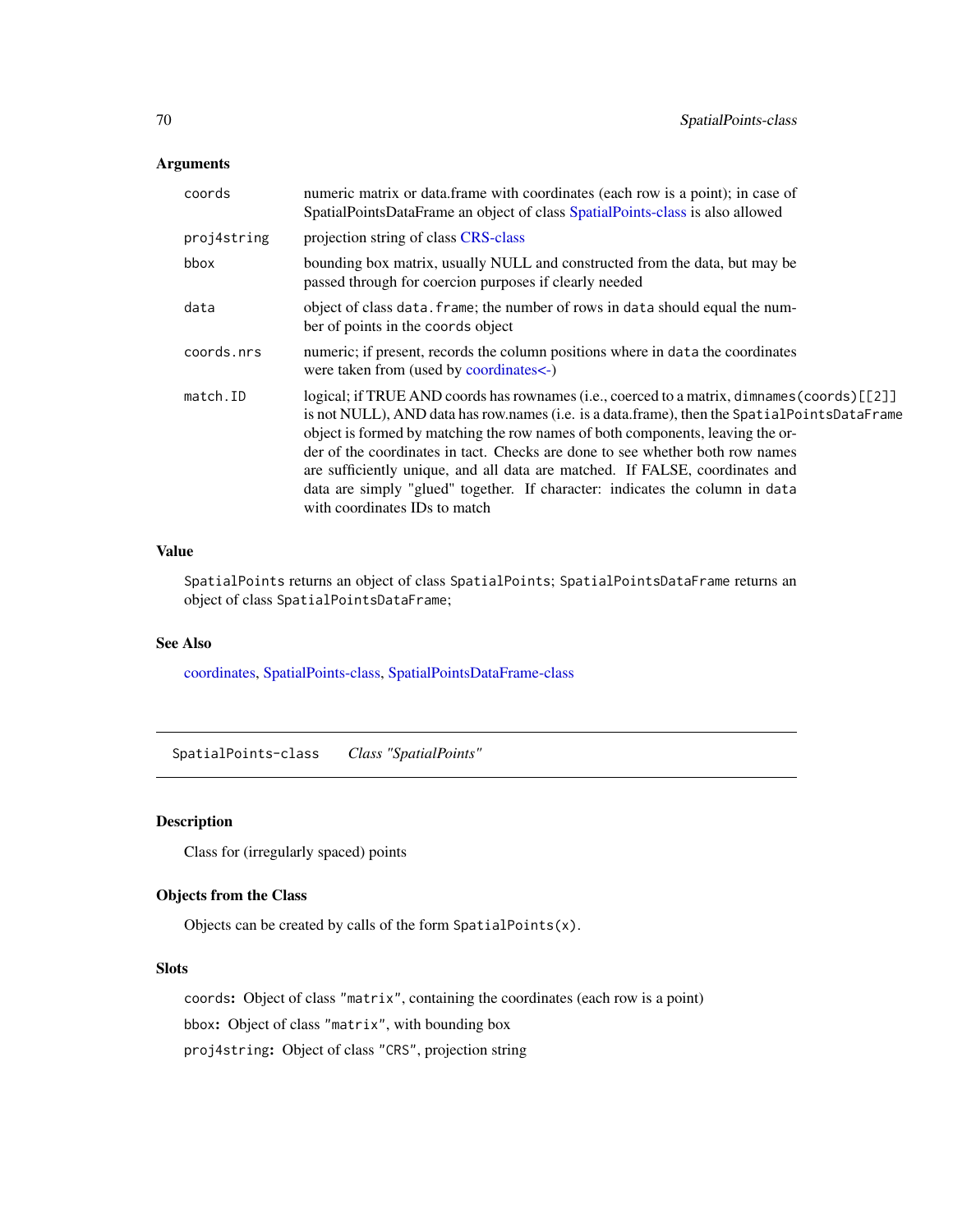### Arguments

| | |
|---|---|
| `coords` | numeric matrix or data.frame with coordinates (each row is a point); in case of SpatialPointsDataFrame an object of class SpatialPoints-class is also allowed |
| `proj4string` | projection string of class CRS-class |
| `bbox` | bounding box matrix, usually NULL and constructed from the data, but may be passed through for coercion purposes if clearly needed |
| `data` | object of class `data.frame`; the number of rows in `data` should equal the number of points in the `coords` object |
| `coords.nrs` | numeric; if present, records the column positions where in `data` the coordinates were taken from (used by coordinates<-) |
| `match.ID` | logical; if TRUE AND coords has rownames (i.e., coerced to a matrix, `dimnames(coords)[[2]]` is not NULL), AND data has row.names (i.e. is a data.frame), then the `SpatialPointsDataFrame` object is formed by matching the row names of both components, leaving the order of the coordinates in tact. Checks are done to see whether both row names are sufficiently unique, and all data are matched. If FALSE, coordinates and data are simply "glued" together. If character: indicates the column in `data` with coordinates IDs to match |

### Value

`SpatialPoints` returns an object of class `SpatialPoints`; `SpatialPointsDataFrame` returns an object of class `SpatialPointsDataFrame`;

### See Also

coordinates, SpatialPoints-class, SpatialPointsDataFrame-class

---

## `SpatialPoints-class` *Class "SpatialPoints"*

---

### Description

Class for (irregularly spaced) points

### Objects from the Class

Objects can be created by calls of the form `SpatialPoints(x)`.

### Slots

**`coords`:** Object of class `"matrix"`, containing the coordinates (each row is a point)

**`bbox`:** Object of class `"matrix"`, with bounding box

**`proj4string`:** Object of class `"CRS"`, projection string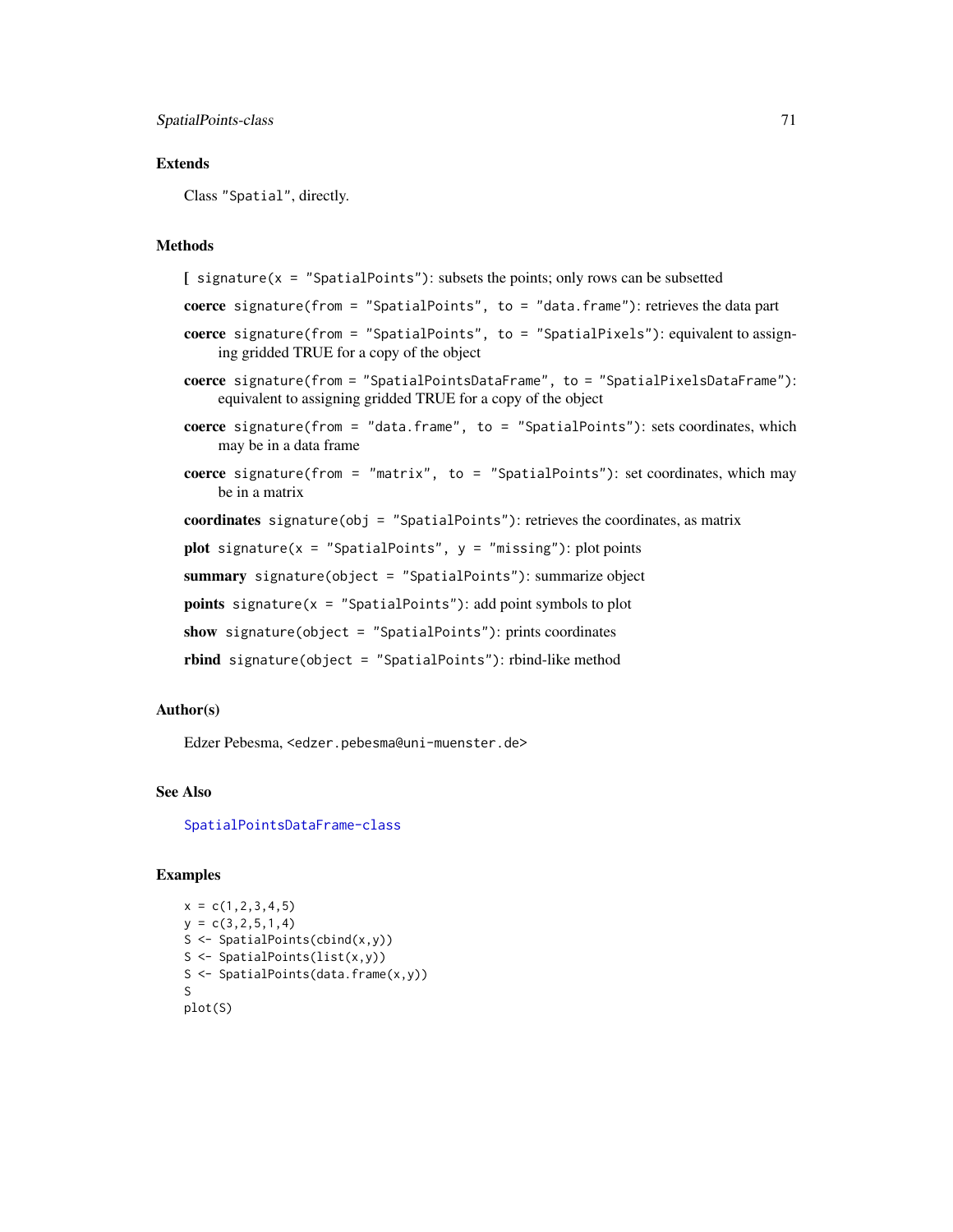### Extends

Class "Spatial", directly.

### Methods

**[** `signature(x = "SpatialPoints")`: subsets the points; only rows can be subsetted

**coerce** `signature(from = "SpatialPoints", to = "data.frame")`: retrieves the data part

**coerce** `signature(from = "SpatialPoints", to = "SpatialPixels")`: equivalent to assigning gridded TRUE for a copy of the object

**coerce** `signature(from = "SpatialPointsDataFrame", to = "SpatialPixelsDataFrame")`: equivalent to assigning gridded TRUE for a copy of the object

**coerce** `signature(from = "data.frame", to = "SpatialPoints")`: sets coordinates, which may be in a data frame

**coerce** `signature(from = "matrix", to = "SpatialPoints")`: set coordinates, which may be in a matrix

**coordinates** `signature(obj = "SpatialPoints")`: retrieves the coordinates, as matrix

**plot** `signature(x = "SpatialPoints", y = "missing")`: plot points

**summary** `signature(object = "SpatialPoints")`: summarize object

**points** `signature(x = "SpatialPoints")`: add point symbols to plot

**show** `signature(object = "SpatialPoints")`: prints coordinates

**rbind** `signature(object = "SpatialPoints")`: rbind-like method

### Author(s)

Edzer Pebesma, <edzer.pebesma@uni-muenster.de>

### See Also

SpatialPointsDataFrame-class

### Examples

```
x = c(1,2,3,4,5)
y = c(3,2,5,1,4)
S <- SpatialPoints(cbind(x,y))
S <- SpatialPoints(list(x,y))
S <- SpatialPoints(data.frame(x,y))
S
plot(S)
```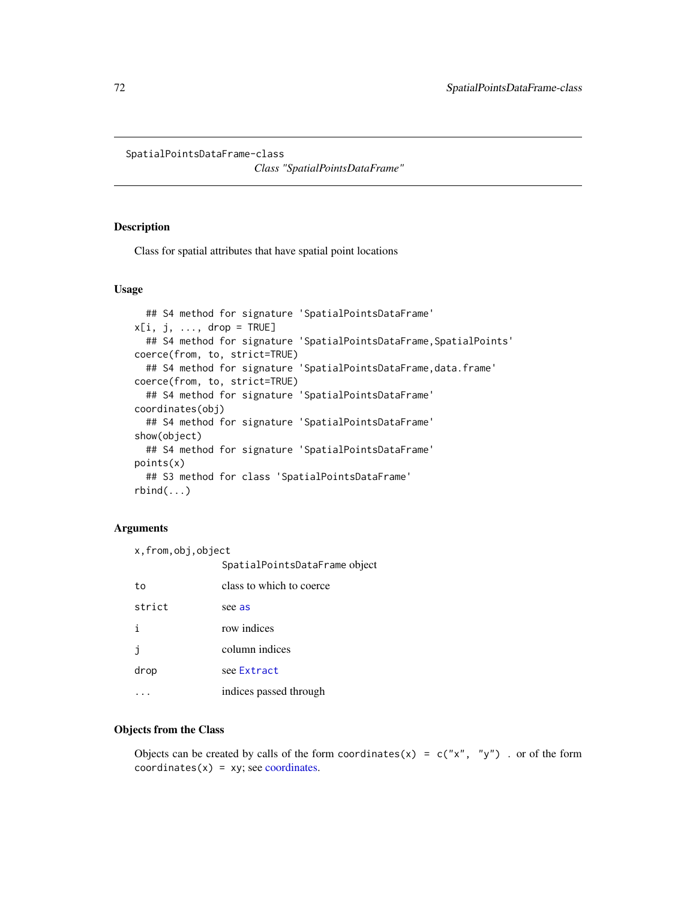SpatialPointsDataFrame-class

*Class "SpatialPointsDataFrame"*

## Description

Class for spatial attributes that have spatial point locations

## Usage

```
  ## S4 method for signature 'SpatialPointsDataFrame'
x[i, j, ..., drop = TRUE]
  ## S4 method for signature 'SpatialPointsDataFrame,SpatialPoints'
coerce(from, to, strict=TRUE)
  ## S4 method for signature 'SpatialPointsDataFrame,data.frame'
coerce(from, to, strict=TRUE)
  ## S4 method for signature 'SpatialPointsDataFrame'
coordinates(obj)
  ## S4 method for signature 'SpatialPointsDataFrame'
show(object)
  ## S4 method for signature 'SpatialPointsDataFrame'
points(x)
  ## S3 method for class 'SpatialPointsDataFrame'
rbind(...)
```

## Arguments

| | |
|---|---|
| `x,from,obj,object` | `SpatialPointsDataFrame` object |
| `to` | class to which to coerce |
| `strict` | see `as` |
| `i` | row indices |
| `j` | column indices |
| `drop` | see `Extract` |
| `...` | indices passed through |

## Objects from the Class

Objects can be created by calls of the form `coordinates(x) = c("x", "y")` . or of the form `coordinates(x) = xy`; see coordinates.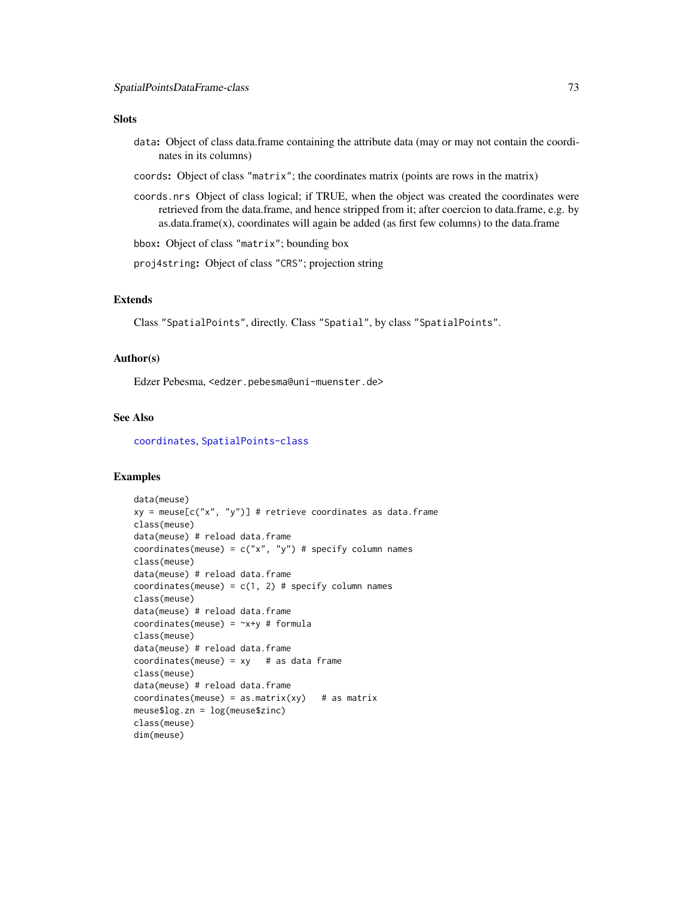## Slots

- `data`: Object of class data.frame containing the attribute data (may or may not contain the coordinates in its columns)
- `coords`: Object of class `"matrix"`; the coordinates matrix (points are rows in the matrix)
- `coords.nrs` Object of class logical; if TRUE, when the object was created the coordinates were retrieved from the data.frame, and hence stripped from it; after coercion to data.frame, e.g. by as.data.frame(x), coordinates will again be added (as first few columns) to the data.frame
- `bbox`: Object of class `"matrix"`; bounding box
- `proj4string`: Object of class `"CRS"`; projection string

## Extends

Class `"SpatialPoints"`, directly. Class `"Spatial"`, by class `"SpatialPoints"`.

## Author(s)

Edzer Pebesma, `<edzer.pebesma@uni-muenster.de>`

## See Also

`coordinates`, `SpatialPoints-class`

## Examples

```
data(meuse)
xy = meuse[c("x", "y")] # retrieve coordinates as data.frame
class(meuse)
data(meuse) # reload data.frame
coordinates(meuse) = c("x", "y") # specify column names
class(meuse)
data(meuse) # reload data.frame
coordinates(meuse) = c(1, 2) # specify column names
class(meuse)
data(meuse) # reload data.frame
coordinates(meuse) = ~x+y # formula
class(meuse)
data(meuse) # reload data.frame
coordinates(meuse) = xy   # as data frame
class(meuse)
data(meuse) # reload data.frame
coordinates(meuse) = as.matrix(xy)   # as matrix
meuse$log.zn = log(meuse$zinc)
class(meuse)
dim(meuse)
```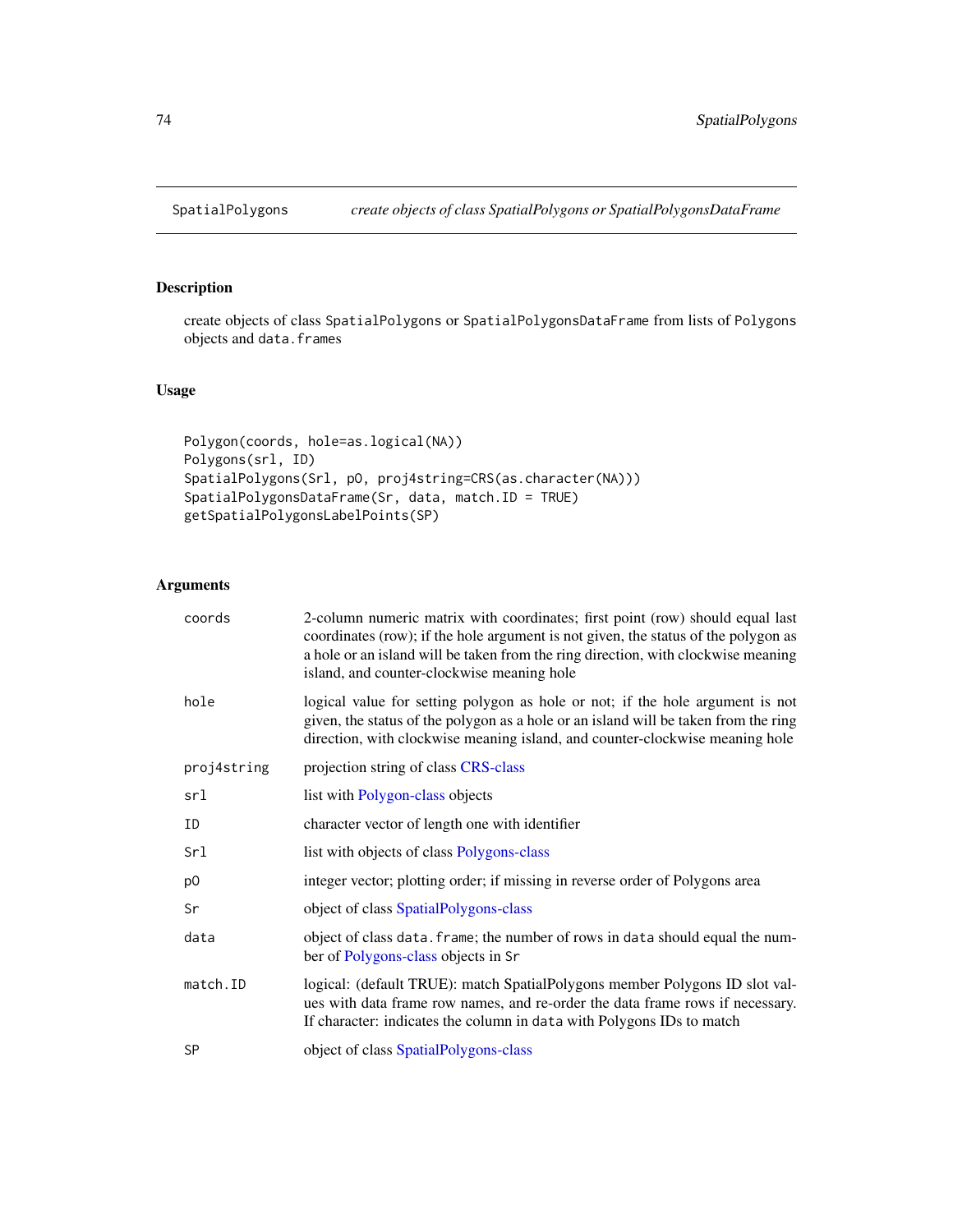SpatialPolygons — *create objects of class SpatialPolygons or SpatialPolygonsDataFrame*

## Description

create objects of class SpatialPolygons or SpatialPolygonsDataFrame from lists of Polygons objects and data.frames

## Usage

```
Polygon(coords, hole=as.logical(NA))
Polygons(srl, ID)
SpatialPolygons(Srl, pO, proj4string=CRS(as.character(NA)))
SpatialPolygonsDataFrame(Sr, data, match.ID = TRUE)
getSpatialPolygonsLabelPoints(SP)
```

## Arguments

| | |
|---|---|
| coords | 2-column numeric matrix with coordinates; first point (row) should equal last coordinates (row); if the hole argument is not given, the status of the polygon as a hole or an island will be taken from the ring direction, with clockwise meaning island, and counter-clockwise meaning hole |
| hole | logical value for setting polygon as hole or not; if the hole argument is not given, the status of the polygon as a hole or an island will be taken from the ring direction, with clockwise meaning island, and counter-clockwise meaning hole |
| proj4string | projection string of class CRS-class |
| srl | list with Polygon-class objects |
| ID | character vector of length one with identifier |
| Srl | list with objects of class Polygons-class |
| pO | integer vector; plotting order; if missing in reverse order of Polygons area |
| Sr | object of class SpatialPolygons-class |
| data | object of class data.frame; the number of rows in data should equal the number of Polygons-class objects in Sr |
| match.ID | logical: (default TRUE): match SpatialPolygons member Polygons ID slot values with data frame row names, and re-order the data frame rows if necessary. If character: indicates the column in data with Polygons IDs to match |
| SP | object of class SpatialPolygons-class |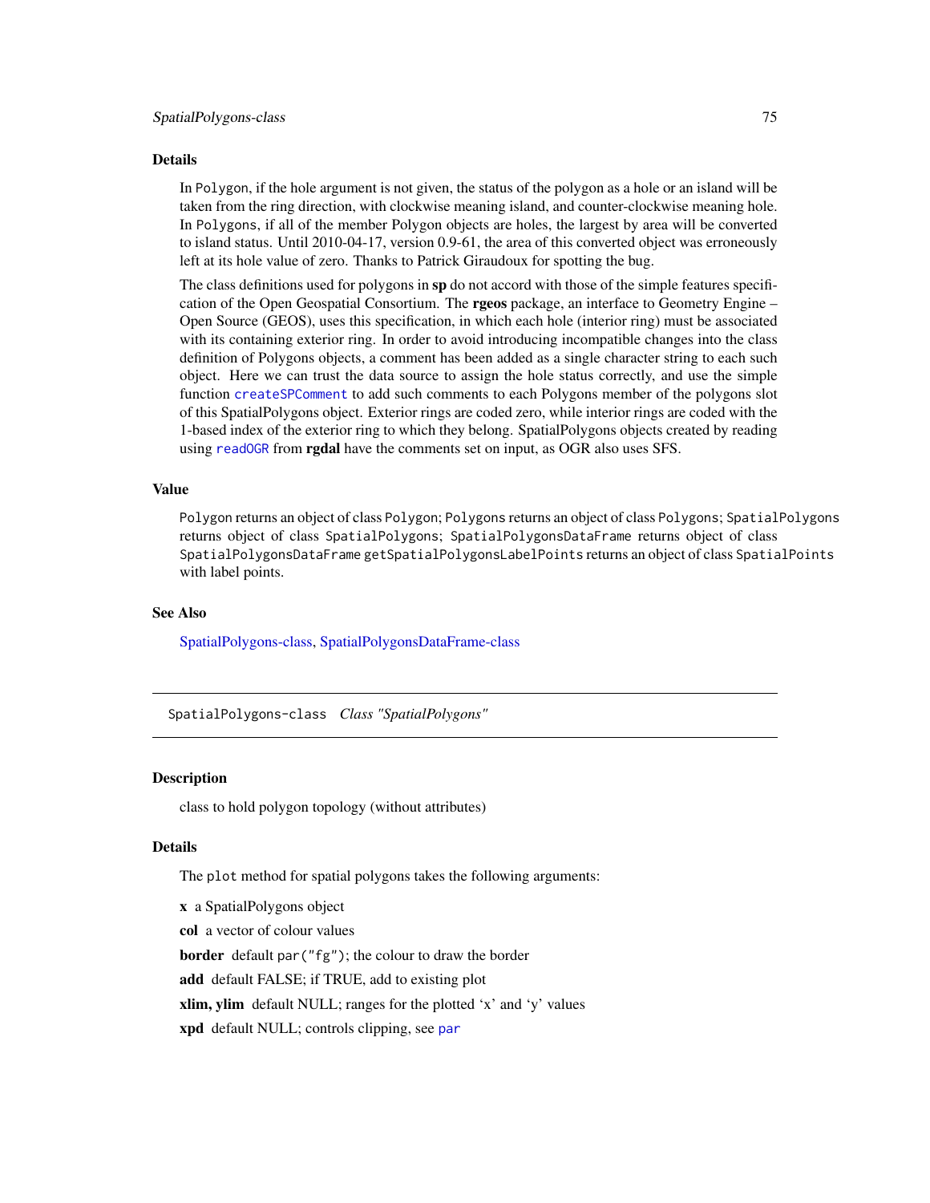## Details

In `Polygon`, if the hole argument is not given, the status of the polygon as a hole or an island will be taken from the ring direction, with clockwise meaning island, and counter-clockwise meaning hole. In `Polygons`, if all of the member Polygon objects are holes, the largest by area will be converted to island status. Until 2010-04-17, version 0.9-61, the area of this converted object was erroneously left at its hole value of zero. Thanks to Patrick Giraudoux for spotting the bug.

The class definitions used for polygons in **sp** do not accord with those of the simple features specification of the Open Geospatial Consortium. The **rgeos** package, an interface to Geometry Engine – Open Source (GEOS), uses this specification, in which each hole (interior ring) must be associated with its containing exterior ring. In order to avoid introducing incompatible changes into the class definition of Polygons objects, a comment has been added as a single character string to each such object. Here we can trust the data source to assign the hole status correctly, and use the simple function `createSPComment` to add such comments to each Polygons member of the polygons slot of this SpatialPolygons object. Exterior rings are coded zero, while interior rings are coded with the 1-based index of the exterior ring to which they belong. SpatialPolygons objects created by reading using `readOGR` from **rgdal** have the comments set on input, as OGR also uses SFS.

## Value

`Polygon` returns an object of class `Polygon`; `Polygons` returns an object of class `Polygons`; `SpatialPolygons` returns object of class `SpatialPolygons`; `SpatialPolygonsDataFrame` returns object of class `SpatialPolygonsDataFrame` `getSpatialPolygonsLabelPoints` returns an object of class `SpatialPoints` with label points.

## See Also

SpatialPolygons-class, SpatialPolygonsDataFrame-class

---

# `SpatialPolygons-class` *Class "SpatialPolygons"*

---

## Description

class to hold polygon topology (without attributes)

## Details

The `plot` method for spatial polygons takes the following arguments:

**x** a SpatialPolygons object

**col** a vector of colour values

**border** default `par("fg")`; the colour to draw the border

**add** default FALSE; if TRUE, add to existing plot

**xlim, ylim** default NULL; ranges for the plotted 'x' and 'y' values

**xpd** default NULL; controls clipping, see `par`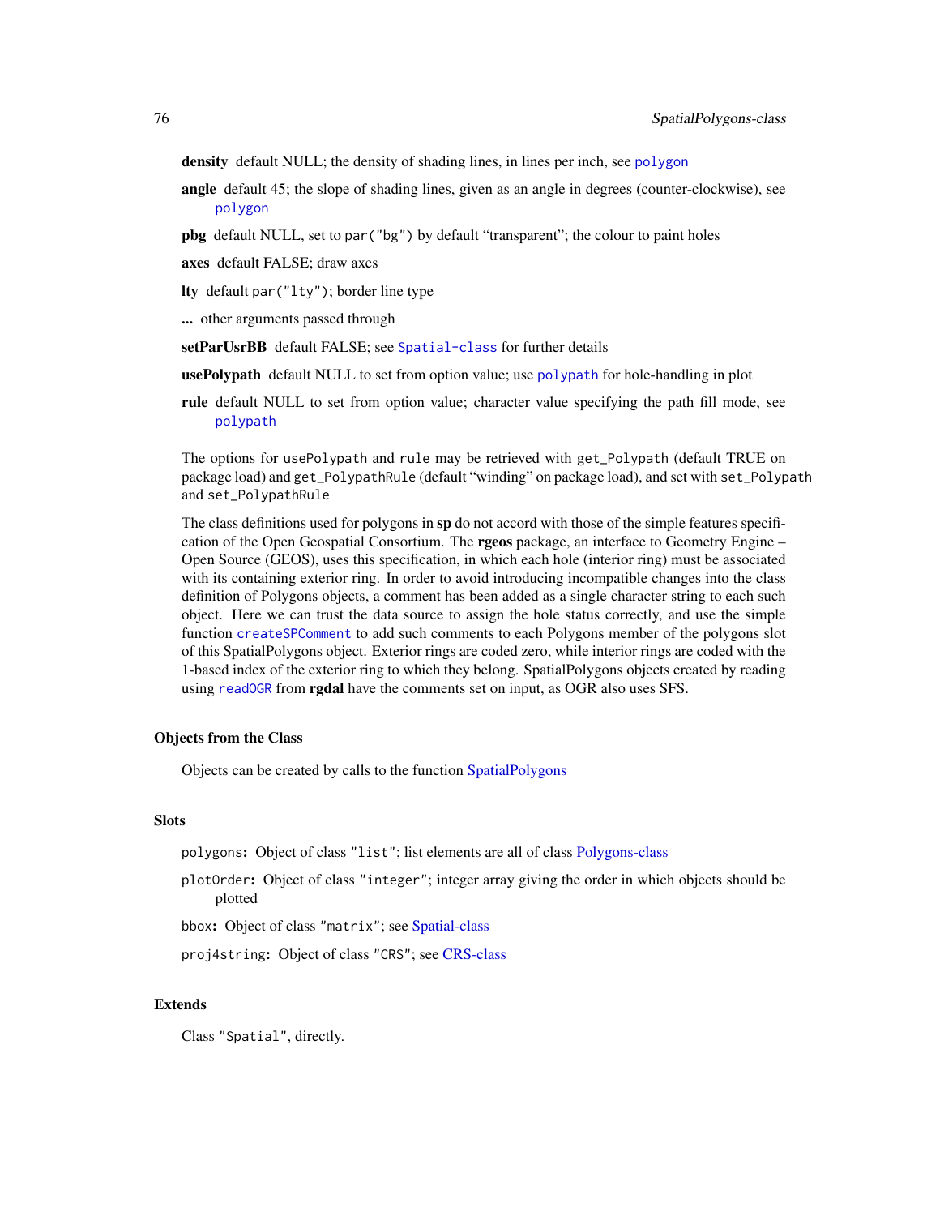**density** default NULL; the density of shading lines, in lines per inch, see `polygon`

**angle** default 45; the slope of shading lines, given as an angle in degrees (counter-clockwise), see `polygon`

**pbg** default NULL, set to `par("bg")` by default "transparent"; the colour to paint holes

**axes** default FALSE; draw axes

**lty** default `par("lty")`; border line type

**...** other arguments passed through

**setParUsrBB** default FALSE; see `Spatial-class` for further details

**usePolypath** default NULL to set from option value; use `polypath` for hole-handling in plot

**rule** default NULL to set from option value; character value specifying the path fill mode, see `polypath`

The options for `usePolypath` and `rule` may be retrieved with `get_Polypath` (default TRUE on package load) and `get_PolypathRule` (default "winding" on package load), and set with `set_Polypath` and `set_PolypathRule`

The class definitions used for polygons in **sp** do not accord with those of the simple features specification of the Open Geospatial Consortium. The **rgeos** package, an interface to Geometry Engine – Open Source (GEOS), uses this specification, in which each hole (interior ring) must be associated with its containing exterior ring. In order to avoid introducing incompatible changes into the class definition of Polygons objects, a comment has been added as a single character string to each such object. Here we can trust the data source to assign the hole status correctly, and use the simple function `createSPComment` to add such comments to each Polygons member of the polygons slot of this SpatialPolygons object. Exterior rings are coded zero, while interior rings are coded with the 1-based index of the exterior ring to which they belong. SpatialPolygons objects created by reading using `readOGR` from **rgdal** have the comments set on input, as OGR also uses SFS.

### Objects from the Class

Objects can be created by calls to the function SpatialPolygons

### Slots

`polygons`: Object of class `"list"`; list elements are all of class Polygons-class

`plotOrder`: Object of class `"integer"`; integer array giving the order in which objects should be plotted

`bbox`: Object of class `"matrix"`; see Spatial-class

`proj4string`: Object of class `"CRS"`; see CRS-class

### Extends

Class `"Spatial"`, directly.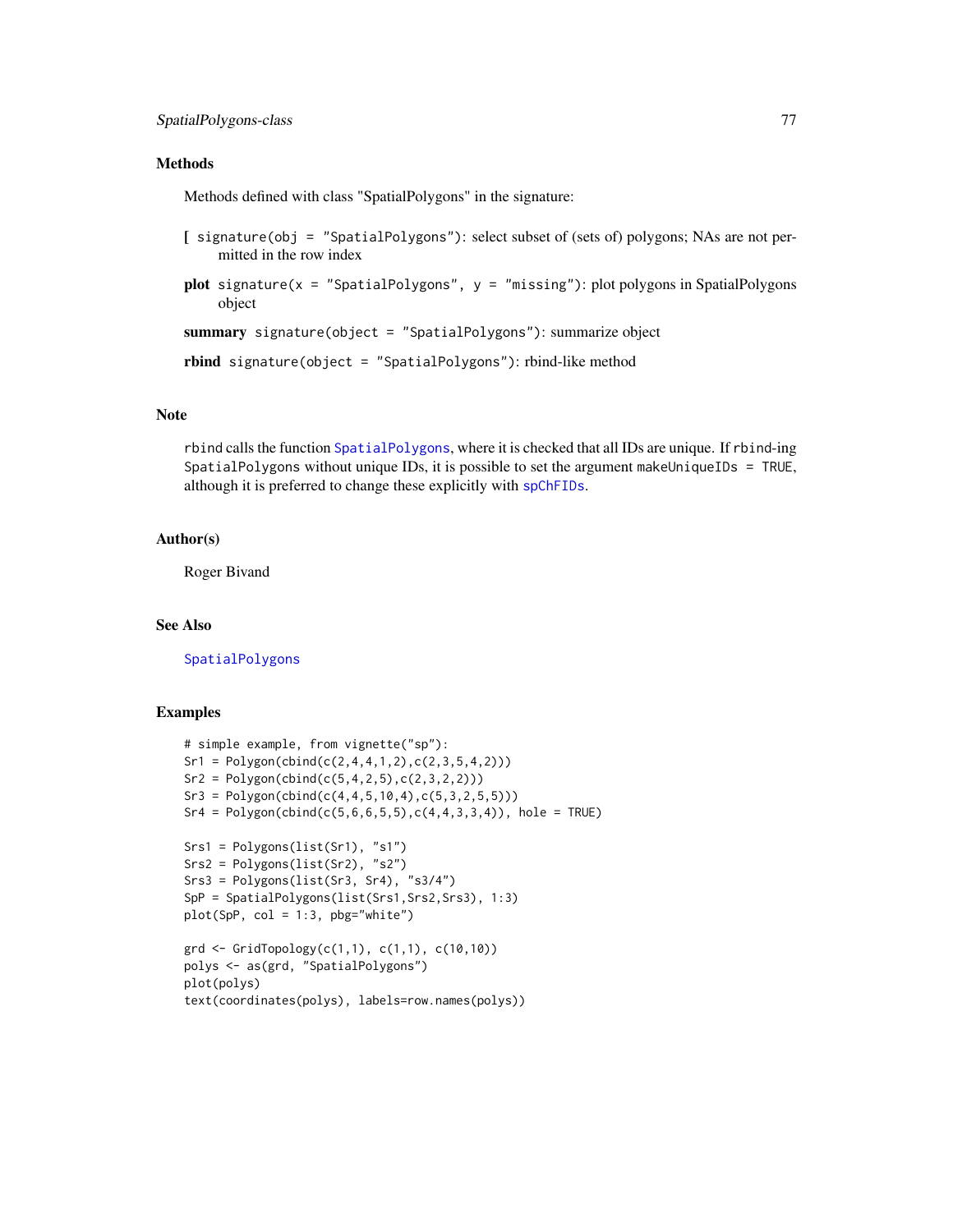## Methods

Methods defined with class "SpatialPolygons" in the signature:

**[** `signature(obj = "SpatialPolygons")`: select subset of (sets of) polygons; NAs are not permitted in the row index

**plot** `signature(x = "SpatialPolygons", y = "missing")`: plot polygons in SpatialPolygons object

**summary** `signature(object = "SpatialPolygons")`: summarize object

**rbind** `signature(object = "SpatialPolygons")`: rbind-like method

## Note

`rbind` calls the function `SpatialPolygons`, where it is checked that all IDs are unique. If `rbind`-ing `SpatialPolygons` without unique IDs, it is possible to set the argument `makeUniqueIDs = TRUE`, although it is preferred to change these explicitly with `spChFIDs`.

## Author(s)

Roger Bivand

## See Also

`SpatialPolygons`

## Examples

```
# simple example, from vignette("sp"):
Sr1 = Polygon(cbind(c(2,4,4,1,2),c(2,3,5,4,2)))
Sr2 = Polygon(cbind(c(5,4,2,5),c(2,3,2,2)))
Sr3 = Polygon(cbind(c(4,4,5,10,4),c(5,3,2,5,5)))
Sr4 = Polygon(cbind(c(5,6,6,5,5),c(4,4,3,3,4)), hole = TRUE)

Srs1 = Polygons(list(Sr1), "s1")
Srs2 = Polygons(list(Sr2), "s2")
Srs3 = Polygons(list(Sr3, Sr4), "s3/4")
SpP = SpatialPolygons(list(Srs1,Srs2,Srs3), 1:3)
plot(SpP, col = 1:3, pbg="white")

grd <- GridTopology(c(1,1), c(1,1), c(10,10))
polys <- as(grd, "SpatialPolygons")
plot(polys)
text(coordinates(polys), labels=row.names(polys))
```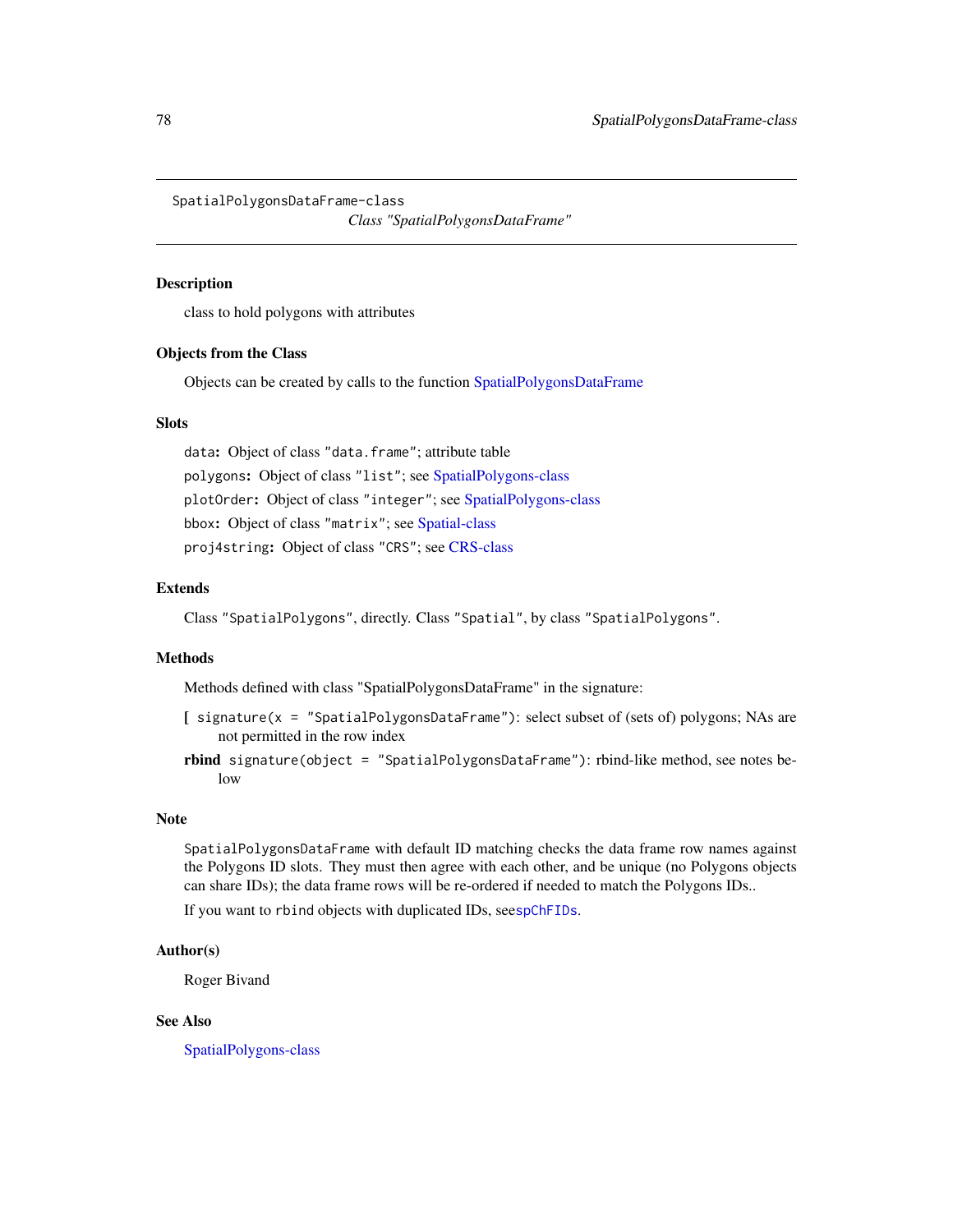SpatialPolygonsDataFrame-class

*Class "SpatialPolygonsDataFrame"*

## Description

class to hold polygons with attributes

## Objects from the Class

Objects can be created by calls to the function SpatialPolygonsDataFrame

## Slots

`data`**:** Object of class `"data.frame"`; attribute table

`polygons`**:** Object of class `"list"`; see SpatialPolygons-class

`plotOrder`**:** Object of class `"integer"`; see SpatialPolygons-class

`bbox`**:** Object of class `"matrix"`; see Spatial-class

`proj4string`**:** Object of class `"CRS"`; see CRS-class

## Extends

Class `"SpatialPolygons"`, directly. Class `"Spatial"`, by class `"SpatialPolygons"`.

## Methods

Methods defined with class "SpatialPolygonsDataFrame" in the signature:

**[** `signature(x = "SpatialPolygonsDataFrame")`: select subset of (sets of) polygons; NAs are not permitted in the row index

**rbind** `signature(object = "SpatialPolygonsDataFrame")`: rbind-like method, see notes below

## Note

`SpatialPolygonsDataFrame` with default ID matching checks the data frame row names against the Polygons ID slots. They must then agree with each other, and be unique (no Polygons objects can share IDs); the data frame rows will be re-ordered if needed to match the Polygons IDs..

If you want to `rbind` objects with duplicated IDs, see`spChFIDs`.

## Author(s)

Roger Bivand

## See Also

SpatialPolygons-class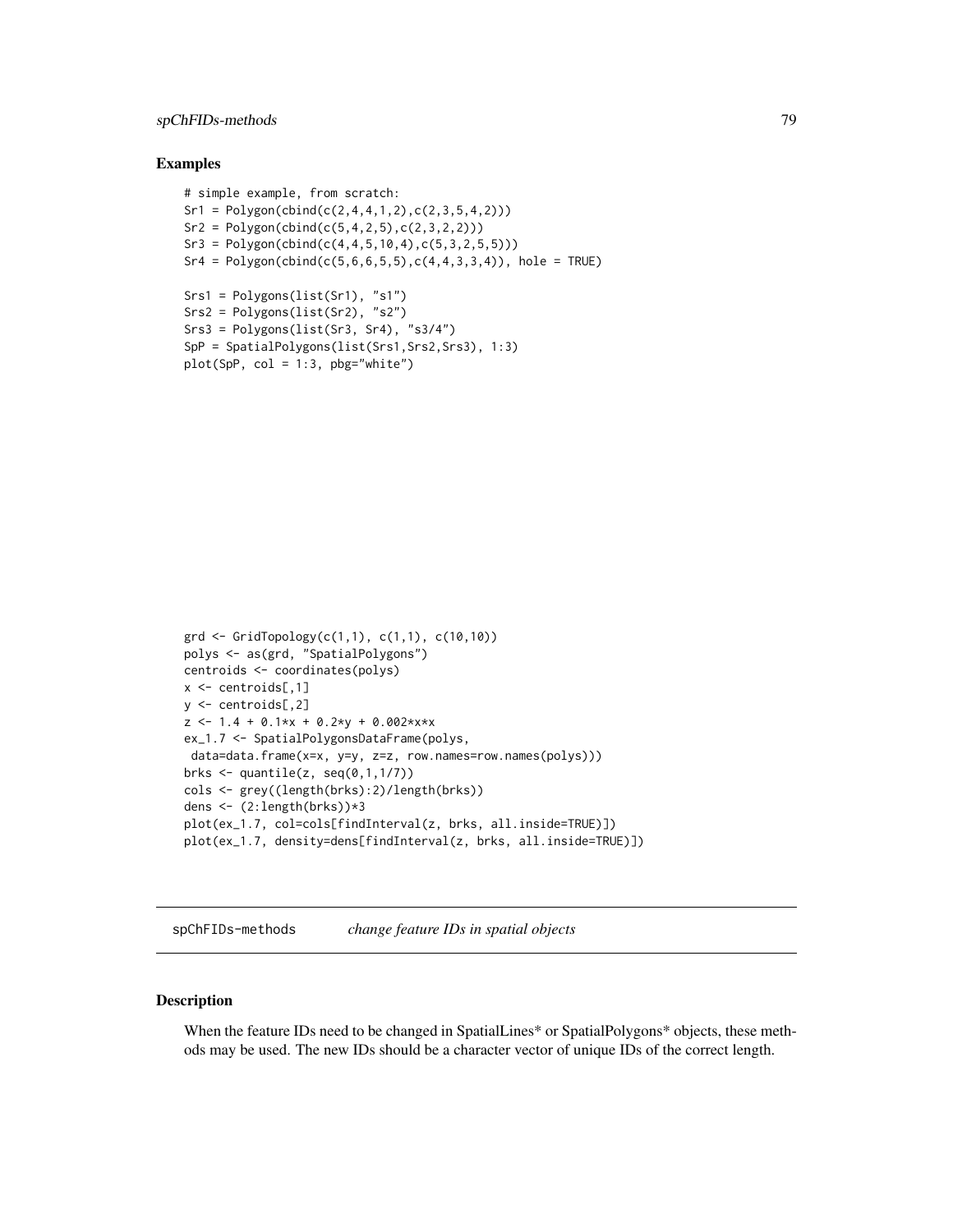## Examples

```
# simple example, from scratch:
Sr1 = Polygon(cbind(c(2,4,4,1,2),c(2,3,5,4,2)))
Sr2 = Polygon(cbind(c(5,4,2,5),c(2,3,2,2)))
Sr3 = Polygon(cbind(c(4,4,5,10,4),c(5,3,2,5,5)))
Sr4 = Polygon(cbind(c(5,6,6,5,5),c(4,4,3,3,4)), hole = TRUE)

Srs1 = Polygons(list(Sr1), "s1")
Srs2 = Polygons(list(Sr2), "s2")
Srs3 = Polygons(list(Sr3, Sr4), "s3/4")
SpP = SpatialPolygons(list(Srs1,Srs2,Srs3), 1:3)
plot(SpP, col = 1:3, pbg="white")
```

```
grd <- GridTopology(c(1,1), c(1,1), c(10,10))
polys <- as(grd, "SpatialPolygons")
centroids <- coordinates(polys)
x <- centroids[,1]
y <- centroids[,2]
z <- 1.4 + 0.1*x + 0.2*y + 0.002*x*x
ex_1.7 <- SpatialPolygonsDataFrame(polys,
 data=data.frame(x=x, y=y, z=z, row.names=row.names(polys)))
brks <- quantile(z, seq(0,1,1/7))
cols <- grey((length(brks):2)/length(brks))
dens <- (2:length(brks))*3
plot(ex_1.7, col=cols[findInterval(z, brks, all.inside=TRUE)])
plot(ex_1.7, density=dens[findInterval(z, brks, all.inside=TRUE)])
```

---

# spChFIDs-methods *change feature IDs in spatial objects*

## Description

When the feature IDs need to be changed in SpatialLines* or SpatialPolygons* objects, these methods may be used. The new IDs should be a character vector of unique IDs of the correct length.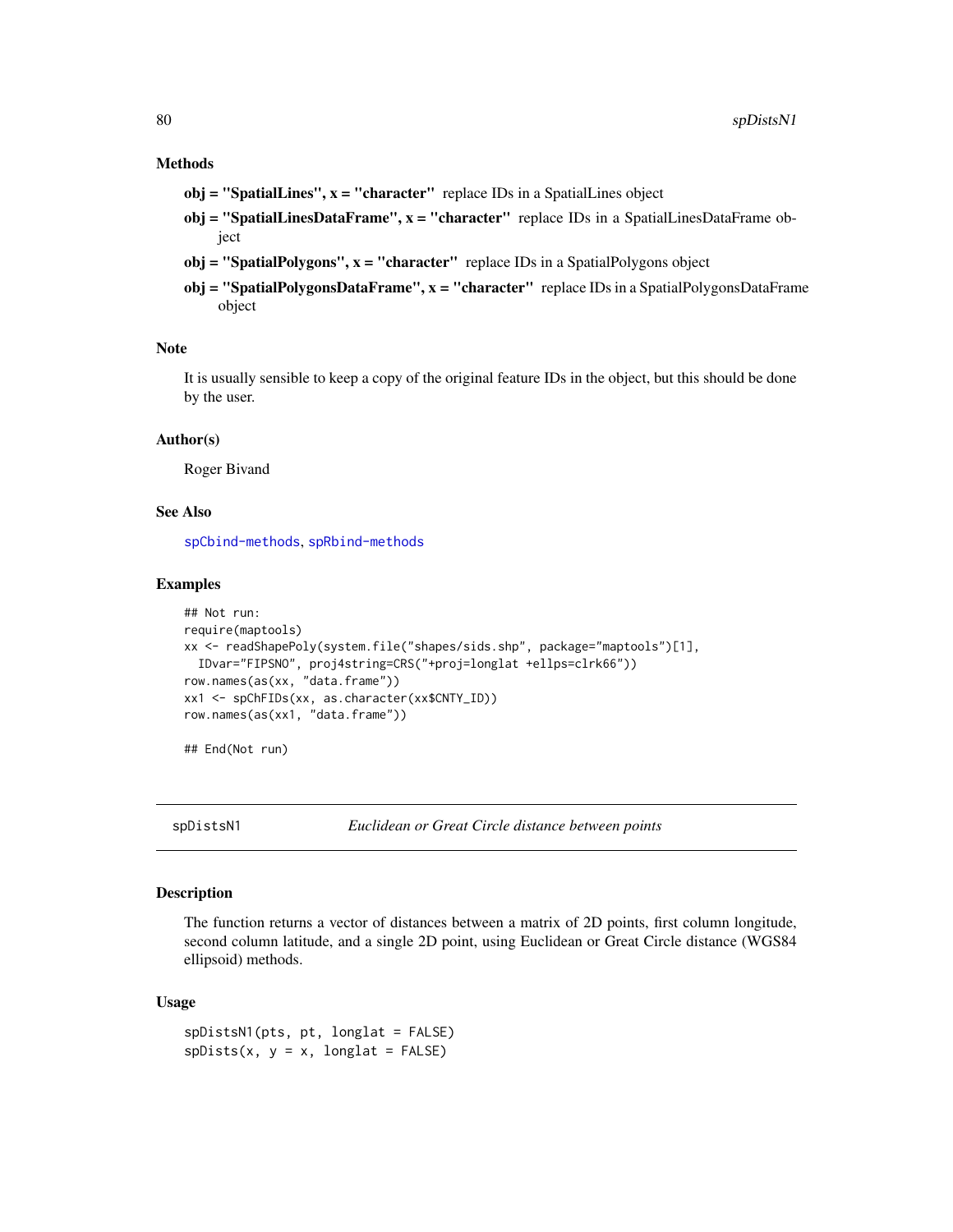### Methods

**obj = "SpatialLines", x = "character"** replace IDs in a SpatialLines object

**obj = "SpatialLinesDataFrame", x = "character"** replace IDs in a SpatialLinesDataFrame object

**obj = "SpatialPolygons", x = "character"** replace IDs in a SpatialPolygons object

**obj = "SpatialPolygonsDataFrame", x = "character"** replace IDs in a SpatialPolygonsDataFrame object

### Note

It is usually sensible to keep a copy of the original feature IDs in the object, but this should be done by the user.

### Author(s)

Roger Bivand

### See Also

spCbind-methods, spRbind-methods

### Examples

```
## Not run:
require(maptools)
xx <- readShapePoly(system.file("shapes/sids.shp", package="maptools")[1],
  IDvar="FIPSNO", proj4string=CRS("+proj=longlat +ellps=clrk66"))
row.names(as(xx, "data.frame"))
xx1 <- spChFIDs(xx, as.character(xx$CNTY_ID))
row.names(as(xx1, "data.frame"))

## End(Not run)
```

---

## spDistsN1 — *Euclidean or Great Circle distance between points*

### Description

The function returns a vector of distances between a matrix of 2D points, first column longitude, second column latitude, and a single 2D point, using Euclidean or Great Circle distance (WGS84 ellipsoid) methods.

### Usage

```
spDistsN1(pts, pt, longlat = FALSE)
spDists(x, y = x, longlat = FALSE)
```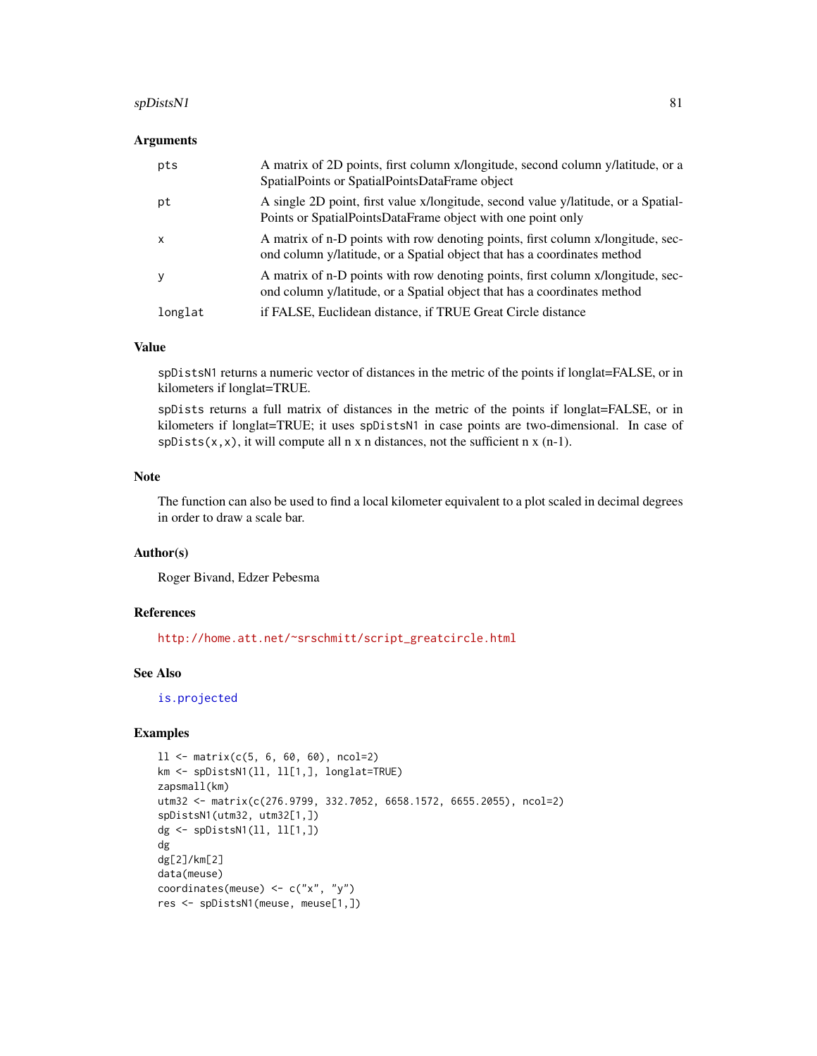## Arguments

| | |
|---|---|
| pts | A matrix of 2D points, first column x/longitude, second column y/latitude, or a SpatialPoints or SpatialPointsDataFrame object |
| pt | A single 2D point, first value x/longitude, second value y/latitude, or a SpatialPoints or SpatialPointsDataFrame object with one point only |
| x | A matrix of n-D points with row denoting points, first column x/longitude, second column y/latitude, or a Spatial object that has a coordinates method |
| y | A matrix of n-D points with row denoting points, first column x/longitude, second column y/latitude, or a Spatial object that has a coordinates method |
| longlat | if FALSE, Euclidean distance, if TRUE Great Circle distance |

## Value

`spDistsN1` returns a numeric vector of distances in the metric of the points if longlat=FALSE, or in kilometers if longlat=TRUE.

`spDists` returns a full matrix of distances in the metric of the points if longlat=FALSE, or in kilometers if longlat=TRUE; it uses `spDistsN1` in case points are two-dimensional. In case of `spDists(x,x)`, it will compute all n x n distances, not the sufficient n x (n-1).

## Note

The function can also be used to find a local kilometer equivalent to a plot scaled in decimal degrees in order to draw a scale bar.

## Author(s)

Roger Bivand, Edzer Pebesma

## References

http://home.att.net/~srschmitt/script_greatcircle.html

## See Also

is.projected

## Examples

```
ll <- matrix(c(5, 6, 60, 60), ncol=2)
km <- spDistsN1(ll, ll[1,], longlat=TRUE)
zapsmall(km)
utm32 <- matrix(c(276.9799, 332.7052, 6658.1572, 6655.2055), ncol=2)
spDistsN1(utm32, utm32[1,])
dg <- spDistsN1(ll, ll[1,])
dg
dg[2]/km[2]
data(meuse)
coordinates(meuse) <- c("x", "y")
res <- spDistsN1(meuse, meuse[1,])
```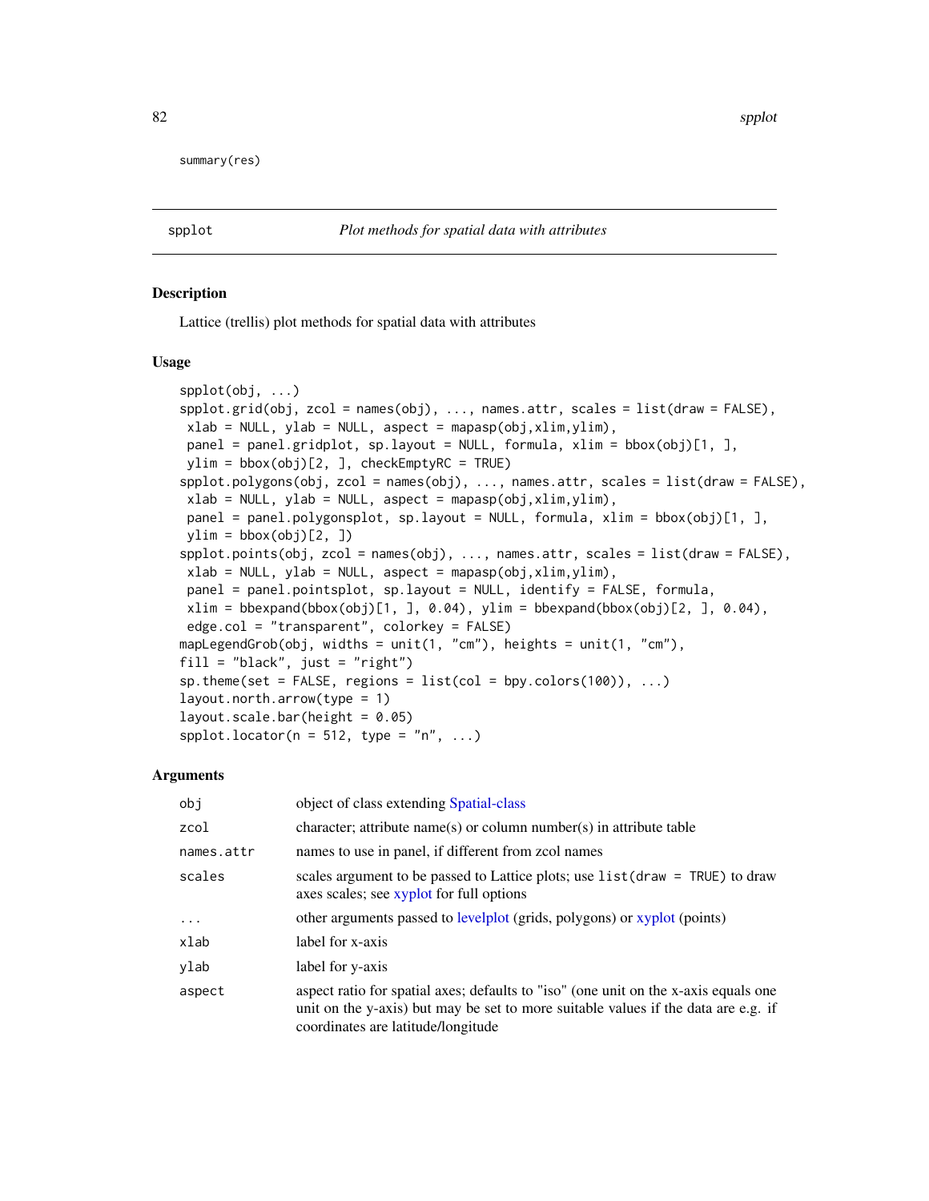```
summary(res)
```

## spplot *Plot methods for spatial data with attributes*

### Description

Lattice (trellis) plot methods for spatial data with attributes

### Usage

```
spplot(obj, ...)
spplot.grid(obj, zcol = names(obj), ..., names.attr, scales = list(draw = FALSE),
 xlab = NULL, ylab = NULL, aspect = mapasp(obj,xlim,ylim),
 panel = panel.gridplot, sp.layout = NULL, formula, xlim = bbox(obj)[1, ],
 ylim = bbox(obj)[2, ], checkEmptyRC = TRUE)
spplot.polygons(obj, zcol = names(obj), ..., names.attr, scales = list(draw = FALSE),
 xlab = NULL, ylab = NULL, aspect = mapasp(obj,xlim,ylim),
 panel = panel.polygonsplot, sp.layout = NULL, formula, xlim = bbox(obj)[1, ],
 ylim = bbox(obj)[2, ])
spplot.points(obj, zcol = names(obj), ..., names.attr, scales = list(draw = FALSE),
 xlab = NULL, ylab = NULL, aspect = mapasp(obj,xlim,ylim),
 panel = panel.pointsplot, sp.layout = NULL, identify = FALSE, formula,
 xlim = bbexpand(bbox(obj)[1, ], 0.04), ylim = bbexpand(bbox(obj)[2, ], 0.04),
 edge.col = "transparent", colorkey = FALSE)
mapLegendGrob(obj, widths = unit(1, "cm"), heights = unit(1, "cm"),
fill = "black", just = "right")
sp.theme(set = FALSE, regions = list(col = bpy.colors(100)), ...)
layout.north.arrow(type = 1)
layout.scale.bar(height = 0.05)
spplot.locator(n = 512, type = "n", ...)
```

### Arguments

| | |
|---|---|
| `obj` | object of class extending Spatial-class |
| `zcol` | character; attribute name(s) or column number(s) in attribute table |
| `names.attr` | names to use in panel, if different from zcol names |
| `scales` | scales argument to be passed to Lattice plots; use `list(draw = TRUE)` to draw axes scales; see xyplot for full options |
| `...` | other arguments passed to levelplot (grids, polygons) or xyplot (points) |
| `xlab` | label for x-axis |
| `ylab` | label for y-axis |
| `aspect` | aspect ratio for spatial axes; defaults to "iso" (one unit on the x-axis equals one unit on the y-axis) but may be set to more suitable values if the data are e.g. if coordinates are latitude/longitude |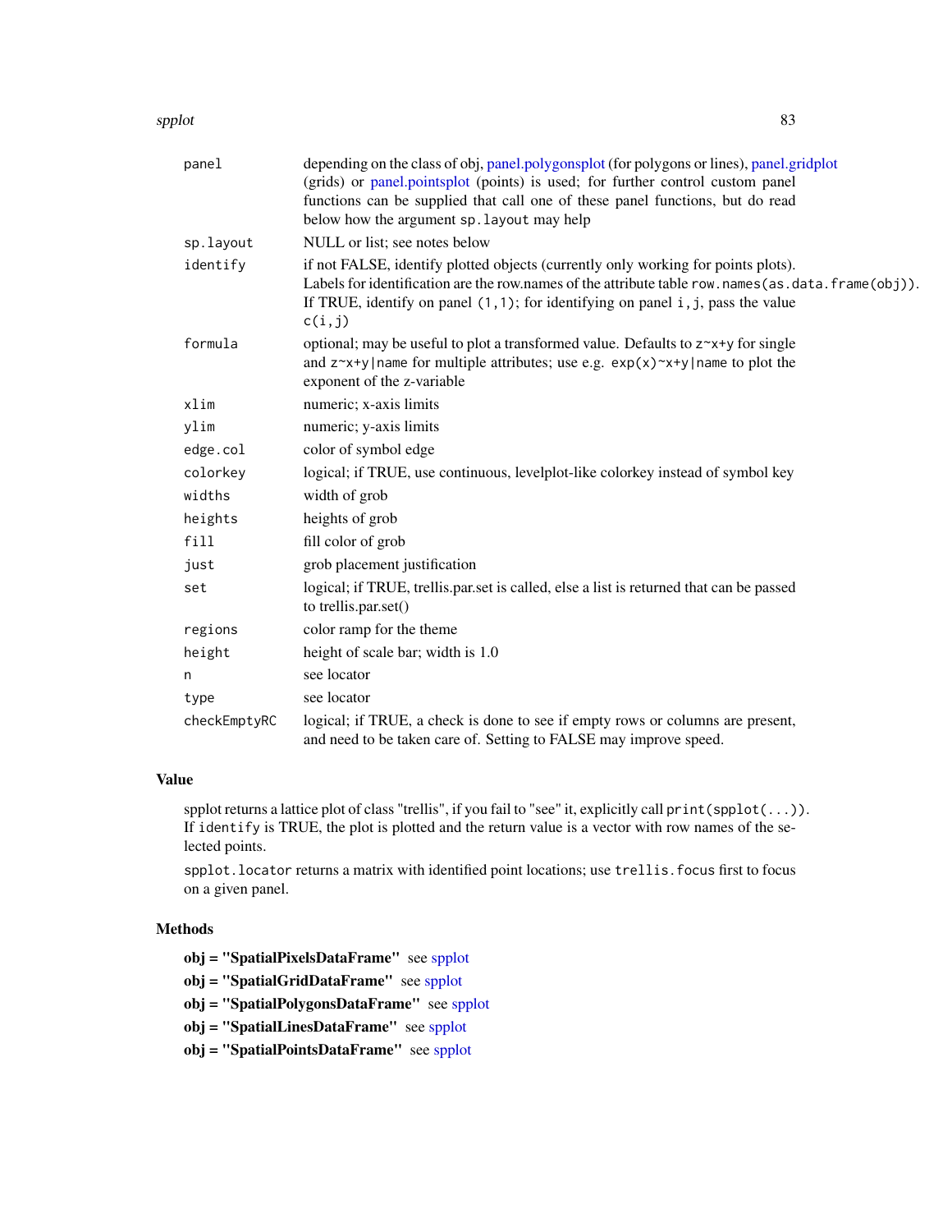| | |
|---|---|
| `panel` | depending on the class of obj, panel.polygonsplot (for polygons or lines), panel.gridplot (grids) or panel.pointsplot (points) is used; for further control custom panel functions can be supplied that call one of these panel functions, but do read below how the argument `sp.layout` may help |
| `sp.layout` | NULL or list; see notes below |
| `identify` | if not FALSE, identify plotted objects (currently only working for points plots). Labels for identification are the row.names of the attribute table `row.names(as.data.frame(obj))`. If TRUE, identify on panel `(1,1)`; for identifying on panel `i,j`, pass the value `c(i,j)` |
| `formula` | optional; may be useful to plot a transformed value. Defaults to `z~x+y` for single and `z~x+y\|name` for multiple attributes; use e.g. `exp(x)~x+y\|name` to plot the exponent of the z-variable |
| `xlim` | numeric; x-axis limits |
| `ylim` | numeric; y-axis limits |
| `edge.col` | color of symbol edge |
| `colorkey` | logical; if TRUE, use continuous, levelplot-like colorkey instead of symbol key |
| `widths` | width of grob |
| `heights` | heights of grob |
| `fill` | fill color of grob |
| `just` | grob placement justification |
| `set` | logical; if TRUE, trellis.par.set is called, else a list is returned that can be passed to trellis.par.set() |
| `regions` | color ramp for the theme |
| `height` | height of scale bar; width is 1.0 |
| `n` | see locator |
| `type` | see locator |
| `checkEmptyRC` | logical; if TRUE, a check is done to see if empty rows or columns are present, and need to be taken care of. Setting to FALSE may improve speed. |

## Value

spplot returns a lattice plot of class "trellis", if you fail to "see" it, explicitly call `print(spplot(...))`. If `identify` is TRUE, the plot is plotted and the return value is a vector with row names of the selected points.

`spplot.locator` returns a matrix with identified point locations; use `trellis.focus` first to focus on a given panel.

## Methods

**obj = "SpatialPixelsDataFrame"** see spplot

**obj = "SpatialGridDataFrame"** see spplot

**obj = "SpatialPolygonsDataFrame"** see spplot

**obj = "SpatialLinesDataFrame"** see spplot

**obj = "SpatialPointsDataFrame"** see spplot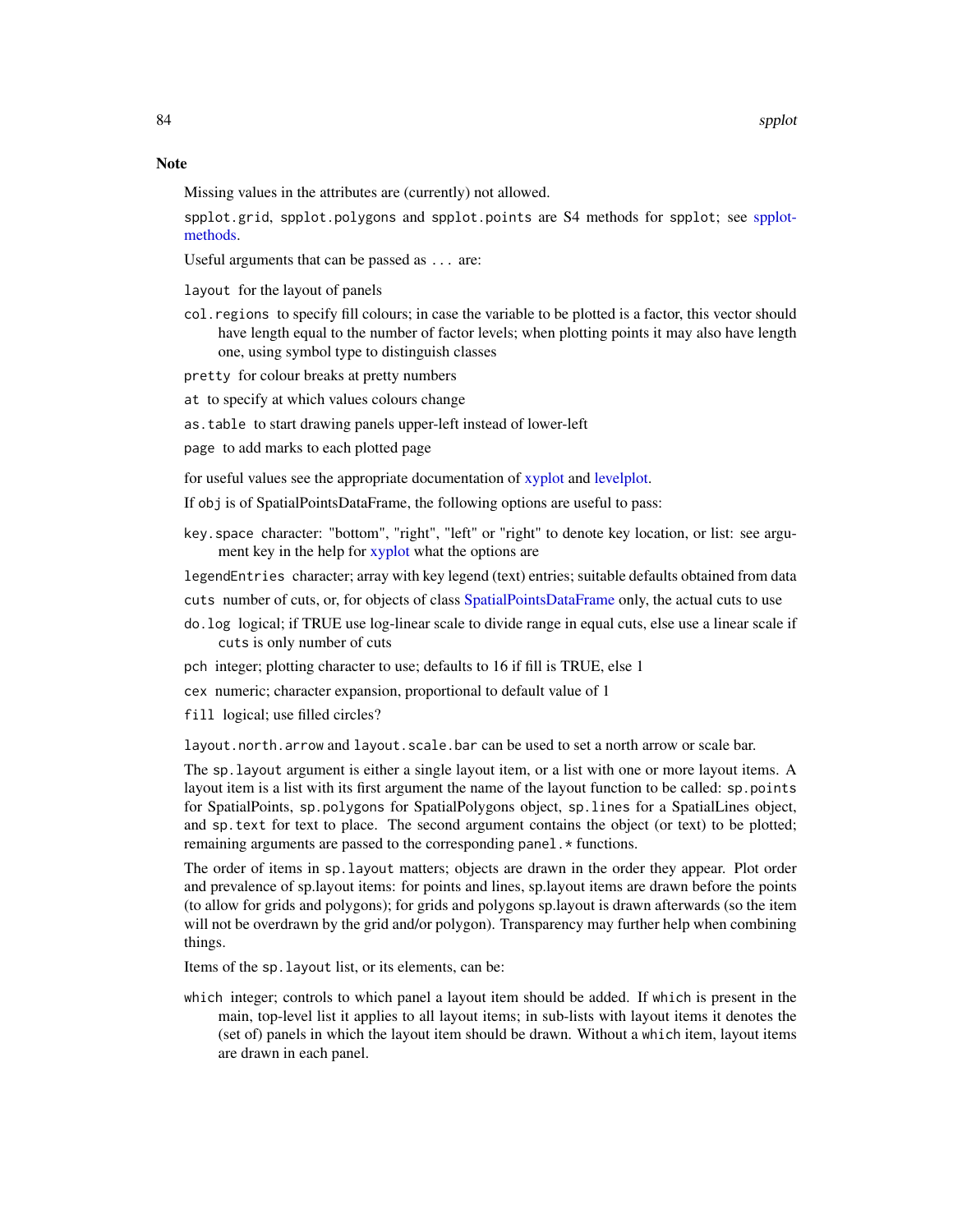## Note

Missing values in the attributes are (currently) not allowed.

`spplot.grid`, `spplot.polygons` and `spplot.points` are S4 methods for `spplot`; see spplot-methods.

Useful arguments that can be passed as `...` are:

`layout` for the layout of panels

`col.regions` to specify fill colours; in case the variable to be plotted is a factor, this vector should have length equal to the number of factor levels; when plotting points it may also have length one, using symbol type to distinguish classes

`pretty` for colour breaks at pretty numbers

`at` to specify at which values colours change

`as.table` to start drawing panels upper-left instead of lower-left

`page` to add marks to each plotted page

for useful values see the appropriate documentation of xyplot and levelplot.

If `obj` is of SpatialPointsDataFrame, the following options are useful to pass:

`key.space` character: "bottom", "right", "left" or "right" to denote key location, or list: see argument key in the help for xyplot what the options are

`legendEntries` character; array with key legend (text) entries; suitable defaults obtained from data

`cuts` number of cuts, or, for objects of class SpatialPointsDataFrame only, the actual cuts to use

`do.log` logical; if TRUE use log-linear scale to divide range in equal cuts, else use a linear scale if `cuts` is only number of cuts

`pch` integer; plotting character to use; defaults to 16 if fill is TRUE, else 1

`cex` numeric; character expansion, proportional to default value of 1

`fill` logical; use filled circles?

`layout.north.arrow` and `layout.scale.bar` can be used to set a north arrow or scale bar.

The `sp.layout` argument is either a single layout item, or a list with one or more layout items. A layout item is a list with its first argument the name of the layout function to be called: `sp.points` for SpatialPoints, `sp.polygons` for SpatialPolygons object, `sp.lines` for a SpatialLines object, and `sp.text` for text to place. The second argument contains the object (or text) to be plotted; remaining arguments are passed to the corresponding `panel.*` functions.

The order of items in `sp.layout` matters; objects are drawn in the order they appear. Plot order and prevalence of sp.layout items: for points and lines, sp.layout items are drawn before the points (to allow for grids and polygons); for grids and polygons sp.layout is drawn afterwards (so the item will not be overdrawn by the grid and/or polygon). Transparency may further help when combining things.

Items of the `sp.layout` list, or its elements, can be:

`which` integer; controls to which panel a layout item should be added. If `which` is present in the main, top-level list it applies to all layout items; in sub-lists with layout items it denotes the (set of) panels in which the layout item should be drawn. Without a `which` item, layout items are drawn in each panel.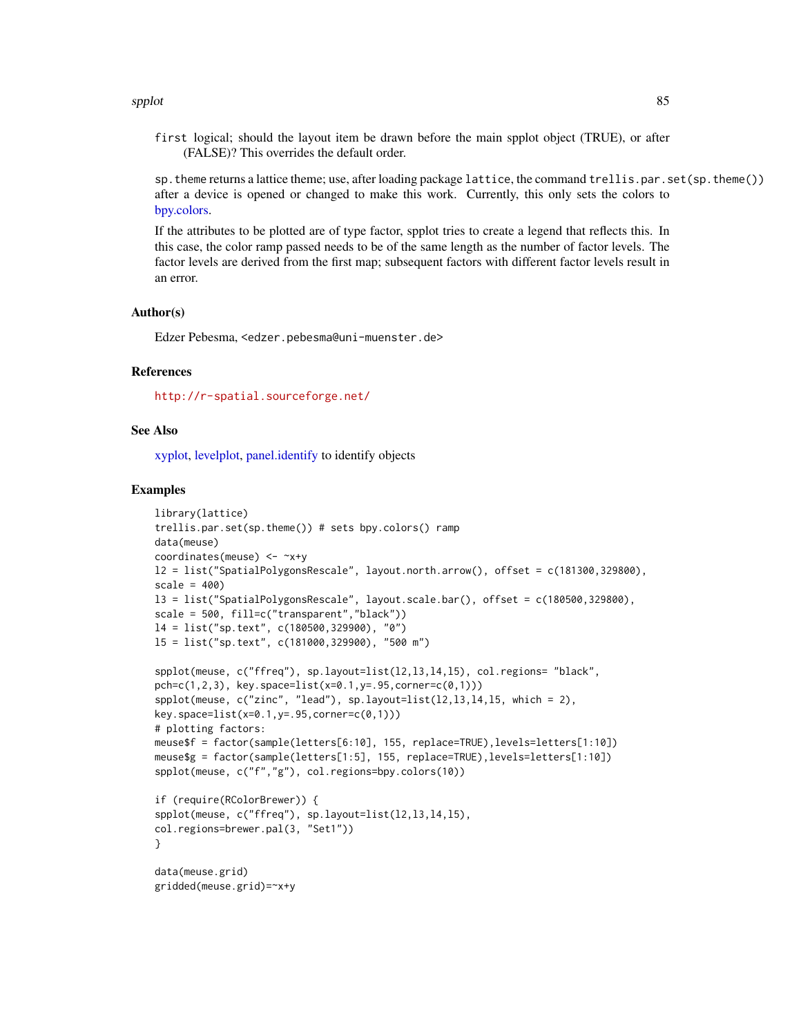first logical; should the layout item be drawn before the main spplot object (TRUE), or after (FALSE)? This overrides the default order.

sp.theme returns a lattice theme; use, after loading package lattice, the command trellis.par.set(sp.theme()) after a device is opened or changed to make this work. Currently, this only sets the colors to bpy.colors.

If the attributes to be plotted are of type factor, spplot tries to create a legend that reflects this. In this case, the color ramp passed needs to be of the same length as the number of factor levels. The factor levels are derived from the first map; subsequent factors with different factor levels result in an error.

## Author(s)

Edzer Pebesma, <edzer.pebesma@uni-muenster.de>

## References

http://r-spatial.sourceforge.net/

## See Also

xyplot, levelplot, panel.identify to identify objects

## Examples

```
library(lattice)
trellis.par.set(sp.theme()) # sets bpy.colors() ramp
data(meuse)
coordinates(meuse) <- ~x+y
l2 = list("SpatialPolygonsRescale", layout.north.arrow(), offset = c(181300,329800),
scale = 400)
l3 = list("SpatialPolygonsRescale", layout.scale.bar(), offset = c(180500,329800),
scale = 500, fill=c("transparent","black"))
l4 = list("sp.text", c(180500,329900), "0")
l5 = list("sp.text", c(181000,329900), "500 m")

spplot(meuse, c("ffreq"), sp.layout=list(l2,l3,l4,l5), col.regions= "black",
pch=c(1,2,3), key.space=list(x=0.1,y=.95,corner=c(0,1)))
spplot(meuse, c("zinc", "lead"), sp.layout=list(l2,l3,l4,l5, which = 2),
key.space=list(x=0.1,y=.95,corner=c(0,1)))
# plotting factors:
meuse$f = factor(sample(letters[6:10], 155, replace=TRUE),levels=letters[1:10])
meuse$g = factor(sample(letters[1:5], 155, replace=TRUE),levels=letters[1:10])
spplot(meuse, c("f","g"), col.regions=bpy.colors(10))

if (require(RColorBrewer)) {
spplot(meuse, c("ffreq"), sp.layout=list(l2,l3,l4,l5),
col.regions=brewer.pal(3, "Set1"))
}

data(meuse.grid)
gridded(meuse.grid)=~x+y
```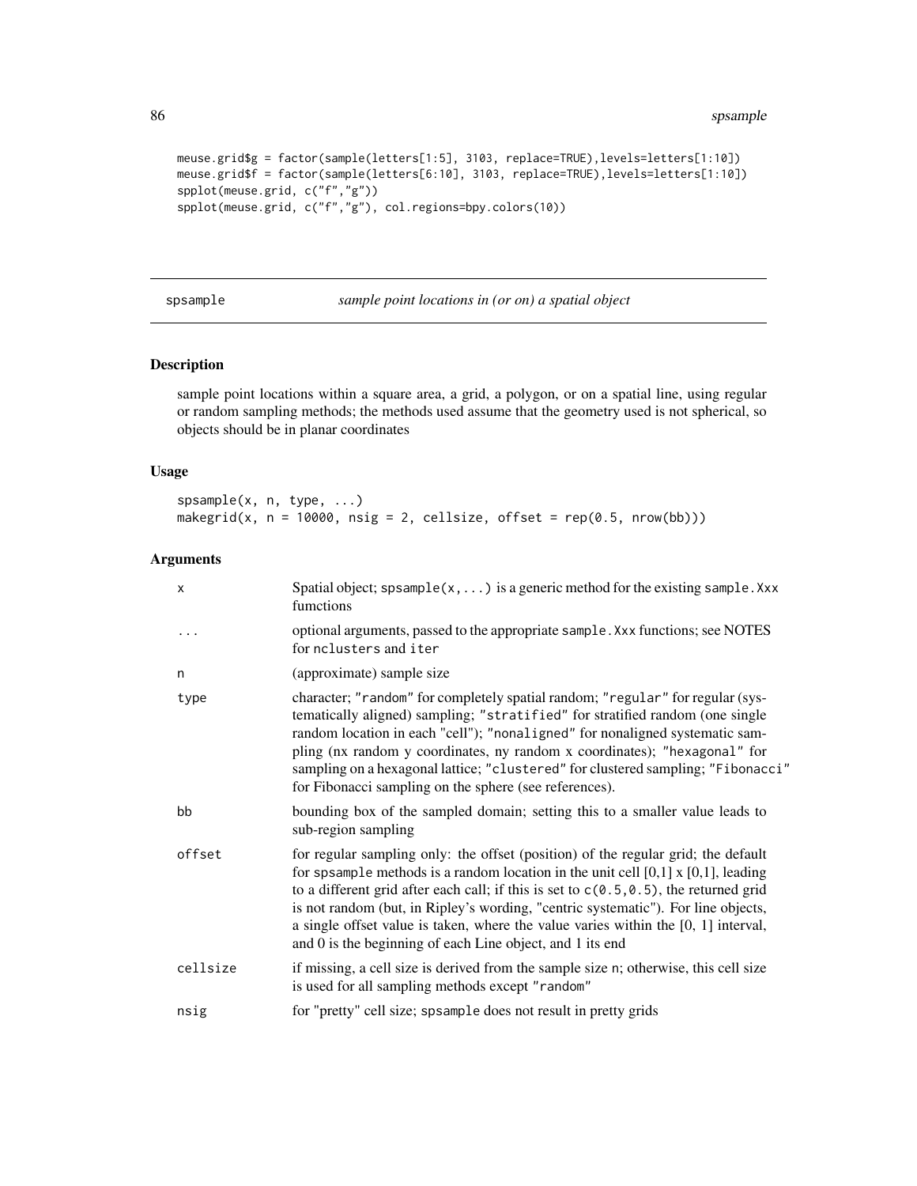```
meuse.grid$g = factor(sample(letters[1:5], 3103, replace=TRUE),levels=letters[1:10])
meuse.grid$f = factor(sample(letters[6:10], 3103, replace=TRUE),levels=letters[1:10])
spplot(meuse.grid, c("f","g"))
spplot(meuse.grid, c("f","g"), col.regions=bpy.colors(10))
```

## spsample — *sample point locations in (or on) a spatial object*

### Description

sample point locations within a square area, a grid, a polygon, or on a spatial line, using regular or random sampling methods; the methods used assume that the geometry used is not spherical, so objects should be in planar coordinates

### Usage

```
spsample(x, n, type, ...)
makegrid(x, n = 10000, nsig = 2, cellsize, offset = rep(0.5, nrow(bb)))
```

### Arguments

| | |
|---|---|
| `x` | Spatial object; `spsample(x,...)` is a generic method for the existing `sample.Xxx` fumctions |
| `...` | optional arguments, passed to the appropriate `sample.Xxx` functions; see NOTES for `nclusters` and `iter` |
| `n` | (approximate) sample size |
| `type` | character; `"random"` for completely spatial random; `"regular"` for regular (systematically aligned) sampling; `"stratified"` for stratified random (one single random location in each "cell"); `"nonaligned"` for nonaligned systematic sampling (nx random y coordinates, ny random x coordinates); `"hexagonal"` for sampling on a hexagonal lattice; `"clustered"` for clustered sampling; `"Fibonacci"` for Fibonacci sampling on the sphere (see references). |
| `bb` | bounding box of the sampled domain; setting this to a smaller value leads to sub-region sampling |
| `offset` | for regular sampling only: the offset (position) of the regular grid; the default for `spsample` methods is a random location in the unit cell [0,1] x [0,1], leading to a different grid after each call; if this is set to `c(0.5,0.5)`, the returned grid is not random (but, in Ripley's wording, "centric systematic"). For line objects, a single offset value is taken, where the value varies within the [0, 1] interval, and 0 is the beginning of each Line object, and 1 its end |
| `cellsize` | if missing, a cell size is derived from the sample size `n`; otherwise, this cell size is used for all sampling methods except `"random"` |
| `nsig` | for "pretty" cell size; `spsample` does not result in pretty grids |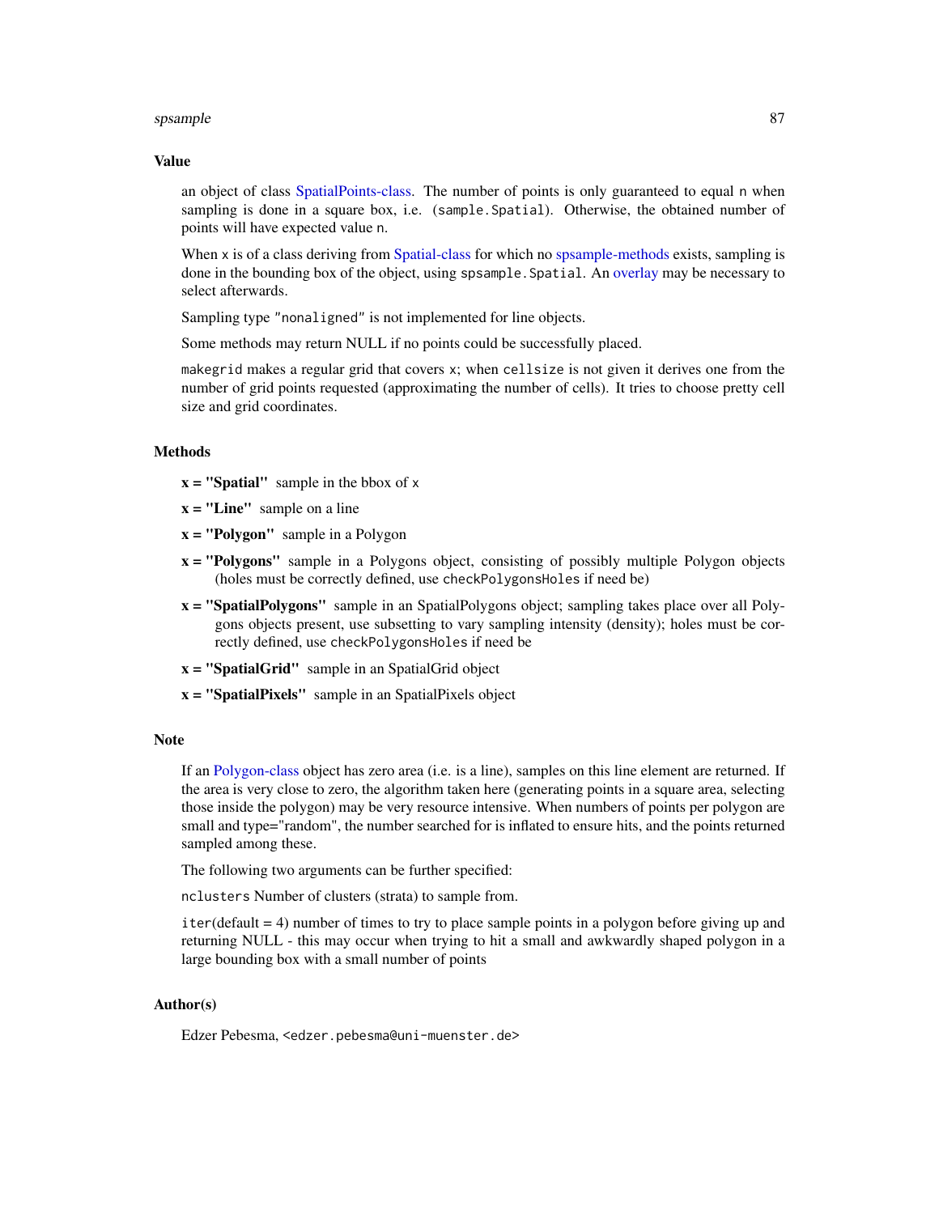## Value

an object of class SpatialPoints-class. The number of points is only guaranteed to equal `n` when sampling is done in a square box, i.e. `(sample.Spatial)`. Otherwise, the obtained number of points will have expected value `n`.

When `x` is of a class deriving from Spatial-class for which no spsample-methods exists, sampling is done in the bounding box of the object, using `spsample.Spatial`. An overlay may be necessary to select afterwards.

Sampling type `"nonaligned"` is not implemented for line objects.

Some methods may return NULL if no points could be successfully placed.

`makegrid` makes a regular grid that covers `x`; when `cellsize` is not given it derives one from the number of grid points requested (approximating the number of cells). It tries to choose pretty cell size and grid coordinates.

## Methods

**x = "Spatial"** sample in the bbox of `x`

**x = "Line"** sample on a line

**x = "Polygon"** sample in a Polygon

**x = "Polygons"** sample in a Polygons object, consisting of possibly multiple Polygon objects (holes must be correctly defined, use `checkPolygonsHoles` if need be)

**x = "SpatialPolygons"** sample in an SpatialPolygons object; sampling takes place over all Polygons objects present, use subsetting to vary sampling intensity (density); holes must be correctly defined, use `checkPolygonsHoles` if need be

**x = "SpatialGrid"** sample in an SpatialGrid object

**x = "SpatialPixels"** sample in an SpatialPixels object

## Note

If an Polygon-class object has zero area (i.e. is a line), samples on this line element are returned. If the area is very close to zero, the algorithm taken here (generating points in a square area, selecting those inside the polygon) may be very resource intensive. When numbers of points per polygon are small and type="random", the number searched for is inflated to ensure hits, and the points returned sampled among these.

The following two arguments can be further specified:

`nclusters` Number of clusters (strata) to sample from.

`iter`(default = 4) number of times to try to place sample points in a polygon before giving up and returning NULL - this may occur when trying to hit a small and awkwardly shaped polygon in a large bounding box with a small number of points

## Author(s)

Edzer Pebesma, `<edzer.pebesma@uni-muenster.de>`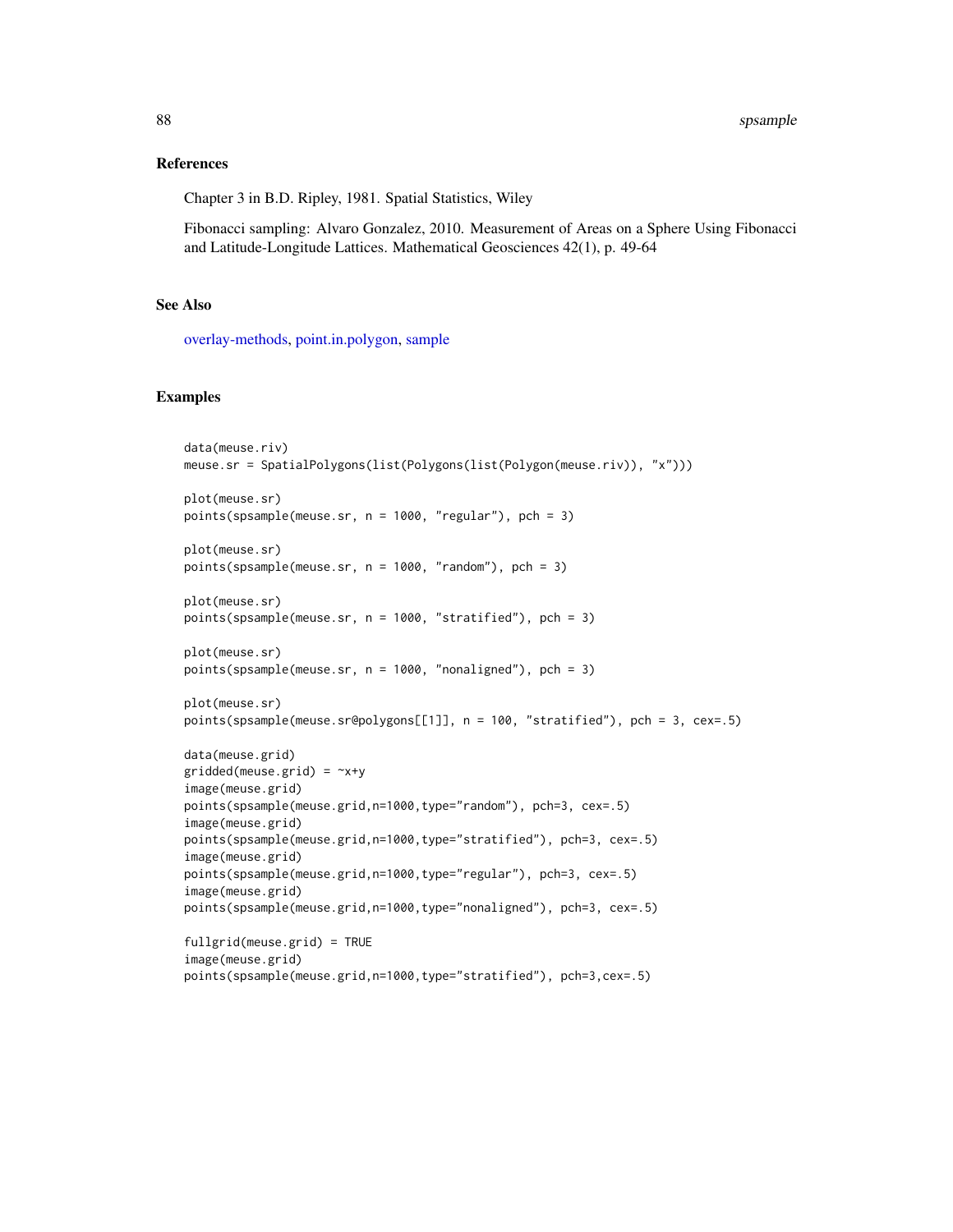## References

Chapter 3 in B.D. Ripley, 1981. Spatial Statistics, Wiley

Fibonacci sampling: Alvaro Gonzalez, 2010. Measurement of Areas on a Sphere Using Fibonacci and Latitude-Longitude Lattices. Mathematical Geosciences 42(1), p. 49-64

## See Also

overlay-methods, point.in.polygon, sample

## Examples

```
data(meuse.riv)
meuse.sr = SpatialPolygons(list(Polygons(list(Polygon(meuse.riv)), "x")))

plot(meuse.sr)
points(spsample(meuse.sr, n = 1000, "regular"), pch = 3)

plot(meuse.sr)
points(spsample(meuse.sr, n = 1000, "random"), pch = 3)

plot(meuse.sr)
points(spsample(meuse.sr, n = 1000, "stratified"), pch = 3)

plot(meuse.sr)
points(spsample(meuse.sr, n = 1000, "nonaligned"), pch = 3)

plot(meuse.sr)
points(spsample(meuse.sr@polygons[[1]], n = 100, "stratified"), pch = 3, cex=.5)

data(meuse.grid)
gridded(meuse.grid) = ~x+y
image(meuse.grid)
points(spsample(meuse.grid,n=1000,type="random"), pch=3, cex=.5)
image(meuse.grid)
points(spsample(meuse.grid,n=1000,type="stratified"), pch=3, cex=.5)
image(meuse.grid)
points(spsample(meuse.grid,n=1000,type="regular"), pch=3, cex=.5)
image(meuse.grid)
points(spsample(meuse.grid,n=1000,type="nonaligned"), pch=3, cex=.5)

fullgrid(meuse.grid) = TRUE
image(meuse.grid)
points(spsample(meuse.grid,n=1000,type="stratified"), pch=3,cex=.5)
```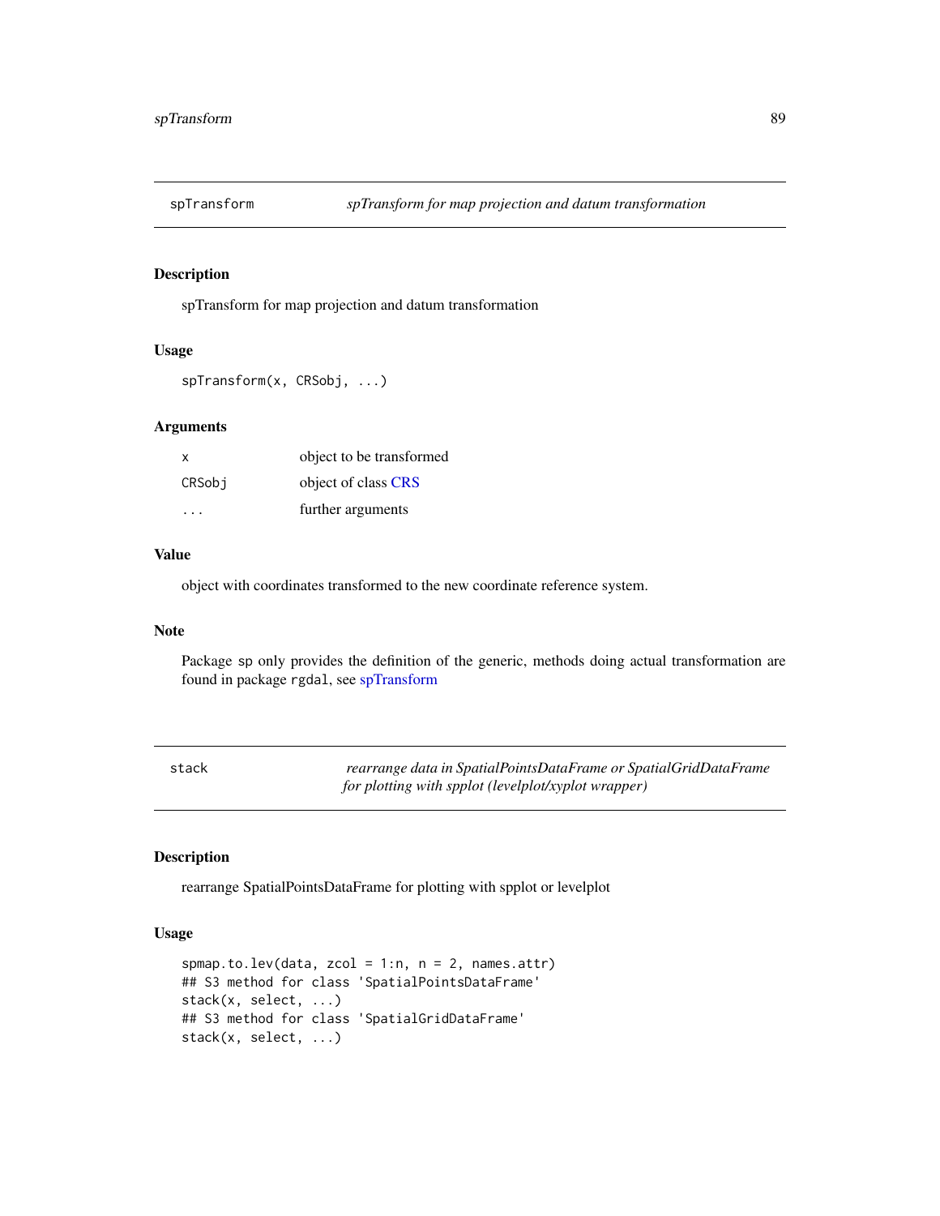## spTransform — *spTransform for map projection and datum transformation*

### Description

spTransform for map projection and datum transformation

### Usage

```
spTransform(x, CRSobj, ...)
```

### Arguments

| | |
|---|---|
| `x` | object to be transformed |
| `CRSobj` | object of class CRS |
| `...` | further arguments |

### Value

object with coordinates transformed to the new coordinate reference system.

### Note

Package `sp` only provides the definition of the generic, methods doing actual transformation are found in package `rgdal`, see spTransform

## stack — *rearrange data in SpatialPointsDataFrame or SpatialGridDataFrame for plotting with spplot (levelplot/xyplot wrapper)*

### Description

rearrange SpatialPointsDataFrame for plotting with spplot or levelplot

### Usage

```
spmap.to.lev(data, zcol = 1:n, n = 2, names.attr)
## S3 method for class 'SpatialPointsDataFrame'
stack(x, select, ...)
## S3 method for class 'SpatialGridDataFrame'
stack(x, select, ...)
```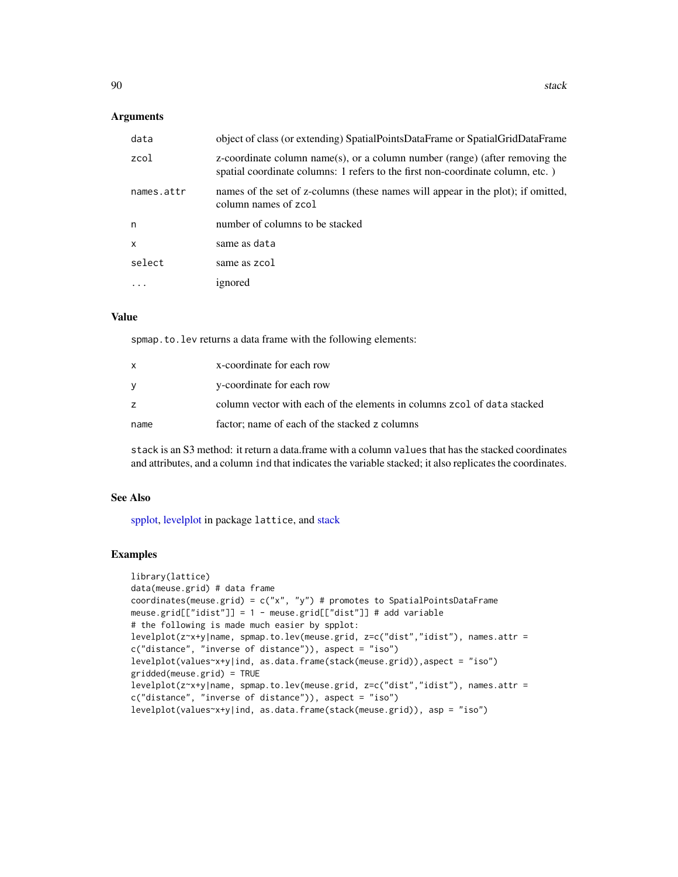## Arguments

| | |
|---|---|
| `data` | object of class (or extending) SpatialPointsDataFrame or SpatialGridDataFrame |
| `zcol` | z-coordinate column name(s), or a column number (range) (after removing the spatial coordinate columns: 1 refers to the first non-coordinate column, etc. ) |
| `names.attr` | names of the set of z-columns (these names will appear in the plot); if omitted, column names of `zcol` |
| `n` | number of columns to be stacked |
| `x` | same as `data` |
| `select` | same as `zcol` |
| `...` | ignored |

## Value

`spmap.to.lev` returns a data frame with the following elements:

| | |
|---|---|
| `x` | x-coordinate for each row |
| `y` | y-coordinate for each row |
| `z` | column vector with each of the elements in columns `zcol` of `data` stacked |
| `name` | factor; name of each of the stacked `z` columns |

`stack` is an S3 method: it return a data.frame with a column `values` that has the stacked coordinates and attributes, and a column `ind` that indicates the variable stacked; it also replicates the coordinates.

## See Also

spplot, levelplot in package `lattice`, and stack

## Examples

```
library(lattice)
data(meuse.grid) # data frame
coordinates(meuse.grid) = c("x", "y") # promotes to SpatialPointsDataFrame
meuse.grid[["idist"]] = 1 - meuse.grid[["dist"]] # add variable
# the following is made much easier by spplot:
levelplot(z~x+y|name, spmap.to.lev(meuse.grid, z=c("dist","idist"), names.attr =
c("distance", "inverse of distance")), aspect = "iso")
levelplot(values~x+y|ind, as.data.frame(stack(meuse.grid)),aspect = "iso")
gridded(meuse.grid) = TRUE
levelplot(z~x+y|name, spmap.to.lev(meuse.grid, z=c("dist","idist"), names.attr =
c("distance", "inverse of distance")), aspect = "iso")
levelplot(values~x+y|ind, as.data.frame(stack(meuse.grid)), asp = "iso")
```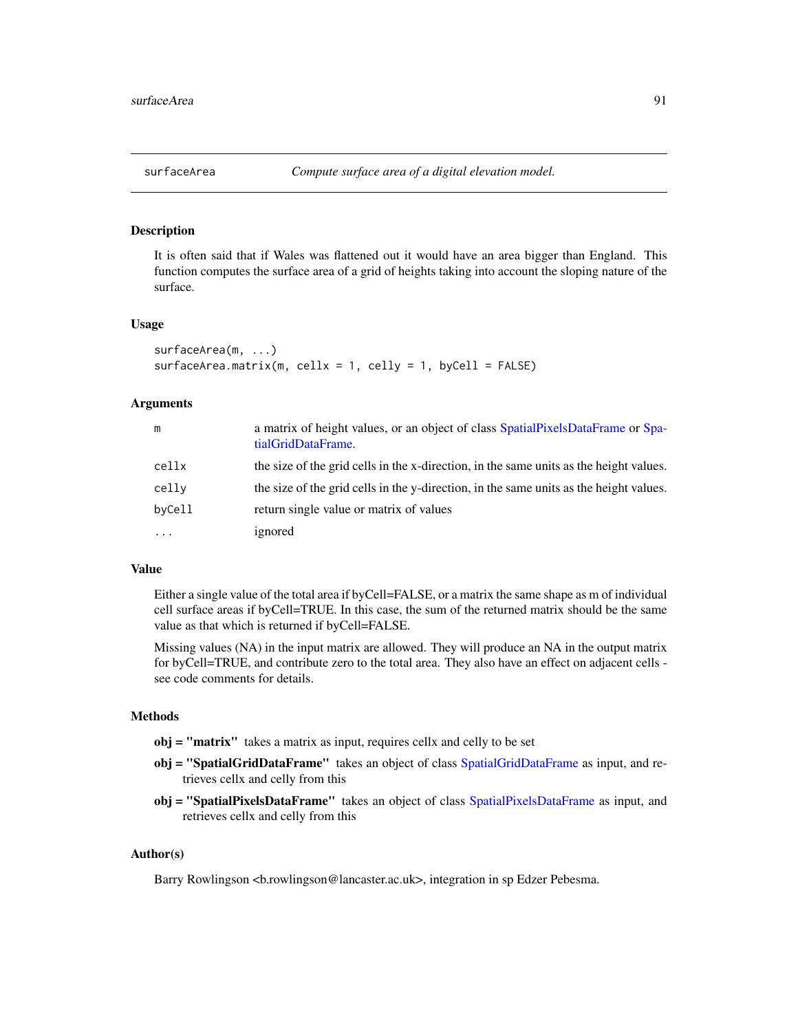## surfaceArea *Compute surface area of a digital elevation model.*

### Description

It is often said that if Wales was flattened out it would have an area bigger than England. This function computes the surface area of a grid of heights taking into account the sloping nature of the surface.

### Usage

```
surfaceArea(m, ...)
surfaceArea.matrix(m, cellx = 1, celly = 1, byCell = FALSE)
```

### Arguments

| | |
|---|---|
| `m` | a matrix of height values, or an object of class SpatialPixelsDataFrame or SpatialGridDataFrame. |
| `cellx` | the size of the grid cells in the x-direction, in the same units as the height values. |
| `celly` | the size of the grid cells in the y-direction, in the same units as the height values. |
| `byCell` | return single value or matrix of values |
| `...` | ignored |

### Value

Either a single value of the total area if byCell=FALSE, or a matrix the same shape as m of individual cell surface areas if byCell=TRUE. In this case, the sum of the returned matrix should be the same value as that which is returned if byCell=FALSE.

Missing values (NA) in the input matrix are allowed. They will produce an NA in the output matrix for byCell=TRUE, and contribute zero to the total area. They also have an effect on adjacent cells - see code comments for details.

### Methods

**obj = "matrix"** takes a matrix as input, requires cellx and celly to be set

**obj = "SpatialGridDataFrame"** takes an object of class SpatialGridDataFrame as input, and retrieves cellx and celly from this

**obj = "SpatialPixelsDataFrame"** takes an object of class SpatialPixelsDataFrame as input, and retrieves cellx and celly from this

### Author(s)

Barry Rowlingson <b.rowlingson@lancaster.ac.uk>, integration in sp Edzer Pebesma.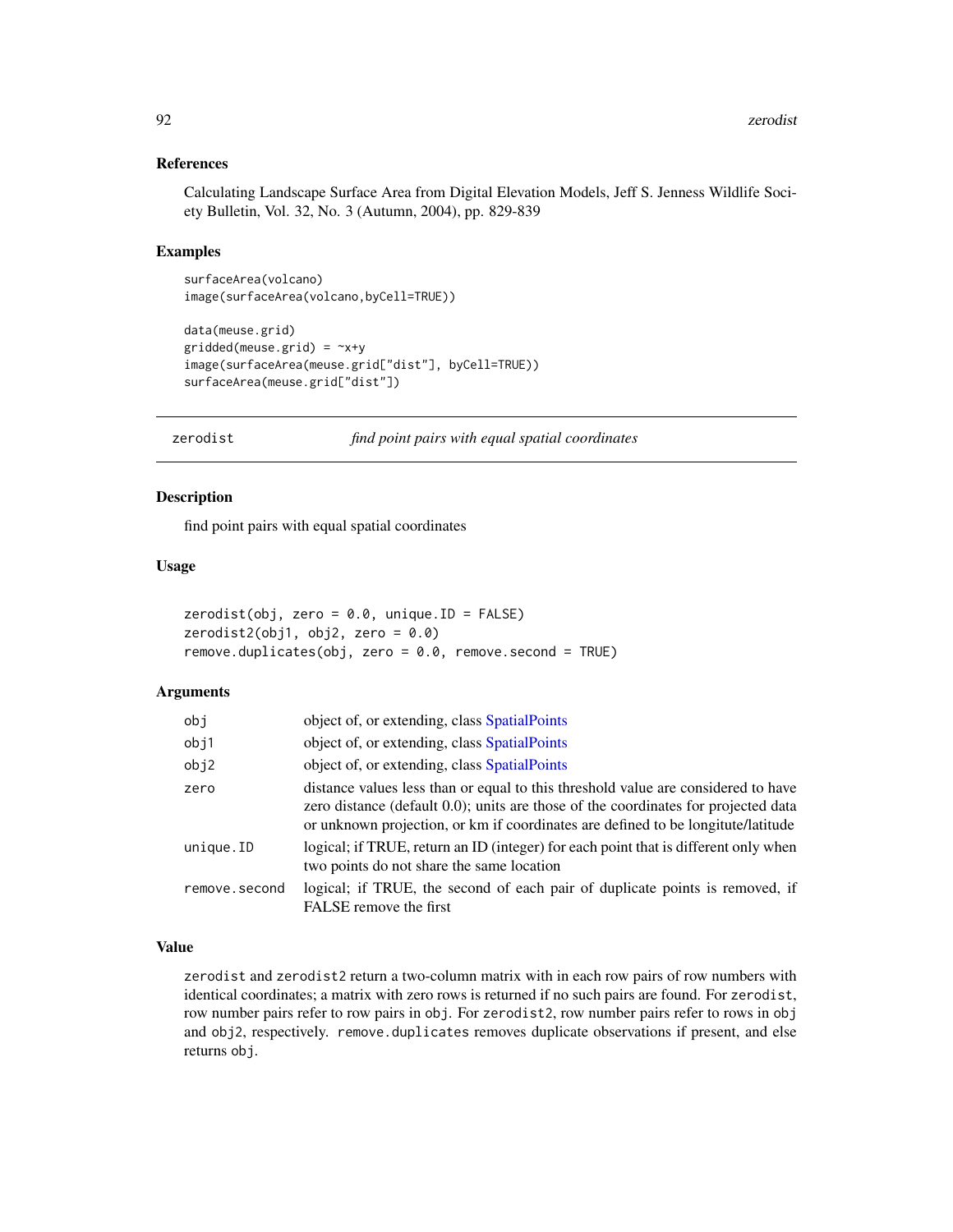## References

Calculating Landscape Surface Area from Digital Elevation Models, Jeff S. Jenness Wildlife Society Bulletin, Vol. 32, No. 3 (Autumn, 2004), pp. 829-839

## Examples

```
surfaceArea(volcano)
image(surfaceArea(volcano,byCell=TRUE))

data(meuse.grid)
gridded(meuse.grid) = ~x+y
image(surfaceArea(meuse.grid["dist"], byCell=TRUE))
surfaceArea(meuse.grid["dist"])
```

---

# zerodist *find point pairs with equal spatial coordinates*

## Description

find point pairs with equal spatial coordinates

## Usage

```
zerodist(obj, zero = 0.0, unique.ID = FALSE)
zerodist2(obj1, obj2, zero = 0.0)
remove.duplicates(obj, zero = 0.0, remove.second = TRUE)
```

## Arguments

| | |
|---|---|
| obj | object of, or extending, class SpatialPoints |
| obj1 | object of, or extending, class SpatialPoints |
| obj2 | object of, or extending, class SpatialPoints |
| zero | distance values less than or equal to this threshold value are considered to have zero distance (default 0.0); units are those of the coordinates for projected data or unknown projection, or km if coordinates are defined to be longitute/latitude |
| unique.ID | logical; if TRUE, return an ID (integer) for each point that is different only when two points do not share the same location |
| remove.second | logical; if TRUE, the second of each pair of duplicate points is removed, if FALSE remove the first |

## Value

`zerodist` and `zerodist2` return a two-column matrix with in each row pairs of row numbers with identical coordinates; a matrix with zero rows is returned if no such pairs are found. For `zerodist`, row number pairs refer to row pairs in `obj`. For `zerodist2`, row number pairs refer to rows in `obj` and `obj2`, respectively. `remove.duplicates` removes duplicate observations if present, and else returns `obj`.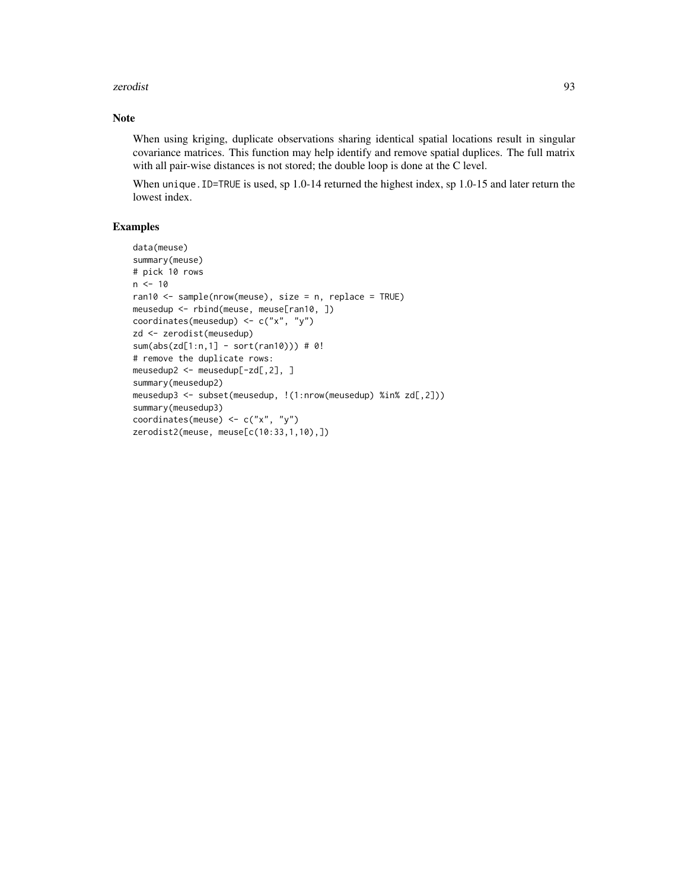## Note

When using kriging, duplicate observations sharing identical spatial locations result in singular covariance matrices. This function may help identify and remove spatial duplices. The full matrix with all pair-wise distances is not stored; the double loop is done at the C level.

When `unique.ID=TRUE` is used, sp 1.0-14 returned the highest index, sp 1.0-15 and later return the lowest index.

## Examples

```
data(meuse)
summary(meuse)
# pick 10 rows
n <- 10
ran10 <- sample(nrow(meuse), size = n, replace = TRUE)
meusedup <- rbind(meuse, meuse[ran10, ])
coordinates(meusedup) <- c("x", "y")
zd <- zerodist(meusedup)
sum(abs(zd[1:n,1] - sort(ran10))) # 0!
# remove the duplicate rows:
meusedup2 <- meusedup[-zd[,2], ]
summary(meusedup2)
meusedup3 <- subset(meusedup, !(1:nrow(meusedup) %in% zd[,2]))
summary(meusedup3)
coordinates(meuse) <- c("x", "y")
zerodist2(meuse, meuse[c(10:33,1,10),])
```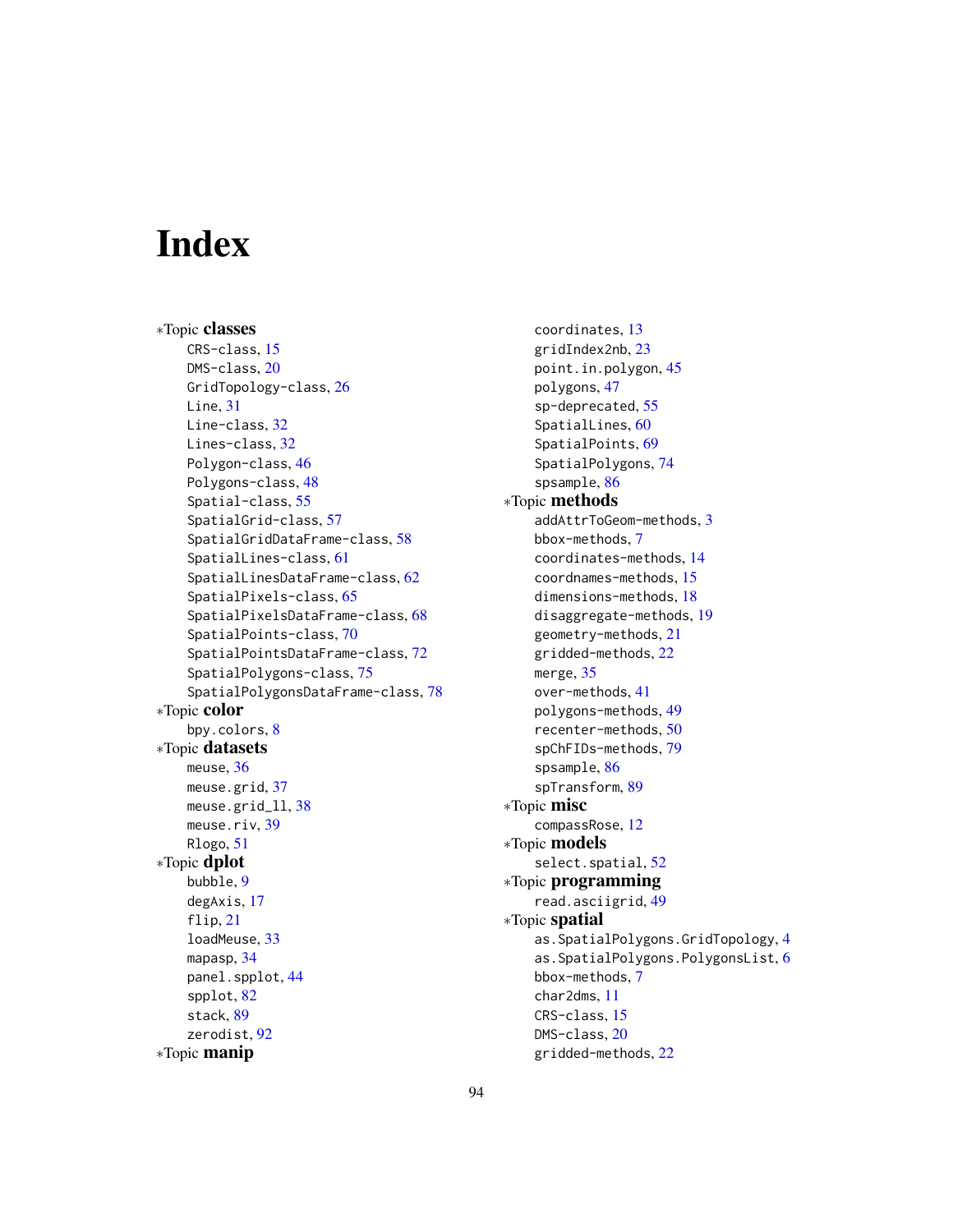# Index

*Topic **classes**
- CRS-class, 15
- DMS-class, 20
- GridTopology-class, 26
- Line, 31
- Line-class, 32
- Lines-class, 32
- Polygon-class, 46
- Polygons-class, 48
- Spatial-class, 55
- SpatialGrid-class, 57
- SpatialGridDataFrame-class, 58
- SpatialLines-class, 61
- SpatialLinesDataFrame-class, 62
- SpatialPixels-class, 65
- SpatialPixelsDataFrame-class, 68
- SpatialPoints-class, 70
- SpatialPointsDataFrame-class, 72
- SpatialPolygons-class, 75
- SpatialPolygonsDataFrame-class, 78

*Topic **color**
- bpy.colors, 8

*Topic **datasets**
- meuse, 36
- meuse.grid, 37
- meuse.grid_ll, 38
- meuse.riv, 39
- Rlogo, 51

*Topic **dplot**
- bubble, 9
- degAxis, 17
- flip, 21
- loadMeuse, 33
- mapasp, 34
- panel.spplot, 44
- spplot, 82
- stack, 89
- zerodist, 92

*Topic **manip**
- coordinates, 13
- gridIndex2nb, 23
- point.in.polygon, 45
- polygons, 47
- sp-deprecated, 55
- SpatialLines, 60
- SpatialPoints, 69
- SpatialPolygons, 74
- spsample, 86

*Topic **methods**
- addAttrToGeom-methods, 3
- bbox-methods, 7
- coordinates-methods, 14
- coordnames-methods, 15
- dimensions-methods, 18
- disaggregate-methods, 19
- geometry-methods, 21
- gridded-methods, 22
- merge, 35
- over-methods, 41
- polygons-methods, 49
- recenter-methods, 50
- spChFIDs-methods, 79
- spsample, 86
- spTransform, 89

*Topic **misc**
- compassRose, 12

*Topic **models**
- select.spatial, 52

*Topic **programming**
- read.asciigrid, 49

*Topic **spatial**
- as.SpatialPolygons.GridTopology, 4
- as.SpatialPolygons.PolygonsList, 6
- bbox-methods, 7
- char2dms, 11
- CRS-class, 15
- DMS-class, 20
- gridded-methods, 22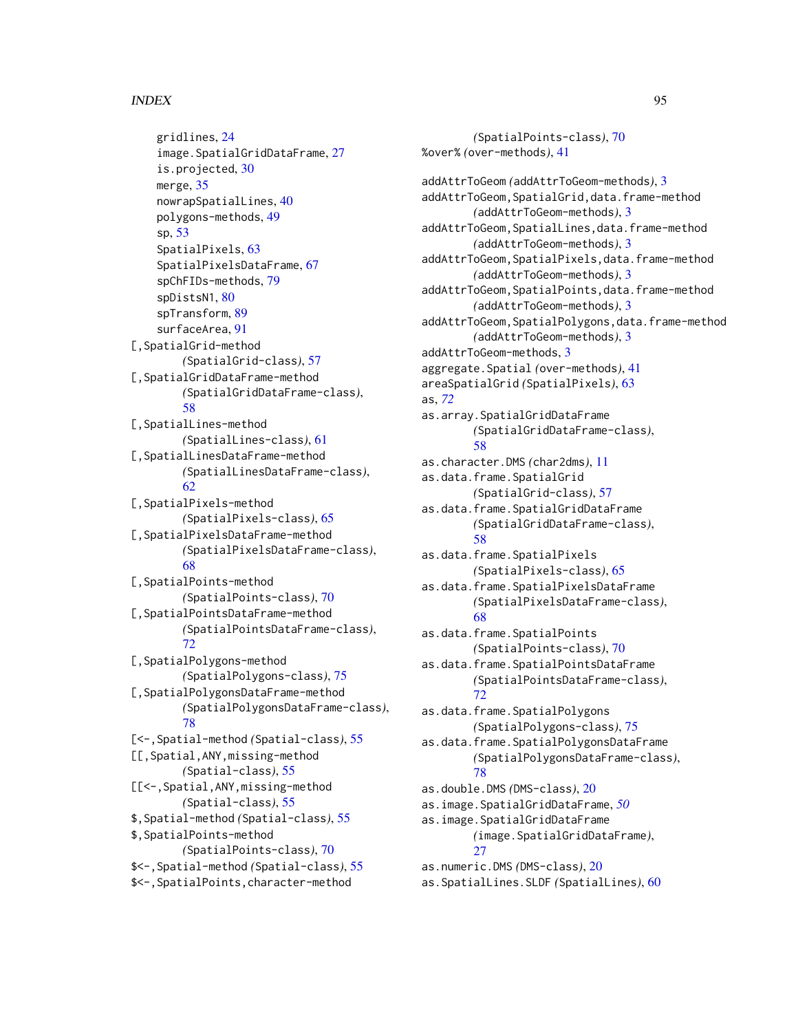gridlines, 24
image.SpatialGridDataFrame, 27
is.projected, 30
merge, 35
nowrapSpatialLines, 40
polygons-methods, 49
sp, 53
SpatialPixels, 63
SpatialPixelsDataFrame, 67
spChFIDs-methods, 79
spDistsN1, 80
spTransform, 89
surfaceArea, 91
[,SpatialGrid-method (SpatialGrid-class), 57
[,SpatialGridDataFrame-method (SpatialGridDataFrame-class), 58
[,SpatialLines-method (SpatialLines-class), 61
[,SpatialLinesDataFrame-method (SpatialLinesDataFrame-class), 62
[,SpatialPixels-method (SpatialPixels-class), 65
[,SpatialPixelsDataFrame-method (SpatialPixelsDataFrame-class), 68
[,SpatialPoints-method (SpatialPoints-class), 70
[,SpatialPointsDataFrame-method (SpatialPointsDataFrame-class), 72
[,SpatialPolygons-method (SpatialPolygons-class), 75
[,SpatialPolygonsDataFrame-method (SpatialPolygonsDataFrame-class), 78
[<-,Spatial-method (Spatial-class), 55
[[,Spatial,ANY,missing-method (Spatial-class), 55
[[<-,Spatial,ANY,missing-method (Spatial-class), 55
$,Spatial-method (Spatial-class), 55
$,SpatialPoints-method (SpatialPoints-class), 70
$<-,Spatial-method (Spatial-class), 55
$<-,SpatialPoints,character-method (SpatialPoints-class), 70
%over% (over-methods), 41

addAttrToGeom (addAttrToGeom-methods), 3
addAttrToGeom,SpatialGrid,data.frame-method (addAttrToGeom-methods), 3
addAttrToGeom,SpatialLines,data.frame-method (addAttrToGeom-methods), 3
addAttrToGeom,SpatialPixels,data.frame-method (addAttrToGeom-methods), 3
addAttrToGeom,SpatialPoints,data.frame-method (addAttrToGeom-methods), 3
addAttrToGeom,SpatialPolygons,data.frame-method (addAttrToGeom-methods), 3
addAttrToGeom-methods, 3
aggregate.Spatial (over-methods), 41
areaSpatialGrid (SpatialPixels), 63
as, *72*
as.array.SpatialGridDataFrame (SpatialGridDataFrame-class), 58
as.character.DMS (char2dms), 11
as.data.frame.SpatialGrid (SpatialGrid-class), 57
as.data.frame.SpatialGridDataFrame (SpatialGridDataFrame-class), 58
as.data.frame.SpatialPixels (SpatialPixels-class), 65
as.data.frame.SpatialPixelsDataFrame (SpatialPixelsDataFrame-class), 68
as.data.frame.SpatialPoints (SpatialPoints-class), 70
as.data.frame.SpatialPointsDataFrame (SpatialPointsDataFrame-class), 72
as.data.frame.SpatialPolygons (SpatialPolygons-class), 75
as.data.frame.SpatialPolygonsDataFrame (SpatialPolygonsDataFrame-class), 78
as.double.DMS (DMS-class), 20
as.image.SpatialGridDataFrame, *50*
as.image.SpatialGridDataFrame (image.SpatialGridDataFrame), 27
as.numeric.DMS (DMS-class), 20
as.SpatialLines.SLDF (SpatialLines), 60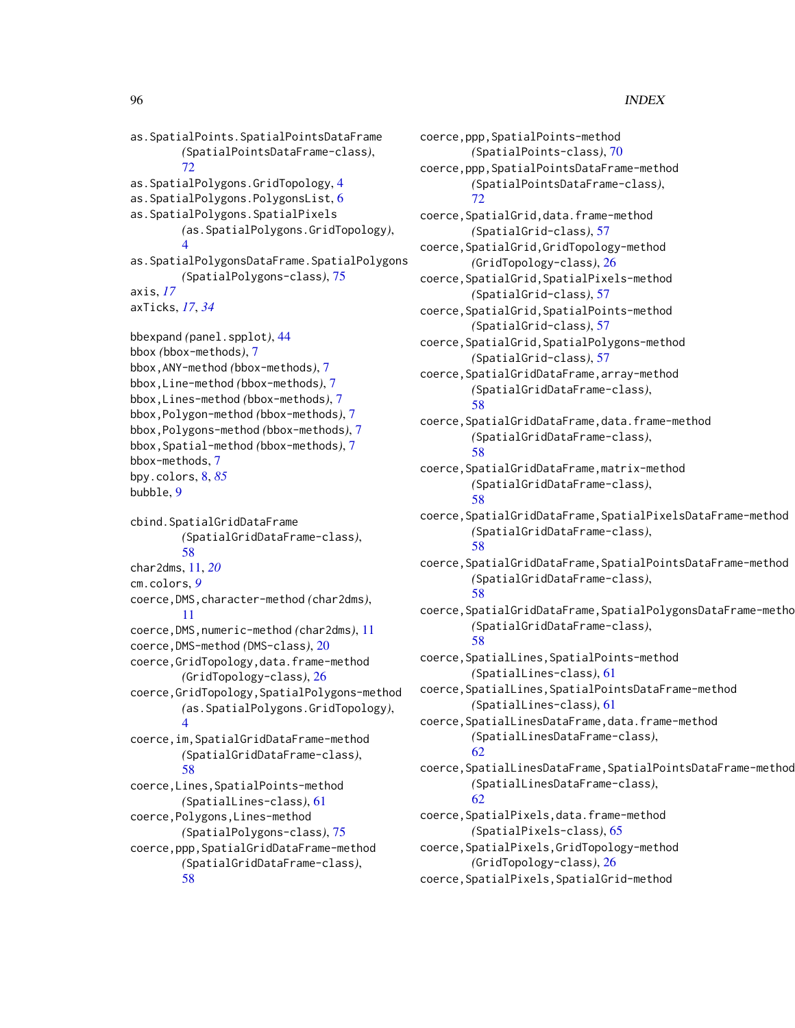as.SpatialPoints.SpatialPointsDataFrame (SpatialPointsDataFrame-class), 72
as.SpatialPolygons.GridTopology, 4
as.SpatialPolygons.PolygonsList, 6
as.SpatialPolygons.SpatialPixels (as.SpatialPolygons.GridTopology), 4
as.SpatialPolygonsDataFrame.SpatialPolygons (SpatialPolygons-class), 75
axis, *17*
axTicks, *17*, *34*

bbexpand *(*panel.spplot*)*, 44
bbox *(*bbox-methods*)*, 7
bbox,ANY-method *(*bbox-methods*)*, 7
bbox,Line-method *(*bbox-methods*)*, 7
bbox,Lines-method *(*bbox-methods*)*, 7
bbox,Polygon-method *(*bbox-methods*)*, 7
bbox,Polygons-method *(*bbox-methods*)*, 7
bbox,Spatial-method *(*bbox-methods*)*, 7
bbox-methods, 7
bpy.colors, 8, *85*
bubble, 9

cbind.SpatialGridDataFrame *(*SpatialGridDataFrame-class*)*, 58
char2dms, 11, *20*
cm.colors, *9*
coerce,DMS,character-method *(*char2dms*)*, 11
coerce,DMS,numeric-method *(*char2dms*)*, 11
coerce,DMS-method *(*DMS-class*)*, 20
coerce,GridTopology,data.frame-method *(*GridTopology-class*)*, 26
coerce,GridTopology,SpatialPolygons-method *(*as.SpatialPolygons.GridTopology*)*, 4
coerce,im,SpatialGridDataFrame-method *(*SpatialGridDataFrame-class*)*, 58
coerce,Lines,SpatialPoints-method *(*SpatialLines-class*)*, 61
coerce,Polygons,Lines-method *(*SpatialPolygons-class*)*, 75
coerce,ppp,SpatialGridDataFrame-method *(*SpatialGridDataFrame-class*)*, 58
coerce,ppp,SpatialPoints-method *(*SpatialPoints-class*)*, 70
coerce,ppp,SpatialPointsDataFrame-method *(*SpatialPointsDataFrame-class*)*, 72
coerce,SpatialGrid,data.frame-method *(*SpatialGrid-class*)*, 57
coerce,SpatialGrid,GridTopology-method *(*GridTopology-class*)*, 26
coerce,SpatialGrid,SpatialPixels-method *(*SpatialGrid-class*)*, 57
coerce,SpatialGrid,SpatialPoints-method *(*SpatialGrid-class*)*, 57
coerce,SpatialGrid,SpatialPolygons-method *(*SpatialGrid-class*)*, 57
coerce,SpatialGridDataFrame,array-method *(*SpatialGridDataFrame-class*)*, 58
coerce,SpatialGridDataFrame,data.frame-method *(*SpatialGridDataFrame-class*)*, 58
coerce,SpatialGridDataFrame,matrix-method *(*SpatialGridDataFrame-class*)*, 58
coerce,SpatialGridDataFrame,SpatialPixelsDataFrame-method *(*SpatialGridDataFrame-class*)*, 58
coerce,SpatialGridDataFrame,SpatialPointsDataFrame-method *(*SpatialGridDataFrame-class*)*, 58
coerce,SpatialGridDataFrame,SpatialPolygonsDataFrame-method *(*SpatialGridDataFrame-class*)*, 58
coerce,SpatialLines,SpatialPoints-method *(*SpatialLines-class*)*, 61
coerce,SpatialLines,SpatialPointsDataFrame-method *(*SpatialLines-class*)*, 61
coerce,SpatialLinesDataFrame,data.frame-method *(*SpatialLinesDataFrame-class*)*, 62
coerce,SpatialLinesDataFrame,SpatialPointsDataFrame-method *(*SpatialLinesDataFrame-class*)*, 62
coerce,SpatialPixels,data.frame-method *(*SpatialPixels-class*)*, 65
coerce,SpatialPixels,GridTopology-method *(*GridTopology-class*)*, 26
coerce,SpatialPixels,SpatialGrid-method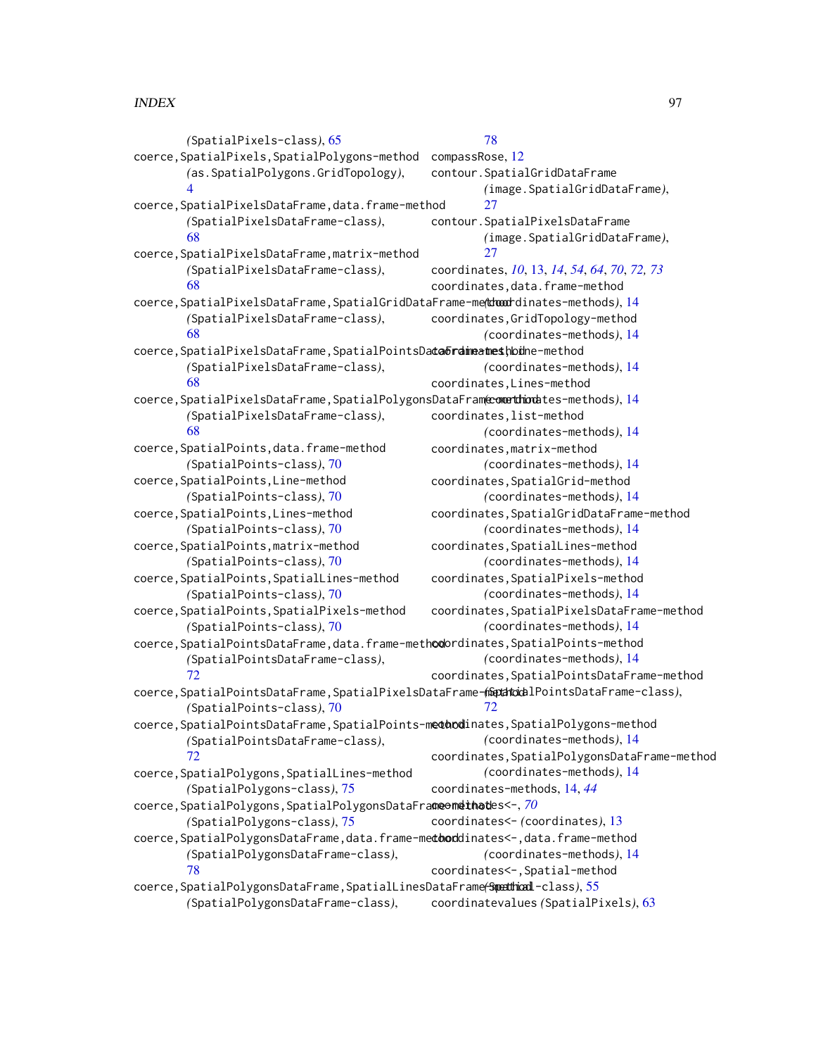(SpatialPixels-class), 65
coerce,SpatialPixels,SpatialPolygons-method (as.SpatialPolygons.GridTopology), 4
coerce,SpatialPixelsDataFrame,data.frame-method (SpatialPixelsDataFrame-class), 68
coerce,SpatialPixelsDataFrame,matrix-method (SpatialPixelsDataFrame-class), 68
coerce,SpatialPixelsDataFrame,SpatialGridDataFrame-method (SpatialPixelsDataFrame-class), 68
coerce,SpatialPixelsDataFrame,SpatialPointsDataFrame-method (SpatialPixelsDataFrame-class), 68
coerce,SpatialPixelsDataFrame,SpatialPolygonsDataFrame-method (SpatialPixelsDataFrame-class), 68
coerce,SpatialPoints,data.frame-method (SpatialPoints-class), 70
coerce,SpatialPoints,Line-method (SpatialPoints-class), 70
coerce,SpatialPoints,Lines-method (SpatialPoints-class), 70
coerce,SpatialPoints,matrix-method (SpatialPoints-class), 70
coerce,SpatialPoints,SpatialLines-method (SpatialPoints-class), 70
coerce,SpatialPoints,SpatialPixels-method (SpatialPoints-class), 70
coerce,SpatialPointsDataFrame,data.frame-method (SpatialPointsDataFrame-class), 72
coerce,SpatialPointsDataFrame,SpatialPixelsDataFrame-method (SpatialPoints-class), 70
coerce,SpatialPointsDataFrame,SpatialPoints-method (SpatialPointsDataFrame-class), 72
coerce,SpatialPolygons,SpatialLines-method (SpatialPolygons-class), 75
coerce,SpatialPolygons,SpatialPolygonsDataFrame-method (SpatialPolygons-class), 75
coerce,SpatialPolygonsDataFrame,data.frame-method (SpatialPolygonsDataFrame-class), 78
coerce,SpatialPolygonsDataFrame,SpatialLinesDataFrame-method (SpatialPolygonsDataFrame-class), 78
compassRose, 12
contour.SpatialGridDataFrame (image.SpatialGridDataFrame), 27
contour.SpatialPixelsDataFrame (image.SpatialGridDataFrame), 27
coordinates, *10*, 13, *14*, *54*, *64*, *70*, *72*, *73*
coordinates,data.frame-method (coordinates-methods), 14
coordinates,GridTopology-method (coordinates-methods), 14
coordinates,Line-method (coordinates-methods), 14
coordinates,Lines-method (coordinates-methods), 14
coordinates,list-method (coordinates-methods), 14
coordinates,matrix-method (coordinates-methods), 14
coordinates,SpatialGrid-method (coordinates-methods), 14
coordinates,SpatialGridDataFrame-method (coordinates-methods), 14
coordinates,SpatialLines-method (coordinates-methods), 14
coordinates,SpatialPixels-method (coordinates-methods), 14
coordinates,SpatialPixelsDataFrame-method (coordinates-methods), 14
coordinates,SpatialPoints-method (coordinates-methods), 14
coordinates,SpatialPointsDataFrame-method (SpatialPointsDataFrame-class), 72
coordinates,SpatialPolygons-method (coordinates-methods), 14
coordinates,SpatialPolygonsDataFrame-method (coordinates-methods), 14
coordinates-methods, 14, *44*
coordinates<-, *70*
coordinates<- (coordinates), 13
coordinates<-,data.frame-method (coordinates-methods), 14
coordinates<-,Spatial-method (Spatial-class), 55
coordinatevalues (SpatialPixels), 63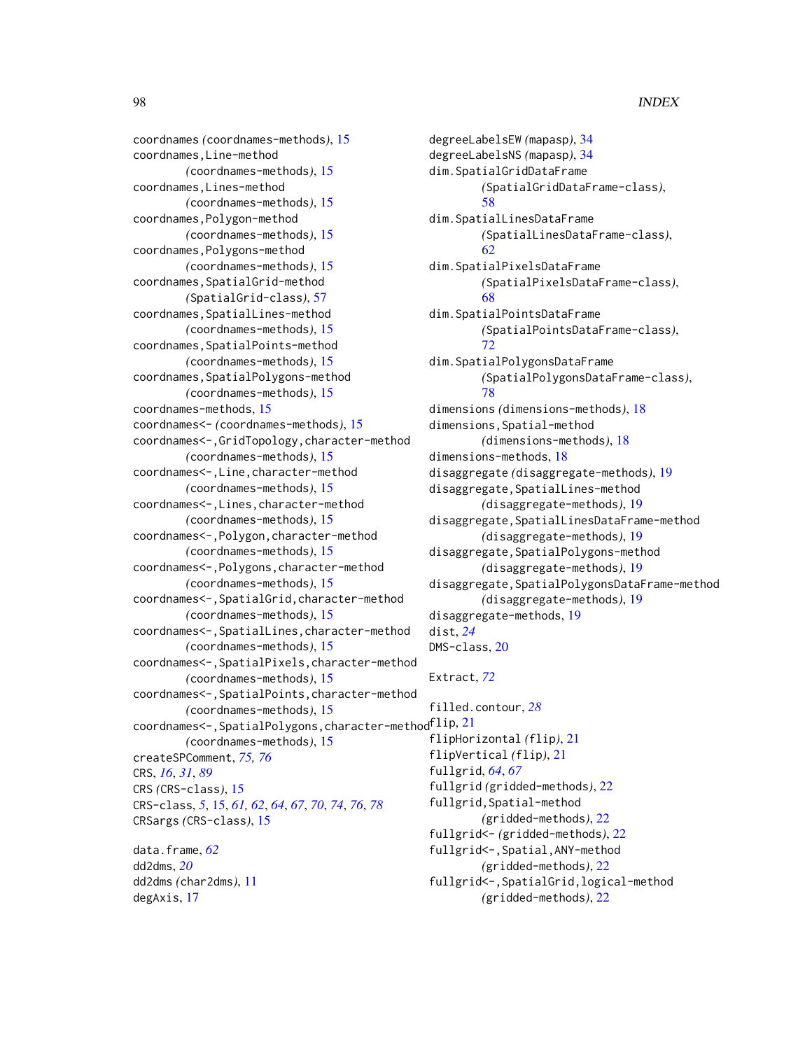coordnames *(*coordnames-methods*)*, 15
coordnames,Line-method
*(*coordnames-methods*)*, 15
coordnames,Lines-method
*(*coordnames-methods*)*, 15
coordnames,Polygon-method
*(*coordnames-methods*)*, 15
coordnames,Polygons-method
*(*coordnames-methods*)*, 15
coordnames,SpatialGrid-method
*(*SpatialGrid-class*)*, 57
coordnames,SpatialLines-method
*(*coordnames-methods*)*, 15
coordnames,SpatialPoints-method
*(*coordnames-methods*)*, 15
coordnames,SpatialPolygons-method
*(*coordnames-methods*)*, 15
coordnames-methods, 15
coordnames<- *(*coordnames-methods*)*, 15
coordnames<-,GridTopology,character-method
*(*coordnames-methods*)*, 15
coordnames<-,Line,character-method
*(*coordnames-methods*)*, 15
coordnames<-,Lines,character-method
*(*coordnames-methods*)*, 15
coordnames<-,Polygon,character-method
*(*coordnames-methods*)*, 15
coordnames<-,Polygons,character-method
*(*coordnames-methods*)*, 15
coordnames<-,SpatialGrid,character-method
*(*coordnames-methods*)*, 15
coordnames<-,SpatialLines,character-method
*(*coordnames-methods*)*, 15
coordnames<-,SpatialPixels,character-method
*(*coordnames-methods*)*, 15
coordnames<-,SpatialPoints,character-method
*(*coordnames-methods*)*, 15
coordnames<-,SpatialPolygons,character-method
*(*coordnames-methods*)*, 15
createSPComment, *75, 76*
CRS, *16*, *31*, *89*
CRS *(*CRS-class*)*, 15
CRS-class, *5*, 15, *61, 62*, *64*, *67*, *70*, *74*, *76*, *78*
CRSargs *(*CRS-class*)*, 15

data.frame, *62*
dd2dms, *20*
dd2dms *(*char2dms*)*, 11
degAxis, 17
degreeLabelsEW *(*mapasp*)*, 34
degreeLabelsNS *(*mapasp*)*, 34
dim.SpatialGridDataFrame
*(*SpatialGridDataFrame-class*)*, 58
dim.SpatialLinesDataFrame
*(*SpatialLinesDataFrame-class*)*, 62
dim.SpatialPixelsDataFrame
*(*SpatialPixelsDataFrame-class*)*, 68
dim.SpatialPointsDataFrame
*(*SpatialPointsDataFrame-class*)*, 72
dim.SpatialPolygonsDataFrame
*(*SpatialPolygonsDataFrame-class*)*, 78
dimensions *(*dimensions-methods*)*, 18
dimensions,Spatial-method
*(*dimensions-methods*)*, 18
dimensions-methods, 18
disaggregate *(*disaggregate-methods*)*, 19
disaggregate,SpatialLines-method
*(*disaggregate-methods*)*, 19
disaggregate,SpatialLinesDataFrame-method
*(*disaggregate-methods*)*, 19
disaggregate,SpatialPolygons-method
*(*disaggregate-methods*)*, 19
disaggregate,SpatialPolygonsDataFrame-method
*(*disaggregate-methods*)*, 19
disaggregate-methods, 19
dist, *24*
DMS-class, 20

Extract, *72*

filled.contour, *28*
flip, 21
flipHorizontal *(*flip*)*, 21
flipVertical *(*flip*)*, 21
fullgrid, *64*, *67*
fullgrid *(*gridded-methods*)*, 22
fullgrid,Spatial-method
*(*gridded-methods*)*, 22
fullgrid<- *(*gridded-methods*)*, 22
fullgrid<-,Spatial,ANY-method
*(*gridded-methods*)*, 22
fullgrid<-,SpatialGrid,logical-method
*(*gridded-methods*)*, 22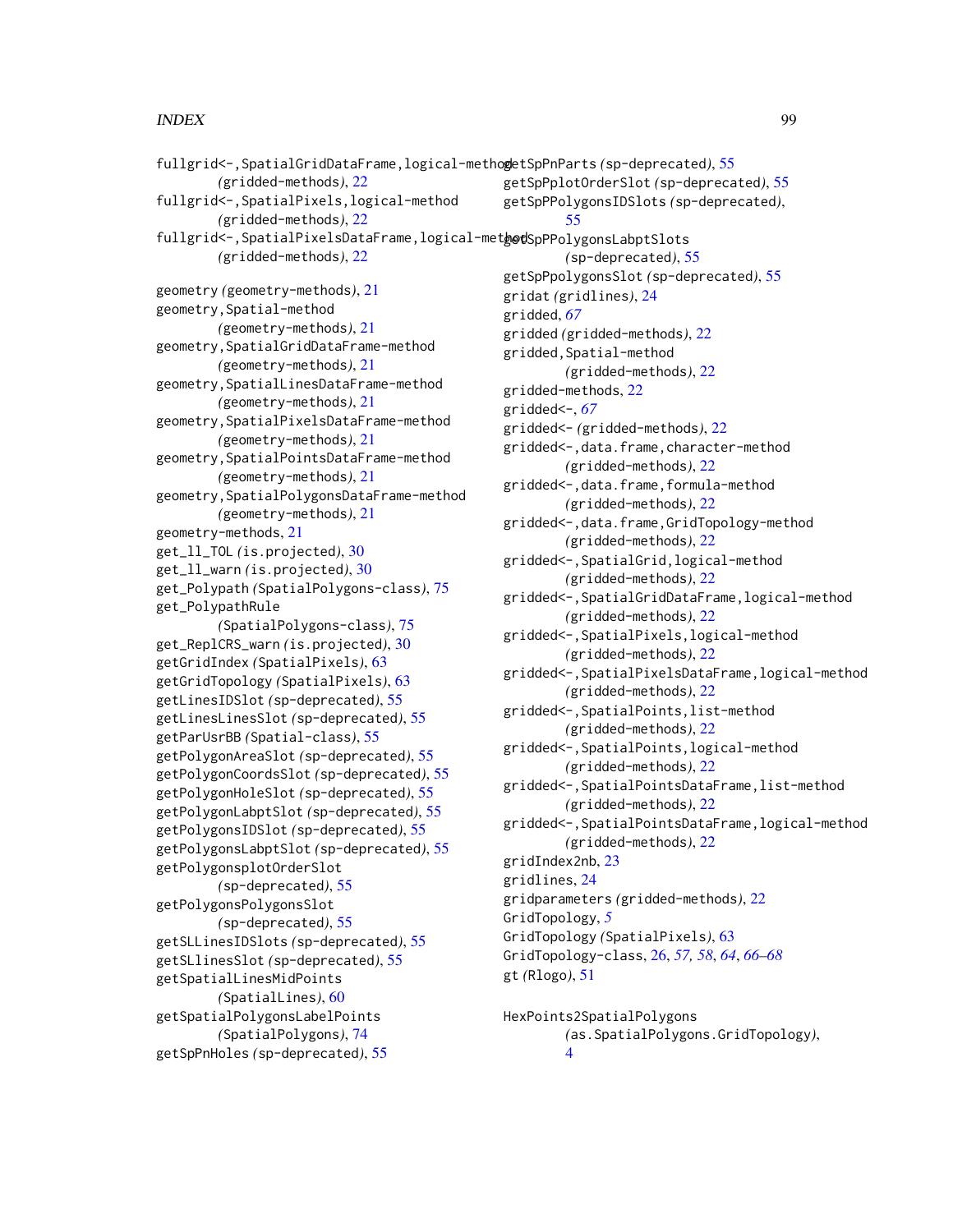fullgrid<-,SpatialGridDataFrame,logical-method *(gridded-methods)*, 22
fullgrid<-,SpatialPixels,logical-method *(gridded-methods)*, 22
fullgrid<-,SpatialPixelsDataFrame,logical-method *(gridded-methods)*, 22

geometry *(geometry-methods)*, 21
geometry,Spatial-method *(geometry-methods)*, 21
geometry,SpatialGridDataFrame-method *(geometry-methods)*, 21
geometry,SpatialLinesDataFrame-method *(geometry-methods)*, 21
geometry,SpatialPixelsDataFrame-method *(geometry-methods)*, 21
geometry,SpatialPointsDataFrame-method *(geometry-methods)*, 21
geometry,SpatialPolygonsDataFrame-method *(geometry-methods)*, 21
geometry-methods, 21
get_ll_TOL *(is.projected)*, 30
get_ll_warn *(is.projected)*, 30
get_Polypath *(SpatialPolygons-class)*, 75
get_PolypathRule *(SpatialPolygons-class)*, 75
get_ReplCRS_warn *(is.projected)*, 30
getGridIndex *(SpatialPixels)*, 63
getGridTopology *(SpatialPixels)*, 63
getLinesIDSlot *(sp-deprecated)*, 55
getLinesLinesSlot *(sp-deprecated)*, 55
getParUsrBB *(Spatial-class)*, 55
getPolygonAreaSlot *(sp-deprecated)*, 55
getPolygonCoordsSlot *(sp-deprecated)*, 55
getPolygonHoleSlot *(sp-deprecated)*, 55
getPolygonLabptSlot *(sp-deprecated)*, 55
getPolygonsIDSlot *(sp-deprecated)*, 55
getPolygonsLabptSlot *(sp-deprecated)*, 55
getPolygonsplotOrderSlot *(sp-deprecated)*, 55
getPolygonsPolygonsSlot *(sp-deprecated)*, 55
getSLLinesIDSlots *(sp-deprecated)*, 55
getSLlinesSlot *(sp-deprecated)*, 55
getSpatialLinesMidPoints *(SpatialLines)*, 60
getSpatialPolygonsLabelPoints *(SpatialPolygons)*, 74
getSpPnHoles *(sp-deprecated)*, 55
getSpPnParts *(sp-deprecated)*, 55
getSpPplotOrderSlot *(sp-deprecated)*, 55
getSpPPolygonsIDSlots *(sp-deprecated)*, 55
getSpPPolygonsLabptSlots *(sp-deprecated)*, 55
getSpPpolygonsSlot *(sp-deprecated)*, 55
gridat *(gridlines)*, 24
gridded, *67*
gridded *(gridded-methods)*, 22
gridded,Spatial-method *(gridded-methods)*, 22
gridded-methods, 22
gridded<-, *67*
gridded<- *(gridded-methods)*, 22
gridded<-,data.frame,character-method *(gridded-methods)*, 22
gridded<-,data.frame,formula-method *(gridded-methods)*, 22
gridded<-,data.frame,GridTopology-method *(gridded-methods)*, 22
gridded<-,SpatialGrid,logical-method *(gridded-methods)*, 22
gridded<-,SpatialGridDataFrame,logical-method *(gridded-methods)*, 22
gridded<-,SpatialPixels,logical-method *(gridded-methods)*, 22
gridded<-,SpatialPixelsDataFrame,logical-method *(gridded-methods)*, 22
gridded<-,SpatialPoints,list-method *(gridded-methods)*, 22
gridded<-,SpatialPoints,logical-method *(gridded-methods)*, 22
gridded<-,SpatialPointsDataFrame,list-method *(gridded-methods)*, 22
gridded<-,SpatialPointsDataFrame,logical-method *(gridded-methods)*, 22
gridIndex2nb, 23
gridlines, 24
gridparameters *(gridded-methods)*, 22
GridTopology, *5*
GridTopology *(SpatialPixels)*, 63
GridTopology-class, 26, *57, 58*, *64*, *66–68*
gt *(Rlogo)*, 51

HexPoints2SpatialPolygons *(as.SpatialPolygons.GridTopology)*, 4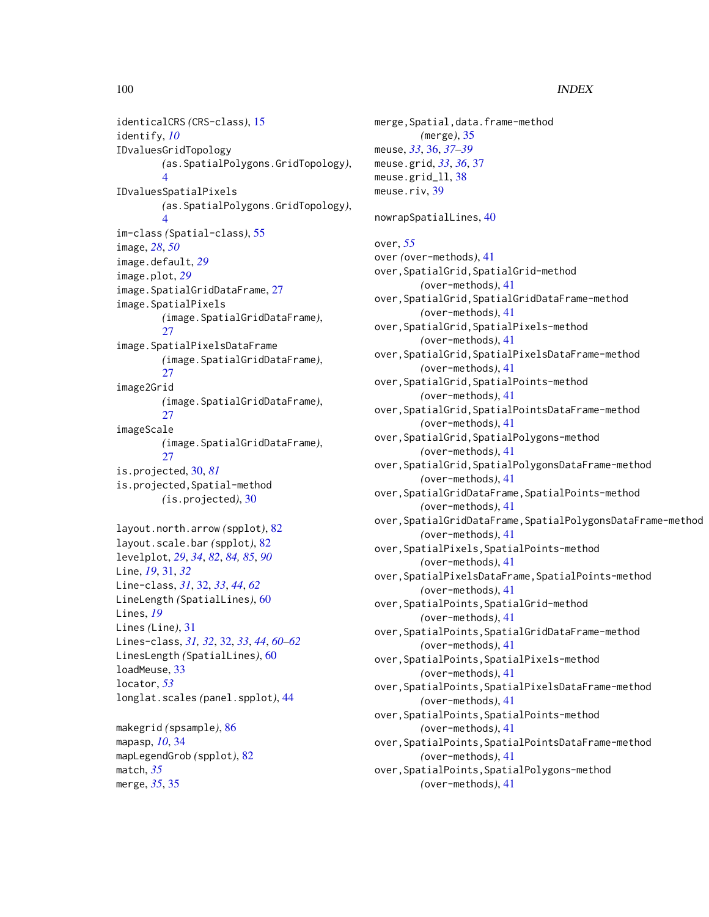identicalCRS *(*CRS-class*)*, 15
identify, *10*
IDvaluesGridTopology
*(*as.SpatialPolygons.GridTopology*)*, 4
IDvaluesSpatialPixels
*(*as.SpatialPolygons.GridTopology*)*, 4
im-class *(*Spatial-class*)*, 55
image, *28*, *50*
image.default, *29*
image.plot, *29*
image.SpatialGridDataFrame, 27
image.SpatialPixels
*(*image.SpatialGridDataFrame*)*, 27
image.SpatialPixelsDataFrame
*(*image.SpatialGridDataFrame*)*, 27
image2Grid
*(*image.SpatialGridDataFrame*)*, 27
imageScale
*(*image.SpatialGridDataFrame*)*, 27
is.projected, 30, *81*
is.projected,Spatial-method
*(*is.projected*)*, 30

layout.north.arrow *(*spplot*)*, 82
layout.scale.bar *(*spplot*)*, 82
levelplot, *29*, *34*, *82*, *84*, *85*, *90*
Line, *19*, 31, *32*
Line-class, *31*, 32, *33*, *44*, *62*
LineLength *(*SpatialLines*)*, 60
Lines, *19*
Lines *(*Line*)*, 31
Lines-class, *31, 32*, 32, *33*, *44*, *60–62*
LinesLength *(*SpatialLines*)*, 60
loadMeuse, 33
locator, *53*
longlat.scales *(*panel.spplot*)*, 44

makegrid *(*spsample*)*, 86
mapasp, *10*, 34
mapLegendGrob *(*spplot*)*, 82
match, *35*
merge, *35*, 35
merge,Spatial,data.frame-method
*(*merge*)*, 35
meuse, *33*, 36, *37–39*
meuse.grid, *33*, *36*, 37
meuse.grid_ll, 38
meuse.riv, 39

nowrapSpatialLines, 40

over, *55*
over *(*over-methods*)*, 41
over,SpatialGrid,SpatialGrid-method
*(*over-methods*)*, 41
over,SpatialGrid,SpatialGridDataFrame-method
*(*over-methods*)*, 41
over,SpatialGrid,SpatialPixels-method
*(*over-methods*)*, 41
over,SpatialGrid,SpatialPixelsDataFrame-method
*(*over-methods*)*, 41
over,SpatialGrid,SpatialPoints-method
*(*over-methods*)*, 41
over,SpatialGrid,SpatialPointsDataFrame-method
*(*over-methods*)*, 41
over,SpatialGrid,SpatialPolygons-method
*(*over-methods*)*, 41
over,SpatialGrid,SpatialPolygonsDataFrame-method
*(*over-methods*)*, 41
over,SpatialGridDataFrame,SpatialPoints-method
*(*over-methods*)*, 41
over,SpatialGridDataFrame,SpatialPolygonsDataFrame-method
*(*over-methods*)*, 41
over,SpatialPixels,SpatialPoints-method
*(*over-methods*)*, 41
over,SpatialPixelsDataFrame,SpatialPoints-method
*(*over-methods*)*, 41
over,SpatialPoints,SpatialGrid-method
*(*over-methods*)*, 41
over,SpatialPoints,SpatialGridDataFrame-method
*(*over-methods*)*, 41
over,SpatialPoints,SpatialPixels-method
*(*over-methods*)*, 41
over,SpatialPoints,SpatialPixelsDataFrame-method
*(*over-methods*)*, 41
over,SpatialPoints,SpatialPoints-method
*(*over-methods*)*, 41
over,SpatialPoints,SpatialPointsDataFrame-method
*(*over-methods*)*, 41
over,SpatialPoints,SpatialPolygons-method
*(*over-methods*)*, 41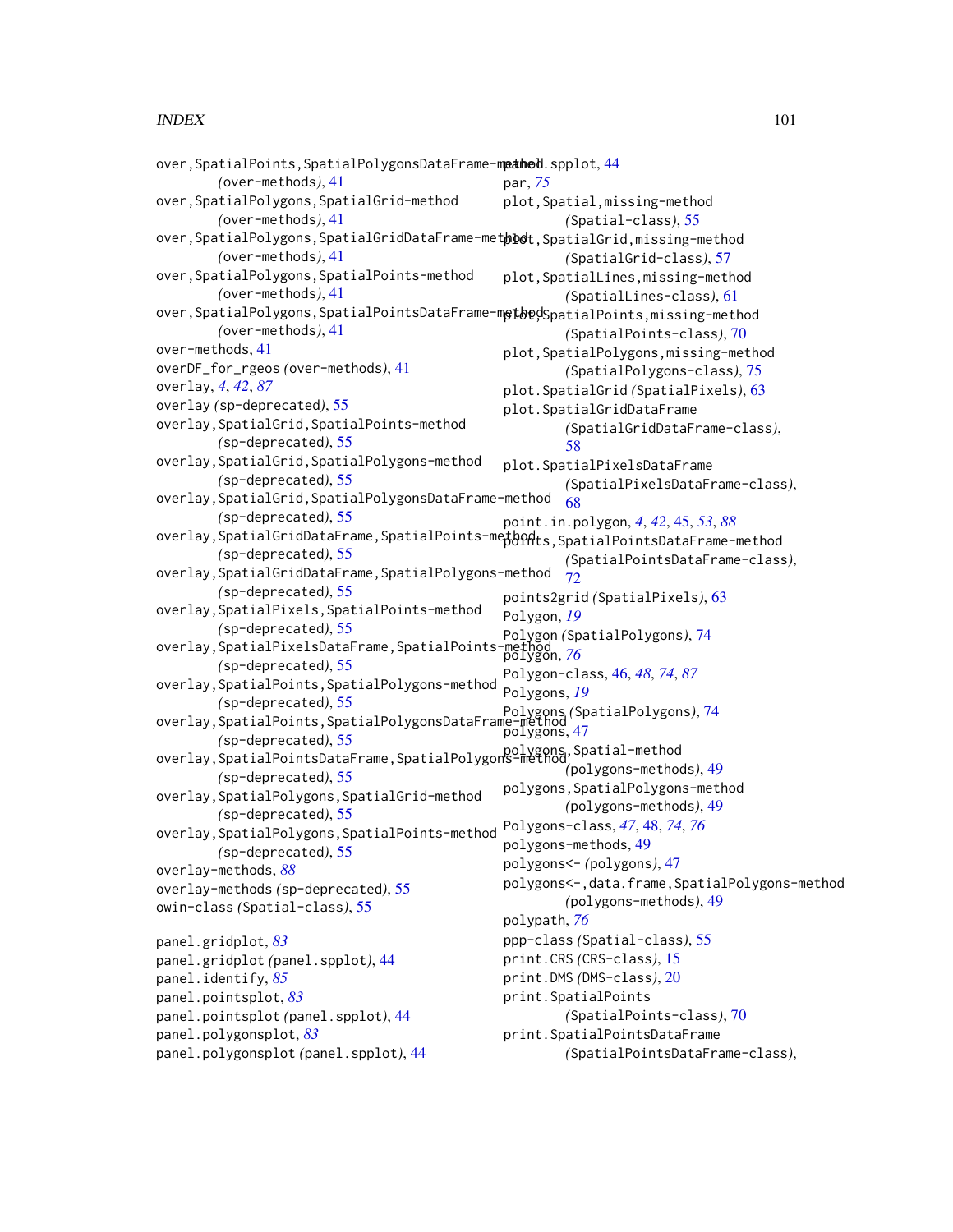over,SpatialPoints,SpatialPolygonsDataFrame-method
*(over-methods)*, 41
over,SpatialPolygons,SpatialGrid-method
*(over-methods)*, 41
over,SpatialPolygons,SpatialGridDataFrame-method
*(over-methods)*, 41
over,SpatialPolygons,SpatialPoints-method
*(over-methods)*, 41
over,SpatialPolygons,SpatialPointsDataFrame-method
*(over-methods)*, 41
over-methods, 41
overDF_for_rgeos *(over-methods)*, 41
overlay, *4*, *42*, *87*
overlay *(sp-deprecated)*, 55
overlay,SpatialGrid,SpatialPoints-method
*(sp-deprecated)*, 55
overlay,SpatialGrid,SpatialPolygons-method
*(sp-deprecated)*, 55
overlay,SpatialGrid,SpatialPolygonsDataFrame-method
*(sp-deprecated)*, 55
overlay,SpatialGridDataFrame,SpatialPoints-method
*(sp-deprecated)*, 55
overlay,SpatialGridDataFrame,SpatialPolygons-method
*(sp-deprecated)*, 55
overlay,SpatialPixels,SpatialPoints-method
*(sp-deprecated)*, 55
overlay,SpatialPixelsDataFrame,SpatialPoints-method
*(sp-deprecated)*, 55
overlay,SpatialPoints,SpatialPolygons-method
*(sp-deprecated)*, 55
overlay,SpatialPoints,SpatialPolygonsDataFrame-method
*(sp-deprecated)*, 55
overlay,SpatialPointsDataFrame,SpatialPolygons-method
*(sp-deprecated)*, 55
overlay,SpatialPolygons,SpatialGrid-method
*(sp-deprecated)*, 55
overlay,SpatialPolygons,SpatialPoints-method
*(sp-deprecated)*, 55
overlay-methods, *88*
overlay-methods *(sp-deprecated)*, 55
owin-class *(Spatial-class)*, 55

panel.gridplot, *83*
panel.gridplot *(panel.spplot)*, 44
panel.identify, *85*
panel.pointsplot, *83*
panel.pointsplot *(panel.spplot)*, 44
panel.polygonsplot, *83*
panel.polygonsplot *(panel.spplot)*, 44
panel.spplot, 44
par, *75*
plot,Spatial,missing-method
*(Spatial-class)*, 55
plot,SpatialGrid,missing-method
*(SpatialGrid-class)*, 57
plot,SpatialLines,missing-method
*(SpatialLines-class)*, 61
plot,SpatialPoints,missing-method
*(SpatialPoints-class)*, 70
plot,SpatialPolygons,missing-method
*(SpatialPolygons-class)*, 75
plot.SpatialGrid *(SpatialPixels)*, 63
plot.SpatialGridDataFrame
*(SpatialGridDataFrame-class)*, 58
plot.SpatialPixelsDataFrame
*(SpatialPixelsDataFrame-class)*, 68
point.in.polygon, *4*, *42*, 45, *53*, *88*
points,SpatialPointsDataFrame-method
*(SpatialPointsDataFrame-class)*, 72
points2grid *(SpatialPixels)*, 63
Polygon, *19*
Polygon *(SpatialPolygons)*, 74
polygon, *76*
Polygon-class, 46, *48*, *74*, *87*
Polygons, *19*
Polygons *(SpatialPolygons)*, 74
polygons, 47
polygons,Spatial-method
*(polygons-methods)*, 49
polygons,SpatialPolygons-method
*(polygons-methods)*, 49
Polygons-class, *47*, 48, *74*, *76*
polygons-methods, 49
polygons<- *(polygons)*, 47
polygons<-,data.frame,SpatialPolygons-method
*(polygons-methods)*, 49
polypath, *76*
ppp-class *(Spatial-class)*, 55
print.CRS *(CRS-class)*, 15
print.DMS *(DMS-class)*, 20
print.SpatialPoints
*(SpatialPoints-class)*, 70
print.SpatialPointsDataFrame
*(SpatialPointsDataFrame-class)*,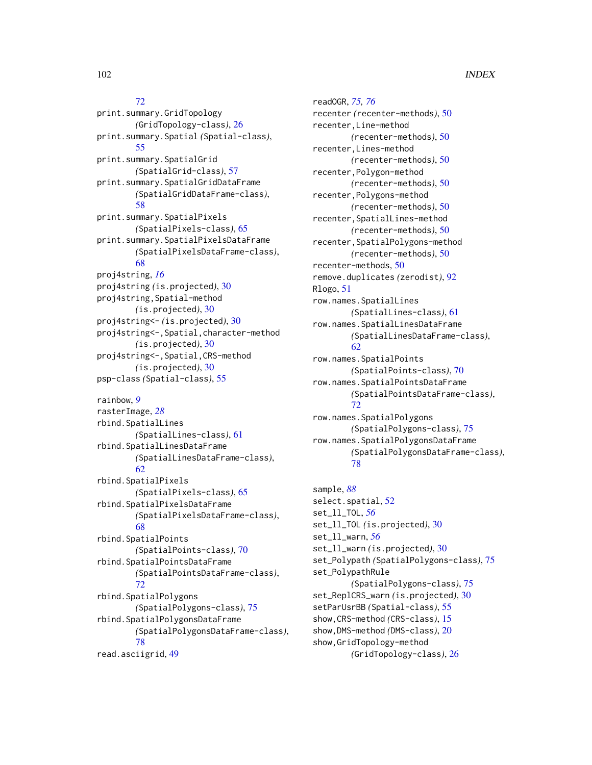72
print.summary.GridTopology (GridTopology-class), 26
print.summary.Spatial (Spatial-class), 55
print.summary.SpatialGrid (SpatialGrid-class), 57
print.summary.SpatialGridDataFrame (SpatialGridDataFrame-class), 58
print.summary.SpatialPixels (SpatialPixels-class), 65
print.summary.SpatialPixelsDataFrame (SpatialPixelsDataFrame-class), 68
proj4string, *16*
proj4string (is.projected), 30
proj4string,Spatial-method (is.projected), 30
proj4string<- (is.projected), 30
proj4string<-,Spatial,character-method (is.projected), 30
proj4string<-,Spatial,CRS-method (is.projected), 30
psp-class (Spatial-class), 55

rainbow, *9*
rasterImage, *28*
rbind.SpatialLines (SpatialLines-class), 61
rbind.SpatialLinesDataFrame (SpatialLinesDataFrame-class), 62
rbind.SpatialPixels (SpatialPixels-class), 65
rbind.SpatialPixelsDataFrame (SpatialPixelsDataFrame-class), 68
rbind.SpatialPoints (SpatialPoints-class), 70
rbind.SpatialPointsDataFrame (SpatialPointsDataFrame-class), 72
rbind.SpatialPolygons (SpatialPolygons-class), 75
rbind.SpatialPolygonsDataFrame (SpatialPolygonsDataFrame-class), 78
read.asciigrid, 49
readOGR, *75, 76*
recenter (recenter-methods), 50
recenter,Line-method (recenter-methods), 50
recenter,Lines-method (recenter-methods), 50
recenter,Polygon-method (recenter-methods), 50
recenter,Polygons-method (recenter-methods), 50
recenter,SpatialLines-method (recenter-methods), 50
recenter,SpatialPolygons-method (recenter-methods), 50
recenter-methods, 50
remove.duplicates (zerodist), 92
Rlogo, 51
row.names.SpatialLines (SpatialLines-class), 61
row.names.SpatialLinesDataFrame (SpatialLinesDataFrame-class), 62
row.names.SpatialPoints (SpatialPoints-class), 70
row.names.SpatialPointsDataFrame (SpatialPointsDataFrame-class), 72
row.names.SpatialPolygons (SpatialPolygons-class), 75
row.names.SpatialPolygonsDataFrame (SpatialPolygonsDataFrame-class), 78

sample, *88*
select.spatial, 52
set_ll_TOL, *56*
set_ll_TOL (is.projected), 30
set_ll_warn, *56*
set_ll_warn (is.projected), 30
set_Polypath (SpatialPolygons-class), 75
set_PolypathRule (SpatialPolygons-class), 75
set_ReplCRS_warn (is.projected), 30
setParUsrBB (Spatial-class), 55
show,CRS-method (CRS-class), 15
show,DMS-method (DMS-class), 20
show,GridTopology-method (GridTopology-class), 26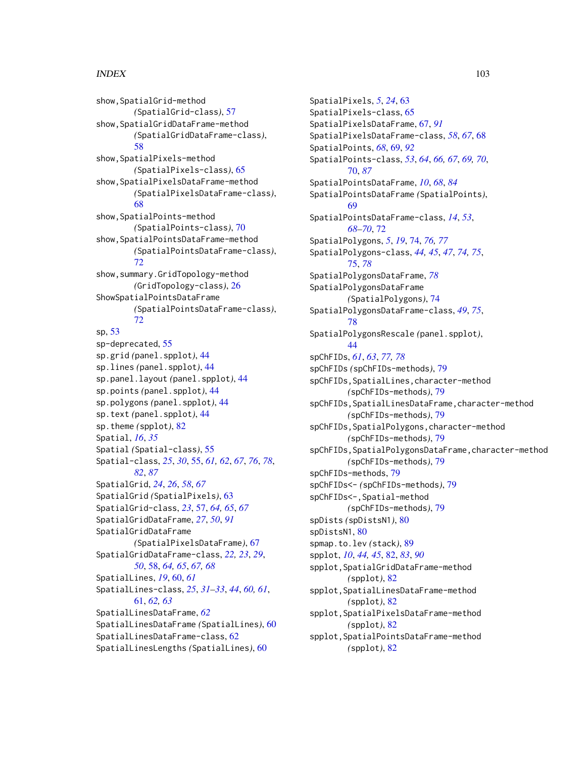show,SpatialGrid-method
*(SpatialGrid-class)*, 57

show,SpatialGridDataFrame-method
*(SpatialGridDataFrame-class)*, 58

show,SpatialPixels-method
*(SpatialPixels-class)*, 65

show,SpatialPixelsDataFrame-method
*(SpatialPixelsDataFrame-class)*, 68

show,SpatialPoints-method
*(SpatialPoints-class)*, 70

show,SpatialPointsDataFrame-method
*(SpatialPointsDataFrame-class)*, 72

show,summary.GridTopology-method
*(GridTopology-class)*, 26

ShowSpatialPointsDataFrame
*(SpatialPointsDataFrame-class)*, 72

sp, 53

sp-deprecated, 55

sp.grid *(panel.spplot)*, 44

sp.lines *(panel.spplot)*, 44

sp.panel.layout *(panel.spplot)*, 44

sp.points *(panel.spplot)*, 44

sp.polygons *(panel.spplot)*, 44

sp.text *(panel.spplot)*, 44

sp.theme *(spplot)*, 82

Spatial, *16*, *35*

Spatial *(Spatial-class)*, 55

Spatial-class, *25*, *30*, 55, *61, 62*, *67*, *76*, *78*, *82*, *87*

SpatialGrid, *24*, *26*, *58*, *67*

SpatialGrid *(SpatialPixels)*, 63

SpatialGrid-class, *23*, 57, *64, 65*, *67*

SpatialGridDataFrame, *27*, *50*, *91*

SpatialGridDataFrame
*(SpatialPixelsDataFrame)*, 67

SpatialGridDataFrame-class, *22, 23*, *29*, *50*, 58, *64, 65*, *67, 68*

SpatialLines, *19*, 60, *61*

SpatialLines-class, *25*, *31–33*, *44*, *60, 61*, 61, *62, 63*

SpatialLinesDataFrame, *62*

SpatialLinesDataFrame *(SpatialLines)*, 60

SpatialLinesDataFrame-class, 62

SpatialLinesLengths *(SpatialLines)*, 60

SpatialPixels, *5*, *24*, 63

SpatialPixels-class, 65

SpatialPixelsDataFrame, 67, *91*

SpatialPixelsDataFrame-class, *58*, *67*, 68

SpatialPoints, *68*, 69, *92*

SpatialPoints-class, *53*, *64*, *66, 67*, *69, 70*, 70, *87*

SpatialPointsDataFrame, *10*, *68*, *84*

SpatialPointsDataFrame *(SpatialPoints)*, 69

SpatialPointsDataFrame-class, *14*, *53*, *68–70*, 72

SpatialPolygons, *5*, *19*, 74, *76, 77*

SpatialPolygons-class, *44, 45*, *47*, *74, 75*, 75, *78*

SpatialPolygonsDataFrame, *78*

SpatialPolygonsDataFrame
*(SpatialPolygons)*, 74

SpatialPolygonsDataFrame-class, *49*, *75*, 78

SpatialPolygonsRescale *(panel.spplot)*, 44

spChFIDs, *61*, *63*, *77, 78*

spChFIDs *(spChFIDs-methods)*, 79

spChFIDs,SpatialLines,character-method
*(spChFIDs-methods)*, 79

spChFIDs,SpatialLinesDataFrame,character-method
*(spChFIDs-methods)*, 79

spChFIDs,SpatialPolygons,character-method
*(spChFIDs-methods)*, 79

spChFIDs,SpatialPolygonsDataFrame,character-method
*(spChFIDs-methods)*, 79

spChFIDs-methods, 79

spChFIDs<- *(spChFIDs-methods)*, 79

spChFIDs<-,Spatial-method
*(spChFIDs-methods)*, 79

spDists *(spDistsN1)*, 80

spDistsN1, 80

spmap.to.lev *(stack)*, 89

spplot, *10*, *44, 45*, 82, *83*, *90*

spplot,SpatialGridDataFrame-method
*(spplot)*, 82

spplot,SpatialLinesDataFrame-method
*(spplot)*, 82

spplot,SpatialPixelsDataFrame-method
*(spplot)*, 82

spplot,SpatialPointsDataFrame-method
*(spplot)*, 82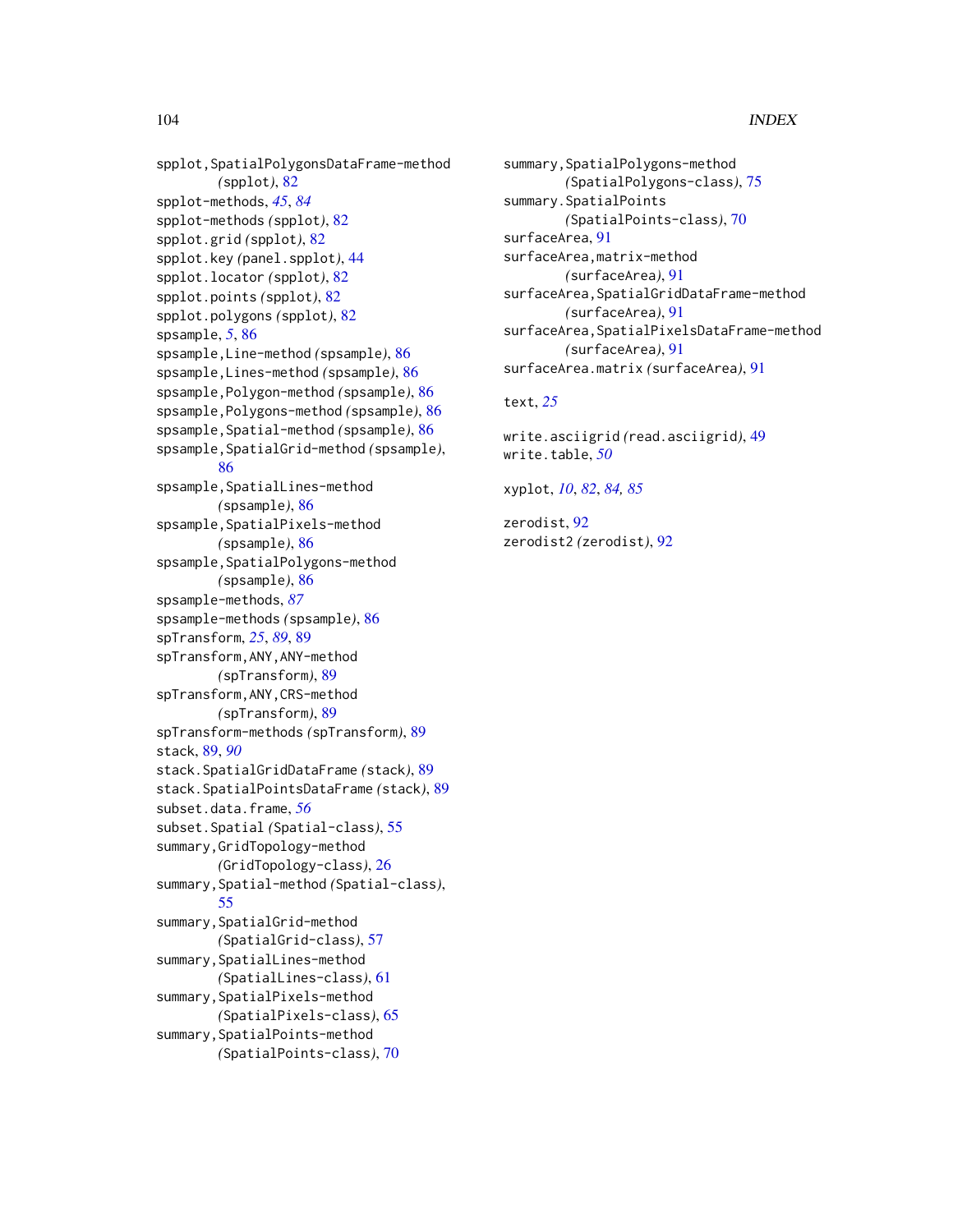spplot,SpatialPolygonsDataFrame-method (spplot), 82
spplot-methods, *45*, *84*
spplot-methods (spplot), 82
spplot.grid (spplot), 82
spplot.key (panel.spplot), 44
spplot.locator (spplot), 82
spplot.points (spplot), 82
spplot.polygons (spplot), 82
spsample, *5*, 86
spsample,Line-method (spsample), 86
spsample,Lines-method (spsample), 86
spsample,Polygon-method (spsample), 86
spsample,Polygons-method (spsample), 86
spsample,Spatial-method (spsample), 86
spsample,SpatialGrid-method (spsample), 86
spsample,SpatialLines-method (spsample), 86
spsample,SpatialPixels-method (spsample), 86
spsample,SpatialPolygons-method (spsample), 86
spsample-methods, *87*
spsample-methods (spsample), 86
spTransform, *25*, *89*, 89
spTransform,ANY,ANY-method (spTransform), 89
spTransform,ANY,CRS-method (spTransform), 89
spTransform-methods (spTransform), 89
stack, 89, *90*
stack.SpatialGridDataFrame (stack), 89
stack.SpatialPointsDataFrame (stack), 89
subset.data.frame, *56*
subset.Spatial (Spatial-class), 55
summary,GridTopology-method (GridTopology-class), 26
summary,Spatial-method (Spatial-class), 55
summary,SpatialGrid-method (SpatialGrid-class), 57
summary,SpatialLines-method (SpatialLines-class), 61
summary,SpatialPixels-method (SpatialPixels-class), 65
summary,SpatialPoints-method (SpatialPoints-class), 70
summary,SpatialPolygons-method (SpatialPolygons-class), 75
summary.SpatialPoints (SpatialPoints-class), 70
surfaceArea, 91
surfaceArea,matrix-method (surfaceArea), 91
surfaceArea,SpatialGridDataFrame-method (surfaceArea), 91
surfaceArea,SpatialPixelsDataFrame-method (surfaceArea), 91
surfaceArea.matrix (surfaceArea), 91

text, *25*

write.asciigrid (read.asciigrid), 49
write.table, *50*

xyplot, *10*, *82*, *84, 85*

zerodist, 92
zerodist2 (zerodist), 92